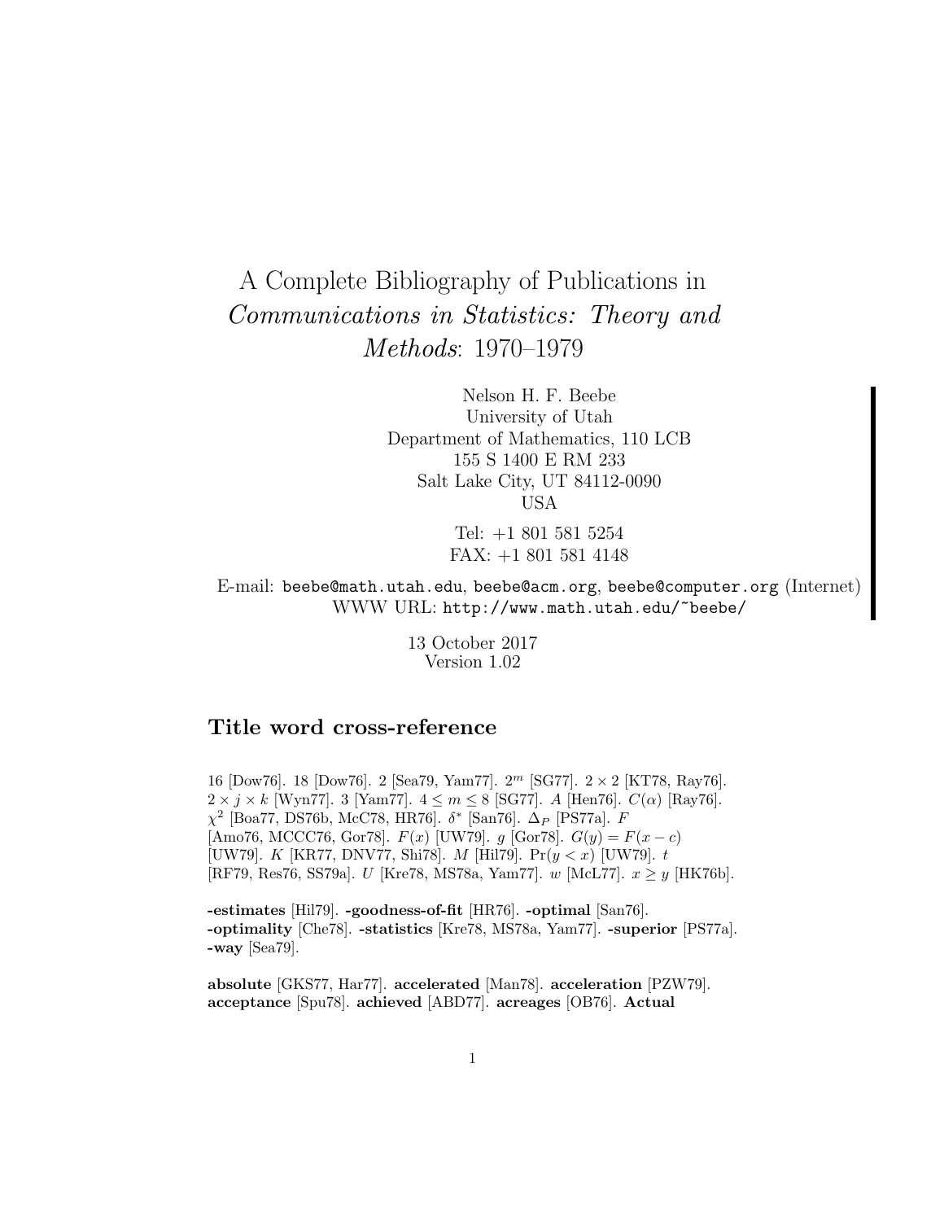# A Complete Bibliography of Publications in *Communications in Statistics: Theory and Methods*: 1970–1979

Nelson H. F. Beebe
University of Utah
Department of Mathematics, 110 LCB
155 S 1400 E RM 233
Salt Lake City, UT 84112-0090
USA

Tel: +1 801 581 5254
FAX: +1 801 581 4148

E-mail: `beebe@math.utah.edu`, `beebe@acm.org`, `beebe@computer.org` (Internet)
WWW URL: `http://www.math.utah.edu/~beebe/`

13 October 2017
Version 1.02

## Title word cross-reference

16 [Dow76]. 18 [Dow76]. 2 [Sea79, Yam77]. $2^m$ [SG77]. $2 \times 2$ [KT78, Ray76]. $2 \times j \times k$ [Wyn77]. 3 [Yam77]. $4 \leq m \leq 8$ [SG77]. $A$ [Hen76]. $C(\alpha)$ [Ray76]. $\chi^2$ [Boa77, DS76b, McC78, HR76]. $\delta^*$ [San76]. $\Delta_P$ [PS77a]. $F$ [Amo76, MCCC76, Gor78]. $F(x)$ [UW79]. $g$ [Gor78]. $G(y) = F(x - c)$ [UW79]. $K$ [KR77, DNV77, Shi78]. $M$ [Hil79]. $\Pr(y < x)$ [UW79]. $t$ [RF79, Res76, SS79a]. $U$ [Kre78, MS78a, Yam77]. $w$ [McL77]. $x \geq y$ [HK76b].

**-estimates** [Hil79]. **-goodness-of-fit** [HR76]. **-optimal** [San76]. **-optimality** [Che78]. **-statistics** [Kre78, MS78a, Yam77]. **-superior** [PS77a]. **-way** [Sea79].

**absolute** [GKS77, Har77]. **accelerated** [Man78]. **acceleration** [PZW79]. **acceptance** [Spu78]. **achieved** [ABD77]. **acreages** [OB76]. **Actual**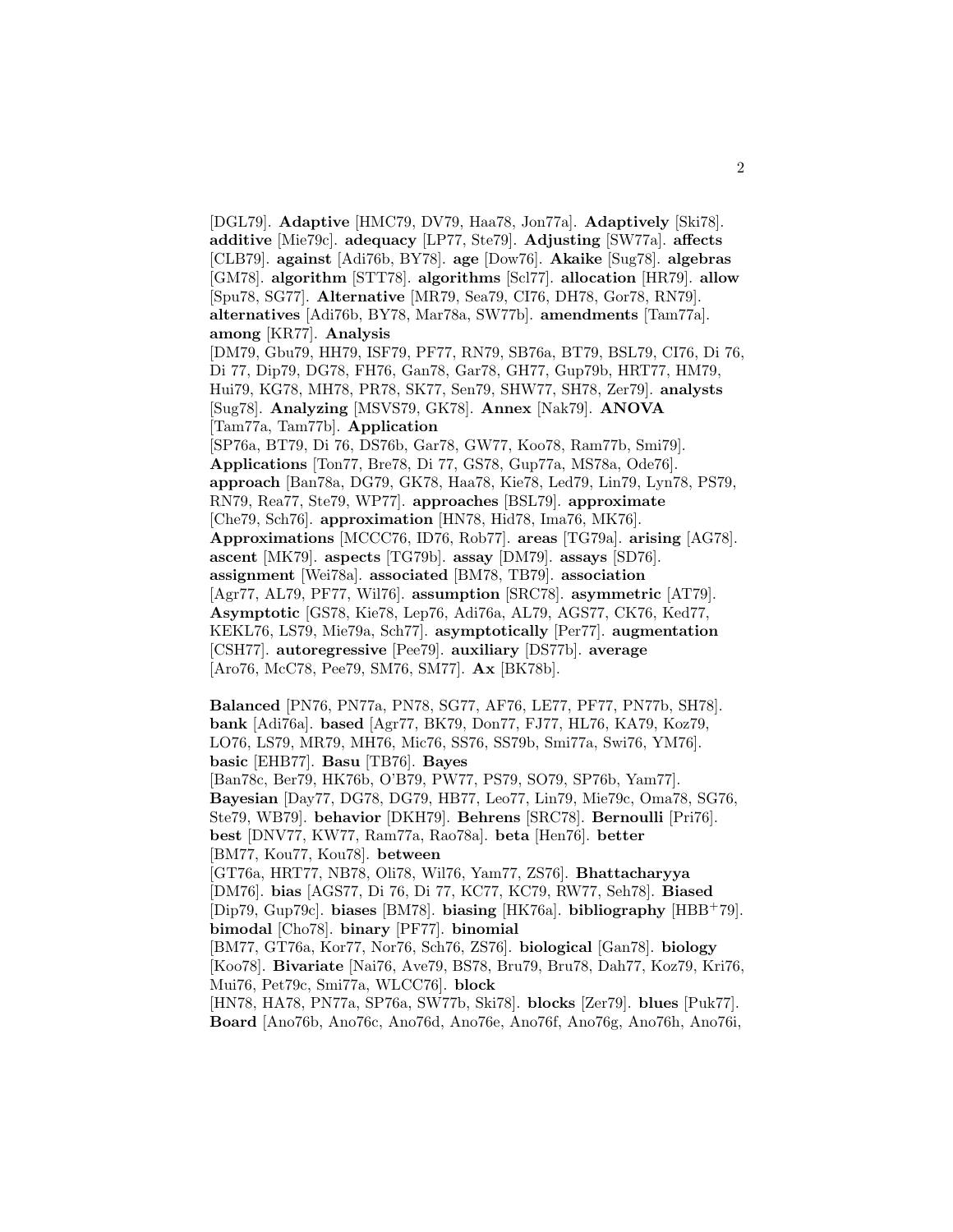[DGL79]. **Adaptive** [HMC79, DV79, Haa78, Jon77a]. **Adaptively** [Ski78]. **additive** [Mie79c]. **adequacy** [LP77, Ste79]. **Adjusting** [SW77a]. **affects** [CLB79]. **against** [Adi76b, BY78]. **age** [Dow76]. **Akaike** [Sug78]. **algebras** [GM78]. **algorithm** [STT78]. **algorithms** [Scl77]. **allocation** [HR79]. **allow** [Spu78, SG77]. **Alternative** [MR79, Sea79, CI76, DH78, Gor78, RN79]. **alternatives** [Adi76b, BY78, Mar78a, SW77b]. **amendments** [Tam77a]. **among** [KR77]. **Analysis** [DM79, Gbu79, HH79, ISF79, PF77, RN79, SB76a, BT79, BSL79, CI76, Di 76, Di 77, Dip79, DG78, FH76, Gan78, Gar78, GH77, Gup79b, HRT77, HM79, Hui79, KG78, MH78, PR78, SK77, Sen79, SHW77, SH78, Zer79]. **analysts** [Sug78]. **Analyzing** [MSVS79, GK78]. **Annex** [Nak79]. **ANOVA** [Tam77a, Tam77b]. **Application** [SP76a, BT79, Di 76, DS76b, Gar78, GW77, Koo78, Ram77b, Smi79]. **Applications** [Ton77, Bre78, Di 77, GS78, Gup77a, MS78a, Ode76]. **approach** [Ban78a, DG79, GK78, Haa78, Kie78, Led79, Lin79, Lyn78, PS79, RN79, Rea77, Ste79, WP77]. **approaches** [BSL79]. **approximate** [Che79, Sch76]. **approximation** [HN78, Hid78, Ima76, MK76]. **Approximations** [MCCC76, ID76, Rob77]. **areas** [TG79a]. **arising** [AG78]. **ascent** [MK79]. **aspects** [TG79b]. **assay** [DM79]. **assays** [SD76]. **assignment** [Wei78a]. **associated** [BM78, TB79]. **association** [Agr77, AL79, PF77, Wil76]. **assumption** [SRC78]. **asymmetric** [AT79]. **Asymptotic** [GS78, Kie78, Lep76, Adi76a, AL79, AGS77, CK76, Ked77, KEKL76, LS79, Mie79a, Sch77]. **asymptotically** [Per77]. **augmentation** [CSH77]. **autoregressive** [Pee79]. **auxiliary** [DS77b]. **average** [Aro76, McC78, Pee79, SM76, SM77]. **Ax** [BK78b].

**Balanced** [PN76, PN77a, PN78, SG77, AF76, LE77, PF77, PN77b, SH78]. **bank** [Adi76a]. **based** [Agr77, BK79, Don77, FJ77, HL76, KA79, Koz79, LO76, LS79, MR79, MH76, Mic76, SS76, SS79b, Smi77a, Swi76, YM76]. **basic** [EHB77]. **Basu** [TB76]. **Bayes** [Ban78c, Ber79, HK76b, O'B79, PW77, PS79, SO79, SP76b, Yam77]. **Bayesian** [Day77, DG78, DG79, HB77, Leo77, Lin79, Mie79c, Oma78, SG76, Ste79, WB79]. **behavior** [DKH79]. **Behrens** [SRC78]. **Bernoulli** [Pri76]. **best** [DNV77, KW77, Ram77a, Rao78a]. **beta** [Hen76]. **better** [BM77, Kou77, Kou78]. **between** [GT76a, HRT77, NB78, Oli78, Wil76, Yam77, ZS76]. **Bhattacharyya** [DM76]. **bias** [AGS77, Di 76, Di 77, KC77, KC79, RW77, Seh78]. **Biased** [Dip79, Gup79c]. **biases** [BM78]. **biasing** [HK76a]. **bibliography** [HBB+79]. **bimodal** [Cho78]. **binary** [PF77]. **binomial** [BM77, GT76a, Kor77, Nor76, Sch76, ZS76]. **biological** [Gan78]. **biology** [Koo78]. **Bivariate** [Nai76, Ave79, BS78, Bru79, Bru78, Dah77, Koz79, Kri76, Mui76, Pet79c, Smi77a, WLCC76]. **block** [HN78, HA78, PN77a, SP76a, SW77b, Ski78]. **blocks** [Zer79]. **blues** [Puk77]. **Board** [Ano76b, Ano76c, Ano76d, Ano76e, Ano76f, Ano76g, Ano76h, Ano76i,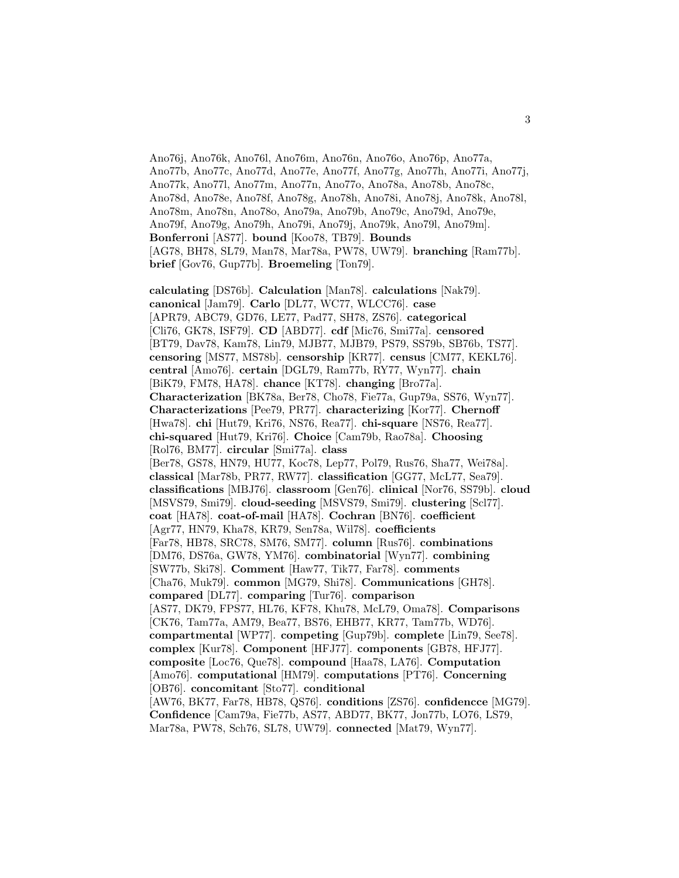Ano76j, Ano76k, Ano76l, Ano76m, Ano76n, Ano76o, Ano76p, Ano77a, Ano77b, Ano77c, Ano77d, Ano77e, Ano77f, Ano77g, Ano77h, Ano77i, Ano77j, Ano77k, Ano77l, Ano77m, Ano77n, Ano77o, Ano78a, Ano78b, Ano78c, Ano78d, Ano78e, Ano78f, Ano78g, Ano78h, Ano78i, Ano78j, Ano78k, Ano78l, Ano78m, Ano78n, Ano78o, Ano79a, Ano79b, Ano79c, Ano79d, Ano79e, Ano79f, Ano79g, Ano79h, Ano79i, Ano79j, Ano79k, Ano79l, Ano79m]. **Bonferroni** [AS77]. **bound** [Koo78, TB79]. **Bounds** [AG78, BH78, SL79, Man78, Mar78a, PW78, UW79]. **branching** [Ram77b]. **brief** [Gov76, Gup77b]. **Broemeling** [Ton79].

**calculating** [DS76b]. **Calculation** [Man78]. **calculations** [Nak79]. **canonical** [Jam79]. **Carlo** [DL77, WC77, WLCC76]. **case** [APR79, ABC79, GD76, LE77, Pad77, SH78, ZS76]. **categorical** [Cli76, GK78, ISF79]. **CD** [ABD77]. **cdf** [Mic76, Smi77a]. **censored** [BT79, Dav78, Kam78, Lin79, MJB77, MJB79, PS79, SS79b, SB76b, TS77]. **censoring** [MS77, MS78b]. **censorship** [KR77]. **census** [CM77, KEKL76]. **central** [Amo76]. **certain** [DGL79, Ram77b, RY77, Wyn77]. **chain** [BiK79, FM78, HA78]. **chance** [KT78]. **changing** [Bro77a]. **Characterization** [BK78a, Ber78, Cho78, Fie77a, Gup79a, SS76, Wyn77]. **Characterizations** [Pee79, PR77]. **characterizing** [Kor77]. **Chernoff** [Hwa78]. **chi** [Hut79, Kri76, NS76, Rea77]. **chi-square** [NS76, Rea77]. **chi-squared** [Hut79, Kri76]. **Choice** [Cam79b, Rao78a]. **Choosing** [Rol76, BM77]. **circular** [Smi77a]. **class** [Ber78, GS78, HN79, HU77, Koc78, Lep77, Pol79, Rus76, Sha77, Wei78a]. **classical** [Mar78b, PR77, RW77]. **classification** [GG77, McL77, Sea79]. **classifications** [MBJ76]. **classroom** [Gen76]. **clinical** [Nor76, SS79b]. **cloud** [MSVS79, Smi79]. **cloud-seeding** [MSVS79, Smi79]. **clustering** [Scl77]. **coat** [HA78]. **coat-of-mail** [HA78]. **Cochran** [BN76]. **coefficient** [Agr77, HN79, Kha78, KR79, Sen78a, Wil78]. **coefficients** [Far78, HB78, SRC78, SM76, SM77]. **column** [Rus76]. **combinations** [DM76, DS76a, GW78, YM76]. **combinatorial** [Wyn77]. **combining** [SW77b, Ski78]. **Comment** [Haw77, Tik77, Far78]. **comments** [Cha76, Muk79]. **common** [MG79, Shi78]. **Communications** [GH78]. **compared** [DL77]. **comparing** [Tur76]. **comparison** [AS77, DK79, FPS77, HL76, KF78, Khu78, McL79, Oma78]. **Comparisons** [CK76, Tam77a, AM79, Bea77, BS76, EHB77, KR77, Tam77b, WD76]. **compartmental** [WP77]. **competing** [Gup79b]. **complete** [Lin79, See78]. **complex** [Kur78]. **Component** [HFJ77]. **components** [GB78, HFJ77]. **composite** [Loc76, Que78]. **compound** [Haa78, LA76]. **Computation** [Amo76]. **computational** [HM79]. **computations** [PT76]. **Concerning** [OB76]. **concomitant** [Sto77]. **conditional** [AW76, BK77, Far78, HB78, QS76]. **conditions** [ZS76]. **confidencce** [MG79]. **Confidence** [Cam79a, Fie77b, AS77, ABD77, BK77, Jon77b, LO76, LS79, Mar78a, PW78, Sch76, SL78, UW79]. **connected** [Mat79, Wyn77].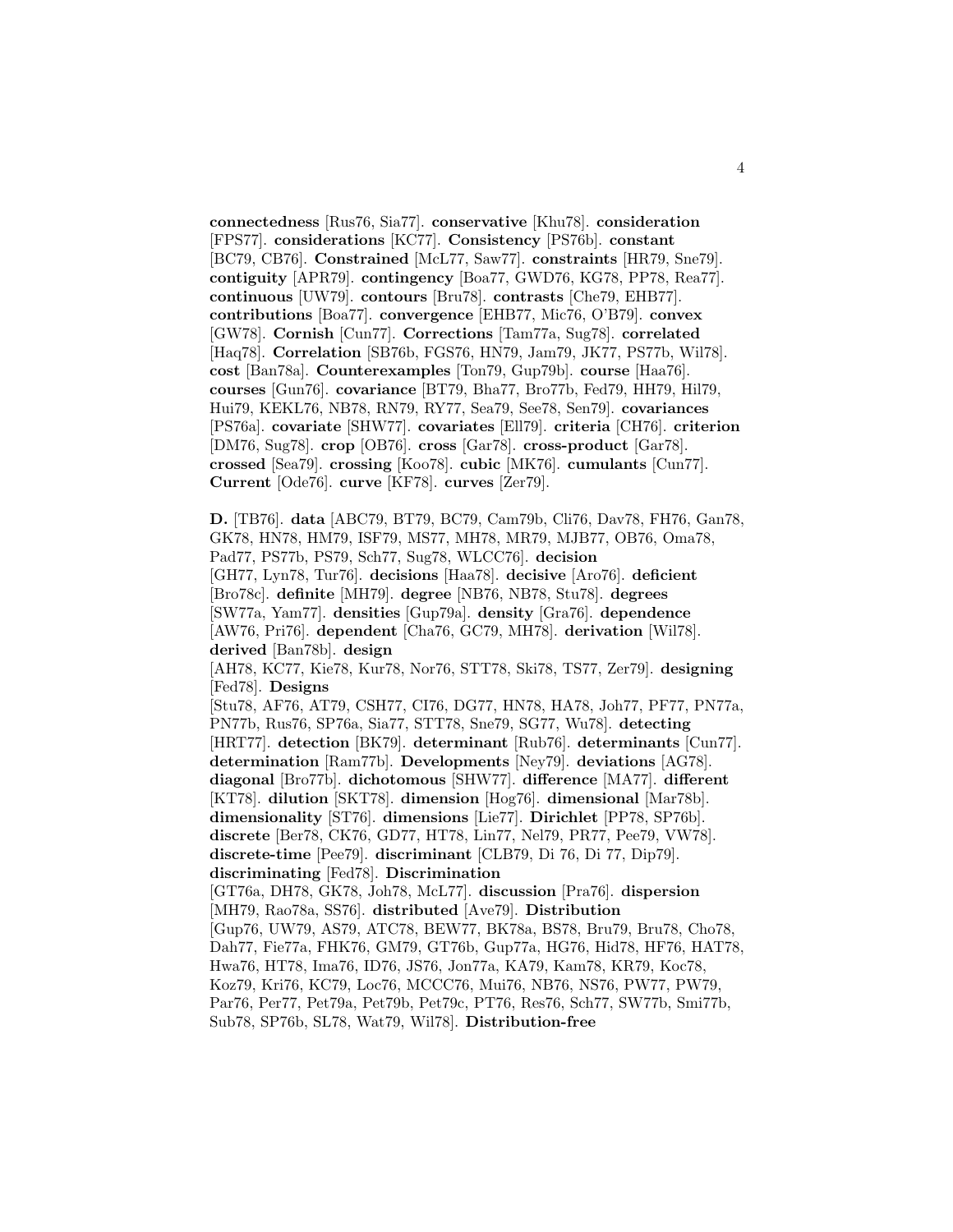**connectedness** [Rus76, Sia77]. **conservative** [Khu78]. **consideration** [FPS77]. **considerations** [KC77]. **Consistency** [PS76b]. **constant** [BC79, CB76]. **Constrained** [McL77, Saw77]. **constraints** [HR79, Sne79]. **contiguity** [APR79]. **contingency** [Boa77, GWD76, KG78, PP78, Rea77]. **continuous** [UW79]. **contours** [Bru78]. **contrasts** [Che79, EHB77]. **contributions** [Boa77]. **convergence** [EHB77, Mic76, O'B79]. **convex** [GW78]. **Cornish** [Cun77]. **Corrections** [Tam77a, Sug78]. **correlated** [Haq78]. **Correlation** [SB76b, FGS76, HN79, Jam79, JK77, PS77b, Wil78]. **cost** [Ban78a]. **Counterexamples** [Ton79, Gup79b]. **course** [Haa76]. **courses** [Gun76]. **covariance** [BT79, Bha77, Bro77b, Fed79, HH79, Hil79, Hui79, KEKL76, NB78, RN79, RY77, Sea79, See78, Sen79]. **covariances** [PS76a]. **covariate** [SHW77]. **covariates** [Ell79]. **criteria** [CH76]. **criterion** [DM76, Sug78]. **crop** [OB76]. **cross** [Gar78]. **cross-product** [Gar78]. **crossed** [Sea79]. **crossing** [Koo78]. **cubic** [MK76]. **cumulants** [Cun77]. **Current** [Ode76]. **curve** [KF78]. **curves** [Zer79].

**D.** [TB76]. **data** [ABC79, BT79, BC79, Cam79b, Cli76, Dav78, FH76, Gan78, GK78, HN78, HM79, ISF79, MS77, MH78, MR79, MJB77, OB76, Oma78, Pad77, PS77b, PS79, Sch77, Sug78, WLCC76]. **decision** [GH77, Lyn78, Tur76]. **decisions** [Haa78]. **decisive** [Aro76]. **deficient** [Bro78c]. **definite** [MH79]. **degree** [NB76, NB78, Stu78]. **degrees** [SW77a, Yam77]. **densities** [Gup79a]. **density** [Gra76]. **dependence** [AW76, Pri76]. **dependent** [Cha76, GC79, MH78]. **derivation** [Wil78]. **derived** [Ban78b]. **design** [AH78, KC77, Kie78, Kur78, Nor76, STT78, Ski78, TS77, Zer79]. **designing** [Fed78]. **Designs** [Stu78, AF76, AT79, CSH77, CI76, DG77, HN78, HA78, Joh77, PF77, PN77a, PN77b, Rus76, SP76a, Sia77, STT78, Sne79, SG77, Wu78]. **detecting** [HRT77]. **detection** [BK79]. **determinant** [Rub76]. **determinants** [Cun77]. **determination** [Ram77b]. **Developments** [Ney79]. **deviations** [AG78]. **diagonal** [Bro77b]. **dichotomous** [SHW77]. **difference** [MA77]. **different** [KT78]. **dilution** [SKT78]. **dimension** [Hog76]. **dimensional** [Mar78b]. **dimensionality** [ST76]. **dimensions** [Lie77]. **Dirichlet** [PP78, SP76b]. **discrete** [Ber78, CK76, GD77, HT78, Lin77, Nel79, PR77, Pee79, VW78]. **discrete-time** [Pee79]. **discriminant** [CLB79, Di 76, Di 77, Dip79]. **discriminating** [Fed78]. **Discrimination** [GT76a, DH78, GK78, Joh78, McL77]. **discussion** [Pra76]. **dispersion** [MH79, Rao78a, SS76]. **distributed** [Ave79]. **Distribution** [Gup76, UW79, AS79, ATC78, BEW77, BK78a, BS78, Bru79, Bru78, Cho78, Dah77, Fie77a, FHK76, GM79, GT76b, Gup77a, HG76, Hid78, HF76, HAT78, Hwa76, HT78, Ima76, ID76, JS76, Jon77a, KA79, Kam78, KR79, Koc78, Koz79, Kri76, KC79, Loc76, MCCC76, Mui76, NB76, NS76, PW77, PW79, Par76, Per77, Pet79a, Pet79b, Pet79c, PT76, Res76, Sch77, SW77b, Smi77b, Sub78, SP76b, SL78, Wat79, Wil78]. **Distribution-free**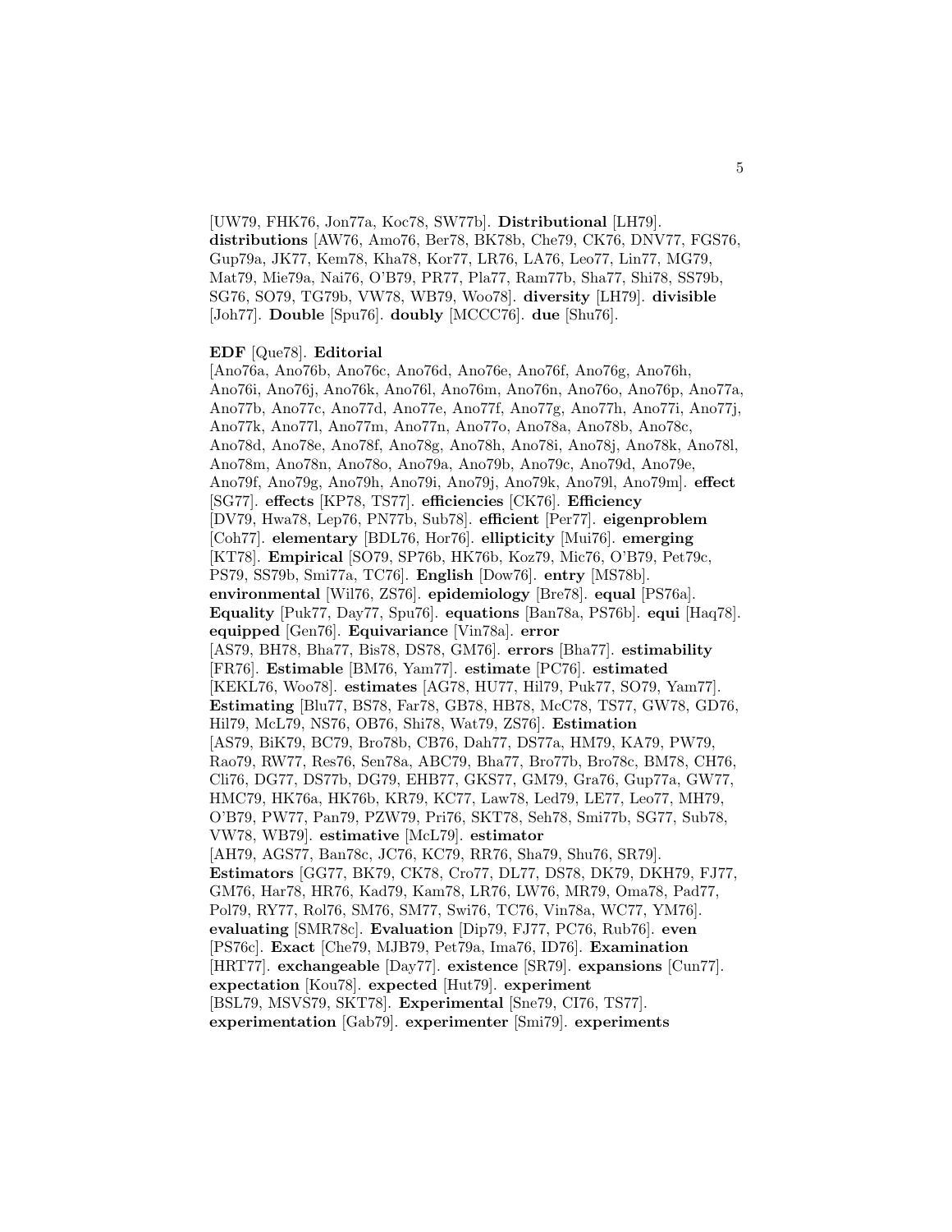[UW79, FHK76, Jon77a, Koc78, SW77b]. **Distributional** [LH79]. **distributions** [AW76, Amo76, Ber78, BK78b, Che79, CK76, DNV77, FGS76, Gup79a, JK77, Kem78, Kha78, Kor77, LR76, LA76, Leo77, Lin77, MG79, Mat79, Mie79a, Nai76, O'B79, PR77, Pla77, Ram77b, Sha77, Shi78, SS79b, SG76, SO79, TG79b, VW78, WB79, Woo78]. **diversity** [LH79]. **divisible** [Joh77]. **Double** [Spu76]. **doubly** [MCCC76]. **due** [Shu76].

**EDF** [Que78]. **Editorial** [Ano76a, Ano76b, Ano76c, Ano76d, Ano76e, Ano76f, Ano76g, Ano76h, Ano76i, Ano76j, Ano76k, Ano76l, Ano76m, Ano76n, Ano76o, Ano76p, Ano77a, Ano77b, Ano77c, Ano77d, Ano77e, Ano77f, Ano77g, Ano77h, Ano77i, Ano77j, Ano77k, Ano77l, Ano77m, Ano77n, Ano77o, Ano78a, Ano78b, Ano78c, Ano78d, Ano78e, Ano78f, Ano78g, Ano78h, Ano78i, Ano78j, Ano78k, Ano78l, Ano78m, Ano78n, Ano78o, Ano79a, Ano79b, Ano79c, Ano79d, Ano79e, Ano79f, Ano79g, Ano79h, Ano79i, Ano79j, Ano79k, Ano79l, Ano79m]. **effect** [SG77]. **effects** [KP78, TS77]. **efficiencies** [CK76]. **Efficiency** [DV79, Hwa78, Lep76, PN77b, Sub78]. **efficient** [Per77]. **eigenproblem** [Coh77]. **elementary** [BDL76, Hor76]. **ellipticity** [Mui76]. **emerging** [KT78]. **Empirical** [SO79, SP76b, HK76b, Koz79, Mic76, O'B79, Pet79c, PS79, SS79b, Smi77a, TC76]. **English** [Dow76]. **entry** [MS78b]. **environmental** [Wil76, ZS76]. **epidemiology** [Bre78]. **equal** [PS76a]. **Equality** [Puk77, Day77, Spu76]. **equations** [Ban78a, PS76b]. **equi** [Haq78]. **equipped** [Gen76]. **Equivariance** [Vin78a]. **error** [AS79, BH78, Bha77, Bis78, DS78, GM76]. **errors** [Bha77]. **estimability** [FR76]. **Estimable** [BM76, Yam77]. **estimate** [PC76]. **estimated** [KEKL76, Woo78]. **estimates** [AG78, HU77, Hil79, Puk77, SO79, Yam77]. **Estimating** [Blu77, BS78, Far78, GB78, HB78, McC78, TS77, GW78, GD76, Hil79, McL79, NS76, OB76, Shi78, Wat79, ZS76]. **Estimation** [AS79, BiK79, BC79, Bro78b, CB76, Dah77, DS77a, HM79, KA79, PW79, Rao79, RW77, Res76, Sen78a, ABC79, Bha77, Bro77b, Bro78c, BM78, CH76, Cli76, DG77, DS77b, DG79, EHB77, GKS77, GM79, Gra76, Gup77a, GW77, HMC79, HK76a, HK76b, KR79, KC77, Law78, Led79, LE77, Leo77, MH79, O'B79, PW77, Pan79, PZW79, Pri76, SKT78, Seh78, Smi77b, SG77, Sub78, VW78, WB79]. **estimative** [McL79]. **estimator** [AH79, AGS77, Ban78c, JC76, KC79, RR76, Sha79, Shu76, SR79]. **Estimators** [GG77, BK79, CK78, Cro77, DL77, DS78, DK79, DKH79, FJ77, GM76, Har78, HR76, Kad79, Kam78, LR76, LW76, MR79, Oma78, Pad77, Pol79, RY77, Rol76, SM76, SM77, Swi76, TC76, Vin78a, WC77, YM76]. **evaluating** [SMR78c]. **Evaluation** [Dip79, FJ77, PC76, Rub76]. **even** [PS76c]. **Exact** [Che79, MJB79, Pet79a, Ima76, ID76]. **Examination** [HRT77]. **exchangeable** [Day77]. **existence** [SR79]. **expansions** [Cun77]. **expectation** [Kou78]. **expected** [Hut79]. **experiment** [BSL79, MSVS79, SKT78]. **Experimental** [Sne79, CI76, TS77]. **experimentation** [Gab79]. **experimenter** [Smi79]. **experiments**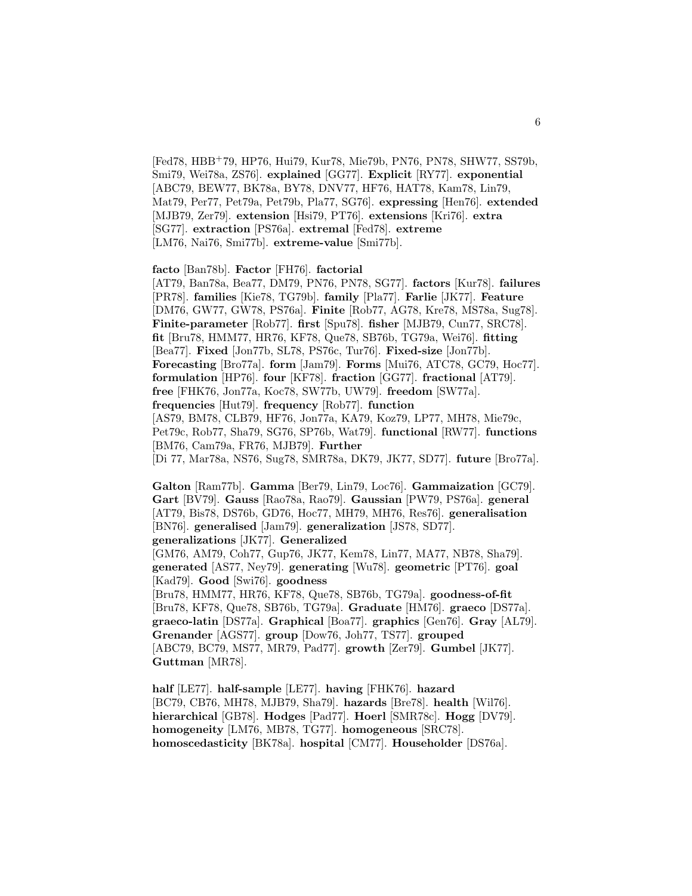[Fed78, HBB+79, HP76, Hui79, Kur78, Mie79b, PN76, PN78, SHW77, SS79b, Smi79, Wei78a, ZS76]. **explained** [GG77]. **Explicit** [RY77]. **exponential** [ABC79, BEW77, BK78a, BY78, DNV77, HF76, HAT78, Kam78, Lin79, Mat79, Per77, Pet79a, Pet79b, Pla77, SG76]. **expressing** [Hen76]. **extended** [MJB79, Zer79]. **extension** [Hsi79, PT76]. **extensions** [Kri76]. **extra** [SG77]. **extraction** [PS76a]. **extremal** [Fed78]. **extreme** [LM76, Nai76, Smi77b]. **extreme-value** [Smi77b].

**facto** [Ban78b]. **Factor** [FH76]. **factorial** [AT79, Ban78a, Bea77, DM79, PN76, PN78, SG77]. **factors** [Kur78]. **failures** [PR78]. **families** [Kie78, TG79b]. **family** [Pla77]. **Farlie** [JK77]. **Feature** [DM76, GW77, GW78, PS76a]. **Finite** [Rob77, AG78, Kre78, MS78a, Sug78]. **Finite-parameter** [Rob77]. **first** [Spu78]. **fisher** [MJB79, Cun77, SRC78]. **fit** [Bru78, HMM77, HR76, KF78, Que78, SB76b, TG79a, Wei76]. **fitting** [Bea77]. **Fixed** [Jon77b, SL78, PS76c, Tur76]. **Fixed-size** [Jon77b]. **Forecasting** [Bro77a]. **form** [Jam79]. **Forms** [Mui76, ATC78, GC79, Hoc77]. **formulation** [HP76]. **four** [KF78]. **fraction** [GG77]. **fractional** [AT79]. **free** [FHK76, Jon77a, Koc78, SW77b, UW79]. **freedom** [SW77a]. **frequencies** [Hut79]. **frequency** [Rob77]. **function** [AS79, BM78, CLB79, HF76, Jon77a, KA79, Koz79, LP77, MH78, Mie79c, Pet79c, Rob77, Sha79, SG76, SP76b, Wat79]. **functional** [RW77]. **functions** [BM76, Cam79a, FR76, MJB79]. **Further** [Di 77, Mar78a, NS76, Sug78, SMR78a, DK79, JK77, SD77]. **future** [Bro77a].

**Galton** [Ram77b]. **Gamma** [Ber79, Lin79, Loc76]. **Gammaization** [GC79]. **Gart** [BV79]. **Gauss** [Rao78a, Rao79]. **Gaussian** [PW79, PS76a]. **general** [AT79, Bis78, DS76b, GD76, Hoc77, MH79, MH76, Res76]. **generalisation** [BN76]. **generalised** [Jam79]. **generalization** [JS78, SD77]. **generalizations** [JK77]. **Generalized** [GM76, AM79, Coh77, Gup76, JK77, Kem78, Lin77, MA77, NB78, Sha79]. **generated** [AS77, Ney79]. **generating** [Wu78]. **geometric** [PT76]. **goal** [Kad79]. **Good** [Swi76]. **goodness** [Bru78, HMM77, HR76, KF78, Que78, SB76b, TG79a]. **goodness-of-fit** [Bru78, KF78, Que78, SB76b, TG79a]. **Graduate** [HM76]. **graeco** [DS77a]. **graeco-latin** [DS77a]. **Graphical** [Boa77]. **graphics** [Gen76]. **Gray** [AL79]. **Grenander** [AGS77]. **group** [Dow76, Joh77, TS77]. **grouped** [ABC79, BC79, MS77, MR79, Pad77]. **growth** [Zer79]. **Gumbel** [JK77]. **Guttman** [MR78].

**half** [LE77]. **half-sample** [LE77]. **having** [FHK76]. **hazard** [BC79, CB76, MH78, MJB79, Sha79]. **hazards** [Bre78]. **health** [Wil76]. **hierarchical** [GB78]. **Hodges** [Pad77]. **Hoerl** [SMR78c]. **Hogg** [DV79]. **homogeneity** [LM76, MB78, TG77]. **homogeneous** [SRC78]. **homoscedasticity** [BK78a]. **hospital** [CM77]. **Householder** [DS76a].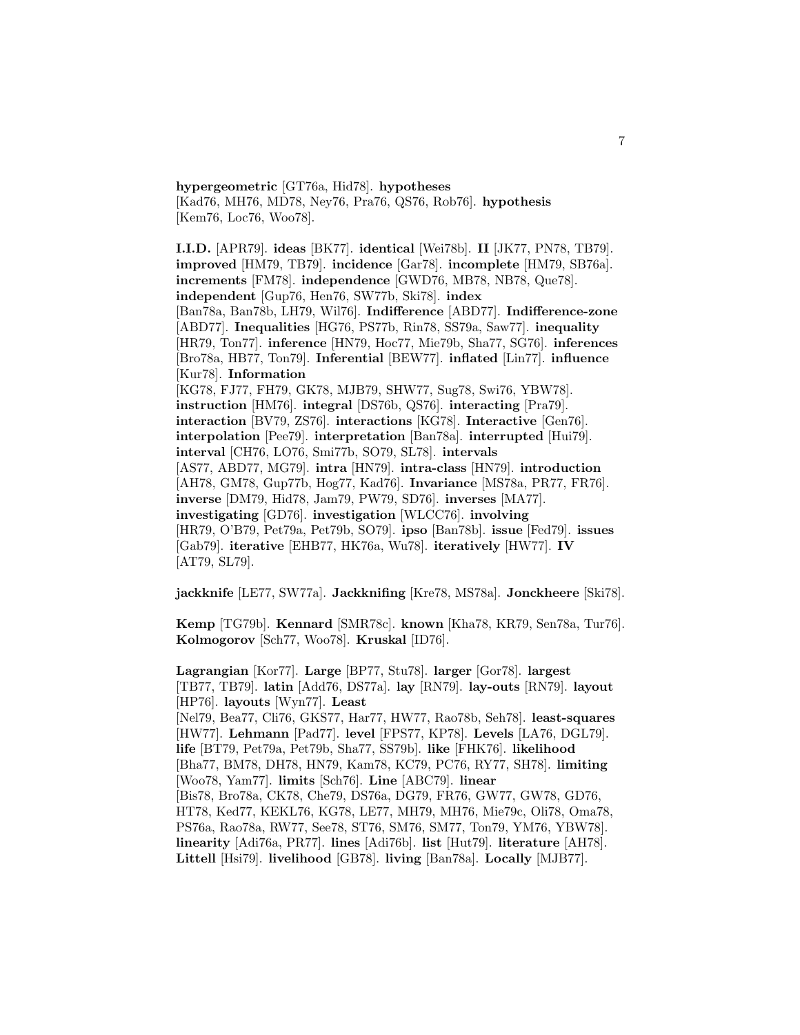**hypergeometric** [GT76a, Hid78]. **hypotheses** [Kad76, MH76, MD78, Ney76, Pra76, QS76, Rob76]. **hypothesis** [Kem76, Loc76, Woo78].

**I.I.D.** [APR79]. **ideas** [BK77]. **identical** [Wei78b]. **II** [JK77, PN78, TB79]. **improved** [HM79, TB79]. **incidence** [Gar78]. **incomplete** [HM79, SB76a]. **increments** [FM78]. **independence** [GWD76, MB78, NB78, Que78]. **independent** [Gup76, Hen76, SW77b, Ski78]. **index** [Ban78a, Ban78b, LH79, Wil76]. **Indifference** [ABD77]. **Indifference-zone** [ABD77]. **Inequalities** [HG76, PS77b, Rin78, SS79a, Saw77]. **inequality** [HR79, Ton77]. **inference** [HN79, Hoc77, Mie79b, Sha77, SG76]. **inferences** [Bro78a, HB77, Ton79]. **Inferential** [BEW77]. **inflated** [Lin77]. **influence** [Kur78]. **Information** [KG78, FJ77, FH79, GK78, MJB79, SHW77, Sug78, Swi76, YBW78]. **instruction** [HM76]. **integral** [DS76b, QS76]. **interacting** [Pra79]. **interaction** [BV79, ZS76]. **interactions** [KG78]. **Interactive** [Gen76]. **interpolation** [Pee79]. **interpretation** [Ban78a]. **interrupted** [Hui79]. **interval** [CH76, LO76, Smi77b, SO79, SL78]. **intervals** [AS77, ABD77, MG79]. **intra** [HN79]. **intra-class** [HN79]. **introduction** [AH78, GM78, Gup77b, Hog77, Kad76]. **Invariance** [MS78a, PR77, FR76]. **inverse** [DM79, Hid78, Jam79, PW79, SD76]. **inverses** [MA77]. **investigating** [GD76]. **investigation** [WLCC76]. **involving** [HR79, O'B79, Pet79a, Pet79b, SO79]. **ipso** [Ban78b]. **issue** [Fed79]. **issues** [Gab79]. **iterative** [EHB77, HK76a, Wu78]. **iteratively** [HW77]. **IV** [AT79, SL79].

**jackknife** [LE77, SW77a]. **Jackknifing** [Kre78, MS78a]. **Jonckheere** [Ski78].

**Kemp** [TG79b]. **Kennard** [SMR78c]. **known** [Kha78, KR79, Sen78a, Tur76]. **Kolmogorov** [Sch77, Woo78]. **Kruskal** [ID76].

**Lagrangian** [Kor77]. **Large** [BP77, Stu78]. **larger** [Gor78]. **largest** [TB77, TB79]. **latin** [Add76, DS77a]. **lay** [RN79]. **lay-outs** [RN79]. **layout** [HP76]. **layouts** [Wyn77]. **Least** [Nel79, Bea77, Cli76, GKS77, Har77, HW77, Rao78b, Seh78]. **least-squares** [HW77]. **Lehmann** [Pad77]. **level** [FPS77, KP78]. **Levels** [LA76, DGL79]. **life** [BT79, Pet79a, Pet79b, Sha77, SS79b]. **like** [FHK76]. **likelihood** [Bha77, BM78, DH78, HN79, Kam78, KC79, PC76, RY77, SH78]. **limiting** [Woo78, Yam77]. **limits** [Sch76]. **Line** [ABC79]. **linear** [Bis78, Bro78a, CK78, Che79, DS76a, DG79, FR76, GW77, GW78, GD76, HT78, Ked77, KEKL76, KG78, LE77, MH79, MH76, Mie79c, Oli78, Oma78, PS76a, Rao78a, RW77, See78, ST76, SM76, SM77, Ton79, YM76, YBW78]. **linearity** [Adi76a, PR77]. **lines** [Adi76b]. **list** [Hut79]. **literature** [AH78]. **Littell** [Hsi79]. **livelihood** [GB78]. **living** [Ban78a]. **Locally** [MJB77].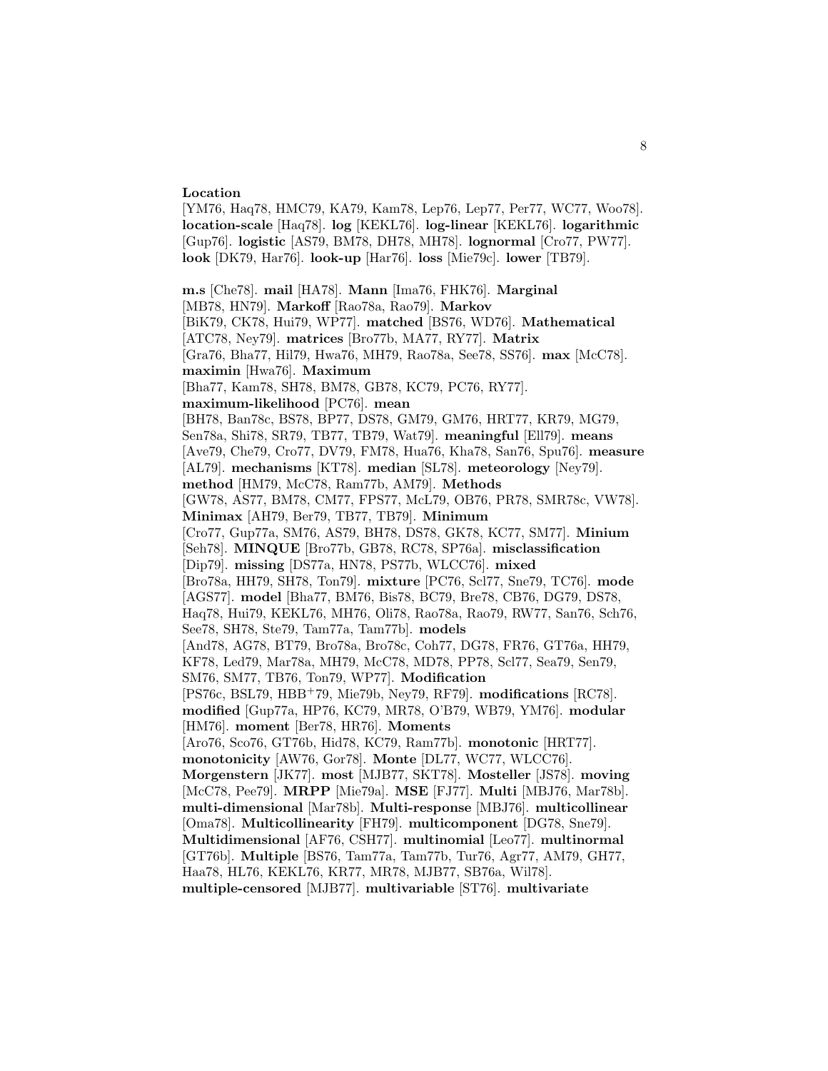**Location** [YM76, Haq78, HMC79, KA79, Kam78, Lep76, Lep77, Per77, WC77, Woo78]. **location-scale** [Haq78]. **log** [KEKL76]. **log-linear** [KEKL76]. **logarithmic** [Gup76]. **logistic** [AS79, BM78, DH78, MH78]. **lognormal** [Cro77, PW77]. **look** [DK79, Har76]. **look-up** [Har76]. **loss** [Mie79c]. **lower** [TB79].

**m.s** [Che78]. **mail** [HA78]. **Mann** [Ima76, FHK76]. **Marginal** [MB78, HN79]. **Markoff** [Rao78a, Rao79]. **Markov** [BiK79, CK78, Hui79, WP77]. **matched** [BS76, WD76]. **Mathematical** [ATC78, Ney79]. **matrices** [Bro77b, MA77, RY77]. **Matrix** [Gra76, Bha77, Hil79, Hwa76, MH79, Rao78a, See78, SS76]. **max** [McC78]. **maximin** [Hwa76]. **Maximum** [Bha77, Kam78, SH78, BM78, GB78, KC79, PC76, RY77]. **maximum-likelihood** [PC76]. **mean** [BH78, Ban78c, BS78, BP77, DS78, GM79, GM76, HRT77, KR79, MG79, Sen78a, Shi78, SR79, TB77, TB79, Wat79]. **meaningful** [Ell79]. **means** [Ave79, Che79, Cro77, DV79, FM78, Hua76, Kha78, San76, Spu76]. **measure** [AL79]. **mechanisms** [KT78]. **median** [SL78]. **meteorology** [Ney79]. **method** [HM79, McC78, Ram77b, AM79]. **Methods** [GW78, AS77, BM78, CM77, FPS77, McL79, OB76, PR78, SMR78c, VW78]. **Minimax** [AH79, Ber79, TB77, TB79]. **Minimum** [Cro77, Gup77a, SM76, AS79, BH78, DS78, GK78, KC77, SM77]. **Minium** [Seh78]. **MINQUE** [Bro77b, GB78, RC78, SP76a]. **misclassification** [Dip79]. **missing** [DS77a, HN78, PS77b, WLCC76]. **mixed** [Bro78a, HH79, SH78, Ton79]. **mixture** [PC76, Scl77, Sne79, TC76]. **mode** [AGS77]. **model** [Bha77, BM76, Bis78, BC79, Bre78, CB76, DG79, DS78, Haq78, Hui79, KEKL76, MH76, Oli78, Rao78a, Rao79, RW77, San76, Sch76, See78, SH78, Ste79, Tam77a, Tam77b]. **models** [And78, AG78, BT79, Bro78a, Bro78c, Coh77, DG78, FR76, GT76a, HH79, KF78, Led79, Mar78a, MH79, McC78, MD78, PP78, Scl77, Sea79, Sen79, SM76, SM77, TB76, Ton79, WP77]. **Modification** [PS76c, BSL79, HBB+79, Mie79b, Ney79, RF79]. **modifications** [RC78]. **modified** [Gup77a, HP76, KC79, MR78, O'B79, WB79, YM76]. **modular** [HM76]. **moment** [Ber78, HR76]. **Moments** [Aro76, Sco76, GT76b, Hid78, KC79, Ram77b]. **monotonic** [HRT77]. **monotonicity** [AW76, Gor78]. **Monte** [DL77, WC77, WLCC76]. **Morgenstern** [JK77]. **most** [MJB77, SKT78]. **Mosteller** [JS78]. **moving** [McC78, Pee79]. **MRPP** [Mie79a]. **MSE** [FJ77]. **Multi** [MBJ76, Mar78b]. **multi-dimensional** [Mar78b]. **Multi-response** [MBJ76]. **multicollinear** [Oma78]. **Multicollinearity** [FH79]. **multicomponent** [DG78, Sne79]. **Multidimensional** [AF76, CSH77]. **multinomial** [Leo77]. **multinormal** [GT76b]. **Multiple** [BS76, Tam77a, Tam77b, Tur76, Agr77, AM79, GH77, Haa78, HL76, KEKL76, KR77, MR78, MJB77, SB76a, Wil78]. **multiple-censored** [MJB77]. **multivariable** [ST76]. **multivariate**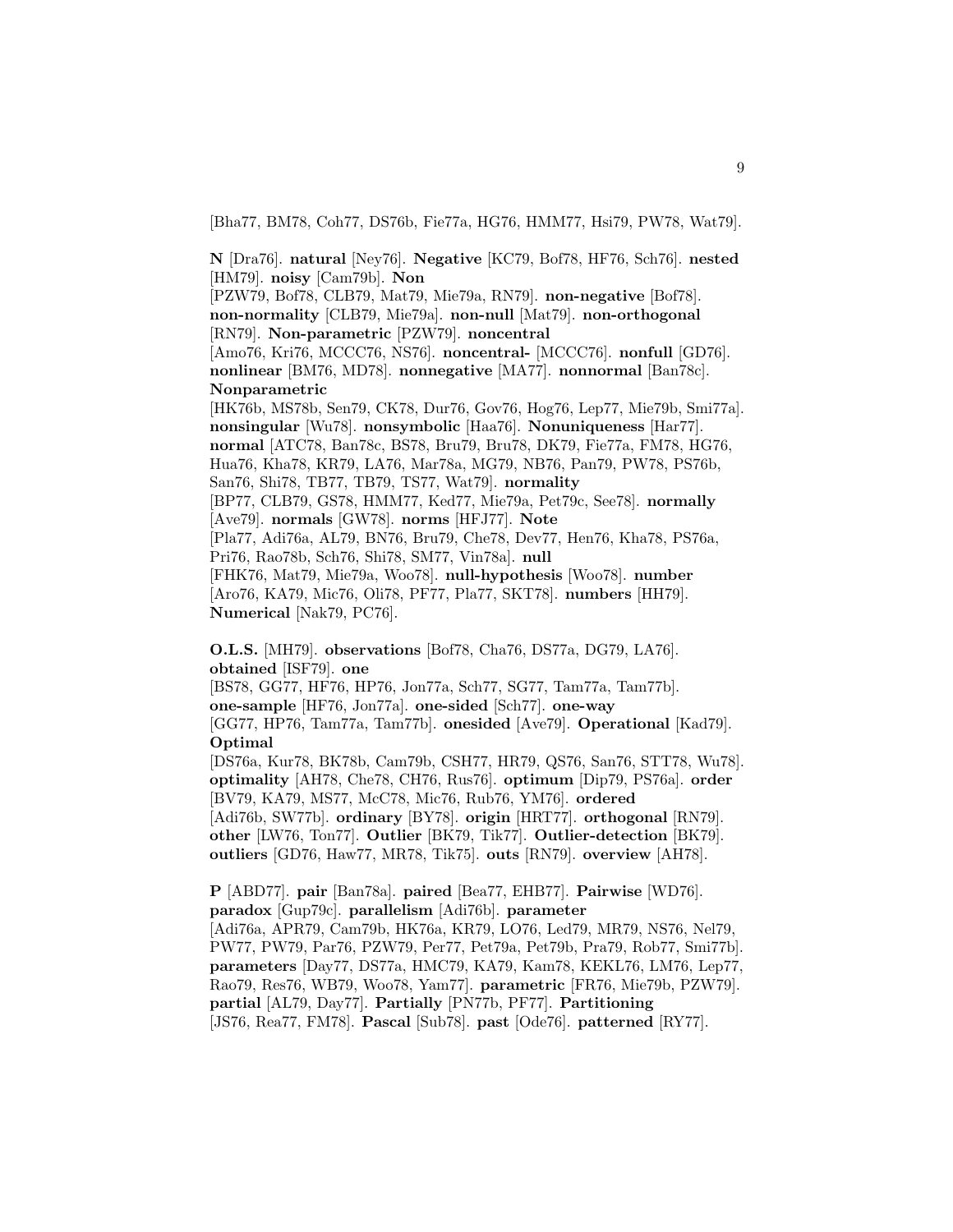[Bha77, BM78, Coh77, DS76b, Fie77a, HG76, HMM77, Hsi79, PW78, Wat79].

**N** [Dra76]. **natural** [Ney76]. **Negative** [KC79, Bof78, HF76, Sch76]. **nested** [HM79]. **noisy** [Cam79b]. **Non** [PZW79, Bof78, CLB79, Mat79, Mie79a, RN79]. **non-negative** [Bof78]. **non-normality** [CLB79, Mie79a]. **non-null** [Mat79]. **non-orthogonal** [RN79]. **Non-parametric** [PZW79]. **noncentral** [Amo76, Kri76, MCCC76, NS76]. **noncentral-** [MCCC76]. **nonfull** [GD76]. **nonlinear** [BM76, MD78]. **nonnegative** [MA77]. **nonnormal** [Ban78c]. **Nonparametric** [HK76b, MS78b, Sen79, CK78, Dur76, Gov76, Hog76, Lep77, Mie79b, Smi77a]. **nonsingular** [Wu78]. **nonsymbolic** [Haa76]. **Nonuniqueness** [Har77]. **normal** [ATC78, Ban78c, BS78, Bru79, Bru78, DK79, Fie77a, FM78, HG76, Hua76, Kha78, KR79, LA76, Mar78a, MG79, NB76, Pan79, PW78, PS76b, San76, Shi78, TB77, TB79, TS77, Wat79]. **normality** [BP77, CLB79, GS78, HMM77, Ked77, Mie79a, Pet79c, See78]. **normally** [Ave79]. **normals** [GW78]. **norms** [HFJ77]. **Note** [Pla77, Adi76a, AL79, BN76, Bru79, Che78, Dev77, Hen76, Kha78, PS76a, Pri76, Rao78b, Sch76, Shi78, SM77, Vin78a]. **null** [FHK76, Mat79, Mie79a, Woo78]. **null-hypothesis** [Woo78]. **number** [Aro76, KA79, Mic76, Oli78, PF77, Pla77, SKT78]. **numbers** [HH79]. **Numerical** [Nak79, PC76].

**O.L.S.** [MH79]. **observations** [Bof78, Cha76, DS77a, DG79, LA76]. **obtained** [ISF79]. **one** [BS78, GG77, HF76, HP76, Jon77a, Sch77, SG77, Tam77a, Tam77b]. **one-sample** [HF76, Jon77a]. **one-sided** [Sch77]. **one-way** [GG77, HP76, Tam77a, Tam77b]. **onesided** [Ave79]. **Operational** [Kad79]. **Optimal** [DS76a, Kur78, BK78b, Cam79b, CSH77, HR79, QS76, San76, STT78, Wu78]. **optimality** [AH78, Che78, CH76, Rus76]. **optimum** [Dip79, PS76a]. **order** [BV79, KA79, MS77, McC78, Mic76, Rub76, YM76]. **ordered** [Adi76b, SW77b]. **ordinary** [BY78]. **origin** [HRT77]. **orthogonal** [RN79]. **other** [LW76, Ton77]. **Outlier** [BK79, Tik77]. **Outlier-detection** [BK79]. **outliers** [GD76, Haw77, MR78, Tik75]. **outs** [RN79]. **overview** [AH78].

**P** [ABD77]. **pair** [Ban78a]. **paired** [Bea77, EHB77]. **Pairwise** [WD76]. **paradox** [Gup79c]. **parallelism** [Adi76b]. **parameter** [Adi76a, APR79, Cam79b, HK76a, KR79, LO76, Led79, MR79, NS76, Nel79, PW77, PW79, Par76, PZW79, Per77, Pet79a, Pet79b, Pra79, Rob77, Smi77b]. **parameters** [Day77, DS77a, HMC79, KA79, Kam78, KEKL76, LM76, Lep77, Rao79, Res76, WB79, Woo78, Yam77]. **parametric** [FR76, Mie79b, PZW79]. **partial** [AL79, Day77]. **Partially** [PN77b, PF77]. **Partitioning** [JS76, Rea77, FM78]. **Pascal** [Sub78]. **past** [Ode76]. **patterned** [RY77].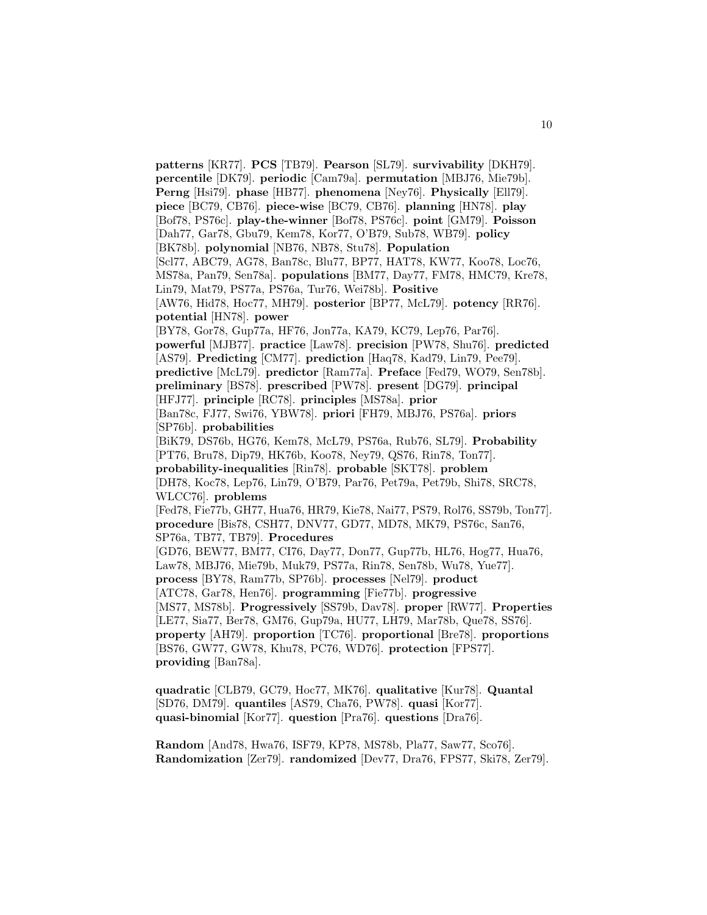**patterns** [KR77]. **PCS** [TB79]. **Pearson** [SL79]. **survivability** [DKH79]. **percentile** [DK79]. **periodic** [Cam79a]. **permutation** [MBJ76, Mie79b]. **Perng** [Hsi79]. **phase** [HB77]. **phenomena** [Ney76]. **Physically** [Ell79]. **piece** [BC79, CB76]. **piece-wise** [BC79, CB76]. **planning** [HN78]. **play** [Bof78, PS76c]. **play-the-winner** [Bof78, PS76c]. **point** [GM79]. **Poisson** [Dah77, Gar78, Gbu79, Kem78, Kor77, O'B79, Sub78, WB79]. **policy** [BK78b]. **polynomial** [NB76, NB78, Stu78]. **Population** [Scl77, ABC79, AG78, Ban78c, Blu77, BP77, HAT78, KW77, Koo78, Loc76, MS78a, Pan79, Sen78a]. **populations** [BM77, Day77, FM78, HMC79, Kre78, Lin79, Mat79, PS77a, PS76a, Tur76, Wei78b]. **Positive** [AW76, Hid78, Hoc77, MH79]. **posterior** [BP77, McL79]. **potency** [RR76]. **potential** [HN78]. **power** [BY78, Gor78, Gup77a, HF76, Jon77a, KA79, KC79, Lep76, Par76]. **powerful** [MJB77]. **practice** [Law78]. **precision** [PW78, Shu76]. **predicted** [AS79]. **Predicting** [CM77]. **prediction** [Haq78, Kad79, Lin79, Pee79]. **predictive** [McL79]. **predictor** [Ram77a]. **Preface** [Fed79, WO79, Sen78b]. **preliminary** [BS78]. **prescribed** [PW78]. **present** [DG79]. **principal** [HFJ77]. **principle** [RC78]. **principles** [MS78a]. **prior** [Ban78c, FJ77, Swi76, YBW78]. **priori** [FH79, MBJ76, PS76a]. **priors** [SP76b]. **probabilities** [BiK79, DS76b, HG76, Kem78, McL79, PS76a, Rub76, SL79]. **Probability** [PT76, Bru78, Dip79, HK76b, Koo78, Ney79, QS76, Rin78, Ton77]. **probability-inequalities** [Rin78]. **probable** [SKT78]. **problem** [DH78, Koc78, Lep76, Lin79, O'B79, Par76, Pet79a, Pet79b, Shi78, SRC78, WLCC76]. **problems** [Fed78, Fie77b, GH77, Hua76, HR79, Kie78, Nai77, PS79, Rol76, SS79b, Ton77]. **procedure** [Bis78, CSH77, DNV77, GD77, MD78, MK79, PS76c, San76, SP76a, TB77, TB79]. **Procedures** [GD76, BEW77, BM77, CI76, Day77, Don77, Gup77b, HL76, Hog77, Hua76, Law78, MBJ76, Mie79b, Muk79, PS77a, Rin78, Sen78b, Wu78, Yue77]. **process** [BY78, Ram77b, SP76b]. **processes** [Nel79]. **product** [ATC78, Gar78, Hen76]. **programming** [Fie77b]. **progressive** [MS77, MS78b]. **Progressively** [SS79b, Dav78]. **proper** [RW77]. **Properties** [LE77, Sia77, Ber78, GM76, Gup79a, HU77, LH79, Mar78b, Que78, SS76]. **property** [AH79]. **proportion** [TC76]. **proportional** [Bre78]. **proportions** [BS76, GW77, GW78, Khu78, PC76, WD76]. **protection** [FPS77]. **providing** [Ban78a].

**quadratic** [CLB79, GC79, Hoc77, MK76]. **qualitative** [Kur78]. **Quantal** [SD76, DM79]. **quantiles** [AS79, Cha76, PW78]. **quasi** [Kor77]. **quasi-binomial** [Kor77]. **question** [Pra76]. **questions** [Dra76].

**Random** [And78, Hwa76, ISF79, KP78, MS78b, Pla77, Saw77, Sco76]. **Randomization** [Zer79]. **randomized** [Dev77, Dra76, FPS77, Ski78, Zer79].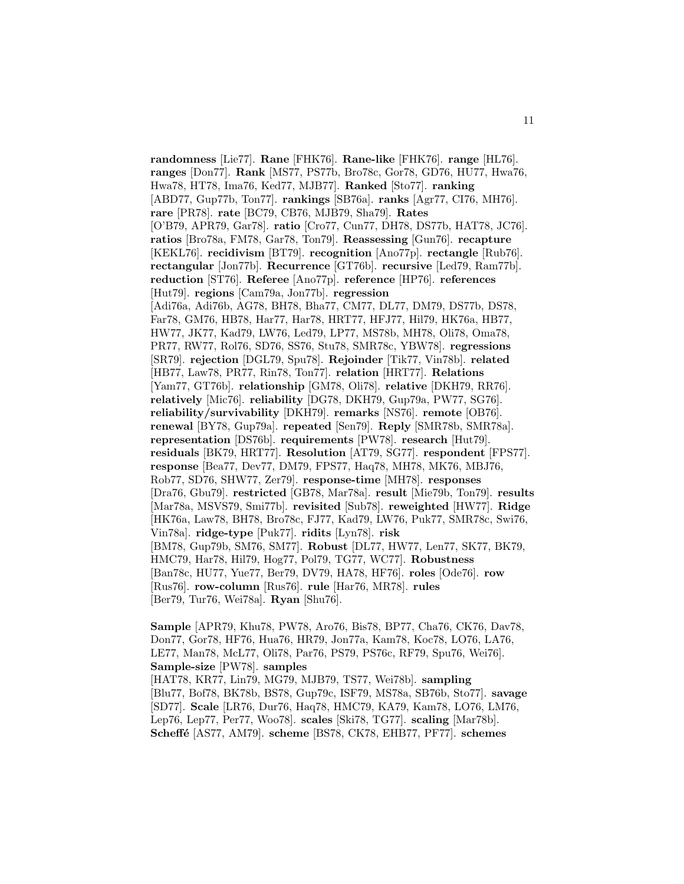**randomness** [Lie77]. **Rane** [FHK76]. **Rane-like** [FHK76]. **range** [HL76]. **ranges** [Don77]. **Rank** [MS77, PS77b, Bro78c, Gor78, GD76, HU77, Hwa76, Hwa78, HT78, Ima76, Ked77, MJB77]. **Ranked** [Sto77]. **ranking** [ABD77, Gup77b, Ton77]. **rankings** [SB76a]. **ranks** [Agr77, CI76, MH76]. **rare** [PR78]. **rate** [BC79, CB76, MJB79, Sha79]. **Rates** [O'B79, APR79, Gar78]. **ratio** [Cro77, Cun77, DH78, DS77b, HAT78, JC76]. **ratios** [Bro78a, FM78, Gar78, Ton79]. **Reassessing** [Gun76]. **recapture** [KEKL76]. **recidivism** [BT79]. **recognition** [Ano77p]. **rectangle** [Rub76]. **rectangular** [Jon77b]. **Recurrence** [GT76b]. **recursive** [Led79, Ram77b]. **reduction** [ST76]. **Referee** [Ano77p]. **reference** [HP76]. **references** [Hut79]. **regions** [Cam79a, Jon77b]. **regression** [Adi76a, Adi76b, AG78, BH78, Bha77, CM77, DL77, DM79, DS77b, DS78, Far78, GM76, HB78, Har77, Har78, HRT77, HFJ77, Hil79, HK76a, HB77, HW77, JK77, Kad79, LW76, Led79, LP77, MS78b, MH78, Oli78, Oma78, PR77, RW77, Rol76, SD76, SS76, Stu78, SMR78c, YBW78]. **regressions** [SR79]. **rejection** [DGL79, Spu78]. **Rejoinder** [Tik77, Vin78b]. **related** [HB77, Law78, PR77, Rin78, Ton77]. **relation** [HRT77]. **Relations** [Yam77, GT76b]. **relationship** [GM78, Oli78]. **relative** [DKH79, RR76]. **relatively** [Mic76]. **reliability** [DG78, DKH79, Gup79a, PW77, SG76]. **reliability/survivability** [DKH79]. **remarks** [NS76]. **remote** [OB76]. **renewal** [BY78, Gup79a]. **repeated** [Sen79]. **Reply** [SMR78b, SMR78a]. **representation** [DS76b]. **requirements** [PW78]. **research** [Hut79]. **residuals** [BK79, HRT77]. **Resolution** [AT79, SG77]. **respondent** [FPS77]. **response** [Bea77, Dev77, DM79, FPS77, Haq78, MH78, MK76, MBJ76, Rob77, SD76, SHW77, Zer79]. **response-time** [MH78]. **responses** [Dra76, Gbu79]. **restricted** [GB78, Mar78a]. **result** [Mie79b, Ton79]. **results** [Mar78a, MSVS79, Smi77b]. **revisited** [Sub78]. **reweighted** [HW77]. **Ridge** [HK76a, Law78, BH78, Bro78c, FJ77, Kad79, LW76, Puk77, SMR78c, Swi76, Vin78a]. **ridge-type** [Puk77]. **ridits** [Lyn78]. **risk** [BM78, Gup79b, SM76, SM77]. **Robust** [DL77, HW77, Len77, SK77, BK79, HMC79, Har78, Hil79, Hog77, Pol79, TG77, WC77]. **Robustness** [Ban78c, HU77, Yue77, Ber79, DV79, HA78, HF76]. **roles** [Ode76]. **row** [Rus76]. **row-column** [Rus76]. **rule** [Har76, MR78]. **rules** [Ber79, Tur76, Wei78a]. **Ryan** [Shu76].

**Sample** [APR79, Khu78, PW78, Aro76, Bis78, BP77, Cha76, CK76, Dav78, Don77, Gor78, HF76, Hua76, HR79, Jon77a, Kam78, Koc78, LO76, LA76, LE77, Man78, McL77, Oli78, Par76, PS79, PS76c, RF79, Spu76, Wei76]. **Sample-size** [PW78]. **samples** [HAT78, KR77, Lin79, MG79, MJB79, TS77, Wei78b]. **sampling** [Blu77, Bof78, BK78b, BS78, Gup79c, ISF79, MS78a, SB76b, Sto77]. **savage** [SD77]. **Scale** [LR76, Dur76, Haq78, HMC79, KA79, Kam78, LO76, LM76, Lep76, Lep77, Per77, Woo78]. **scales** [Ski78, TG77]. **scaling** [Mar78b]. **Scheffé** [AS77, AM79]. **scheme** [BS78, CK78, EHB77, PF77]. **schemes**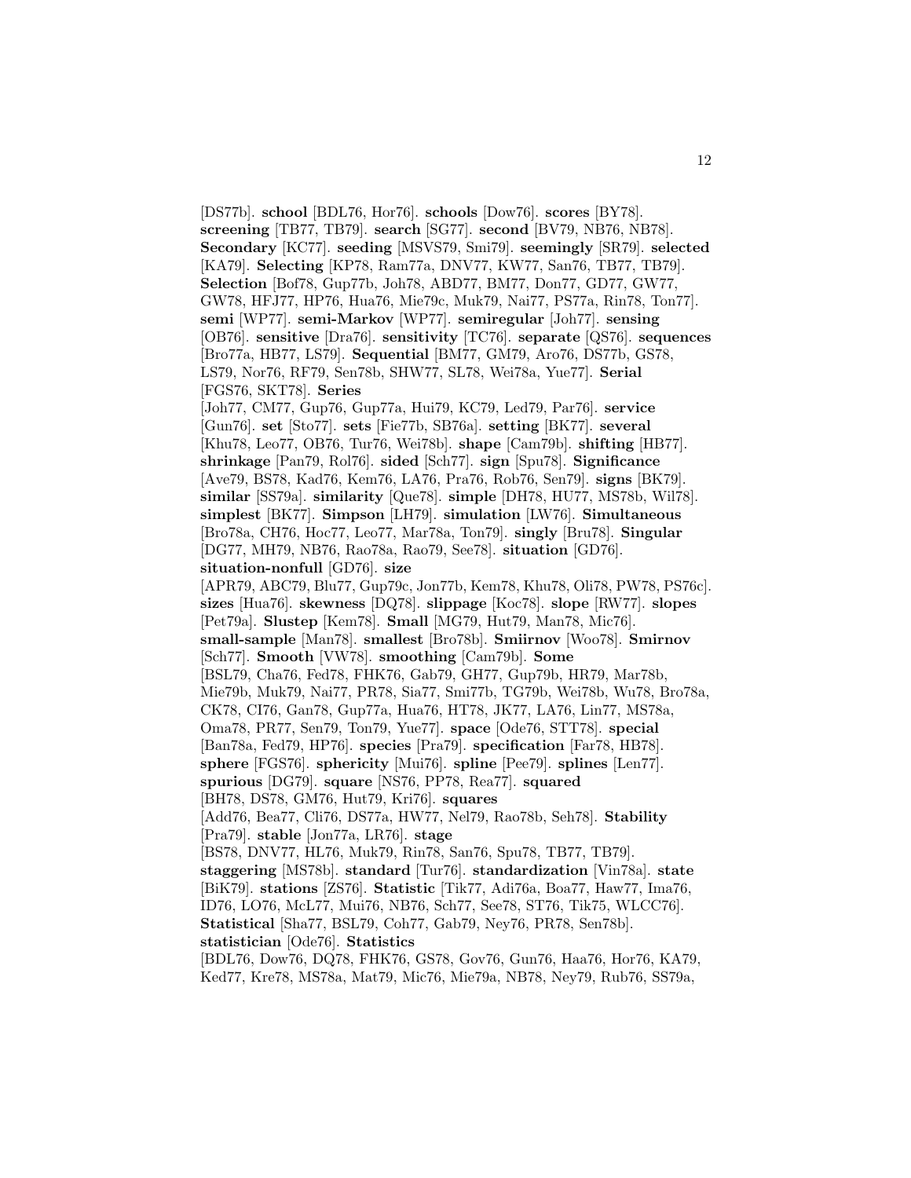[DS77b]. **school** [BDL76, Hor76]. **schools** [Dow76]. **scores** [BY78]. **screening** [TB77, TB79]. **search** [SG77]. **second** [BV79, NB76, NB78]. **Secondary** [KC77]. **seeding** [MSVS79, Smi79]. **seemingly** [SR79]. **selected** [KA79]. **Selecting** [KP78, Ram77a, DNV77, KW77, San76, TB77, TB79]. **Selection** [Bof78, Gup77b, Joh78, ABD77, BM77, Don77, GD77, GW77, GW78, HFJ77, HP76, Hua76, Mie79c, Muk79, Nai77, PS77a, Rin78, Ton77]. **semi** [WP77]. **semi-Markov** [WP77]. **semiregular** [Joh77]. **sensing** [OB76]. **sensitive** [Dra76]. **sensitivity** [TC76]. **separate** [QS76]. **sequences** [Bro77a, HB77, LS79]. **Sequential** [BM77, GM79, Aro76, DS77b, GS78, LS79, Nor76, RF79, Sen78b, SHW77, SL78, Wei78a, Yue77]. **Serial** [FGS76, SKT78]. **Series** [Joh77, CM77, Gup76, Gup77a, Hui79, KC79, Led79, Par76]. **service** [Gun76]. **set** [Sto77]. **sets** [Fie77b, SB76a]. **setting** [BK77]. **several** [Khu78, Leo77, OB76, Tur76, Wei78b]. **shape** [Cam79b]. **shifting** [HB77]. **shrinkage** [Pan79, Rol76]. **sided** [Sch77]. **sign** [Spu78]. **Significance** [Ave79, BS78, Kad76, Kem76, LA76, Pra76, Rob76, Sen79]. **signs** [BK79]. **similar** [SS79a]. **similarity** [Que78]. **simple** [DH78, HU77, MS78b, Wil78]. **simplest** [BK77]. **Simpson** [LH79]. **simulation** [LW76]. **Simultaneous** [Bro78a, CH76, Hoc77, Leo77, Mar78a, Ton79]. **singly** [Bru78]. **Singular** [DG77, MH79, NB76, Rao78a, Rao79, See78]. **situation** [GD76]. **situation-nonfull** [GD76]. **size** [APR79, ABC79, Blu77, Gup79c, Jon77b, Kem78, Khu78, Oli78, PW78, PS76c]. **sizes** [Hua76]. **skewness** [DQ78]. **slippage** [Koc78]. **slope** [RW77]. **slopes** [Pet79a]. **Slustep** [Kem78]. **Small** [MG79, Hut79, Man78, Mic76]. **small-sample** [Man78]. **smallest** [Bro78b]. **Smiirnov** [Woo78]. **Smirnov** [Sch77]. **Smooth** [VW78]. **smoothing** [Cam79b]. **Some** [BSL79, Cha76, Fed78, FHK76, Gab79, GH77, Gup79b, HR79, Mar78b, Mie79b, Muk79, Nai77, PR78, Sia77, Smi77b, TG79b, Wei78b, Wu78, Bro78a, CK78, CI76, Gan78, Gup77a, Hua76, HT78, JK77, LA76, Lin77, MS78a, Oma78, PR77, Sen79, Ton79, Yue77]. **space** [Ode76, STT78]. **special** [Ban78a, Fed79, HP76]. **species** [Pra79]. **specification** [Far78, HB78]. **sphere** [FGS76]. **sphericity** [Mui76]. **spline** [Pee79]. **splines** [Len77]. **spurious** [DG79]. **square** [NS76, PP78, Rea77]. **squared** [BH78, DS78, GM76, Hut79, Kri76]. **squares** [Add76, Bea77, Cli76, DS77a, HW77, Nel79, Rao78b, Seh78]. **Stability** [Pra79]. **stable** [Jon77a, LR76]. **stage** [BS78, DNV77, HL76, Muk79, Rin78, San76, Spu78, TB77, TB79]. **staggering** [MS78b]. **standard** [Tur76]. **standardization** [Vin78a]. **state** [BiK79]. **stations** [ZS76]. **Statistic** [Tik77, Adi76a, Boa77, Haw77, Ima76, ID76, LO76, McL77, Mui76, NB76, Sch77, See78, ST76, Tik75, WLCC76]. **Statistical** [Sha77, BSL79, Coh77, Gab79, Ney76, PR78, Sen78b]. **statistician** [Ode76]. **Statistics** [BDL76, Dow76, DQ78, FHK76, GS78, Gov76, Gun76, Haa76, Hor76, KA79, Ked77, Kre78, MS78a, Mat79, Mic76, Mie79a, NB78, Ney79, Rub76, SS79a,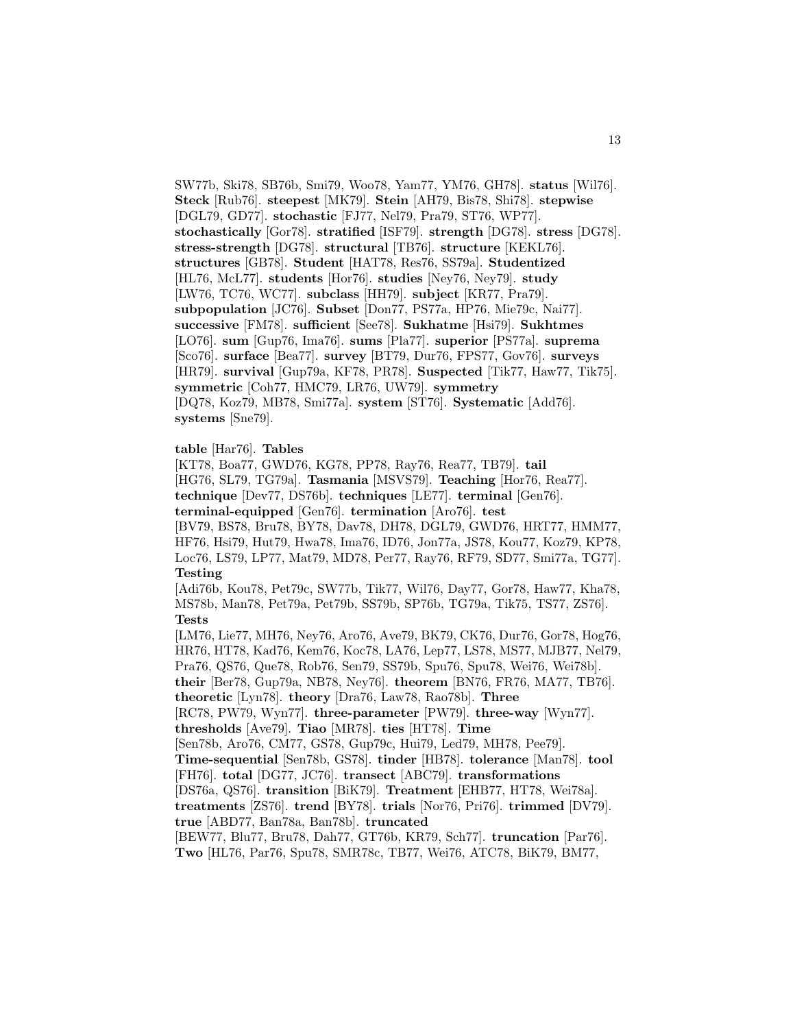SW77b, Ski78, SB76b, Smi79, Woo78, Yam77, YM76, GH78]. **status** [Wil76]. **Steck** [Rub76]. **steepest** [MK79]. **Stein** [AH79, Bis78, Shi78]. **stepwise** [DGL79, GD77]. **stochastic** [FJ77, Nel79, Pra79, ST76, WP77]. **stochastically** [Gor78]. **stratified** [ISF79]. **strength** [DG78]. **stress** [DG78]. **stress-strength** [DG78]. **structural** [TB76]. **structure** [KEKL76]. **structures** [GB78]. **Student** [HAT78, Res76, SS79a]. **Studentized** [HL76, McL77]. **students** [Hor76]. **studies** [Ney76, Ney79]. **study** [LW76, TC76, WC77]. **subclass** [HH79]. **subject** [KR77, Pra79]. **subpopulation** [JC76]. **Subset** [Don77, PS77a, HP76, Mie79c, Nai77]. **successive** [FM78]. **sufficient** [See78]. **Sukhatme** [Hsi79]. **Sukhtmes** [LO76]. **sum** [Gup76, Ima76]. **sums** [Pla77]. **superior** [PS77a]. **suprema** [Sco76]. **surface** [Bea77]. **survey** [BT79, Dur76, FPS77, Gov76]. **surveys** [HR79]. **survival** [Gup79a, KF78, PR78]. **Suspected** [Tik77, Haw77, Tik75]. **symmetric** [Coh77, HMC79, LR76, UW79]. **symmetry** [DQ78, Koz79, MB78, Smi77a]. **system** [ST76]. **Systematic** [Add76]. **systems** [Sne79].

**table** [Har76]. **Tables** [KT78, Boa77, GWD76, KG78, PP78, Ray76, Rea77, TB79]. **tail** [HG76, SL79, TG79a]. **Tasmania** [MSVS79]. **Teaching** [Hor76, Rea77]. **technique** [Dev77, DS76b]. **techniques** [LE77]. **terminal** [Gen76]. **terminal-equipped** [Gen76]. **termination** [Aro76]. **test** [BV79, BS78, Bru78, BY78, Dav78, DH78, DGL79, GWD76, HRT77, HMM77, HF76, Hsi79, Hut79, Hwa78, Ima76, ID76, Jon77a, JS78, Kou77, Koz79, KP78, Loc76, LS79, LP77, Mat79, MD78, Per77, Ray76, RF79, SD77, Smi77a, TG77]. **Testing** [Adi76b, Kou78, Pet79c, SW77b, Tik77, Wil76, Day77, Gor78, Haw77, Kha78, MS78b, Man78, Pet79a, Pet79b, SS79b, SP76b, TG79a, Tik75, TS77, ZS76]. **Tests** [LM76, Lie77, MH76, Ney76, Aro76, Ave79, BK79, CK76, Dur76, Gor78, Hog76, HR76, HT78, Kad76, Kem76, Koc78, LA76, Lep77, LS78, MS77, MJB77, Nel79, Pra76, QS76, Que78, Rob76, Sen79, SS79b, Spu76, Spu78, Wei76, Wei78b]. **their** [Ber78, Gup79a, NB78, Ney76]. **theorem** [BN76, FR76, MA77, TB76]. **theoretic** [Lyn78]. **theory** [Dra76, Law78, Rao78b]. **Three** [RC78, PW79, Wyn77]. **three-parameter** [PW79]. **three-way** [Wyn77]. **thresholds** [Ave79]. **Tiao** [MR78]. **ties** [HT78]. **Time** [Sen78b, Aro76, CM77, GS78, Gup79c, Hui79, Led79, MH78, Pee79]. **Time-sequential** [Sen78b, GS78]. **tinder** [HB78]. **tolerance** [Man78]. **tool** [FH76]. **total** [DG77, JC76]. **transect** [ABC79]. **transformations** [DS76a, QS76]. **transition** [BiK79]. **Treatment** [EHB77, HT78, Wei78a]. **treatments** [ZS76]. **trend** [BY78]. **trials** [Nor76, Pri76]. **trimmed** [DV79]. **true** [ABD77, Ban78a, Ban78b]. **truncated** [BEW77, Blu77, Bru78, Dah77, GT76b, KR79, Sch77]. **truncation** [Par76]. **Two** [HL76, Par76, Spu78, SMR78c, TB77, Wei76, ATC78, BiK79, BM77,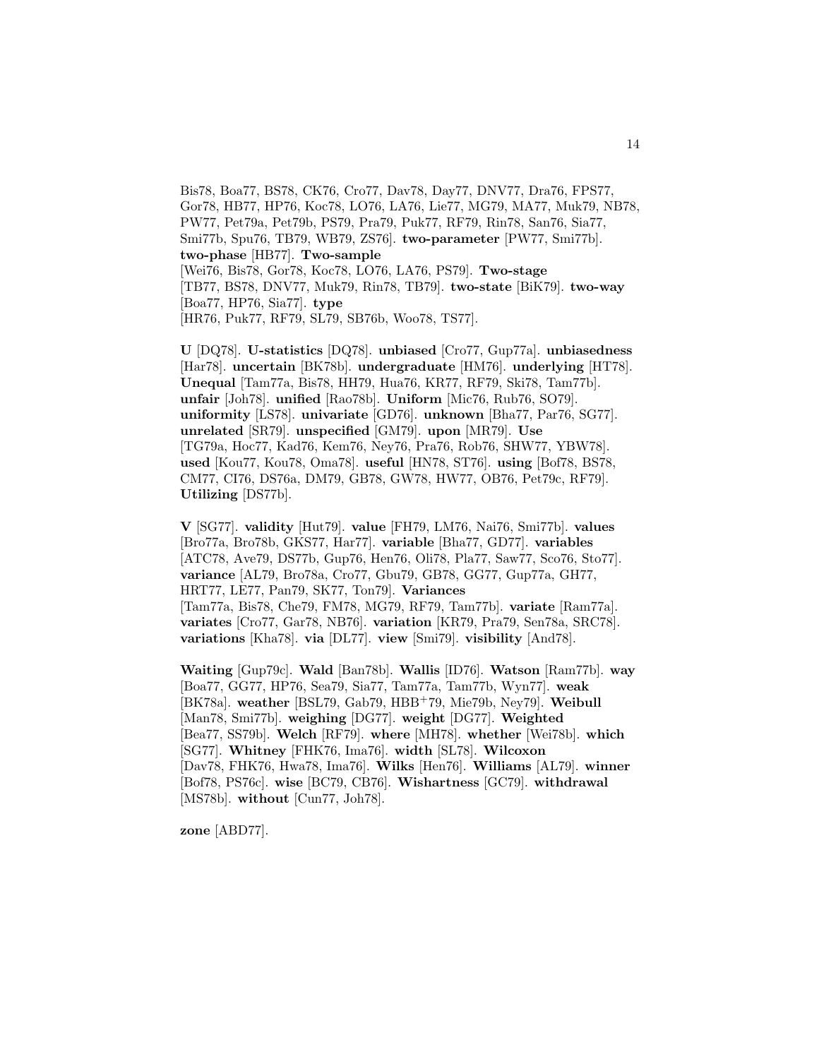Bis78, Boa77, BS78, CK76, Cro77, Dav78, Day77, DNV77, Dra76, FPS77, Gor78, HB77, HP76, Koc78, LO76, LA76, Lie77, MG79, MA77, Muk79, NB78, PW77, Pet79a, Pet79b, PS79, Pra79, Puk77, RF79, Rin78, San76, Sia77, Smi77b, Spu76, TB79, WB79, ZS76]. **two-parameter** [PW77, Smi77b]. **two-phase** [HB77]. **Two-sample** [Wei76, Bis78, Gor78, Koc78, LO76, LA76, PS79]. **Two-stage** [TB77, BS78, DNV77, Muk79, Rin78, TB79]. **two-state** [BiK79]. **two-way** [Boa77, HP76, Sia77]. **type** [HR76, Puk77, RF79, SL79, SB76b, Woo78, TS77].

**U** [DQ78]. **U-statistics** [DQ78]. **unbiased** [Cro77, Gup77a]. **unbiasedness** [Har78]. **uncertain** [BK78b]. **undergraduate** [HM76]. **underlying** [HT78]. **Unequal** [Tam77a, Bis78, HH79, Hua76, KR77, RF79, Ski78, Tam77b]. **unfair** [Joh78]. **unified** [Rao78b]. **Uniform** [Mic76, Rub76, SO79]. **uniformity** [LS78]. **univariate** [GD76]. **unknown** [Bha77, Par76, SG77]. **unrelated** [SR79]. **unspecified** [GM79]. **upon** [MR79]. **Use** [TG79a, Hoc77, Kad76, Kem76, Ney76, Pra76, Rob76, SHW77, YBW78]. **used** [Kou77, Kou78, Oma78]. **useful** [HN78, ST76]. **using** [Bof78, BS78, CM77, CI76, DS76a, DM79, GB78, GW78, HW77, OB76, Pet79c, RF79]. **Utilizing** [DS77b].

**V** [SG77]. **validity** [Hut79]. **value** [FH79, LM76, Nai76, Smi77b]. **values** [Bro77a, Bro78b, GKS77, Har77]. **variable** [Bha77, GD77]. **variables** [ATC78, Ave79, DS77b, Gup76, Hen76, Oli78, Pla77, Saw77, Sco76, Sto77]. **variance** [AL79, Bro78a, Cro77, Gbu79, GB78, GG77, Gup77a, GH77, HRT77, LE77, Pan79, SK77, Ton79]. **Variances** [Tam77a, Bis78, Che79, FM78, MG79, RF79, Tam77b]. **variate** [Ram77a]. **variates** [Cro77, Gar78, NB76]. **variation** [KR79, Pra79, Sen78a, SRC78]. **variations** [Kha78]. **via** [DL77]. **view** [Smi79]. **visibility** [And78].

**Waiting** [Gup79c]. **Wald** [Ban78b]. **Wallis** [ID76]. **Watson** [Ram77b]. **way** [Boa77, GG77, HP76, Sea79, Sia77, Tam77a, Tam77b, Wyn77]. **weak** [BK78a]. **weather** [BSL79, Gab79, HBB+79, Mie79b, Ney79]. **Weibull** [Man78, Smi77b]. **weighing** [DG77]. **weight** [DG77]. **Weighted** [Bea77, SS79b]. **Welch** [RF79]. **where** [MH78]. **whether** [Wei78b]. **which** [SG77]. **Whitney** [FHK76, Ima76]. **width** [SL78]. **Wilcoxon** [Dav78, FHK76, Hwa78, Ima76]. **Wilks** [Hen76]. **Williams** [AL79]. **winner** [Bof78, PS76c]. **wise** [BC79, CB76]. **Wishartness** [GC79]. **withdrawal** [MS78b]. **without** [Cun77, Joh78].

**zone** [ABD77].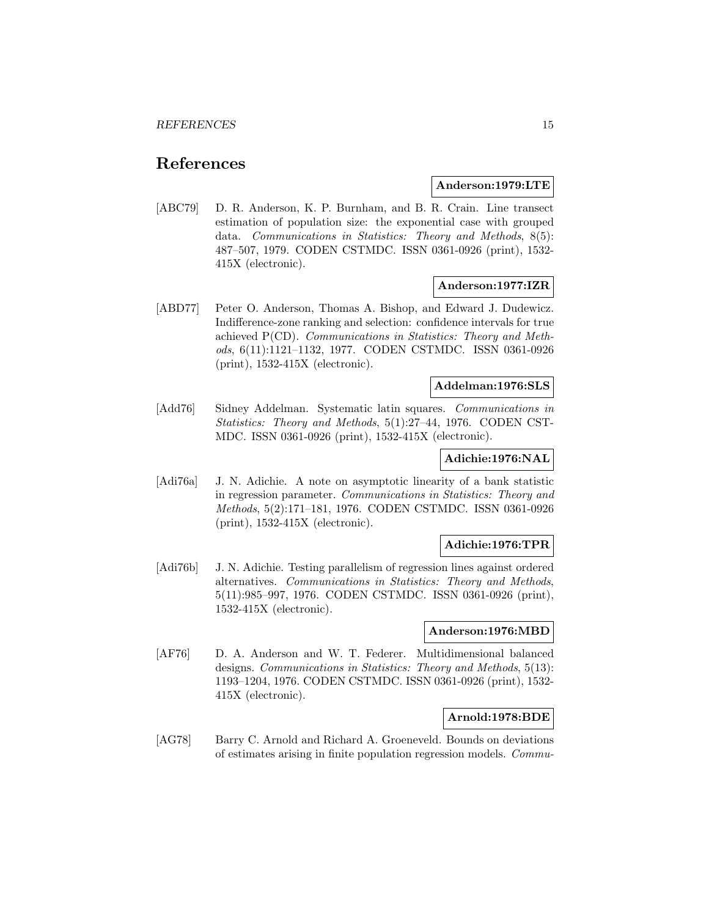# References

**Anderson:1979:LTE**

[ABC79] D. R. Anderson, K. P. Burnham, and B. R. Crain. Line transect estimation of population size: the exponential case with grouped data. *Communications in Statistics: Theory and Methods*, 8(5): 487–507, 1979. CODEN CSTMDC. ISSN 0361-0926 (print), 1532-415X (electronic).

**Anderson:1977:IZR**

[ABD77] Peter O. Anderson, Thomas A. Bishop, and Edward J. Dudewicz. Indifference-zone ranking and selection: confidence intervals for true achieved P(CD). *Communications in Statistics: Theory and Methods*, 6(11):1121–1132, 1977. CODEN CSTMDC. ISSN 0361-0926 (print), 1532-415X (electronic).

**Addelman:1976:SLS**

[Add76] Sidney Addelman. Systematic latin squares. *Communications in Statistics: Theory and Methods*, 5(1):27–44, 1976. CODEN CSTMDC. ISSN 0361-0926 (print), 1532-415X (electronic).

**Adichie:1976:NAL**

[Adi76a] J. N. Adichie. A note on asymptotic linearity of a bank statistic in regression parameter. *Communications in Statistics: Theory and Methods*, 5(2):171–181, 1976. CODEN CSTMDC. ISSN 0361-0926 (print), 1532-415X (electronic).

**Adichie:1976:TPR**

[Adi76b] J. N. Adichie. Testing parallelism of regression lines against ordered alternatives. *Communications in Statistics: Theory and Methods*, 5(11):985–997, 1976. CODEN CSTMDC. ISSN 0361-0926 (print), 1532-415X (electronic).

**Anderson:1976:MBD**

[AF76] D. A. Anderson and W. T. Federer. Multidimensional balanced designs. *Communications in Statistics: Theory and Methods*, 5(13): 1193–1204, 1976. CODEN CSTMDC. ISSN 0361-0926 (print), 1532-415X (electronic).

**Arnold:1978:BDE**

[AG78] Barry C. Arnold and Richard A. Groeneveld. Bounds on deviations of estimates arising in finite population regression models. *Commu-*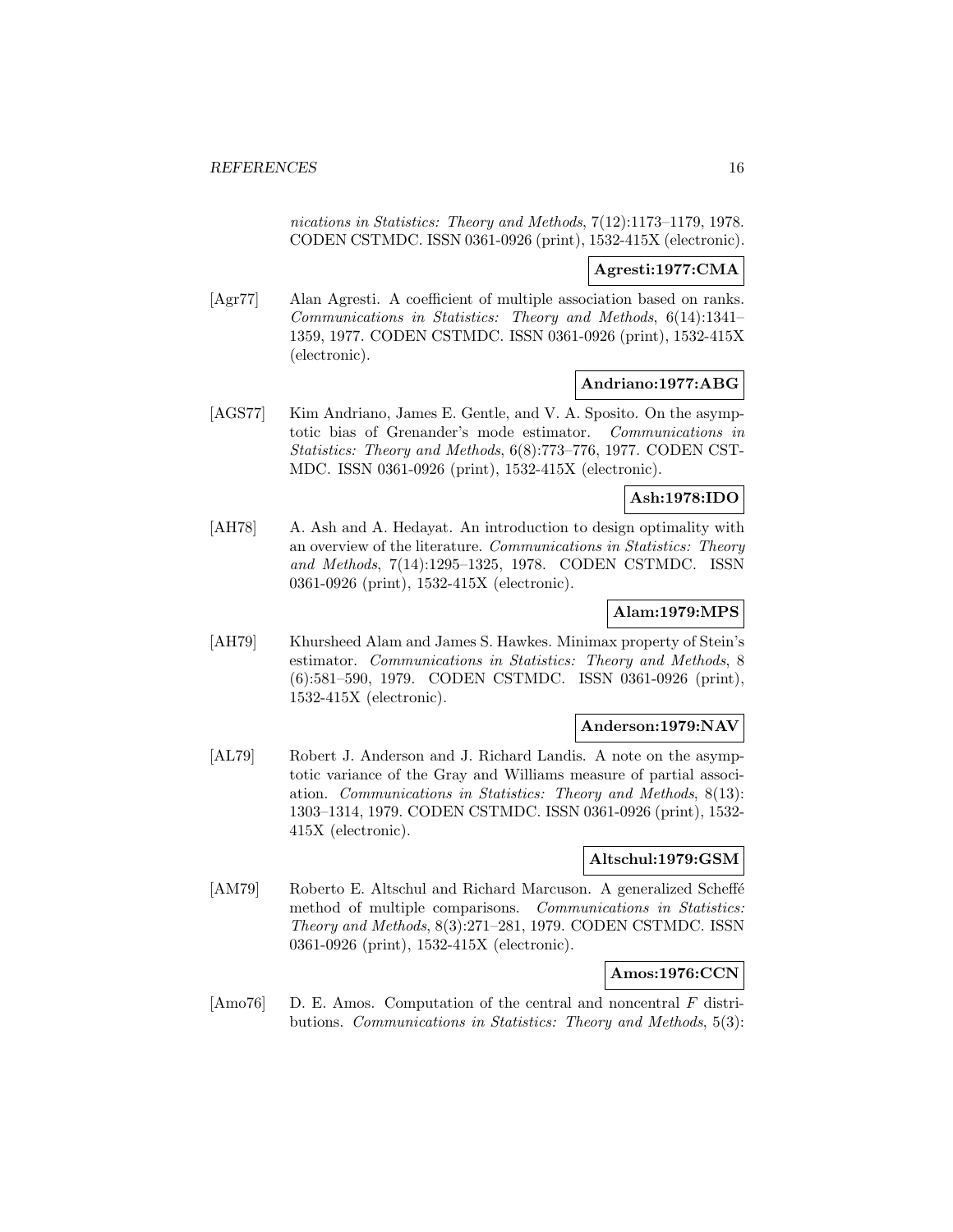*nications in Statistics: Theory and Methods*, 7(12):1173–1179, 1978. CODEN CSTMDC. ISSN 0361-0926 (print), 1532-415X (electronic).

**Agresti:1977:CMA**

[Agr77] Alan Agresti. A coefficient of multiple association based on ranks. *Communications in Statistics: Theory and Methods*, 6(14):1341–1359, 1977. CODEN CSTMDC. ISSN 0361-0926 (print), 1532-415X (electronic).

**Andriano:1977:ABG**

[AGS77] Kim Andriano, James E. Gentle, and V. A. Sposito. On the asymptotic bias of Grenander's mode estimator. *Communications in Statistics: Theory and Methods*, 6(8):773–776, 1977. CODEN CSTMDC. ISSN 0361-0926 (print), 1532-415X (electronic).

**Ash:1978:IDO**

[AH78] A. Ash and A. Hedayat. An introduction to design optimality with an overview of the literature. *Communications in Statistics: Theory and Methods*, 7(14):1295–1325, 1978. CODEN CSTMDC. ISSN 0361-0926 (print), 1532-415X (electronic).

**Alam:1979:MPS**

[AH79] Khursheed Alam and James S. Hawkes. Minimax property of Stein's estimator. *Communications in Statistics: Theory and Methods*, 8(6):581–590, 1979. CODEN CSTMDC. ISSN 0361-0926 (print), 1532-415X (electronic).

**Anderson:1979:NAV**

[AL79] Robert J. Anderson and J. Richard Landis. A note on the asymptotic variance of the Gray and Williams measure of partial association. *Communications in Statistics: Theory and Methods*, 8(13):1303–1314, 1979. CODEN CSTMDC. ISSN 0361-0926 (print), 1532-415X (electronic).

**Altschul:1979:GSM**

[AM79] Roberto E. Altschul and Richard Marcuson. A generalized Scheffé method of multiple comparisons. *Communications in Statistics: Theory and Methods*, 8(3):271–281, 1979. CODEN CSTMDC. ISSN 0361-0926 (print), 1532-415X (electronic).

**Amos:1976:CCN**

[Amo76] D. E. Amos. Computation of the central and noncentral $F$ distributions. *Communications in Statistics: Theory and Methods*, 5(3):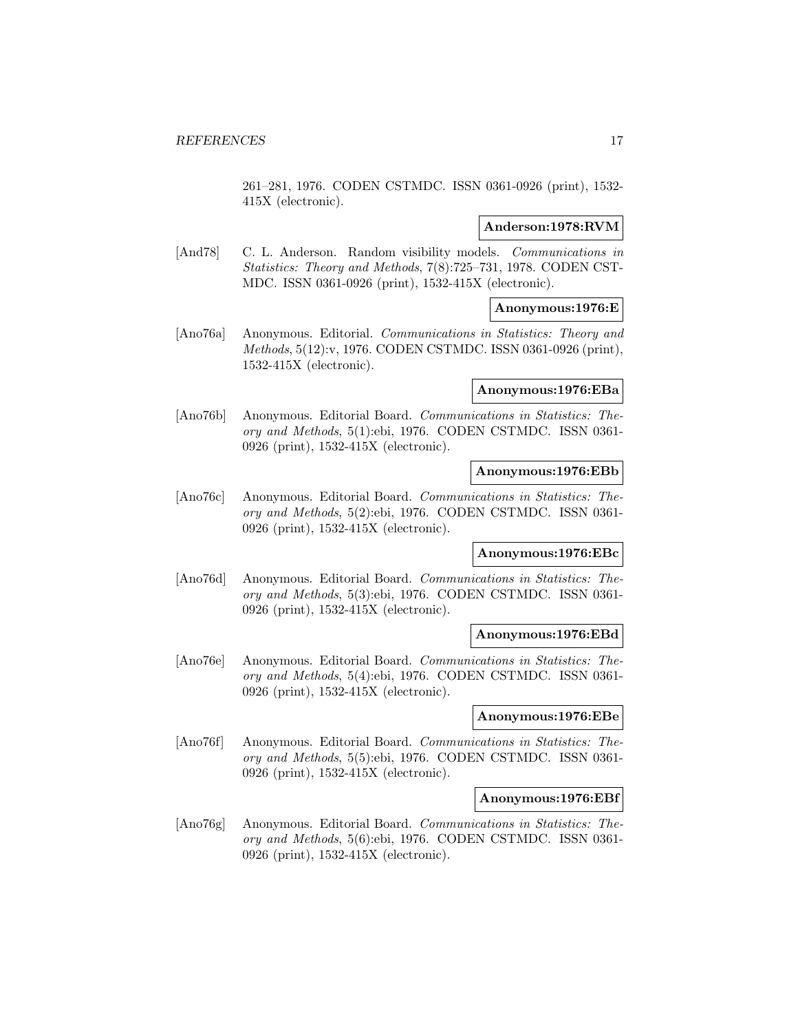261–281, 1976. CODEN CSTMDC. ISSN 0361-0926 (print), 1532-415X (electronic).

**Anderson:1978:RVM**

[And78] C. L. Anderson. Random visibility models. *Communications in Statistics: Theory and Methods*, 7(8):725–731, 1978. CODEN CSTMDC. ISSN 0361-0926 (print), 1532-415X (electronic).

**Anonymous:1976:E**

[Ano76a] Anonymous. Editorial. *Communications in Statistics: Theory and Methods*, 5(12):v, 1976. CODEN CSTMDC. ISSN 0361-0926 (print), 1532-415X (electronic).

**Anonymous:1976:EBa**

[Ano76b] Anonymous. Editorial Board. *Communications in Statistics: Theory and Methods*, 5(1):ebi, 1976. CODEN CSTMDC. ISSN 0361-0926 (print), 1532-415X (electronic).

**Anonymous:1976:EBb**

[Ano76c] Anonymous. Editorial Board. *Communications in Statistics: Theory and Methods*, 5(2):ebi, 1976. CODEN CSTMDC. ISSN 0361-0926 (print), 1532-415X (electronic).

**Anonymous:1976:EBc**

[Ano76d] Anonymous. Editorial Board. *Communications in Statistics: Theory and Methods*, 5(3):ebi, 1976. CODEN CSTMDC. ISSN 0361-0926 (print), 1532-415X (electronic).

**Anonymous:1976:EBd**

[Ano76e] Anonymous. Editorial Board. *Communications in Statistics: Theory and Methods*, 5(4):ebi, 1976. CODEN CSTMDC. ISSN 0361-0926 (print), 1532-415X (electronic).

**Anonymous:1976:EBe**

[Ano76f] Anonymous. Editorial Board. *Communications in Statistics: Theory and Methods*, 5(5):ebi, 1976. CODEN CSTMDC. ISSN 0361-0926 (print), 1532-415X (electronic).

**Anonymous:1976:EBf**

[Ano76g] Anonymous. Editorial Board. *Communications in Statistics: Theory and Methods*, 5(6):ebi, 1976. CODEN CSTMDC. ISSN 0361-0926 (print), 1532-415X (electronic).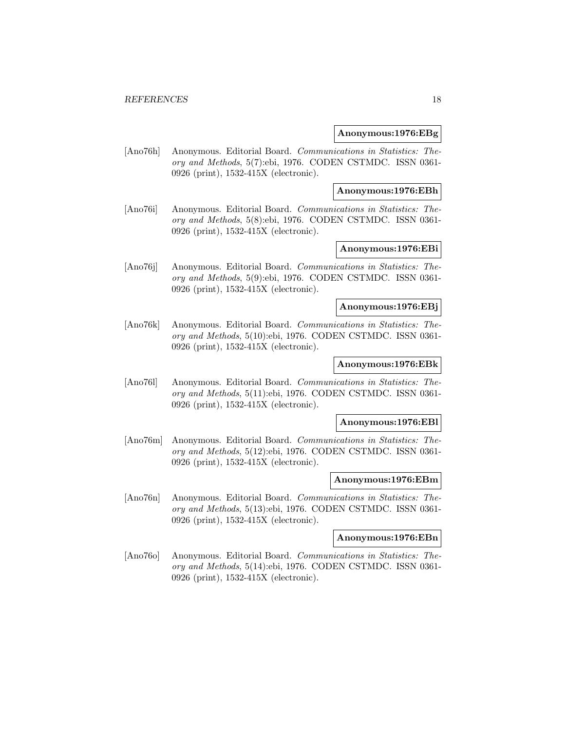**Anonymous:1976:EBg**

[Ano76h] Anonymous. Editorial Board. *Communications in Statistics: Theory and Methods*, 5(7):ebi, 1976. CODEN CSTMDC. ISSN 0361-0926 (print), 1532-415X (electronic).

**Anonymous:1976:EBh**

[Ano76i] Anonymous. Editorial Board. *Communications in Statistics: Theory and Methods*, 5(8):ebi, 1976. CODEN CSTMDC. ISSN 0361-0926 (print), 1532-415X (electronic).

**Anonymous:1976:EBi**

[Ano76j] Anonymous. Editorial Board. *Communications in Statistics: Theory and Methods*, 5(9):ebi, 1976. CODEN CSTMDC. ISSN 0361-0926 (print), 1532-415X (electronic).

**Anonymous:1976:EBj**

[Ano76k] Anonymous. Editorial Board. *Communications in Statistics: Theory and Methods*, 5(10):ebi, 1976. CODEN CSTMDC. ISSN 0361-0926 (print), 1532-415X (electronic).

**Anonymous:1976:EBk**

[Ano76l] Anonymous. Editorial Board. *Communications in Statistics: Theory and Methods*, 5(11):ebi, 1976. CODEN CSTMDC. ISSN 0361-0926 (print), 1532-415X (electronic).

**Anonymous:1976:EBl**

[Ano76m] Anonymous. Editorial Board. *Communications in Statistics: Theory and Methods*, 5(12):ebi, 1976. CODEN CSTMDC. ISSN 0361-0926 (print), 1532-415X (electronic).

**Anonymous:1976:EBm**

[Ano76n] Anonymous. Editorial Board. *Communications in Statistics: Theory and Methods*, 5(13):ebi, 1976. CODEN CSTMDC. ISSN 0361-0926 (print), 1532-415X (electronic).

**Anonymous:1976:EBn**

[Ano76o] Anonymous. Editorial Board. *Communications in Statistics: Theory and Methods*, 5(14):ebi, 1976. CODEN CSTMDC. ISSN 0361-0926 (print), 1532-415X (electronic).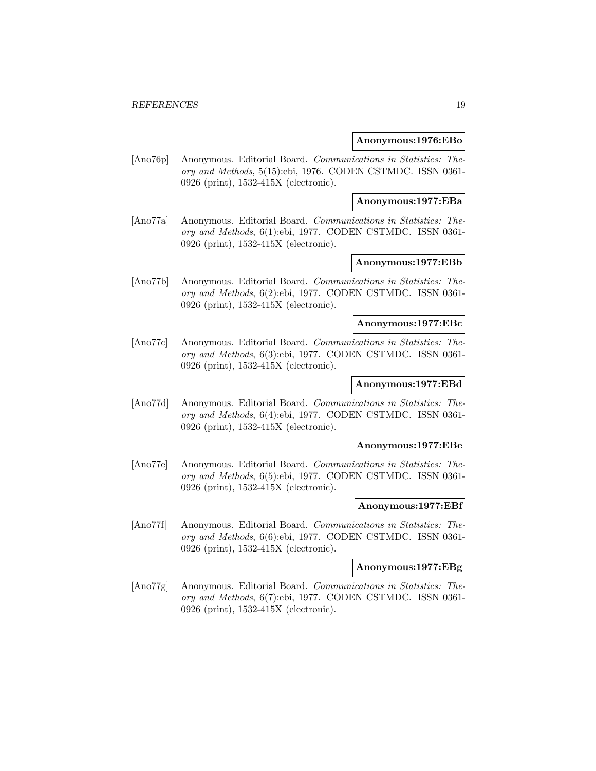**Anonymous:1976:EBo**

[Ano76p] Anonymous. Editorial Board. *Communications in Statistics: Theory and Methods*, 5(15):ebi, 1976. CODEN CSTMDC. ISSN 0361-0926 (print), 1532-415X (electronic).

**Anonymous:1977:EBa**

[Ano77a] Anonymous. Editorial Board. *Communications in Statistics: Theory and Methods*, 6(1):ebi, 1977. CODEN CSTMDC. ISSN 0361-0926 (print), 1532-415X (electronic).

**Anonymous:1977:EBb**

[Ano77b] Anonymous. Editorial Board. *Communications in Statistics: Theory and Methods*, 6(2):ebi, 1977. CODEN CSTMDC. ISSN 0361-0926 (print), 1532-415X (electronic).

**Anonymous:1977:EBc**

[Ano77c] Anonymous. Editorial Board. *Communications in Statistics: Theory and Methods*, 6(3):ebi, 1977. CODEN CSTMDC. ISSN 0361-0926 (print), 1532-415X (electronic).

**Anonymous:1977:EBd**

[Ano77d] Anonymous. Editorial Board. *Communications in Statistics: Theory and Methods*, 6(4):ebi, 1977. CODEN CSTMDC. ISSN 0361-0926 (print), 1532-415X (electronic).

**Anonymous:1977:EBe**

[Ano77e] Anonymous. Editorial Board. *Communications in Statistics: Theory and Methods*, 6(5):ebi, 1977. CODEN CSTMDC. ISSN 0361-0926 (print), 1532-415X (electronic).

**Anonymous:1977:EBf**

[Ano77f] Anonymous. Editorial Board. *Communications in Statistics: Theory and Methods*, 6(6):ebi, 1977. CODEN CSTMDC. ISSN 0361-0926 (print), 1532-415X (electronic).

**Anonymous:1977:EBg**

[Ano77g] Anonymous. Editorial Board. *Communications in Statistics: Theory and Methods*, 6(7):ebi, 1977. CODEN CSTMDC. ISSN 0361-0926 (print), 1532-415X (electronic).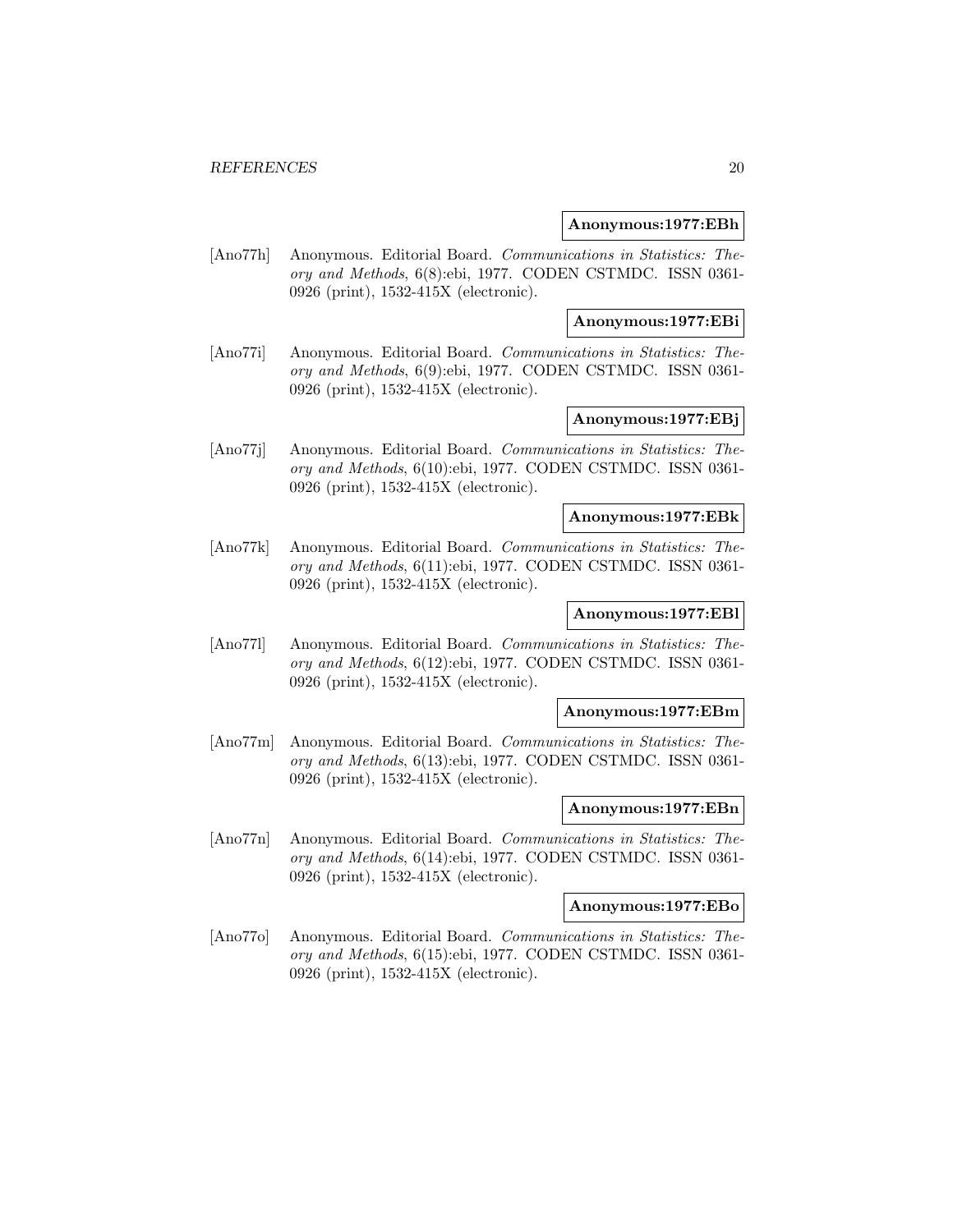**Anonymous:1977:EBh**

[Ano77h] Anonymous. Editorial Board. *Communications in Statistics: Theory and Methods*, 6(8):ebi, 1977. CODEN CSTMDC. ISSN 0361-0926 (print), 1532-415X (electronic).

**Anonymous:1977:EBi**

[Ano77i] Anonymous. Editorial Board. *Communications in Statistics: Theory and Methods*, 6(9):ebi, 1977. CODEN CSTMDC. ISSN 0361-0926 (print), 1532-415X (electronic).

**Anonymous:1977:EBj**

[Ano77j] Anonymous. Editorial Board. *Communications in Statistics: Theory and Methods*, 6(10):ebi, 1977. CODEN CSTMDC. ISSN 0361-0926 (print), 1532-415X (electronic).

**Anonymous:1977:EBk**

[Ano77k] Anonymous. Editorial Board. *Communications in Statistics: Theory and Methods*, 6(11):ebi, 1977. CODEN CSTMDC. ISSN 0361-0926 (print), 1532-415X (electronic).

**Anonymous:1977:EBl**

[Ano77l] Anonymous. Editorial Board. *Communications in Statistics: Theory and Methods*, 6(12):ebi, 1977. CODEN CSTMDC. ISSN 0361-0926 (print), 1532-415X (electronic).

**Anonymous:1977:EBm**

[Ano77m] Anonymous. Editorial Board. *Communications in Statistics: Theory and Methods*, 6(13):ebi, 1977. CODEN CSTMDC. ISSN 0361-0926 (print), 1532-415X (electronic).

**Anonymous:1977:EBn**

[Ano77n] Anonymous. Editorial Board. *Communications in Statistics: Theory and Methods*, 6(14):ebi, 1977. CODEN CSTMDC. ISSN 0361-0926 (print), 1532-415X (electronic).

**Anonymous:1977:EBo**

[Ano77o] Anonymous. Editorial Board. *Communications in Statistics: Theory and Methods*, 6(15):ebi, 1977. CODEN CSTMDC. ISSN 0361-0926 (print), 1532-415X (electronic).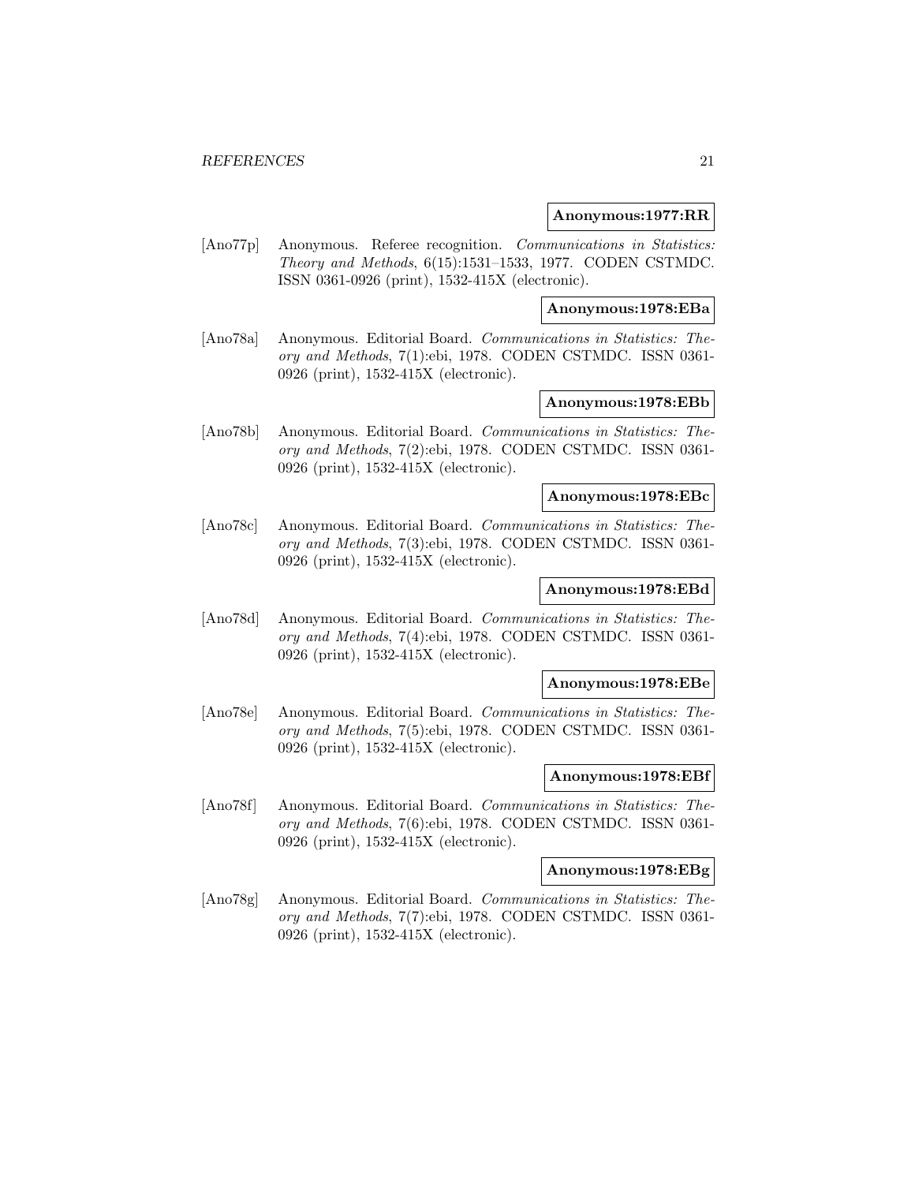**Anonymous:1977:RR**

[Ano77p] Anonymous. Referee recognition. *Communications in Statistics: Theory and Methods*, 6(15):1531–1533, 1977. CODEN CSTMDC. ISSN 0361-0926 (print), 1532-415X (electronic).

**Anonymous:1978:EBa**

[Ano78a] Anonymous. Editorial Board. *Communications in Statistics: Theory and Methods*, 7(1):ebi, 1978. CODEN CSTMDC. ISSN 0361-0926 (print), 1532-415X (electronic).

**Anonymous:1978:EBb**

[Ano78b] Anonymous. Editorial Board. *Communications in Statistics: Theory and Methods*, 7(2):ebi, 1978. CODEN CSTMDC. ISSN 0361-0926 (print), 1532-415X (electronic).

**Anonymous:1978:EBc**

[Ano78c] Anonymous. Editorial Board. *Communications in Statistics: Theory and Methods*, 7(3):ebi, 1978. CODEN CSTMDC. ISSN 0361-0926 (print), 1532-415X (electronic).

**Anonymous:1978:EBd**

[Ano78d] Anonymous. Editorial Board. *Communications in Statistics: Theory and Methods*, 7(4):ebi, 1978. CODEN CSTMDC. ISSN 0361-0926 (print), 1532-415X (electronic).

**Anonymous:1978:EBe**

[Ano78e] Anonymous. Editorial Board. *Communications in Statistics: Theory and Methods*, 7(5):ebi, 1978. CODEN CSTMDC. ISSN 0361-0926 (print), 1532-415X (electronic).

**Anonymous:1978:EBf**

[Ano78f] Anonymous. Editorial Board. *Communications in Statistics: Theory and Methods*, 7(6):ebi, 1978. CODEN CSTMDC. ISSN 0361-0926 (print), 1532-415X (electronic).

**Anonymous:1978:EBg**

[Ano78g] Anonymous. Editorial Board. *Communications in Statistics: Theory and Methods*, 7(7):ebi, 1978. CODEN CSTMDC. ISSN 0361-0926 (print), 1532-415X (electronic).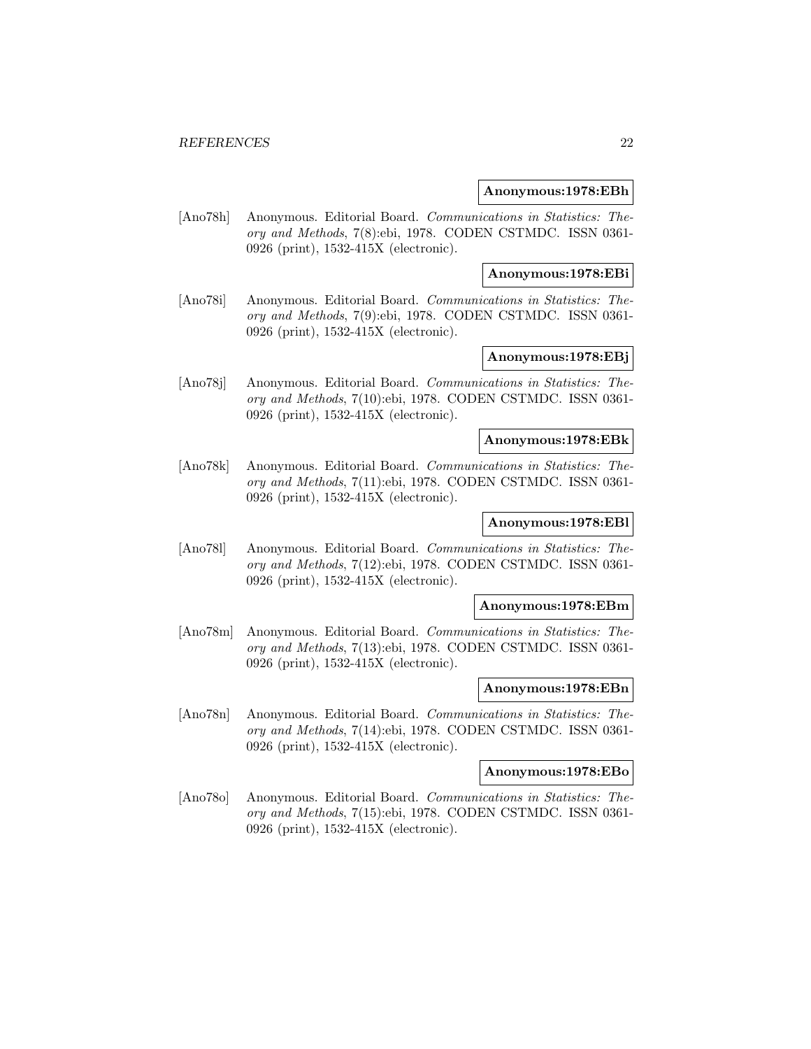**Anonymous:1978:EBh**

[Ano78h] Anonymous. Editorial Board. *Communications in Statistics: Theory and Methods*, 7(8):ebi, 1978. CODEN CSTMDC. ISSN 0361-0926 (print), 1532-415X (electronic).

**Anonymous:1978:EBi**

[Ano78i] Anonymous. Editorial Board. *Communications in Statistics: Theory and Methods*, 7(9):ebi, 1978. CODEN CSTMDC. ISSN 0361-0926 (print), 1532-415X (electronic).

**Anonymous:1978:EBj**

[Ano78j] Anonymous. Editorial Board. *Communications in Statistics: Theory and Methods*, 7(10):ebi, 1978. CODEN CSTMDC. ISSN 0361-0926 (print), 1532-415X (electronic).

**Anonymous:1978:EBk**

[Ano78k] Anonymous. Editorial Board. *Communications in Statistics: Theory and Methods*, 7(11):ebi, 1978. CODEN CSTMDC. ISSN 0361-0926 (print), 1532-415X (electronic).

**Anonymous:1978:EBl**

[Ano78l] Anonymous. Editorial Board. *Communications in Statistics: Theory and Methods*, 7(12):ebi, 1978. CODEN CSTMDC. ISSN 0361-0926 (print), 1532-415X (electronic).

**Anonymous:1978:EBm**

[Ano78m] Anonymous. Editorial Board. *Communications in Statistics: Theory and Methods*, 7(13):ebi, 1978. CODEN CSTMDC. ISSN 0361-0926 (print), 1532-415X (electronic).

**Anonymous:1978:EBn**

[Ano78n] Anonymous. Editorial Board. *Communications in Statistics: Theory and Methods*, 7(14):ebi, 1978. CODEN CSTMDC. ISSN 0361-0926 (print), 1532-415X (electronic).

**Anonymous:1978:EBo**

[Ano78o] Anonymous. Editorial Board. *Communications in Statistics: Theory and Methods*, 7(15):ebi, 1978. CODEN CSTMDC. ISSN 0361-0926 (print), 1532-415X (electronic).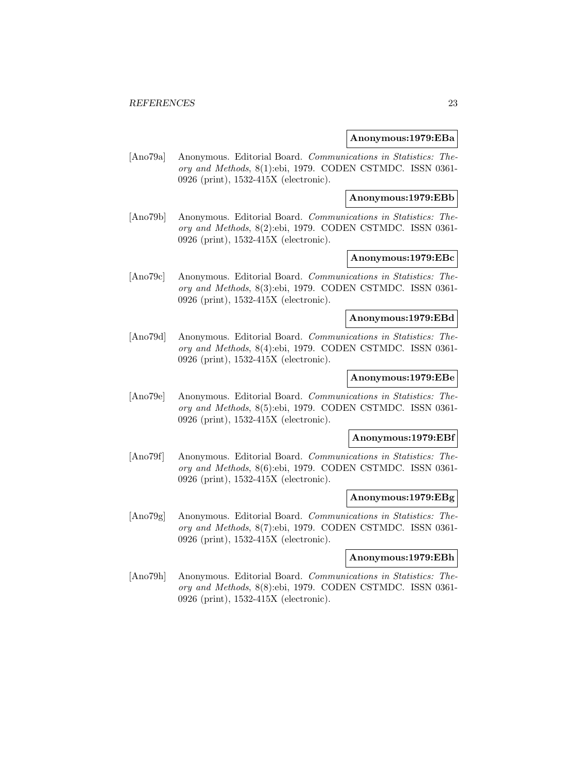**Anonymous:1979:EBa**

[Ano79a] Anonymous. Editorial Board. *Communications in Statistics: Theory and Methods*, 8(1):ebi, 1979. CODEN CSTMDC. ISSN 0361-0926 (print), 1532-415X (electronic).

**Anonymous:1979:EBb**

[Ano79b] Anonymous. Editorial Board. *Communications in Statistics: Theory and Methods*, 8(2):ebi, 1979. CODEN CSTMDC. ISSN 0361-0926 (print), 1532-415X (electronic).

**Anonymous:1979:EBc**

[Ano79c] Anonymous. Editorial Board. *Communications in Statistics: Theory and Methods*, 8(3):ebi, 1979. CODEN CSTMDC. ISSN 0361-0926 (print), 1532-415X (electronic).

**Anonymous:1979:EBd**

[Ano79d] Anonymous. Editorial Board. *Communications in Statistics: Theory and Methods*, 8(4):ebi, 1979. CODEN CSTMDC. ISSN 0361-0926 (print), 1532-415X (electronic).

**Anonymous:1979:EBe**

[Ano79e] Anonymous. Editorial Board. *Communications in Statistics: Theory and Methods*, 8(5):ebi, 1979. CODEN CSTMDC. ISSN 0361-0926 (print), 1532-415X (electronic).

**Anonymous:1979:EBf**

[Ano79f] Anonymous. Editorial Board. *Communications in Statistics: Theory and Methods*, 8(6):ebi, 1979. CODEN CSTMDC. ISSN 0361-0926 (print), 1532-415X (electronic).

**Anonymous:1979:EBg**

[Ano79g] Anonymous. Editorial Board. *Communications in Statistics: Theory and Methods*, 8(7):ebi, 1979. CODEN CSTMDC. ISSN 0361-0926 (print), 1532-415X (electronic).

**Anonymous:1979:EBh**

[Ano79h] Anonymous. Editorial Board. *Communications in Statistics: Theory and Methods*, 8(8):ebi, 1979. CODEN CSTMDC. ISSN 0361-0926 (print), 1532-415X (electronic).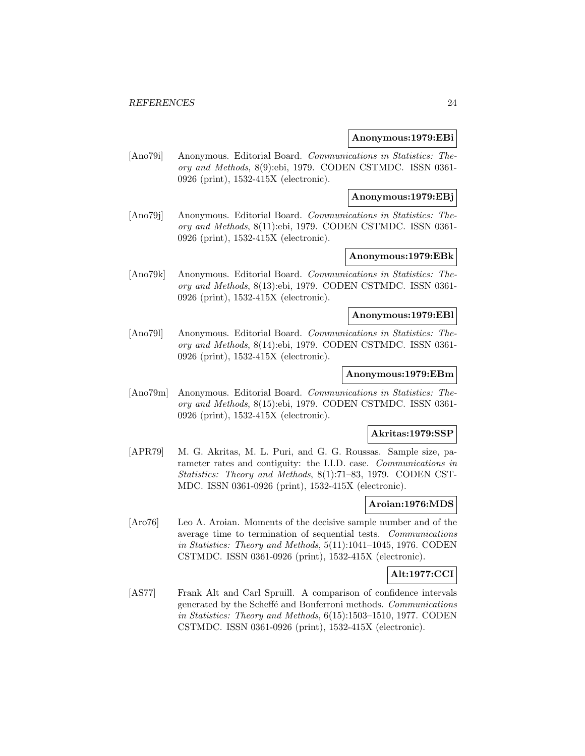**Anonymous:1979:EBi**

[Ano79i] Anonymous. Editorial Board. *Communications in Statistics: Theory and Methods*, 8(9):ebi, 1979. CODEN CSTMDC. ISSN 0361-0926 (print), 1532-415X (electronic).

**Anonymous:1979:EBj**

[Ano79j] Anonymous. Editorial Board. *Communications in Statistics: Theory and Methods*, 8(11):ebi, 1979. CODEN CSTMDC. ISSN 0361-0926 (print), 1532-415X (electronic).

**Anonymous:1979:EBk**

[Ano79k] Anonymous. Editorial Board. *Communications in Statistics: Theory and Methods*, 8(13):ebi, 1979. CODEN CSTMDC. ISSN 0361-0926 (print), 1532-415X (electronic).

**Anonymous:1979:EBl**

[Ano79l] Anonymous. Editorial Board. *Communications in Statistics: Theory and Methods*, 8(14):ebi, 1979. CODEN CSTMDC. ISSN 0361-0926 (print), 1532-415X (electronic).

**Anonymous:1979:EBm**

[Ano79m] Anonymous. Editorial Board. *Communications in Statistics: Theory and Methods*, 8(15):ebi, 1979. CODEN CSTMDC. ISSN 0361-0926 (print), 1532-415X (electronic).

**Akritas:1979:SSP**

[APR79] M. G. Akritas, M. L. Puri, and G. G. Roussas. Sample size, parameter rates and contiguity: the I.I.D. case. *Communications in Statistics: Theory and Methods*, 8(1):71–83, 1979. CODEN CSTMDC. ISSN 0361-0926 (print), 1532-415X (electronic).

**Aroian:1976:MDS**

[Aro76] Leo A. Aroian. Moments of the decisive sample number and of the average time to termination of sequential tests. *Communications in Statistics: Theory and Methods*, 5(11):1041–1045, 1976. CODEN CSTMDC. ISSN 0361-0926 (print), 1532-415X (electronic).

**Alt:1977:CCI**

[AS77] Frank Alt and Carl Spruill. A comparison of confidence intervals generated by the Scheffé and Bonferroni methods. *Communications in Statistics: Theory and Methods*, 6(15):1503–1510, 1977. CODEN CSTMDC. ISSN 0361-0926 (print), 1532-415X (electronic).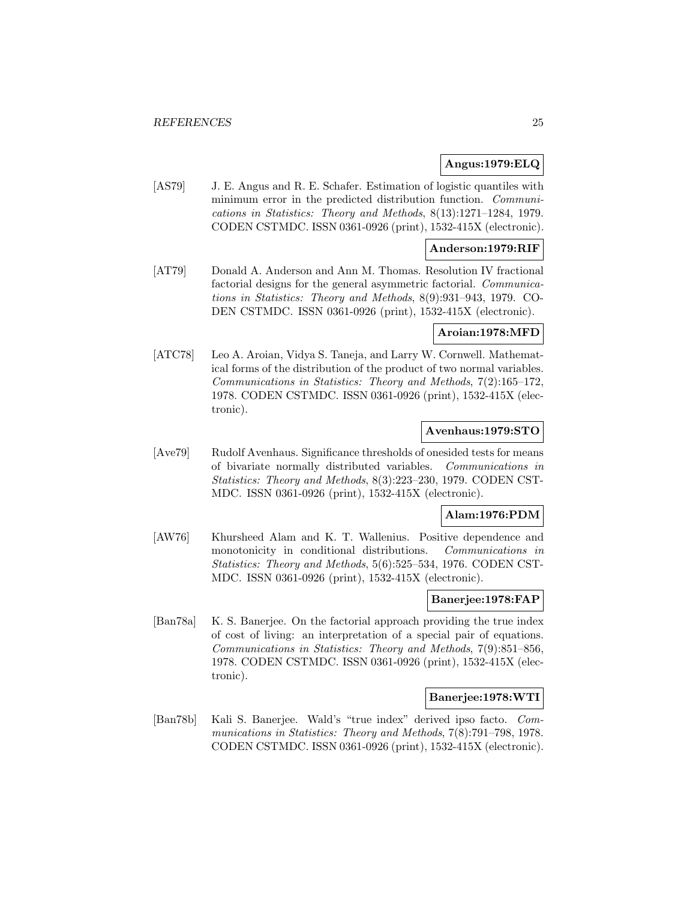**Angus:1979:ELQ**

[AS79] J. E. Angus and R. E. Schafer. Estimation of logistic quantiles with minimum error in the predicted distribution function. *Communications in Statistics: Theory and Methods*, 8(13):1271–1284, 1979. CODEN CSTMDC. ISSN 0361-0926 (print), 1532-415X (electronic).

**Anderson:1979:RIF**

[AT79] Donald A. Anderson and Ann M. Thomas. Resolution IV fractional factorial designs for the general asymmetric factorial. *Communications in Statistics: Theory and Methods*, 8(9):931–943, 1979. CODEN CSTMDC. ISSN 0361-0926 (print), 1532-415X (electronic).

**Aroian:1978:MFD**

[ATC78] Leo A. Aroian, Vidya S. Taneja, and Larry W. Cornwell. Mathematical forms of the distribution of the product of two normal variables. *Communications in Statistics: Theory and Methods*, 7(2):165–172, 1978. CODEN CSTMDC. ISSN 0361-0926 (print), 1532-415X (electronic).

**Avenhaus:1979:STO**

[Ave79] Rudolf Avenhaus. Significance thresholds of onesided tests for means of bivariate normally distributed variables. *Communications in Statistics: Theory and Methods*, 8(3):223–230, 1979. CODEN CSTMDC. ISSN 0361-0926 (print), 1532-415X (electronic).

**Alam:1976:PDM**

[AW76] Khursheed Alam and K. T. Wallenius. Positive dependence and monotonicity in conditional distributions. *Communications in Statistics: Theory and Methods*, 5(6):525–534, 1976. CODEN CSTMDC. ISSN 0361-0926 (print), 1532-415X (electronic).

**Banerjee:1978:FAP**

[Ban78a] K. S. Banerjee. On the factorial approach providing the true index of cost of living: an interpretation of a special pair of equations. *Communications in Statistics: Theory and Methods*, 7(9):851–856, 1978. CODEN CSTMDC. ISSN 0361-0926 (print), 1532-415X (electronic).

**Banerjee:1978:WTI**

[Ban78b] Kali S. Banerjee. Wald's "true index" derived ipso facto. *Communications in Statistics: Theory and Methods*, 7(8):791–798, 1978. CODEN CSTMDC. ISSN 0361-0926 (print), 1532-415X (electronic).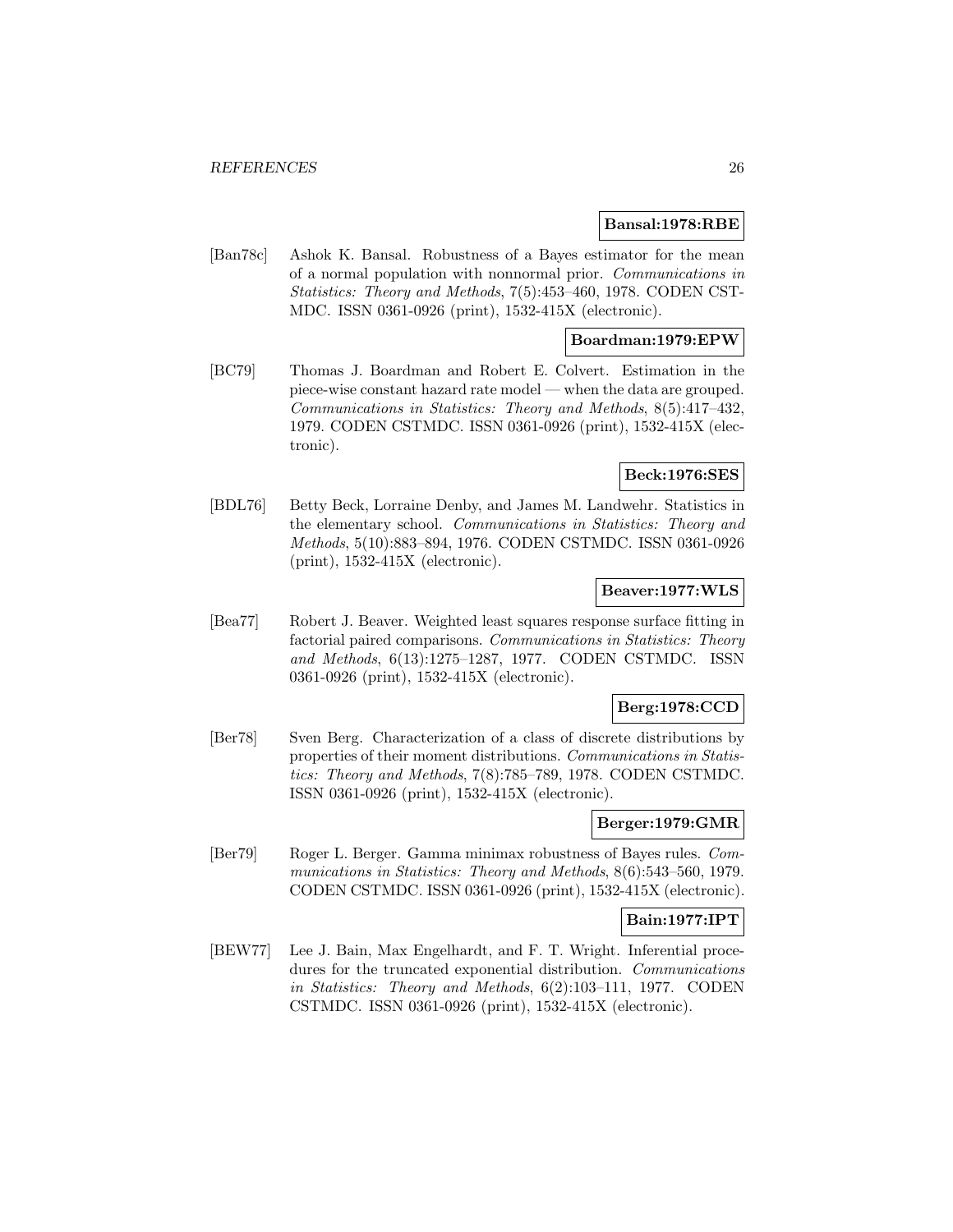**Bansal:1978:RBE**

[Ban78c] Ashok K. Bansal. Robustness of a Bayes estimator for the mean of a normal population with nonnormal prior. *Communications in Statistics: Theory and Methods*, 7(5):453–460, 1978. CODEN CSTMDC. ISSN 0361-0926 (print), 1532-415X (electronic).

**Boardman:1979:EPW**

[BC79] Thomas J. Boardman and Robert E. Colvert. Estimation in the piece-wise constant hazard rate model — when the data are grouped. *Communications in Statistics: Theory and Methods*, 8(5):417–432, 1979. CODEN CSTMDC. ISSN 0361-0926 (print), 1532-415X (electronic).

**Beck:1976:SES**

[BDL76] Betty Beck, Lorraine Denby, and James M. Landwehr. Statistics in the elementary school. *Communications in Statistics: Theory and Methods*, 5(10):883–894, 1976. CODEN CSTMDC. ISSN 0361-0926 (print), 1532-415X (electronic).

**Beaver:1977:WLS**

[Bea77] Robert J. Beaver. Weighted least squares response surface fitting in factorial paired comparisons. *Communications in Statistics: Theory and Methods*, 6(13):1275–1287, 1977. CODEN CSTMDC. ISSN 0361-0926 (print), 1532-415X (electronic).

**Berg:1978:CCD**

[Ber78] Sven Berg. Characterization of a class of discrete distributions by properties of their moment distributions. *Communications in Statistics: Theory and Methods*, 7(8):785–789, 1978. CODEN CSTMDC. ISSN 0361-0926 (print), 1532-415X (electronic).

**Berger:1979:GMR**

[Ber79] Roger L. Berger. Gamma minimax robustness of Bayes rules. *Communications in Statistics: Theory and Methods*, 8(6):543–560, 1979. CODEN CSTMDC. ISSN 0361-0926 (print), 1532-415X (electronic).

**Bain:1977:IPT**

[BEW77] Lee J. Bain, Max Engelhardt, and F. T. Wright. Inferential procedures for the truncated exponential distribution. *Communications in Statistics: Theory and Methods*, 6(2):103–111, 1977. CODEN CSTMDC. ISSN 0361-0926 (print), 1532-415X (electronic).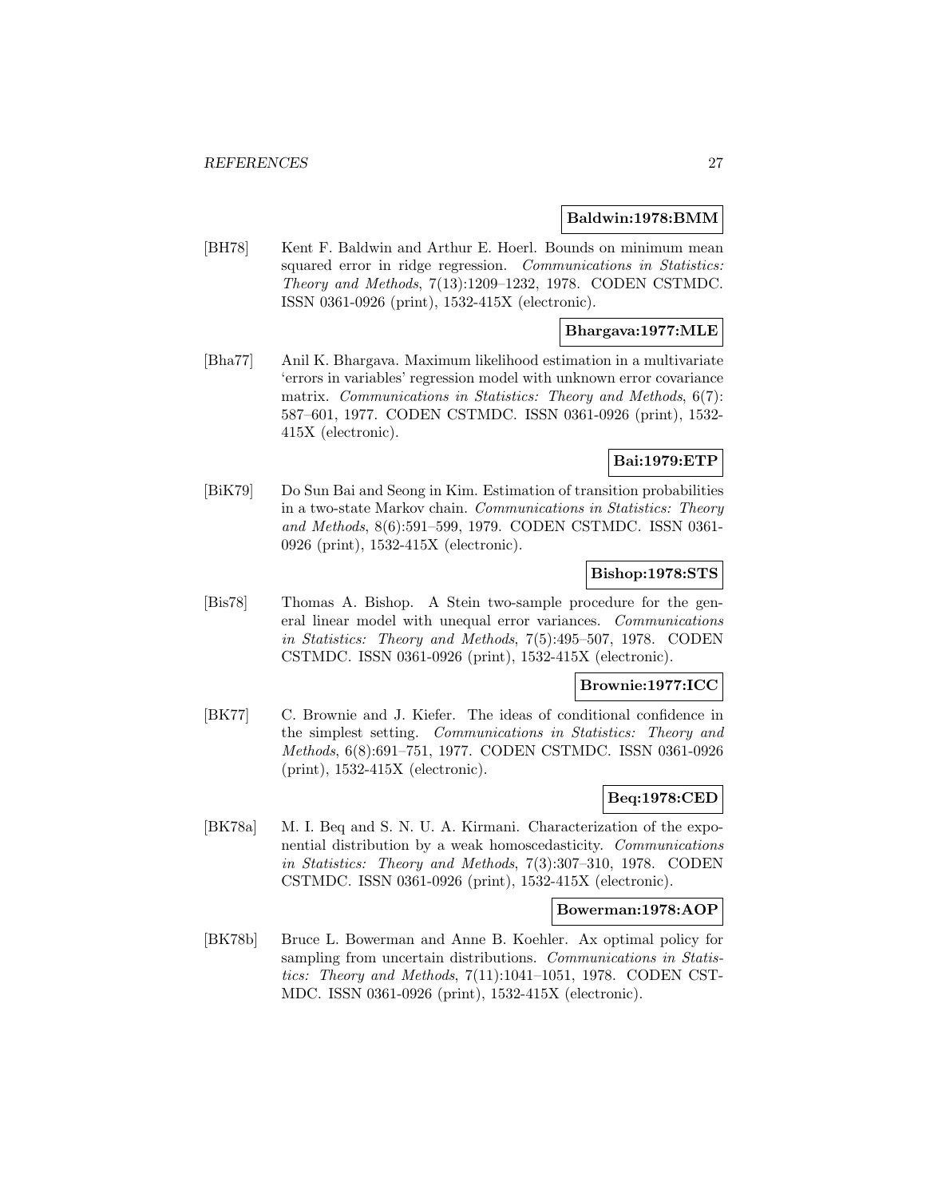**Baldwin:1978:BMM**

[BH78] Kent F. Baldwin and Arthur E. Hoerl. Bounds on minimum mean squared error in ridge regression. *Communications in Statistics: Theory and Methods*, 7(13):1209–1232, 1978. CODEN CSTMDC. ISSN 0361-0926 (print), 1532-415X (electronic).

**Bhargava:1977:MLE**

[Bha77] Anil K. Bhargava. Maximum likelihood estimation in a multivariate 'errors in variables' regression model with unknown error covariance matrix. *Communications in Statistics: Theory and Methods*, 6(7): 587–601, 1977. CODEN CSTMDC. ISSN 0361-0926 (print), 1532-415X (electronic).

**Bai:1979:ETP**

[BiK79] Do Sun Bai and Seong in Kim. Estimation of transition probabilities in a two-state Markov chain. *Communications in Statistics: Theory and Methods*, 8(6):591–599, 1979. CODEN CSTMDC. ISSN 0361-0926 (print), 1532-415X (electronic).

**Bishop:1978:STS**

[Bis78] Thomas A. Bishop. A Stein two-sample procedure for the general linear model with unequal error variances. *Communications in Statistics: Theory and Methods*, 7(5):495–507, 1978. CODEN CSTMDC. ISSN 0361-0926 (print), 1532-415X (electronic).

**Brownie:1977:ICC**

[BK77] C. Brownie and J. Kiefer. The ideas of conditional confidence in the simplest setting. *Communications in Statistics: Theory and Methods*, 6(8):691–751, 1977. CODEN CSTMDC. ISSN 0361-0926 (print), 1532-415X (electronic).

**Beq:1978:CED**

[BK78a] M. I. Beq and S. N. U. A. Kirmani. Characterization of the exponential distribution by a weak homoscedasticity. *Communications in Statistics: Theory and Methods*, 7(3):307–310, 1978. CODEN CSTMDC. ISSN 0361-0926 (print), 1532-415X (electronic).

**Bowerman:1978:AOP**

[BK78b] Bruce L. Bowerman and Anne B. Koehler. Ax optimal policy for sampling from uncertain distributions. *Communications in Statistics: Theory and Methods*, 7(11):1041–1051, 1978. CODEN CSTMDC. ISSN 0361-0926 (print), 1532-415X (electronic).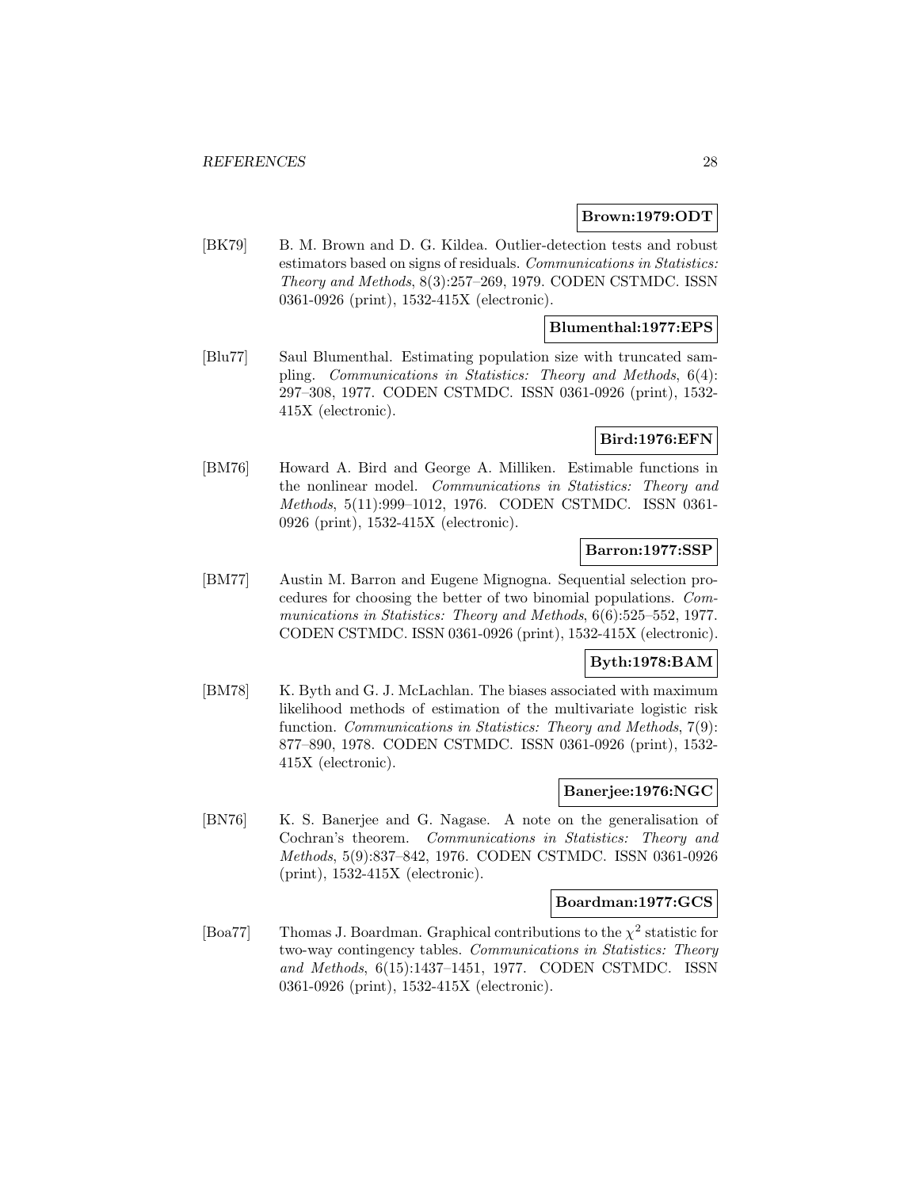**Brown:1979:ODT**

[BK79] B. M. Brown and D. G. Kildea. Outlier-detection tests and robust estimators based on signs of residuals. *Communications in Statistics: Theory and Methods*, 8(3):257–269, 1979. CODEN CSTMDC. ISSN 0361-0926 (print), 1532-415X (electronic).

**Blumenthal:1977:EPS**

[Blu77] Saul Blumenthal. Estimating population size with truncated sampling. *Communications in Statistics: Theory and Methods*, 6(4): 297–308, 1977. CODEN CSTMDC. ISSN 0361-0926 (print), 1532-415X (electronic).

**Bird:1976:EFN**

[BM76] Howard A. Bird and George A. Milliken. Estimable functions in the nonlinear model. *Communications in Statistics: Theory and Methods*, 5(11):999–1012, 1976. CODEN CSTMDC. ISSN 0361-0926 (print), 1532-415X (electronic).

**Barron:1977:SSP**

[BM77] Austin M. Barron and Eugene Mignogna. Sequential selection procedures for choosing the better of two binomial populations. *Communications in Statistics: Theory and Methods*, 6(6):525–552, 1977. CODEN CSTMDC. ISSN 0361-0926 (print), 1532-415X (electronic).

**Byth:1978:BAM**

[BM78] K. Byth and G. J. McLachlan. The biases associated with maximum likelihood methods of estimation of the multivariate logistic risk function. *Communications in Statistics: Theory and Methods*, 7(9): 877–890, 1978. CODEN CSTMDC. ISSN 0361-0926 (print), 1532-415X (electronic).

**Banerjee:1976:NGC**

[BN76] K. S. Banerjee and G. Nagase. A note on the generalisation of Cochran's theorem. *Communications in Statistics: Theory and Methods*, 5(9):837–842, 1976. CODEN CSTMDC. ISSN 0361-0926 (print), 1532-415X (electronic).

**Boardman:1977:GCS**

[Boa77] Thomas J. Boardman. Graphical contributions to the $\chi^2$ statistic for two-way contingency tables. *Communications in Statistics: Theory and Methods*, 6(15):1437–1451, 1977. CODEN CSTMDC. ISSN 0361-0926 (print), 1532-415X (electronic).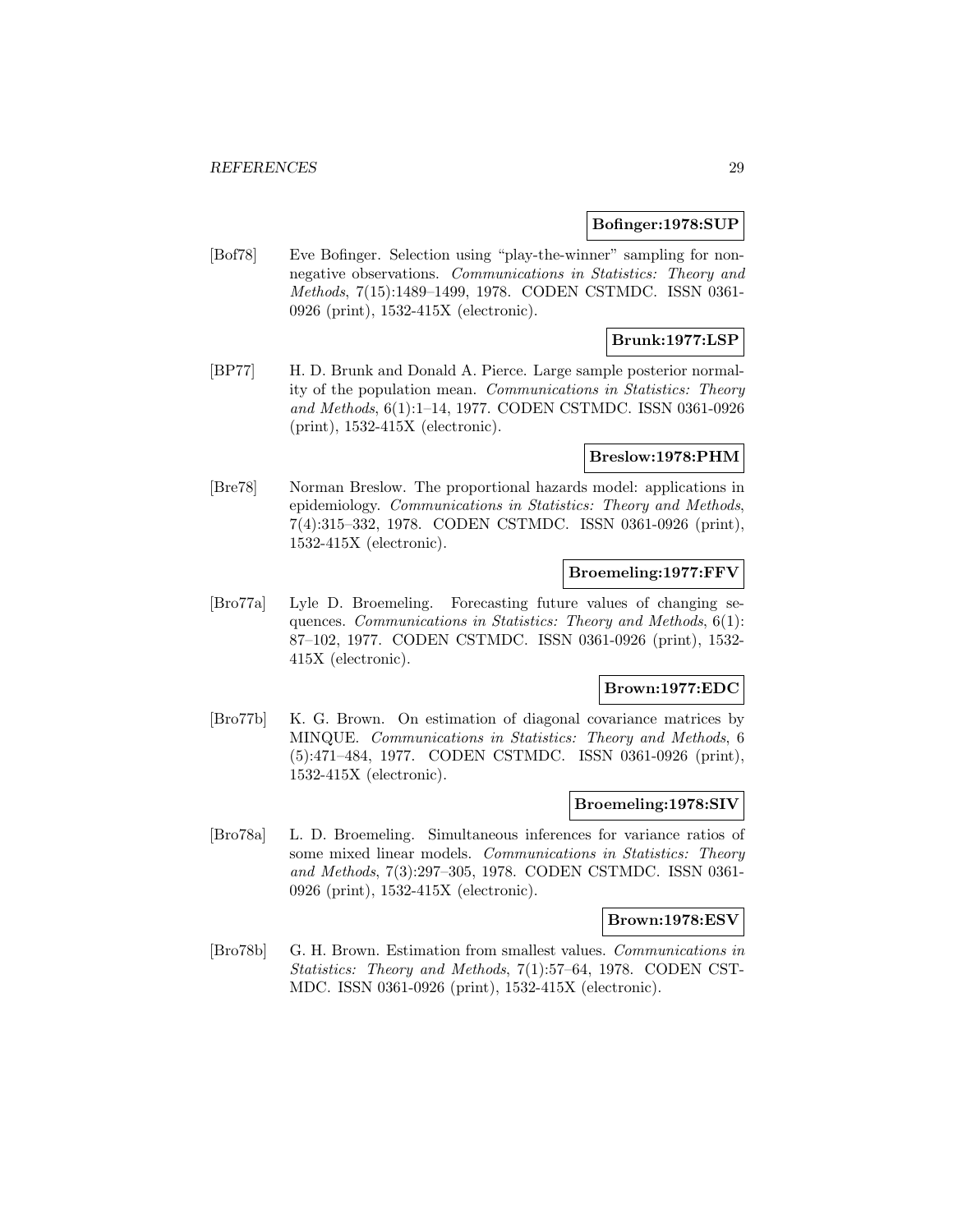**Bofinger:1978:SUP**

[Bof78] Eve Bofinger. Selection using "play-the-winner" sampling for nonnegative observations. *Communications in Statistics: Theory and Methods*, 7(15):1489–1499, 1978. CODEN CSTMDC. ISSN 0361-0926 (print), 1532-415X (electronic).

**Brunk:1977:LSP**

[BP77] H. D. Brunk and Donald A. Pierce. Large sample posterior normality of the population mean. *Communications in Statistics: Theory and Methods*, 6(1):1–14, 1977. CODEN CSTMDC. ISSN 0361-0926 (print), 1532-415X (electronic).

**Breslow:1978:PHM**

[Bre78] Norman Breslow. The proportional hazards model: applications in epidemiology. *Communications in Statistics: Theory and Methods*, 7(4):315–332, 1978. CODEN CSTMDC. ISSN 0361-0926 (print), 1532-415X (electronic).

**Broemeling:1977:FFV**

[Bro77a] Lyle D. Broemeling. Forecasting future values of changing sequences. *Communications in Statistics: Theory and Methods*, 6(1): 87–102, 1977. CODEN CSTMDC. ISSN 0361-0926 (print), 1532-415X (electronic).

**Brown:1977:EDC**

[Bro77b] K. G. Brown. On estimation of diagonal covariance matrices by MINQUE. *Communications in Statistics: Theory and Methods*, 6 (5):471–484, 1977. CODEN CSTMDC. ISSN 0361-0926 (print), 1532-415X (electronic).

**Broemeling:1978:SIV**

[Bro78a] L. D. Broemeling. Simultaneous inferences for variance ratios of some mixed linear models. *Communications in Statistics: Theory and Methods*, 7(3):297–305, 1978. CODEN CSTMDC. ISSN 0361-0926 (print), 1532-415X (electronic).

**Brown:1978:ESV**

[Bro78b] G. H. Brown. Estimation from smallest values. *Communications in Statistics: Theory and Methods*, 7(1):57–64, 1978. CODEN CSTMDC. ISSN 0361-0926 (print), 1532-415X (electronic).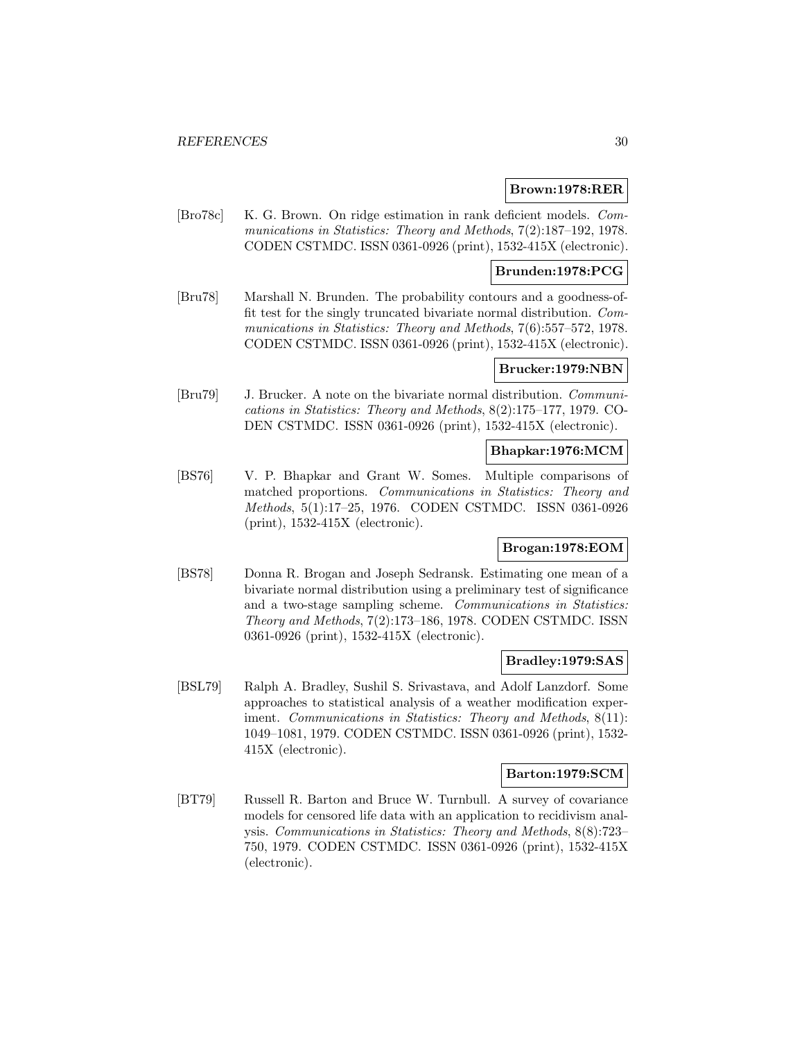**Brown:1978:RER**

[Bro78c] K. G. Brown. On ridge estimation in rank deficient models. *Communications in Statistics: Theory and Methods*, 7(2):187–192, 1978. CODEN CSTMDC. ISSN 0361-0926 (print), 1532-415X (electronic).

**Brunden:1978:PCG**

[Bru78] Marshall N. Brunden. The probability contours and a goodness-of-fit test for the singly truncated bivariate normal distribution. *Communications in Statistics: Theory and Methods*, 7(6):557–572, 1978. CODEN CSTMDC. ISSN 0361-0926 (print), 1532-415X (electronic).

**Brucker:1979:NBN**

[Bru79] J. Brucker. A note on the bivariate normal distribution. *Communications in Statistics: Theory and Methods*, 8(2):175–177, 1979. CODEN CSTMDC. ISSN 0361-0926 (print), 1532-415X (electronic).

**Bhapkar:1976:MCM**

[BS76] V. P. Bhapkar and Grant W. Somes. Multiple comparisons of matched proportions. *Communications in Statistics: Theory and Methods*, 5(1):17–25, 1976. CODEN CSTMDC. ISSN 0361-0926 (print), 1532-415X (electronic).

**Brogan:1978:EOM**

[BS78] Donna R. Brogan and Joseph Sedransk. Estimating one mean of a bivariate normal distribution using a preliminary test of significance and a two-stage sampling scheme. *Communications in Statistics: Theory and Methods*, 7(2):173–186, 1978. CODEN CSTMDC. ISSN 0361-0926 (print), 1532-415X (electronic).

**Bradley:1979:SAS**

[BSL79] Ralph A. Bradley, Sushil S. Srivastava, and Adolf Lanzdorf. Some approaches to statistical analysis of a weather modification experiment. *Communications in Statistics: Theory and Methods*, 8(11): 1049–1081, 1979. CODEN CSTMDC. ISSN 0361-0926 (print), 1532-415X (electronic).

**Barton:1979:SCM**

[BT79] Russell R. Barton and Bruce W. Turnbull. A survey of covariance models for censored life data with an application to recidivism analysis. *Communications in Statistics: Theory and Methods*, 8(8):723–750, 1979. CODEN CSTMDC. ISSN 0361-0926 (print), 1532-415X (electronic).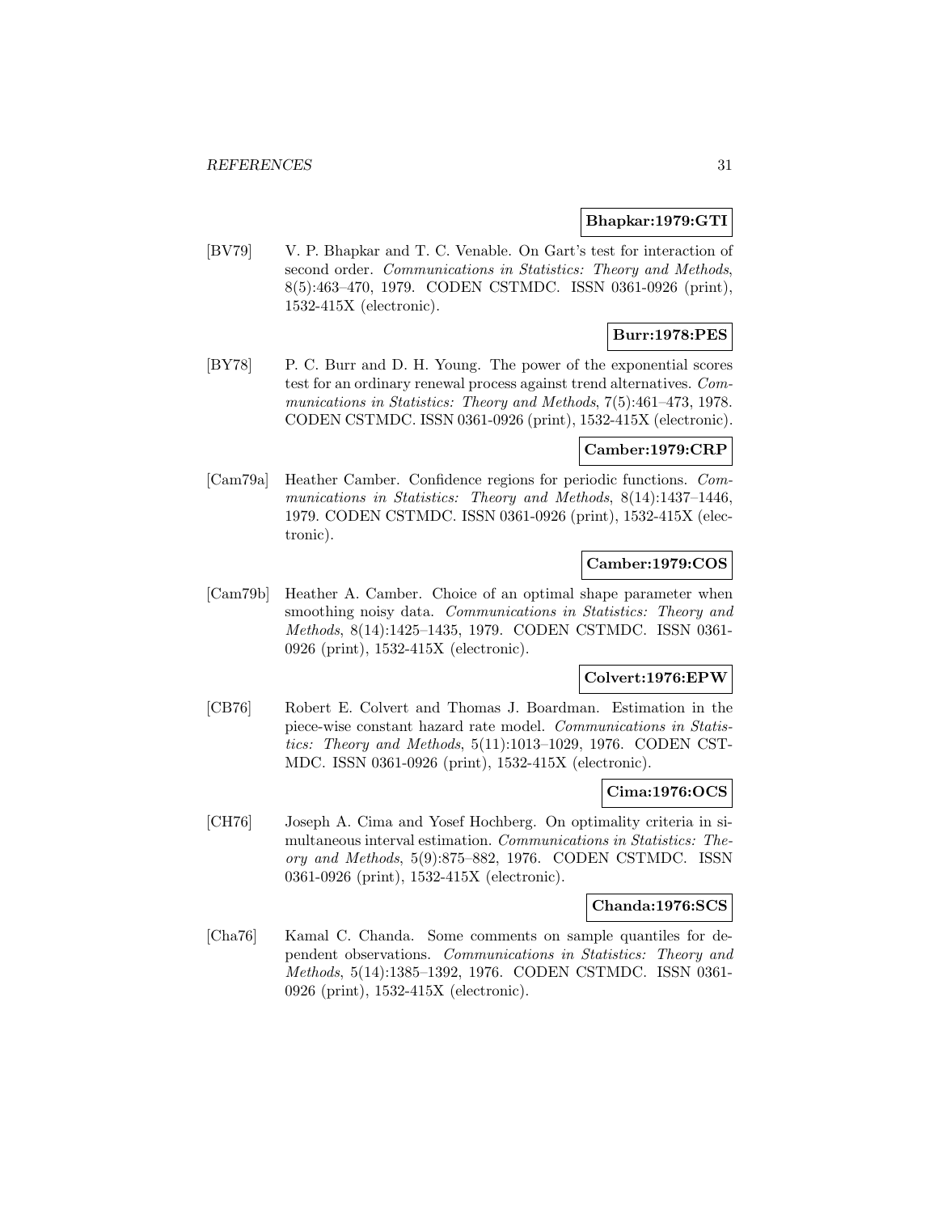**Bhapkar:1979:GTI**

[BV79] V. P. Bhapkar and T. C. Venable. On Gart's test for interaction of second order. *Communications in Statistics: Theory and Methods*, 8(5):463–470, 1979. CODEN CSTMDC. ISSN 0361-0926 (print), 1532-415X (electronic).

**Burr:1978:PES**

[BY78] P. C. Burr and D. H. Young. The power of the exponential scores test for an ordinary renewal process against trend alternatives. *Communications in Statistics: Theory and Methods*, 7(5):461–473, 1978. CODEN CSTMDC. ISSN 0361-0926 (print), 1532-415X (electronic).

**Camber:1979:CRP**

[Cam79a] Heather Camber. Confidence regions for periodic functions. *Communications in Statistics: Theory and Methods*, 8(14):1437–1446, 1979. CODEN CSTMDC. ISSN 0361-0926 (print), 1532-415X (electronic).

**Camber:1979:COS**

[Cam79b] Heather A. Camber. Choice of an optimal shape parameter when smoothing noisy data. *Communications in Statistics: Theory and Methods*, 8(14):1425–1435, 1979. CODEN CSTMDC. ISSN 0361-0926 (print), 1532-415X (electronic).

**Colvert:1976:EPW**

[CB76] Robert E. Colvert and Thomas J. Boardman. Estimation in the piece-wise constant hazard rate model. *Communications in Statistics: Theory and Methods*, 5(11):1013–1029, 1976. CODEN CSTMDC. ISSN 0361-0926 (print), 1532-415X (electronic).

**Cima:1976:OCS**

[CH76] Joseph A. Cima and Yosef Hochberg. On optimality criteria in simultaneous interval estimation. *Communications in Statistics: Theory and Methods*, 5(9):875–882, 1976. CODEN CSTMDC. ISSN 0361-0926 (print), 1532-415X (electronic).

**Chanda:1976:SCS**

[Cha76] Kamal C. Chanda. Some comments on sample quantiles for dependent observations. *Communications in Statistics: Theory and Methods*, 5(14):1385–1392, 1976. CODEN CSTMDC. ISSN 0361-0926 (print), 1532-415X (electronic).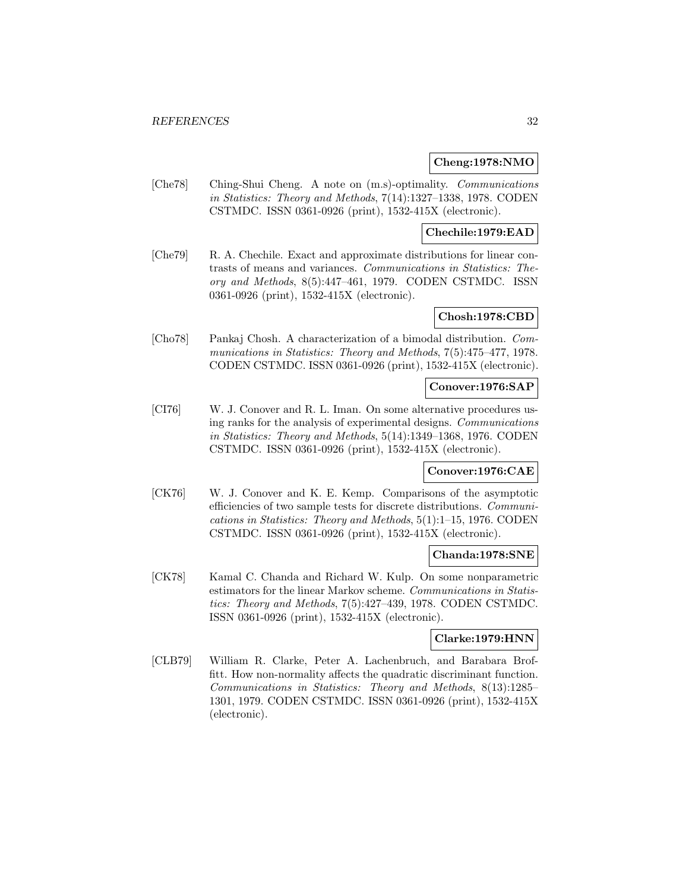**Cheng:1978:NMO**

[Che78] Ching-Shui Cheng. A note on (m.s)-optimality. *Communications in Statistics: Theory and Methods*, 7(14):1327–1338, 1978. CODEN CSTMDC. ISSN 0361-0926 (print), 1532-415X (electronic).

**Chechile:1979:EAD**

[Che79] R. A. Chechile. Exact and approximate distributions for linear contrasts of means and variances. *Communications in Statistics: Theory and Methods*, 8(5):447–461, 1979. CODEN CSTMDC. ISSN 0361-0926 (print), 1532-415X (electronic).

**Chosh:1978:CBD**

[Cho78] Pankaj Chosh. A characterization of a bimodal distribution. *Communications in Statistics: Theory and Methods*, 7(5):475–477, 1978. CODEN CSTMDC. ISSN 0361-0926 (print), 1532-415X (electronic).

**Conover:1976:SAP**

[CI76] W. J. Conover and R. L. Iman. On some alternative procedures using ranks for the analysis of experimental designs. *Communications in Statistics: Theory and Methods*, 5(14):1349–1368, 1976. CODEN CSTMDC. ISSN 0361-0926 (print), 1532-415X (electronic).

**Conover:1976:CAE**

[CK76] W. J. Conover and K. E. Kemp. Comparisons of the asymptotic efficiencies of two sample tests for discrete distributions. *Communications in Statistics: Theory and Methods*, 5(1):1–15, 1976. CODEN CSTMDC. ISSN 0361-0926 (print), 1532-415X (electronic).

**Chanda:1978:SNE**

[CK78] Kamal C. Chanda and Richard W. Kulp. On some nonparametric estimators for the linear Markov scheme. *Communications in Statistics: Theory and Methods*, 7(5):427–439, 1978. CODEN CSTMDC. ISSN 0361-0926 (print), 1532-415X (electronic).

**Clarke:1979:HNN**

[CLB79] William R. Clarke, Peter A. Lachenbruch, and Barabara Broffitt. How non-normality affects the quadratic discriminant function. *Communications in Statistics: Theory and Methods*, 8(13):1285–1301, 1979. CODEN CSTMDC. ISSN 0361-0926 (print), 1532-415X (electronic).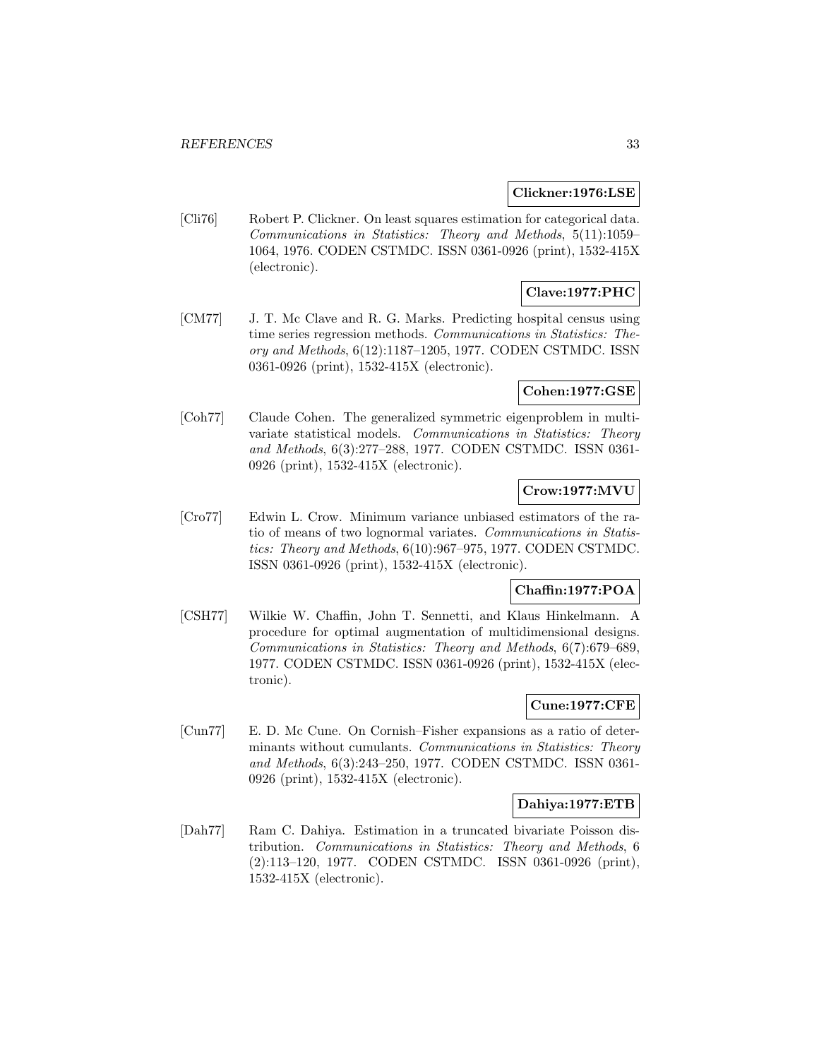**Clickner:1976:LSE**

[Cli76] Robert P. Clickner. On least squares estimation for categorical data. *Communications in Statistics: Theory and Methods*, 5(11):1059–1064, 1976. CODEN CSTMDC. ISSN 0361-0926 (print), 1532-415X (electronic).

**Clave:1977:PHC**

[CM77] J. T. Mc Clave and R. G. Marks. Predicting hospital census using time series regression methods. *Communications in Statistics: Theory and Methods*, 6(12):1187–1205, 1977. CODEN CSTMDC. ISSN 0361-0926 (print), 1532-415X (electronic).

**Cohen:1977:GSE**

[Coh77] Claude Cohen. The generalized symmetric eigenproblem in multivariate statistical models. *Communications in Statistics: Theory and Methods*, 6(3):277–288, 1977. CODEN CSTMDC. ISSN 0361-0926 (print), 1532-415X (electronic).

**Crow:1977:MVU**

[Cro77] Edwin L. Crow. Minimum variance unbiased estimators of the ratio of means of two lognormal variates. *Communications in Statistics: Theory and Methods*, 6(10):967–975, 1977. CODEN CSTMDC. ISSN 0361-0926 (print), 1532-415X (electronic).

**Chaffin:1977:POA**

[CSH77] Wilkie W. Chaffin, John T. Sennetti, and Klaus Hinkelmann. A procedure for optimal augmentation of multidimensional designs. *Communications in Statistics: Theory and Methods*, 6(7):679–689, 1977. CODEN CSTMDC. ISSN 0361-0926 (print), 1532-415X (electronic).

**Cune:1977:CFE**

[Cun77] E. D. Mc Cune. On Cornish–Fisher expansions as a ratio of determinants without cumulants. *Communications in Statistics: Theory and Methods*, 6(3):243–250, 1977. CODEN CSTMDC. ISSN 0361-0926 (print), 1532-415X (electronic).

**Dahiya:1977:ETB**

[Dah77] Ram C. Dahiya. Estimation in a truncated bivariate Poisson distribution. *Communications in Statistics: Theory and Methods*, 6 (2):113–120, 1977. CODEN CSTMDC. ISSN 0361-0926 (print), 1532-415X (electronic).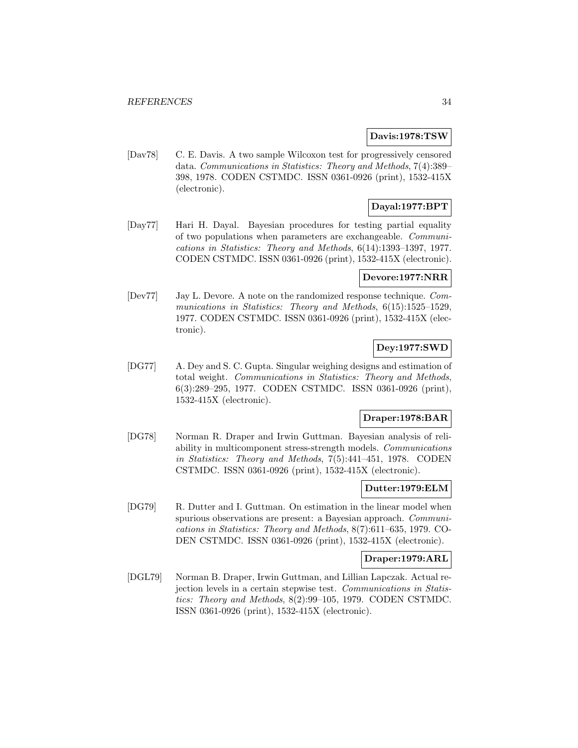**Davis:1978:TSW**

[Dav78] C. E. Davis. A two sample Wilcoxon test for progressively censored data. *Communications in Statistics: Theory and Methods*, 7(4):389–398, 1978. CODEN CSTMDC. ISSN 0361-0926 (print), 1532-415X (electronic).

**Dayal:1977:BPT**

[Day77] Hari H. Dayal. Bayesian procedures for testing partial equality of two populations when parameters are exchangeable. *Communications in Statistics: Theory and Methods*, 6(14):1393–1397, 1977. CODEN CSTMDC. ISSN 0361-0926 (print), 1532-415X (electronic).

**Devore:1977:NRR**

[Dev77] Jay L. Devore. A note on the randomized response technique. *Communications in Statistics: Theory and Methods*, 6(15):1525–1529, 1977. CODEN CSTMDC. ISSN 0361-0926 (print), 1532-415X (electronic).

**Dey:1977:SWD**

[DG77] A. Dey and S. C. Gupta. Singular weighing designs and estimation of total weight. *Communications in Statistics: Theory and Methods*, 6(3):289–295, 1977. CODEN CSTMDC. ISSN 0361-0926 (print), 1532-415X (electronic).

**Draper:1978:BAR**

[DG78] Norman R. Draper and Irwin Guttman. Bayesian analysis of reliability in multicomponent stress-strength models. *Communications in Statistics: Theory and Methods*, 7(5):441–451, 1978. CODEN CSTMDC. ISSN 0361-0926 (print), 1532-415X (electronic).

**Dutter:1979:ELM**

[DG79] R. Dutter and I. Guttman. On estimation in the linear model when spurious observations are present: a Bayesian approach. *Communications in Statistics: Theory and Methods*, 8(7):611–635, 1979. CODEN CSTMDC. ISSN 0361-0926 (print), 1532-415X (electronic).

**Draper:1979:ARL**

[DGL79] Norman B. Draper, Irwin Guttman, and Lillian Lapczak. Actual rejection levels in a certain stepwise test. *Communications in Statistics: Theory and Methods*, 8(2):99–105, 1979. CODEN CSTMDC. ISSN 0361-0926 (print), 1532-415X (electronic).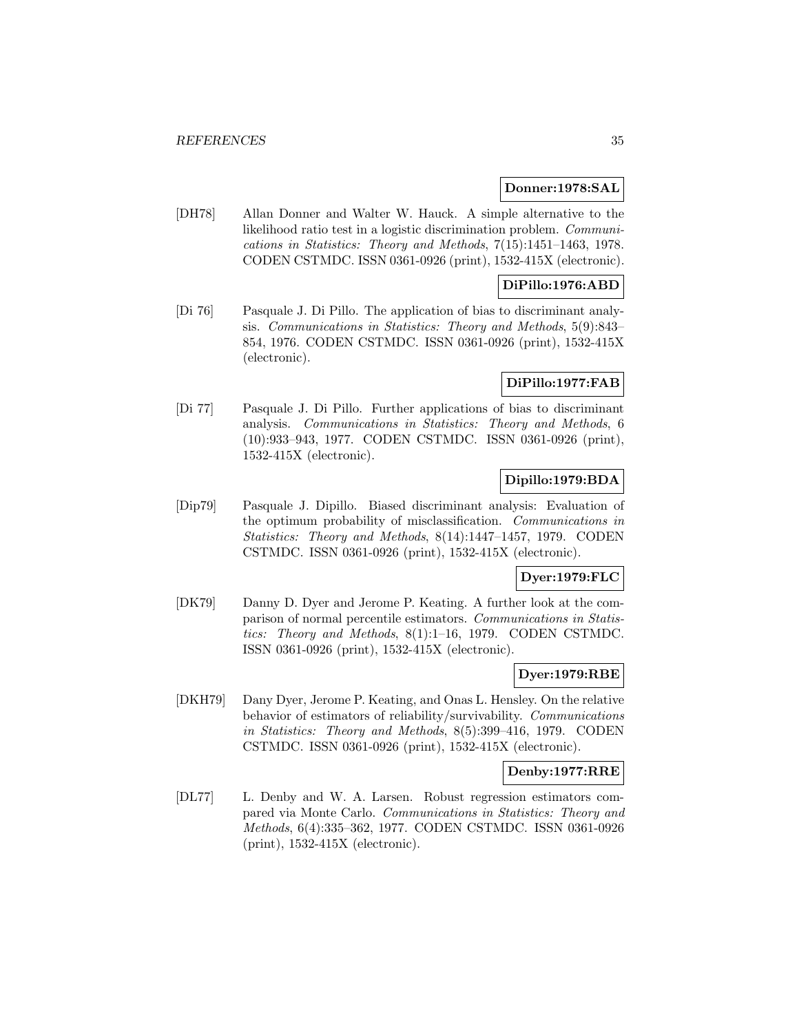**Donner:1978:SAL**

[DH78] Allan Donner and Walter W. Hauck. A simple alternative to the likelihood ratio test in a logistic discrimination problem. *Communications in Statistics: Theory and Methods*, 7(15):1451–1463, 1978. CODEN CSTMDC. ISSN 0361-0926 (print), 1532-415X (electronic).

**DiPillo:1976:ABD**

[Di 76] Pasquale J. Di Pillo. The application of bias to discriminant analysis. *Communications in Statistics: Theory and Methods*, 5(9):843–854, 1976. CODEN CSTMDC. ISSN 0361-0926 (print), 1532-415X (electronic).

**DiPillo:1977:FAB**

[Di 77] Pasquale J. Di Pillo. Further applications of bias to discriminant analysis. *Communications in Statistics: Theory and Methods*, 6 (10):933–943, 1977. CODEN CSTMDC. ISSN 0361-0926 (print), 1532-415X (electronic).

**Dipillo:1979:BDA**

[Dip79] Pasquale J. Dipillo. Biased discriminant analysis: Evaluation of the optimum probability of misclassification. *Communications in Statistics: Theory and Methods*, 8(14):1447–1457, 1979. CODEN CSTMDC. ISSN 0361-0926 (print), 1532-415X (electronic).

**Dyer:1979:FLC**

[DK79] Danny D. Dyer and Jerome P. Keating. A further look at the comparison of normal percentile estimators. *Communications in Statistics: Theory and Methods*, 8(1):1–16, 1979. CODEN CSTMDC. ISSN 0361-0926 (print), 1532-415X (electronic).

**Dyer:1979:RBE**

[DKH79] Dany Dyer, Jerome P. Keating, and Onas L. Hensley. On the relative behavior of estimators of reliability/survivability. *Communications in Statistics: Theory and Methods*, 8(5):399–416, 1979. CODEN CSTMDC. ISSN 0361-0926 (print), 1532-415X (electronic).

**Denby:1977:RRE**

[DL77] L. Denby and W. A. Larsen. Robust regression estimators compared via Monte Carlo. *Communications in Statistics: Theory and Methods*, 6(4):335–362, 1977. CODEN CSTMDC. ISSN 0361-0926 (print), 1532-415X (electronic).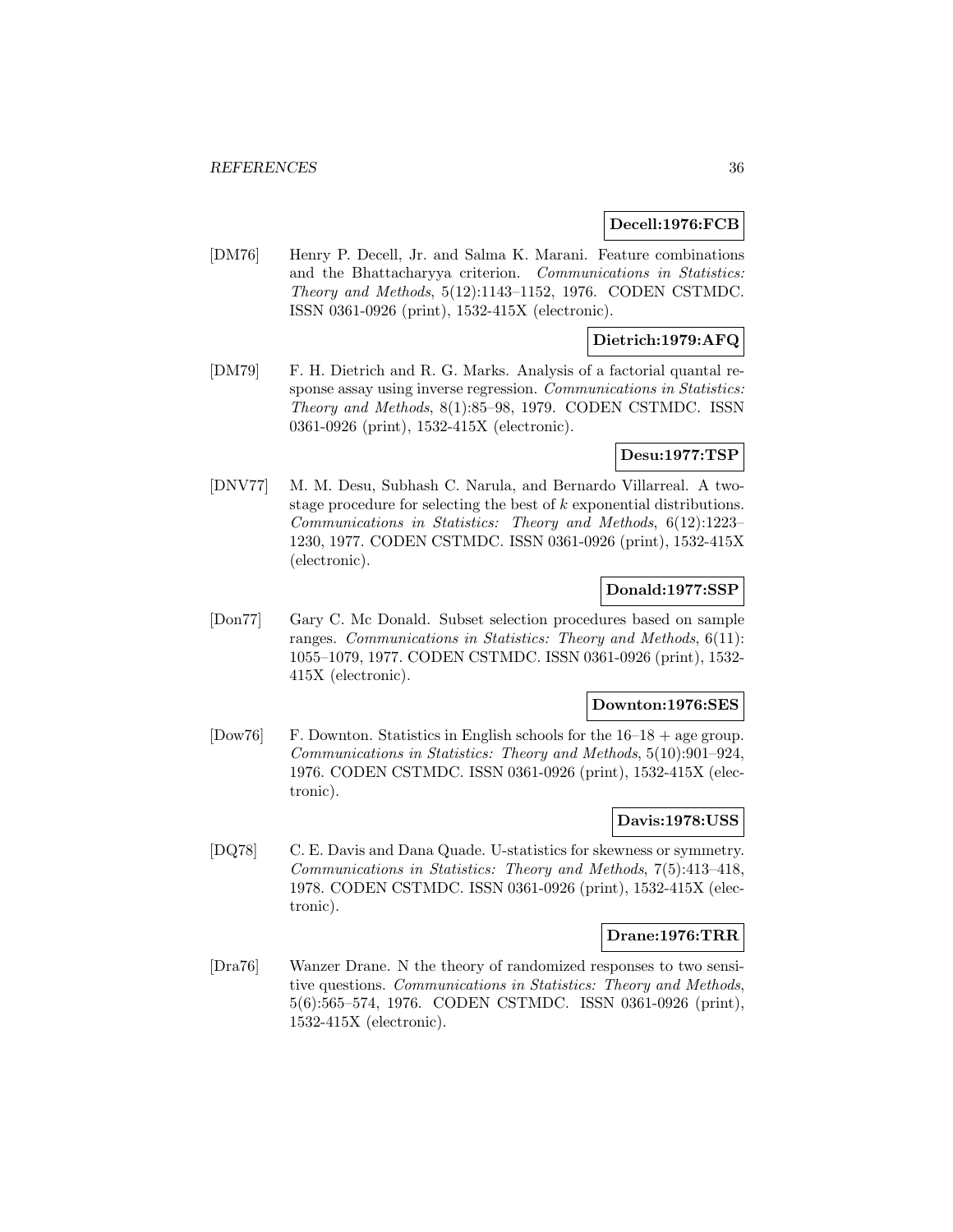**Decell:1976:FCB**

[DM76] Henry P. Decell, Jr. and Salma K. Marani. Feature combinations and the Bhattacharyya criterion. *Communications in Statistics: Theory and Methods*, 5(12):1143–1152, 1976. CODEN CSTMDC. ISSN 0361-0926 (print), 1532-415X (electronic).

**Dietrich:1979:AFQ**

[DM79] F. H. Dietrich and R. G. Marks. Analysis of a factorial quantal response assay using inverse regression. *Communications in Statistics: Theory and Methods*, 8(1):85–98, 1979. CODEN CSTMDC. ISSN 0361-0926 (print), 1532-415X (electronic).

**Desu:1977:TSP**

[DNV77] M. M. Desu, Subhash C. Narula, and Bernardo Villarreal. A two-stage procedure for selecting the best of $k$ exponential distributions. *Communications in Statistics: Theory and Methods*, 6(12):1223–1230, 1977. CODEN CSTMDC. ISSN 0361-0926 (print), 1532-415X (electronic).

**Donald:1977:SSP**

[Don77] Gary C. Mc Donald. Subset selection procedures based on sample ranges. *Communications in Statistics: Theory and Methods*, 6(11):1055–1079, 1977. CODEN CSTMDC. ISSN 0361-0926 (print), 1532-415X (electronic).

**Downton:1976:SES**

[Dow76] F. Downton. Statistics in English schools for the 16–18 + age group. *Communications in Statistics: Theory and Methods*, 5(10):901–924, 1976. CODEN CSTMDC. ISSN 0361-0926 (print), 1532-415X (electronic).

**Davis:1978:USS**

[DQ78] C. E. Davis and Dana Quade. U-statistics for skewness or symmetry. *Communications in Statistics: Theory and Methods*, 7(5):413–418, 1978. CODEN CSTMDC. ISSN 0361-0926 (print), 1532-415X (electronic).

**Drane:1976:TRR**

[Dra76] Wanzer Drane. N the theory of randomized responses to two sensitive questions. *Communications in Statistics: Theory and Methods*, 5(6):565–574, 1976. CODEN CSTMDC. ISSN 0361-0926 (print), 1532-415X (electronic).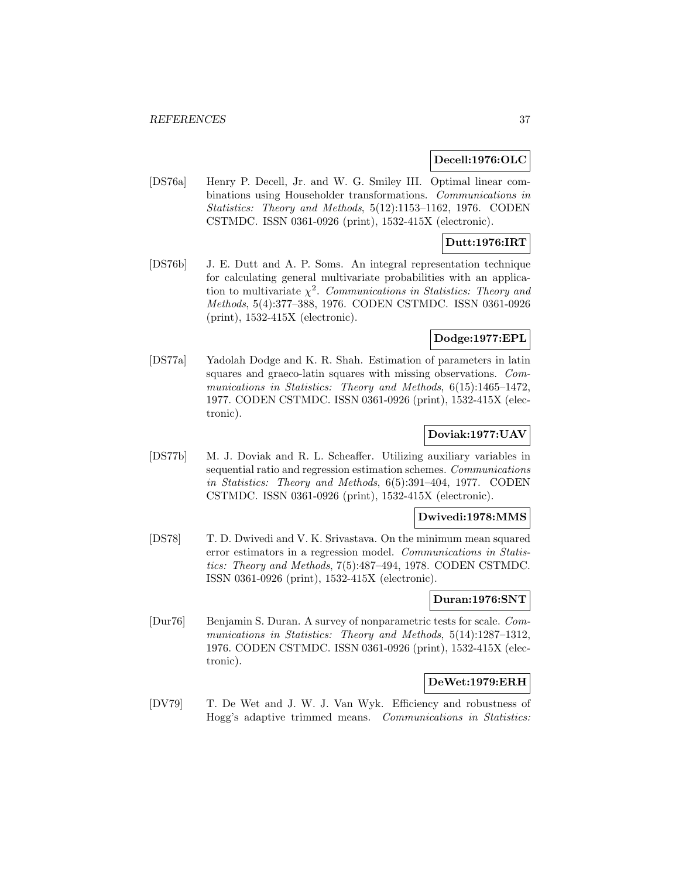**Decell:1976:OLC**

[DS76a] Henry P. Decell, Jr. and W. G. Smiley III. Optimal linear combinations using Householder transformations. *Communications in Statistics: Theory and Methods*, 5(12):1153–1162, 1976. CODEN CSTMDC. ISSN 0361-0926 (print), 1532-415X (electronic).

**Dutt:1976:IRT**

[DS76b] J. E. Dutt and A. P. Soms. An integral representation technique for calculating general multivariate probabilities with an application to multivariate $\chi^2$. *Communications in Statistics: Theory and Methods*, 5(4):377–388, 1976. CODEN CSTMDC. ISSN 0361-0926 (print), 1532-415X (electronic).

**Dodge:1977:EPL**

[DS77a] Yadolah Dodge and K. R. Shah. Estimation of parameters in latin squares and graeco-latin squares with missing observations. *Communications in Statistics: Theory and Methods*, 6(15):1465–1472, 1977. CODEN CSTMDC. ISSN 0361-0926 (print), 1532-415X (electronic).

**Doviak:1977:UAV**

[DS77b] M. J. Doviak and R. L. Scheaffer. Utilizing auxiliary variables in sequential ratio and regression estimation schemes. *Communications in Statistics: Theory and Methods*, 6(5):391–404, 1977. CODEN CSTMDC. ISSN 0361-0926 (print), 1532-415X (electronic).

**Dwivedi:1978:MMS**

[DS78] T. D. Dwivedi and V. K. Srivastava. On the minimum mean squared error estimators in a regression model. *Communications in Statistics: Theory and Methods*, 7(5):487–494, 1978. CODEN CSTMDC. ISSN 0361-0926 (print), 1532-415X (electronic).

**Duran:1976:SNT**

[Dur76] Benjamin S. Duran. A survey of nonparametric tests for scale. *Communications in Statistics: Theory and Methods*, 5(14):1287–1312, 1976. CODEN CSTMDC. ISSN 0361-0926 (print), 1532-415X (electronic).

**DeWet:1979:ERH**

[DV79] T. De Wet and J. W. J. Van Wyk. Efficiency and robustness of Hogg's adaptive trimmed means. *Communications in Statistics:*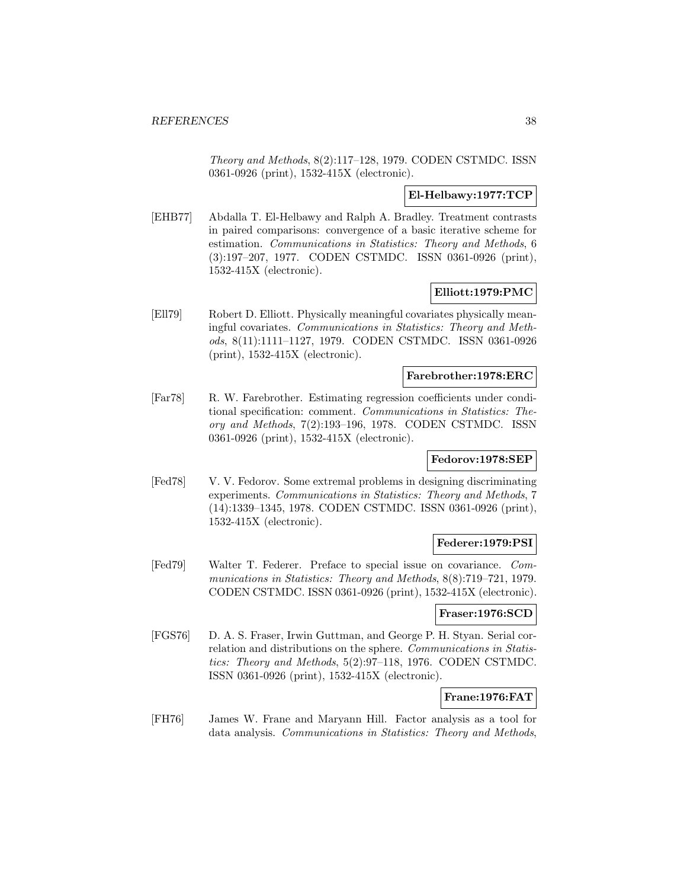*Theory and Methods*, 8(2):117–128, 1979. CODEN CSTMDC. ISSN 0361-0926 (print), 1532-415X (electronic).

**El-Helbawy:1977:TCP**

[EHB77] Abdalla T. El-Helbawy and Ralph A. Bradley. Treatment contrasts in paired comparisons: convergence of a basic iterative scheme for estimation. *Communications in Statistics: Theory and Methods*, 6 (3):197–207, 1977. CODEN CSTMDC. ISSN 0361-0926 (print), 1532-415X (electronic).

**Elliott:1979:PMC**

[Ell79] Robert D. Elliott. Physically meaningful covariates physically meaningful covariates. *Communications in Statistics: Theory and Methods*, 8(11):1111–1127, 1979. CODEN CSTMDC. ISSN 0361-0926 (print), 1532-415X (electronic).

**Farebrother:1978:ERC**

[Far78] R. W. Farebrother. Estimating regression coefficients under conditional specification: comment. *Communications in Statistics: Theory and Methods*, 7(2):193–196, 1978. CODEN CSTMDC. ISSN 0361-0926 (print), 1532-415X (electronic).

**Fedorov:1978:SEP**

[Fed78] V. V. Fedorov. Some extremal problems in designing discriminating experiments. *Communications in Statistics: Theory and Methods*, 7 (14):1339–1345, 1978. CODEN CSTMDC. ISSN 0361-0926 (print), 1532-415X (electronic).

**Federer:1979:PSI**

[Fed79] Walter T. Federer. Preface to special issue on covariance. *Communications in Statistics: Theory and Methods*, 8(8):719–721, 1979. CODEN CSTMDC. ISSN 0361-0926 (print), 1532-415X (electronic).

**Fraser:1976:SCD**

[FGS76] D. A. S. Fraser, Irwin Guttman, and George P. H. Styan. Serial correlation and distributions on the sphere. *Communications in Statistics: Theory and Methods*, 5(2):97–118, 1976. CODEN CSTMDC. ISSN 0361-0926 (print), 1532-415X (electronic).

**Frane:1976:FAT**

[FH76] James W. Frane and Maryann Hill. Factor analysis as a tool for data analysis. *Communications in Statistics: Theory and Methods*,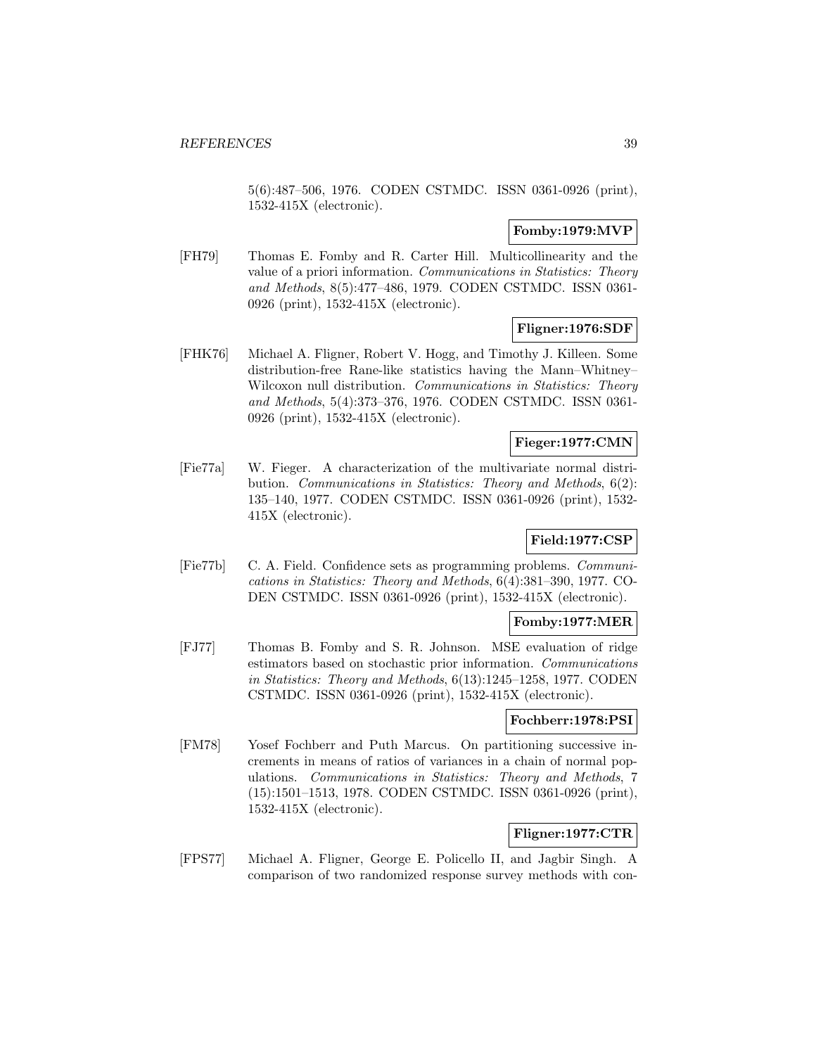5(6):487–506, 1976. CODEN CSTMDC. ISSN 0361-0926 (print), 1532-415X (electronic).

**Fomby:1979:MVP**

[FH79] Thomas E. Fomby and R. Carter Hill. Multicollinearity and the value of a priori information. *Communications in Statistics: Theory and Methods*, 8(5):477–486, 1979. CODEN CSTMDC. ISSN 0361-0926 (print), 1532-415X (electronic).

**Fligner:1976:SDF**

[FHK76] Michael A. Fligner, Robert V. Hogg, and Timothy J. Killeen. Some distribution-free Rane-like statistics having the Mann–Whitney–Wilcoxon null distribution. *Communications in Statistics: Theory and Methods*, 5(4):373–376, 1976. CODEN CSTMDC. ISSN 0361-0926 (print), 1532-415X (electronic).

**Fieger:1977:CMN**

[Fie77a] W. Fieger. A characterization of the multivariate normal distribution. *Communications in Statistics: Theory and Methods*, 6(2): 135–140, 1977. CODEN CSTMDC. ISSN 0361-0926 (print), 1532-415X (electronic).

**Field:1977:CSP**

[Fie77b] C. A. Field. Confidence sets as programming problems. *Communications in Statistics: Theory and Methods*, 6(4):381–390, 1977. CODEN CSTMDC. ISSN 0361-0926 (print), 1532-415X (electronic).

**Fomby:1977:MER**

[FJ77] Thomas B. Fomby and S. R. Johnson. MSE evaluation of ridge estimators based on stochastic prior information. *Communications in Statistics: Theory and Methods*, 6(13):1245–1258, 1977. CODEN CSTMDC. ISSN 0361-0926 (print), 1532-415X (electronic).

**Fochberr:1978:PSI**

[FM78] Yosef Fochberr and Puth Marcus. On partitioning successive increments in means of ratios of variances in a chain of normal populations. *Communications in Statistics: Theory and Methods*, 7 (15):1501–1513, 1978. CODEN CSTMDC. ISSN 0361-0926 (print), 1532-415X (electronic).

**Fligner:1977:CTR**

[FPS77] Michael A. Fligner, George E. Policello II, and Jagbir Singh. A comparison of two randomized response survey methods with con-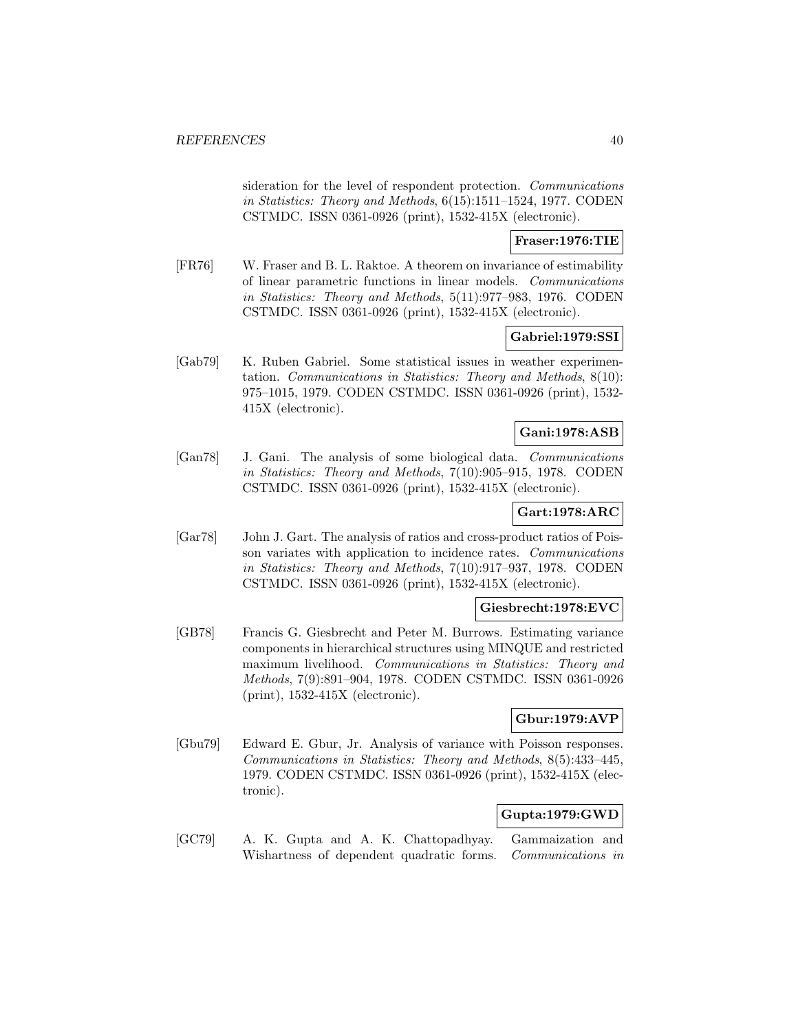sideration for the level of respondent protection. *Communications in Statistics: Theory and Methods*, 6(15):1511–1524, 1977. CODEN CSTMDC. ISSN 0361-0926 (print), 1532-415X (electronic).

**Fraser:1976:TIE**

[FR76] W. Fraser and B. L. Raktoe. A theorem on invariance of estimability of linear parametric functions in linear models. *Communications in Statistics: Theory and Methods*, 5(11):977–983, 1976. CODEN CSTMDC. ISSN 0361-0926 (print), 1532-415X (electronic).

**Gabriel:1979:SSI**

[Gab79] K. Ruben Gabriel. Some statistical issues in weather experimentation. *Communications in Statistics: Theory and Methods*, 8(10): 975–1015, 1979. CODEN CSTMDC. ISSN 0361-0926 (print), 1532-415X (electronic).

**Gani:1978:ASB**

[Gan78] J. Gani. The analysis of some biological data. *Communications in Statistics: Theory and Methods*, 7(10):905–915, 1978. CODEN CSTMDC. ISSN 0361-0926 (print), 1532-415X (electronic).

**Gart:1978:ARC**

[Gar78] John J. Gart. The analysis of ratios and cross-product ratios of Poisson variates with application to incidence rates. *Communications in Statistics: Theory and Methods*, 7(10):917–937, 1978. CODEN CSTMDC. ISSN 0361-0926 (print), 1532-415X (electronic).

**Giesbrecht:1978:EVC**

[GB78] Francis G. Giesbrecht and Peter M. Burrows. Estimating variance components in hierarchical structures using MINQUE and restricted maximum livelihood. *Communications in Statistics: Theory and Methods*, 7(9):891–904, 1978. CODEN CSTMDC. ISSN 0361-0926 (print), 1532-415X (electronic).

**Gbur:1979:AVP**

[Gbu79] Edward E. Gbur, Jr. Analysis of variance with Poisson responses. *Communications in Statistics: Theory and Methods*, 8(5):433–445, 1979. CODEN CSTMDC. ISSN 0361-0926 (print), 1532-415X (electronic).

**Gupta:1979:GWD**

[GC79] A. K. Gupta and A. K. Chattopadhyay. Gammaization and Wishartness of dependent quadratic forms. *Communications in*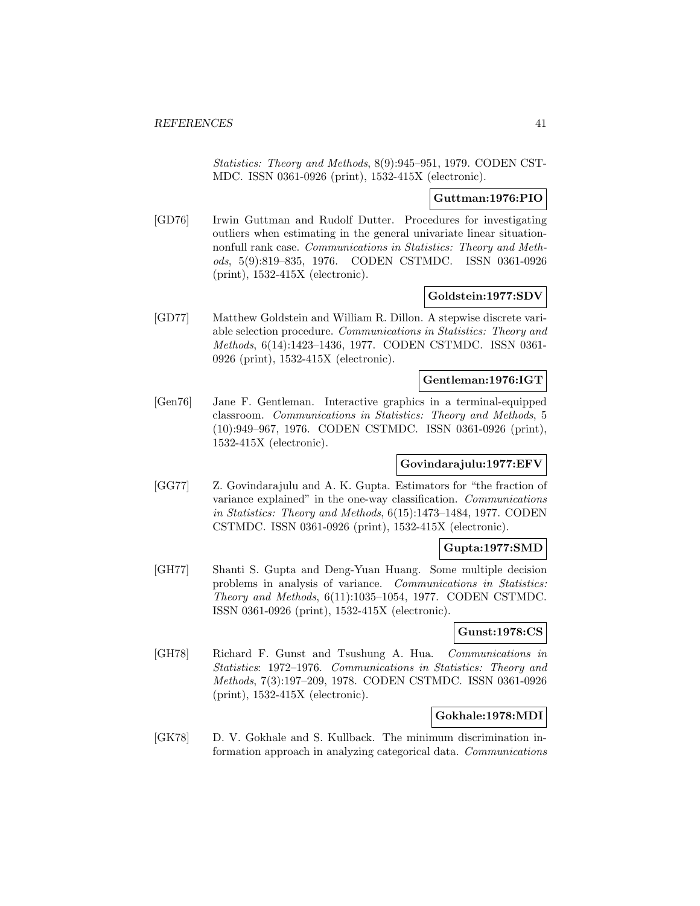*Statistics: Theory and Methods*, 8(9):945–951, 1979. CODEN CST-MDC. ISSN 0361-0926 (print), 1532-415X (electronic).

**Guttman:1976:PIO**

[GD76] Irwin Guttman and Rudolf Dutter. Procedures for investigating outliers when estimating in the general univariate linear situation-nonfull rank case. *Communications in Statistics: Theory and Methods*, 5(9):819–835, 1976. CODEN CSTMDC. ISSN 0361-0926 (print), 1532-415X (electronic).

**Goldstein:1977:SDV**

[GD77] Matthew Goldstein and William R. Dillon. A stepwise discrete variable selection procedure. *Communications in Statistics: Theory and Methods*, 6(14):1423–1436, 1977. CODEN CSTMDC. ISSN 0361-0926 (print), 1532-415X (electronic).

**Gentleman:1976:IGT**

[Gen76] Jane F. Gentleman. Interactive graphics in a terminal-equipped classroom. *Communications in Statistics: Theory and Methods*, 5 (10):949–967, 1976. CODEN CSTMDC. ISSN 0361-0926 (print), 1532-415X (electronic).

**Govindarajulu:1977:EFV**

[GG77] Z. Govindarajulu and A. K. Gupta. Estimators for "the fraction of variance explained" in the one-way classification. *Communications in Statistics: Theory and Methods*, 6(15):1473–1484, 1977. CODEN CSTMDC. ISSN 0361-0926 (print), 1532-415X (electronic).

**Gupta:1977:SMD**

[GH77] Shanti S. Gupta and Deng-Yuan Huang. Some multiple decision problems in analysis of variance. *Communications in Statistics: Theory and Methods*, 6(11):1035–1054, 1977. CODEN CSTMDC. ISSN 0361-0926 (print), 1532-415X (electronic).

**Gunst:1978:CS**

[GH78] Richard F. Gunst and Tsushung A. Hua. *Communications in Statistics*: 1972–1976. *Communications in Statistics: Theory and Methods*, 7(3):197–209, 1978. CODEN CSTMDC. ISSN 0361-0926 (print), 1532-415X (electronic).

**Gokhale:1978:MDI**

[GK78] D. V. Gokhale and S. Kullback. The minimum discrimination information approach in analyzing categorical data. *Communications*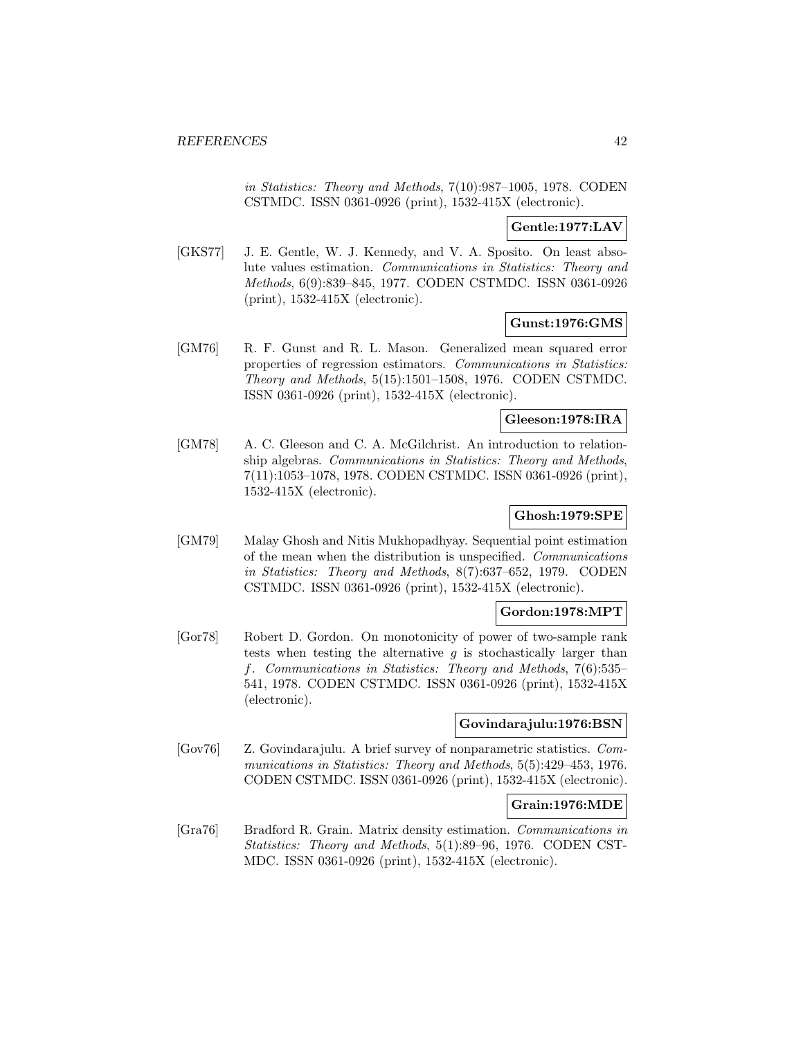*in Statistics: Theory and Methods*, 7(10):987–1005, 1978. CODEN CSTMDC. ISSN 0361-0926 (print), 1532-415X (electronic).

**Gentle:1977:LAV**

[GKS77] J. E. Gentle, W. J. Kennedy, and V. A. Sposito. On least absolute values estimation. *Communications in Statistics: Theory and Methods*, 6(9):839–845, 1977. CODEN CSTMDC. ISSN 0361-0926 (print), 1532-415X (electronic).

**Gunst:1976:GMS**

[GM76] R. F. Gunst and R. L. Mason. Generalized mean squared error properties of regression estimators. *Communications in Statistics: Theory and Methods*, 5(15):1501–1508, 1976. CODEN CSTMDC. ISSN 0361-0926 (print), 1532-415X (electronic).

**Gleeson:1978:IRA**

[GM78] A. C. Gleeson and C. A. McGilchrist. An introduction to relationship algebras. *Communications in Statistics: Theory and Methods*, 7(11):1053–1078, 1978. CODEN CSTMDC. ISSN 0361-0926 (print), 1532-415X (electronic).

**Ghosh:1979:SPE**

[GM79] Malay Ghosh and Nitis Mukhopadhyay. Sequential point estimation of the mean when the distribution is unspecified. *Communications in Statistics: Theory and Methods*, 8(7):637–652, 1979. CODEN CSTMDC. ISSN 0361-0926 (print), 1532-415X (electronic).

**Gordon:1978:MPT**

[Gor78] Robert D. Gordon. On monotonicity of power of two-sample rank tests when testing the alternative $g$ is stochastically larger than $f$. *Communications in Statistics: Theory and Methods*, 7(6):535–541, 1978. CODEN CSTMDC. ISSN 0361-0926 (print), 1532-415X (electronic).

**Govindarajulu:1976:BSN**

[Gov76] Z. Govindarajulu. A brief survey of nonparametric statistics. *Communications in Statistics: Theory and Methods*, 5(5):429–453, 1976. CODEN CSTMDC. ISSN 0361-0926 (print), 1532-415X (electronic).

**Grain:1976:MDE**

[Gra76] Bradford R. Grain. Matrix density estimation. *Communications in Statistics: Theory and Methods*, 5(1):89–96, 1976. CODEN CSTMDC. ISSN 0361-0926 (print), 1532-415X (electronic).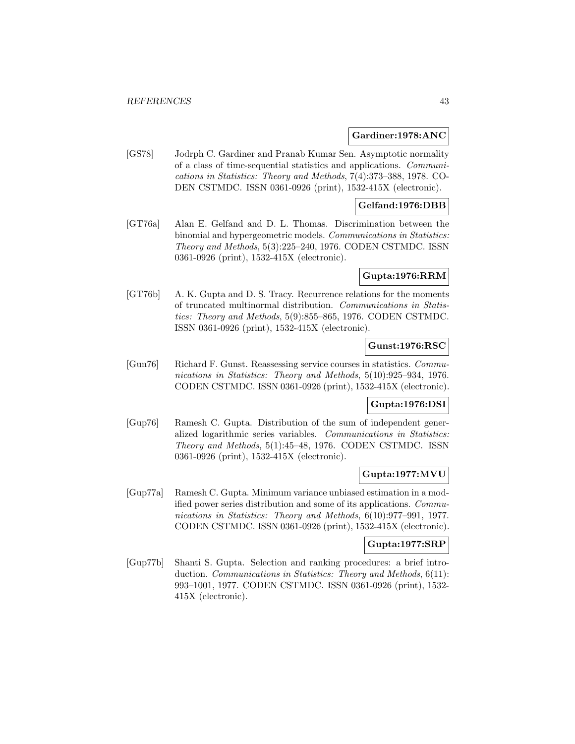**Gardiner:1978:ANC**

[GS78] Jodrph C. Gardiner and Pranab Kumar Sen. Asymptotic normality of a class of time-sequential statistics and applications. *Communications in Statistics: Theory and Methods*, 7(4):373–388, 1978. CODEN CSTMDC. ISSN 0361-0926 (print), 1532-415X (electronic).

**Gelfand:1976:DBB**

[GT76a] Alan E. Gelfand and D. L. Thomas. Discrimination between the binomial and hypergeometric models. *Communications in Statistics: Theory and Methods*, 5(3):225–240, 1976. CODEN CSTMDC. ISSN 0361-0926 (print), 1532-415X (electronic).

**Gupta:1976:RRM**

[GT76b] A. K. Gupta and D. S. Tracy. Recurrence relations for the moments of truncated multinormal distribution. *Communications in Statistics: Theory and Methods*, 5(9):855–865, 1976. CODEN CSTMDC. ISSN 0361-0926 (print), 1532-415X (electronic).

**Gunst:1976:RSC**

[Gun76] Richard F. Gunst. Reassessing service courses in statistics. *Communications in Statistics: Theory and Methods*, 5(10):925–934, 1976. CODEN CSTMDC. ISSN 0361-0926 (print), 1532-415X (electronic).

**Gupta:1976:DSI**

[Gup76] Ramesh C. Gupta. Distribution of the sum of independent generalized logarithmic series variables. *Communications in Statistics: Theory and Methods*, 5(1):45–48, 1976. CODEN CSTMDC. ISSN 0361-0926 (print), 1532-415X (electronic).

**Gupta:1977:MVU**

[Gup77a] Ramesh C. Gupta. Minimum variance unbiased estimation in a modified power series distribution and some of its applications. *Communications in Statistics: Theory and Methods*, 6(10):977–991, 1977. CODEN CSTMDC. ISSN 0361-0926 (print), 1532-415X (electronic).

**Gupta:1977:SRP**

[Gup77b] Shanti S. Gupta. Selection and ranking procedures: a brief introduction. *Communications in Statistics: Theory and Methods*, 6(11): 993–1001, 1977. CODEN CSTMDC. ISSN 0361-0926 (print), 1532-415X (electronic).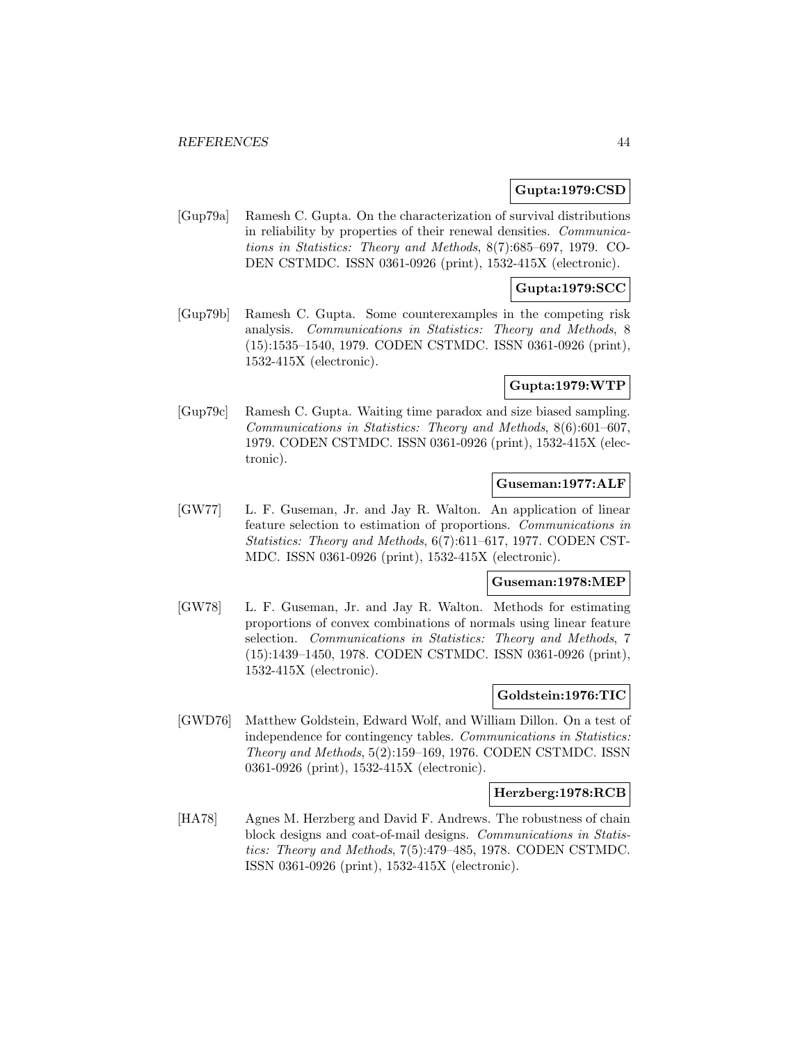**Gupta:1979:CSD**

[Gup79a] Ramesh C. Gupta. On the characterization of survival distributions in reliability by properties of their renewal densities. *Communications in Statistics: Theory and Methods*, 8(7):685–697, 1979. CODEN CSTMDC. ISSN 0361-0926 (print), 1532-415X (electronic).

**Gupta:1979:SCC**

[Gup79b] Ramesh C. Gupta. Some counterexamples in the competing risk analysis. *Communications in Statistics: Theory and Methods*, 8 (15):1535–1540, 1979. CODEN CSTMDC. ISSN 0361-0926 (print), 1532-415X (electronic).

**Gupta:1979:WTP**

[Gup79c] Ramesh C. Gupta. Waiting time paradox and size biased sampling. *Communications in Statistics: Theory and Methods*, 8(6):601–607, 1979. CODEN CSTMDC. ISSN 0361-0926 (print), 1532-415X (electronic).

**Guseman:1977:ALF**

[GW77] L. F. Guseman, Jr. and Jay R. Walton. An application of linear feature selection to estimation of proportions. *Communications in Statistics: Theory and Methods*, 6(7):611–617, 1977. CODEN CSTMDC. ISSN 0361-0926 (print), 1532-415X (electronic).

**Guseman:1978:MEP**

[GW78] L. F. Guseman, Jr. and Jay R. Walton. Methods for estimating proportions of convex combinations of normals using linear feature selection. *Communications in Statistics: Theory and Methods*, 7 (15):1439–1450, 1978. CODEN CSTMDC. ISSN 0361-0926 (print), 1532-415X (electronic).

**Goldstein:1976:TIC**

[GWD76] Matthew Goldstein, Edward Wolf, and William Dillon. On a test of independence for contingency tables. *Communications in Statistics: Theory and Methods*, 5(2):159–169, 1976. CODEN CSTMDC. ISSN 0361-0926 (print), 1532-415X (electronic).

**Herzberg:1978:RCB**

[HA78] Agnes M. Herzberg and David F. Andrews. The robustness of chain block designs and coat-of-mail designs. *Communications in Statistics: Theory and Methods*, 7(5):479–485, 1978. CODEN CSTMDC. ISSN 0361-0926 (print), 1532-415X (electronic).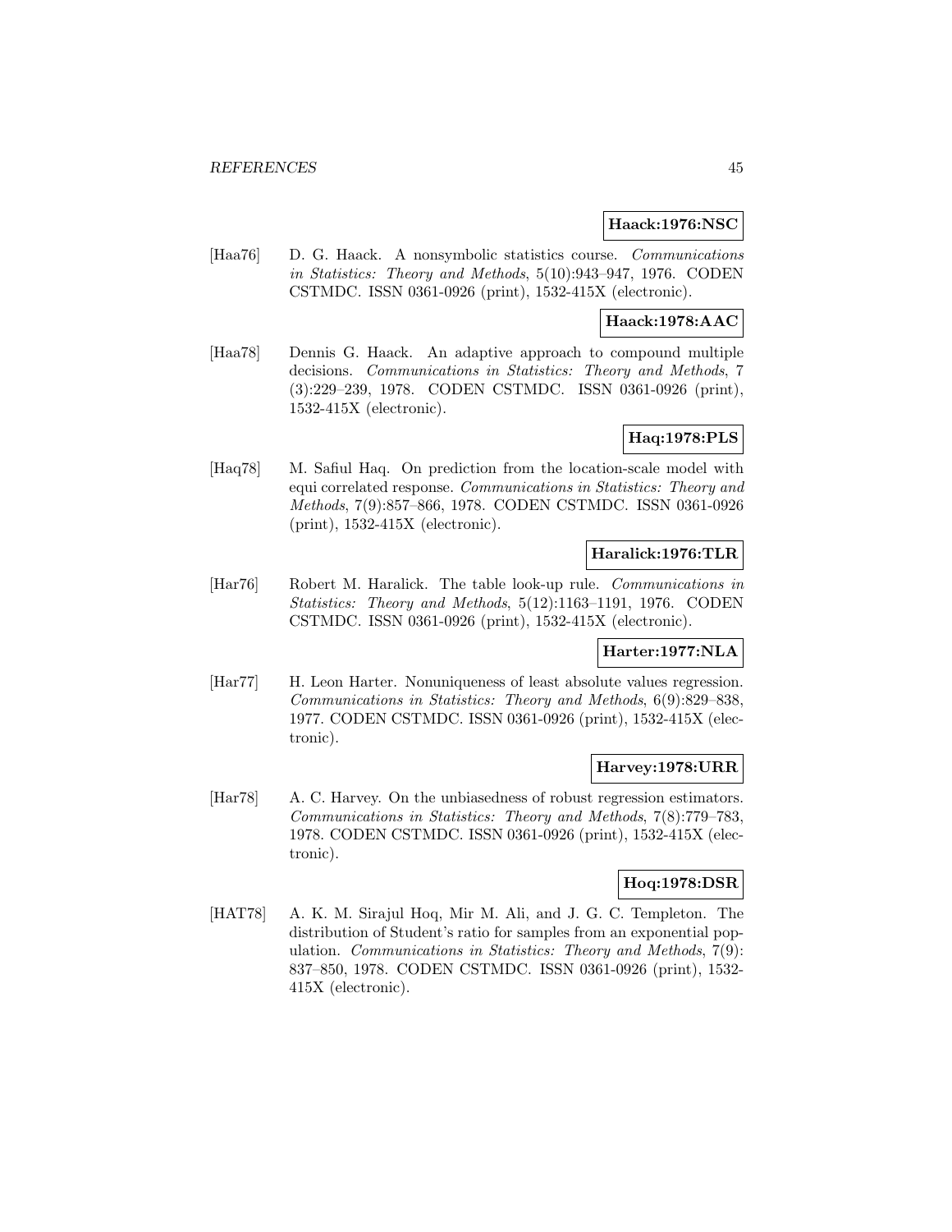**Haack:1976:NSC**

[Haa76] D. G. Haack. A nonsymbolic statistics course. *Communications in Statistics: Theory and Methods*, 5(10):943–947, 1976. CODEN CSTMDC. ISSN 0361-0926 (print), 1532-415X (electronic).

**Haack:1978:AAC**

[Haa78] Dennis G. Haack. An adaptive approach to compound multiple decisions. *Communications in Statistics: Theory and Methods*, 7 (3):229–239, 1978. CODEN CSTMDC. ISSN 0361-0926 (print), 1532-415X (electronic).

**Haq:1978:PLS**

[Haq78] M. Safiul Haq. On prediction from the location-scale model with equi correlated response. *Communications in Statistics: Theory and Methods*, 7(9):857–866, 1978. CODEN CSTMDC. ISSN 0361-0926 (print), 1532-415X (electronic).

**Haralick:1976:TLR**

[Har76] Robert M. Haralick. The table look-up rule. *Communications in Statistics: Theory and Methods*, 5(12):1163–1191, 1976. CODEN CSTMDC. ISSN 0361-0926 (print), 1532-415X (electronic).

**Harter:1977:NLA**

[Har77] H. Leon Harter. Nonuniqueness of least absolute values regression. *Communications in Statistics: Theory and Methods*, 6(9):829–838, 1977. CODEN CSTMDC. ISSN 0361-0926 (print), 1532-415X (electronic).

**Harvey:1978:URR**

[Har78] A. C. Harvey. On the unbiasedness of robust regression estimators. *Communications in Statistics: Theory and Methods*, 7(8):779–783, 1978. CODEN CSTMDC. ISSN 0361-0926 (print), 1532-415X (electronic).

**Hoq:1978:DSR**

[HAT78] A. K. M. Sirajul Hoq, Mir M. Ali, and J. G. C. Templeton. The distribution of Student's ratio for samples from an exponential population. *Communications in Statistics: Theory and Methods*, 7(9): 837–850, 1978. CODEN CSTMDC. ISSN 0361-0926 (print), 1532-415X (electronic).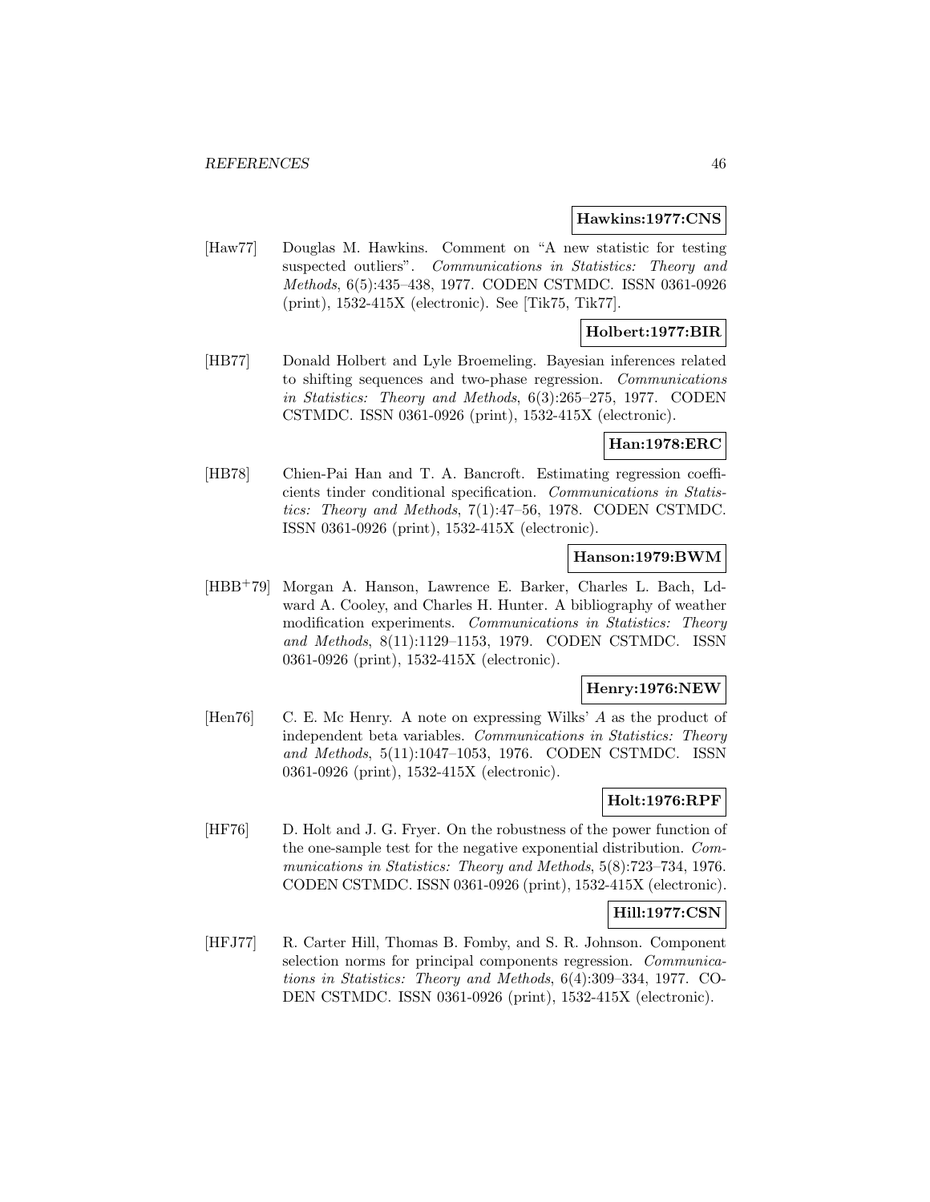**Hawkins:1977:CNS**

[Haw77] Douglas M. Hawkins. Comment on "A new statistic for testing suspected outliers". *Communications in Statistics: Theory and Methods*, 6(5):435–438, 1977. CODEN CSTMDC. ISSN 0361-0926 (print), 1532-415X (electronic). See [Tik75, Tik77].

**Holbert:1977:BIR**

[HB77] Donald Holbert and Lyle Broemeling. Bayesian inferences related to shifting sequences and two-phase regression. *Communications in Statistics: Theory and Methods*, 6(3):265–275, 1977. CODEN CSTMDC. ISSN 0361-0926 (print), 1532-415X (electronic).

**Han:1978:ERC**

[HB78] Chien-Pai Han and T. A. Bancroft. Estimating regression coefficients tinder conditional specification. *Communications in Statistics: Theory and Methods*, 7(1):47–56, 1978. CODEN CSTMDC. ISSN 0361-0926 (print), 1532-415X (electronic).

**Hanson:1979:BWM**

[HBB+79] Morgan A. Hanson, Lawrence E. Barker, Charles L. Bach, Ldward A. Cooley, and Charles H. Hunter. A bibliography of weather modification experiments. *Communications in Statistics: Theory and Methods*, 8(11):1129–1153, 1979. CODEN CSTMDC. ISSN 0361-0926 (print), 1532-415X (electronic).

**Henry:1976:NEW**

[Hen76] C. E. Mc Henry. A note on expressing Wilks' $A$ as the product of independent beta variables. *Communications in Statistics: Theory and Methods*, 5(11):1047–1053, 1976. CODEN CSTMDC. ISSN 0361-0926 (print), 1532-415X (electronic).

**Holt:1976:RPF**

[HF76] D. Holt and J. G. Fryer. On the robustness of the power function of the one-sample test for the negative exponential distribution. *Communications in Statistics: Theory and Methods*, 5(8):723–734, 1976. CODEN CSTMDC. ISSN 0361-0926 (print), 1532-415X (electronic).

**Hill:1977:CSN**

[HFJ77] R. Carter Hill, Thomas B. Fomby, and S. R. Johnson. Component selection norms for principal components regression. *Communications in Statistics: Theory and Methods*, 6(4):309–334, 1977. CODEN CSTMDC. ISSN 0361-0926 (print), 1532-415X (electronic).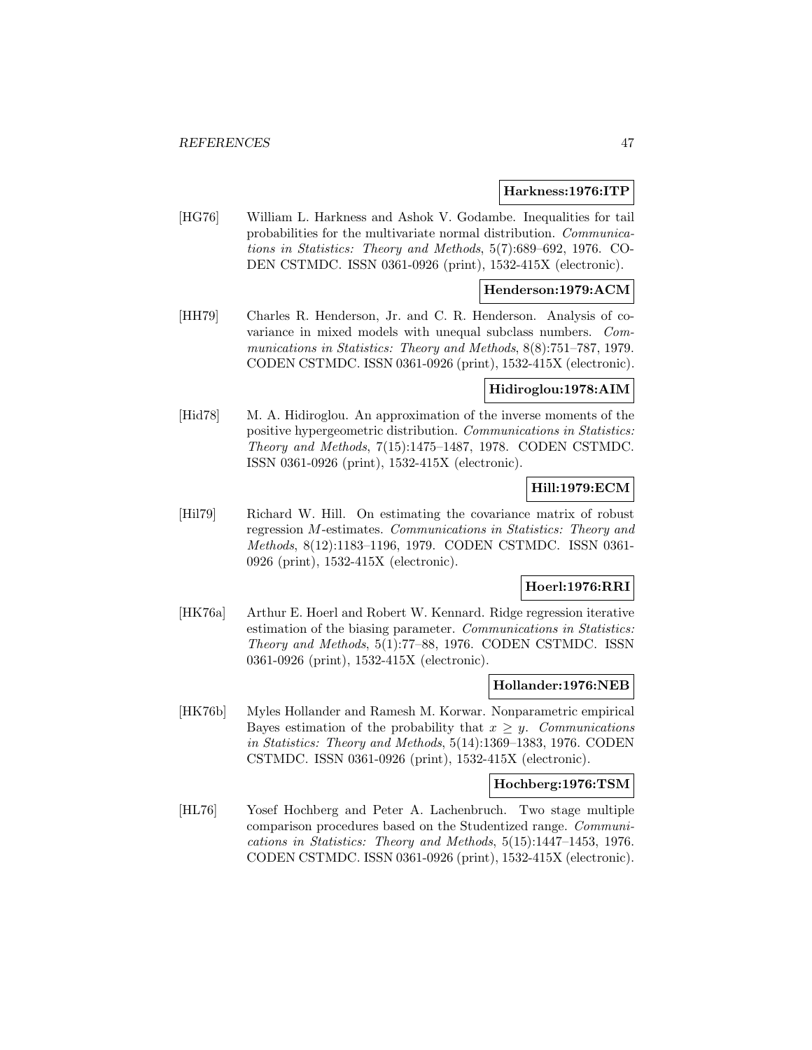**Harkness:1976:ITP**

[HG76] William L. Harkness and Ashok V. Godambe. Inequalities for tail probabilities for the multivariate normal distribution. *Communications in Statistics: Theory and Methods*, 5(7):689–692, 1976. CODEN CSTMDC. ISSN 0361-0926 (print), 1532-415X (electronic).

**Henderson:1979:ACM**

[HH79] Charles R. Henderson, Jr. and C. R. Henderson. Analysis of covariance in mixed models with unequal subclass numbers. *Communications in Statistics: Theory and Methods*, 8(8):751–787, 1979. CODEN CSTMDC. ISSN 0361-0926 (print), 1532-415X (electronic).

**Hidiroglou:1978:AIM**

[Hid78] M. A. Hidiroglou. An approximation of the inverse moments of the positive hypergeometric distribution. *Communications in Statistics: Theory and Methods*, 7(15):1475–1487, 1978. CODEN CSTMDC. ISSN 0361-0926 (print), 1532-415X (electronic).

**Hill:1979:ECM**

[Hil79] Richard W. Hill. On estimating the covariance matrix of robust regression $M$-estimates. *Communications in Statistics: Theory and Methods*, 8(12):1183–1196, 1979. CODEN CSTMDC. ISSN 0361-0926 (print), 1532-415X (electronic).

**Hoerl:1976:RRI**

[HK76a] Arthur E. Hoerl and Robert W. Kennard. Ridge regression iterative estimation of the biasing parameter. *Communications in Statistics: Theory and Methods*, 5(1):77–88, 1976. CODEN CSTMDC. ISSN 0361-0926 (print), 1532-415X (electronic).

**Hollander:1976:NEB**

[HK76b] Myles Hollander and Ramesh M. Korwar. Nonparametric empirical Bayes estimation of the probability that $x \geq y$. *Communications in Statistics: Theory and Methods*, 5(14):1369–1383, 1976. CODEN CSTMDC. ISSN 0361-0926 (print), 1532-415X (electronic).

**Hochberg:1976:TSM**

[HL76] Yosef Hochberg and Peter A. Lachenbruch. Two stage multiple comparison procedures based on the Studentized range. *Communications in Statistics: Theory and Methods*, 5(15):1447–1453, 1976. CODEN CSTMDC. ISSN 0361-0926 (print), 1532-415X (electronic).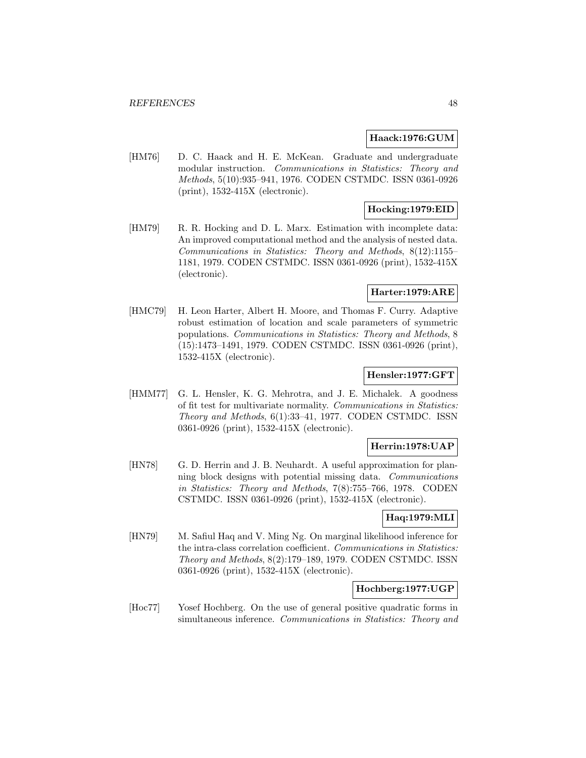**Haack:1976:GUM**

[HM76] D. C. Haack and H. E. McKean. Graduate and undergraduate modular instruction. *Communications in Statistics: Theory and Methods*, 5(10):935–941, 1976. CODEN CSTMDC. ISSN 0361-0926 (print), 1532-415X (electronic).

**Hocking:1979:EID**

[HM79] R. R. Hocking and D. L. Marx. Estimation with incomplete data: An improved computational method and the analysis of nested data. *Communications in Statistics: Theory and Methods*, 8(12):1155–1181, 1979. CODEN CSTMDC. ISSN 0361-0926 (print), 1532-415X (electronic).

**Harter:1979:ARE**

[HMC79] H. Leon Harter, Albert H. Moore, and Thomas F. Curry. Adaptive robust estimation of location and scale parameters of symmetric populations. *Communications in Statistics: Theory and Methods*, 8 (15):1473–1491, 1979. CODEN CSTMDC. ISSN 0361-0926 (print), 1532-415X (electronic).

**Hensler:1977:GFT**

[HMM77] G. L. Hensler, K. G. Mehrotra, and J. E. Michalek. A goodness of fit test for multivariate normality. *Communications in Statistics: Theory and Methods*, 6(1):33–41, 1977. CODEN CSTMDC. ISSN 0361-0926 (print), 1532-415X (electronic).

**Herrin:1978:UAP**

[HN78] G. D. Herrin and J. B. Neuhardt. A useful approximation for planning block designs with potential missing data. *Communications in Statistics: Theory and Methods*, 7(8):755–766, 1978. CODEN CSTMDC. ISSN 0361-0926 (print), 1532-415X (electronic).

**Haq:1979:MLI**

[HN79] M. Safiul Haq and V. Ming Ng. On marginal likelihood inference for the intra-class correlation coefficient. *Communications in Statistics: Theory and Methods*, 8(2):179–189, 1979. CODEN CSTMDC. ISSN 0361-0926 (print), 1532-415X (electronic).

**Hochberg:1977:UGP**

[Hoc77] Yosef Hochberg. On the use of general positive quadratic forms in simultaneous inference. *Communications in Statistics: Theory and*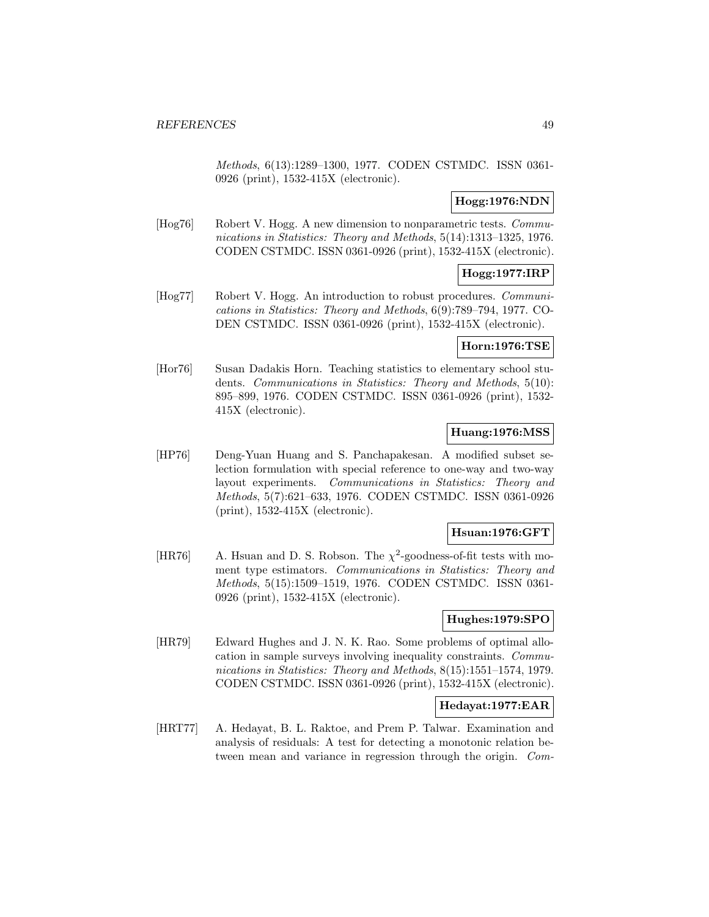*Methods*, 6(13):1289–1300, 1977. CODEN CSTMDC. ISSN 0361-0926 (print), 1532-415X (electronic).

**Hogg:1976:NDN**

[Hog76] Robert V. Hogg. A new dimension to nonparametric tests. *Communications in Statistics: Theory and Methods*, 5(14):1313–1325, 1976. CODEN CSTMDC. ISSN 0361-0926 (print), 1532-415X (electronic).

**Hogg:1977:IRP**

[Hog77] Robert V. Hogg. An introduction to robust procedures. *Communications in Statistics: Theory and Methods*, 6(9):789–794, 1977. CODEN CSTMDC. ISSN 0361-0926 (print), 1532-415X (electronic).

**Horn:1976:TSE**

[Hor76] Susan Dadakis Horn. Teaching statistics to elementary school students. *Communications in Statistics: Theory and Methods*, 5(10): 895–899, 1976. CODEN CSTMDC. ISSN 0361-0926 (print), 1532-415X (electronic).

**Huang:1976:MSS**

[HP76] Deng-Yuan Huang and S. Panchapakesan. A modified subset selection formulation with special reference to one-way and two-way layout experiments. *Communications in Statistics: Theory and Methods*, 5(7):621–633, 1976. CODEN CSTMDC. ISSN 0361-0926 (print), 1532-415X (electronic).

**Hsuan:1976:GFT**

[HR76] A. Hsuan and D. S. Robson. The $\chi^2$-goodness-of-fit tests with moment type estimators. *Communications in Statistics: Theory and Methods*, 5(15):1509–1519, 1976. CODEN CSTMDC. ISSN 0361-0926 (print), 1532-415X (electronic).

**Hughes:1979:SPO**

[HR79] Edward Hughes and J. N. K. Rao. Some problems of optimal allocation in sample surveys involving inequality constraints. *Communications in Statistics: Theory and Methods*, 8(15):1551–1574, 1979. CODEN CSTMDC. ISSN 0361-0926 (print), 1532-415X (electronic).

**Hedayat:1977:EAR**

[HRT77] A. Hedayat, B. L. Raktoe, and Prem P. Talwar. Examination and analysis of residuals: A test for detecting a monotonic relation between mean and variance in regression through the origin. *Com-*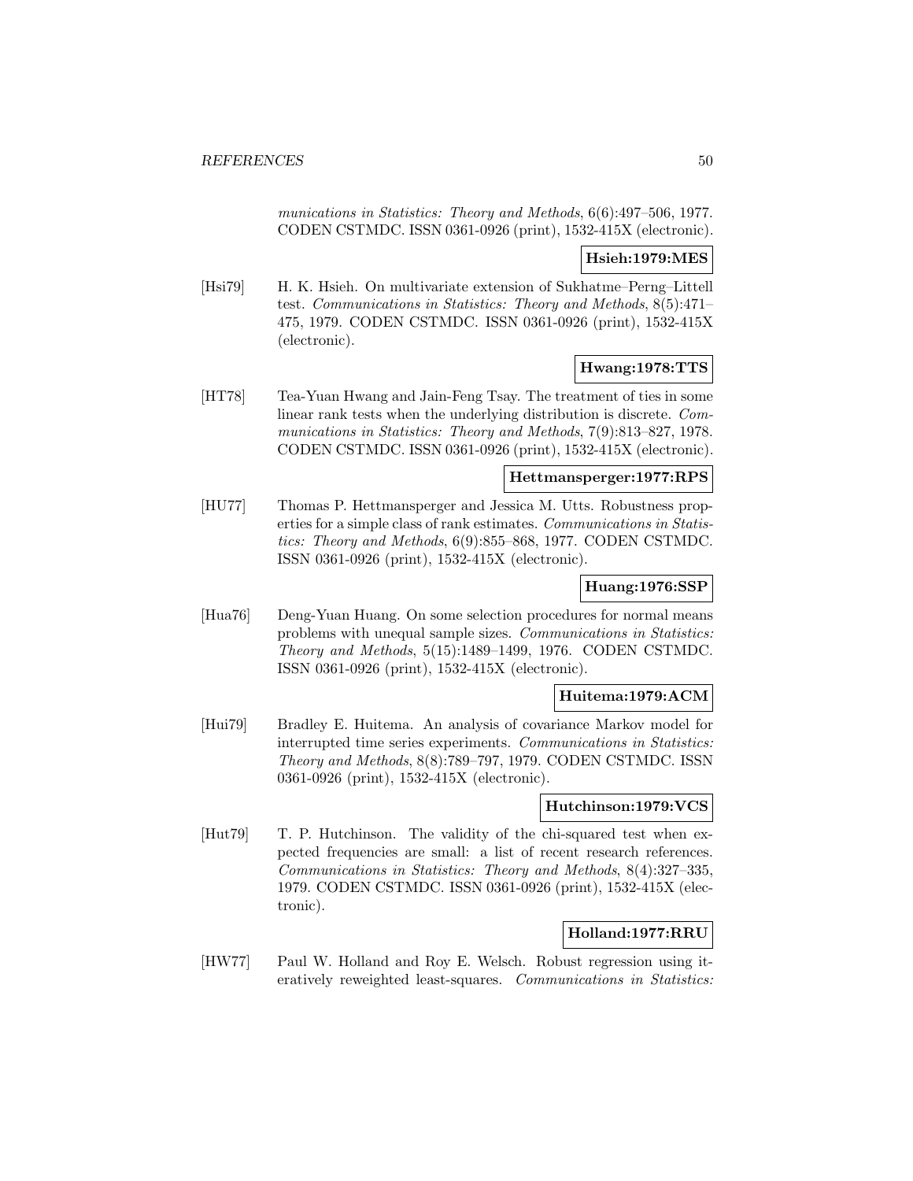*munications in Statistics: Theory and Methods*, 6(6):497–506, 1977. CODEN CSTMDC. ISSN 0361-0926 (print), 1532-415X (electronic).

**Hsieh:1979:MES**

[Hsi79] H. K. Hsieh. On multivariate extension of Sukhatme–Perng–Littell test. *Communications in Statistics: Theory and Methods*, 8(5):471–475, 1979. CODEN CSTMDC. ISSN 0361-0926 (print), 1532-415X (electronic).

**Hwang:1978:TTS**

[HT78] Tea-Yuan Hwang and Jain-Feng Tsay. The treatment of ties in some linear rank tests when the underlying distribution is discrete. *Communications in Statistics: Theory and Methods*, 7(9):813–827, 1978. CODEN CSTMDC. ISSN 0361-0926 (print), 1532-415X (electronic).

**Hettmansperger:1977:RPS**

[HU77] Thomas P. Hettmansperger and Jessica M. Utts. Robustness properties for a simple class of rank estimates. *Communications in Statistics: Theory and Methods*, 6(9):855–868, 1977. CODEN CSTMDC. ISSN 0361-0926 (print), 1532-415X (electronic).

**Huang:1976:SSP**

[Hua76] Deng-Yuan Huang. On some selection procedures for normal means problems with unequal sample sizes. *Communications in Statistics: Theory and Methods*, 5(15):1489–1499, 1976. CODEN CSTMDC. ISSN 0361-0926 (print), 1532-415X (electronic).

**Huitema:1979:ACM**

[Hui79] Bradley E. Huitema. An analysis of covariance Markov model for interrupted time series experiments. *Communications in Statistics: Theory and Methods*, 8(8):789–797, 1979. CODEN CSTMDC. ISSN 0361-0926 (print), 1532-415X (electronic).

**Hutchinson:1979:VCS**

[Hut79] T. P. Hutchinson. The validity of the chi-squared test when expected frequencies are small: a list of recent research references. *Communications in Statistics: Theory and Methods*, 8(4):327–335, 1979. CODEN CSTMDC. ISSN 0361-0926 (print), 1532-415X (electronic).

**Holland:1977:RRU**

[HW77] Paul W. Holland and Roy E. Welsch. Robust regression using iteratively reweighted least-squares. *Communications in Statistics:*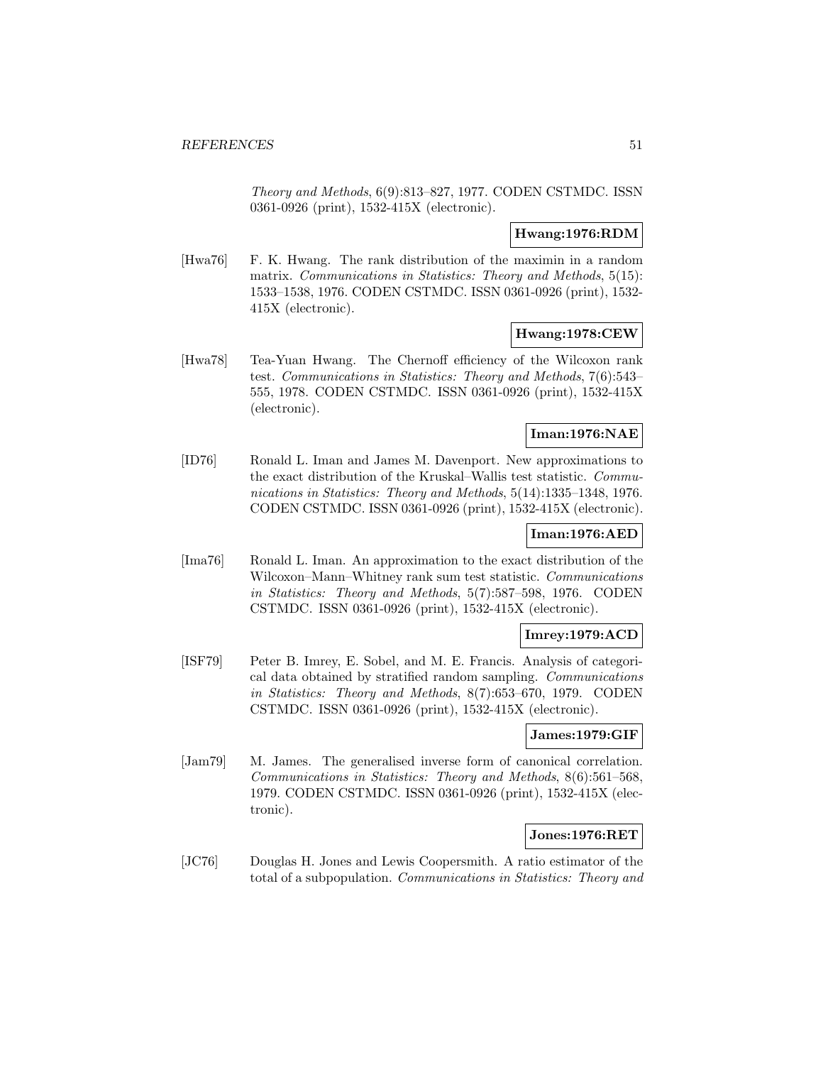*Theory and Methods*, 6(9):813–827, 1977. CODEN CSTMDC. ISSN 0361-0926 (print), 1532-415X (electronic).

**Hwang:1976:RDM**

[Hwa76] F. K. Hwang. The rank distribution of the maximin in a random matrix. *Communications in Statistics: Theory and Methods*, 5(15): 1533–1538, 1976. CODEN CSTMDC. ISSN 0361-0926 (print), 1532-415X (electronic).

**Hwang:1978:CEW**

[Hwa78] Tea-Yuan Hwang. The Chernoff efficiency of the Wilcoxon rank test. *Communications in Statistics: Theory and Methods*, 7(6):543–555, 1978. CODEN CSTMDC. ISSN 0361-0926 (print), 1532-415X (electronic).

**Iman:1976:NAE**

[ID76] Ronald L. Iman and James M. Davenport. New approximations to the exact distribution of the Kruskal–Wallis test statistic. *Communications in Statistics: Theory and Methods*, 5(14):1335–1348, 1976. CODEN CSTMDC. ISSN 0361-0926 (print), 1532-415X (electronic).

**Iman:1976:AED**

[Ima76] Ronald L. Iman. An approximation to the exact distribution of the Wilcoxon–Mann–Whitney rank sum test statistic. *Communications in Statistics: Theory and Methods*, 5(7):587–598, 1976. CODEN CSTMDC. ISSN 0361-0926 (print), 1532-415X (electronic).

**Imrey:1979:ACD**

[ISF79] Peter B. Imrey, E. Sobel, and M. E. Francis. Analysis of categorical data obtained by stratified random sampling. *Communications in Statistics: Theory and Methods*, 8(7):653–670, 1979. CODEN CSTMDC. ISSN 0361-0926 (print), 1532-415X (electronic).

**James:1979:GIF**

[Jam79] M. James. The generalised inverse form of canonical correlation. *Communications in Statistics: Theory and Methods*, 8(6):561–568, 1979. CODEN CSTMDC. ISSN 0361-0926 (print), 1532-415X (electronic).

**Jones:1976:RET**

[JC76] Douglas H. Jones and Lewis Coopersmith. A ratio estimator of the total of a subpopulation. *Communications in Statistics: Theory and*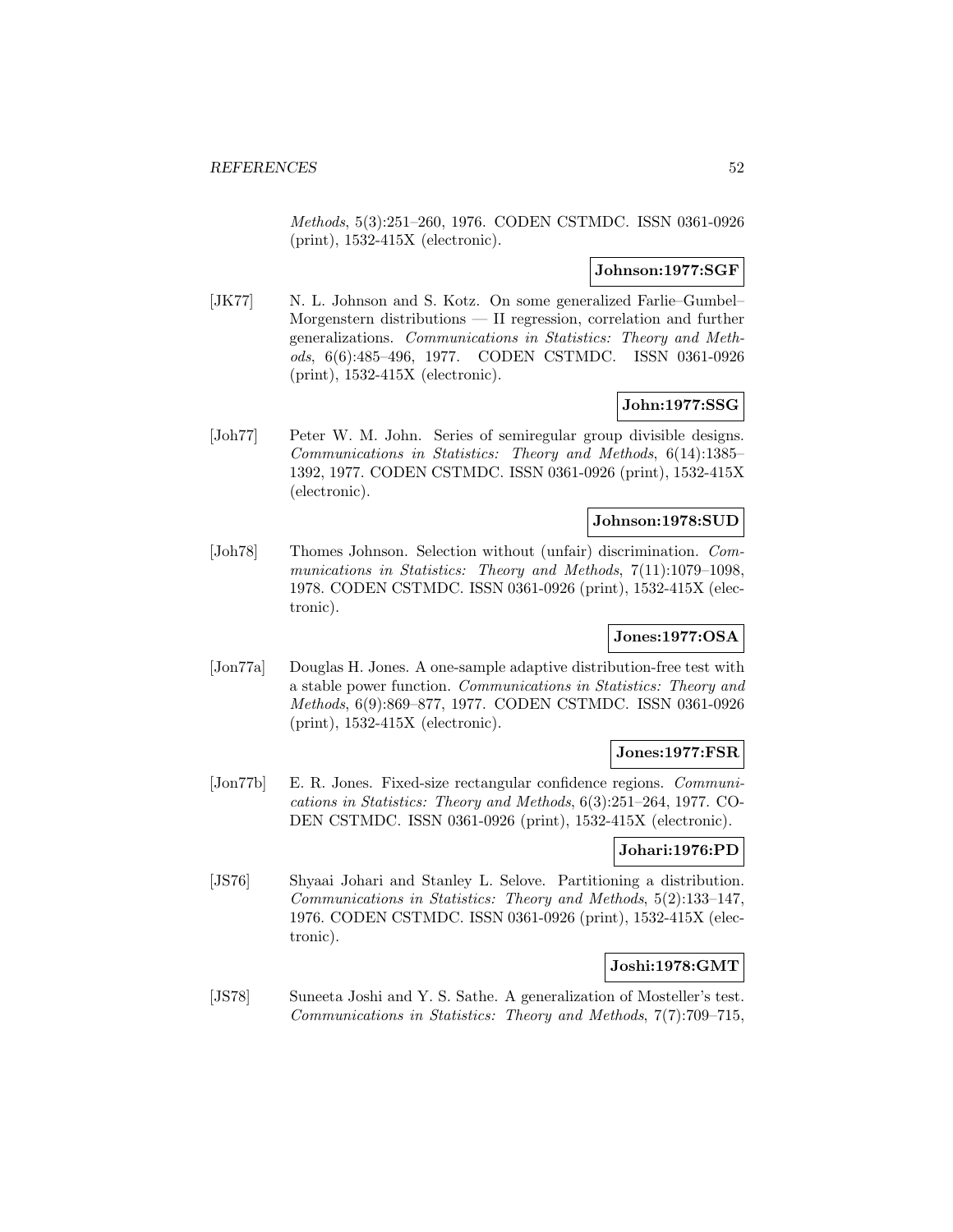*Methods*, 5(3):251–260, 1976. CODEN CSTMDC. ISSN 0361-0926 (print), 1532-415X (electronic).

**Johnson:1977:SGF**

[JK77] N. L. Johnson and S. Kotz. On some generalized Farlie–Gumbel–Morgenstern distributions — II regression, correlation and further generalizations. *Communications in Statistics: Theory and Methods*, 6(6):485–496, 1977. CODEN CSTMDC. ISSN 0361-0926 (print), 1532-415X (electronic).

**John:1977:SSG**

[Joh77] Peter W. M. John. Series of semiregular group divisible designs. *Communications in Statistics: Theory and Methods*, 6(14):1385–1392, 1977. CODEN CSTMDC. ISSN 0361-0926 (print), 1532-415X (electronic).

**Johnson:1978:SUD**

[Joh78] Thomes Johnson. Selection without (unfair) discrimination. *Communications in Statistics: Theory and Methods*, 7(11):1079–1098, 1978. CODEN CSTMDC. ISSN 0361-0926 (print), 1532-415X (electronic).

**Jones:1977:OSA**

[Jon77a] Douglas H. Jones. A one-sample adaptive distribution-free test with a stable power function. *Communications in Statistics: Theory and Methods*, 6(9):869–877, 1977. CODEN CSTMDC. ISSN 0361-0926 (print), 1532-415X (electronic).

**Jones:1977:FSR**

[Jon77b] E. R. Jones. Fixed-size rectangular confidence regions. *Communications in Statistics: Theory and Methods*, 6(3):251–264, 1977. CODEN CSTMDC. ISSN 0361-0926 (print), 1532-415X (electronic).

**Johari:1976:PD**

[JS76] Shyaai Johari and Stanley L. Selove. Partitioning a distribution. *Communications in Statistics: Theory and Methods*, 5(2):133–147, 1976. CODEN CSTMDC. ISSN 0361-0926 (print), 1532-415X (electronic).

**Joshi:1978:GMT**

[JS78] Suneeta Joshi and Y. S. Sathe. A generalization of Mosteller's test. *Communications in Statistics: Theory and Methods*, 7(7):709–715,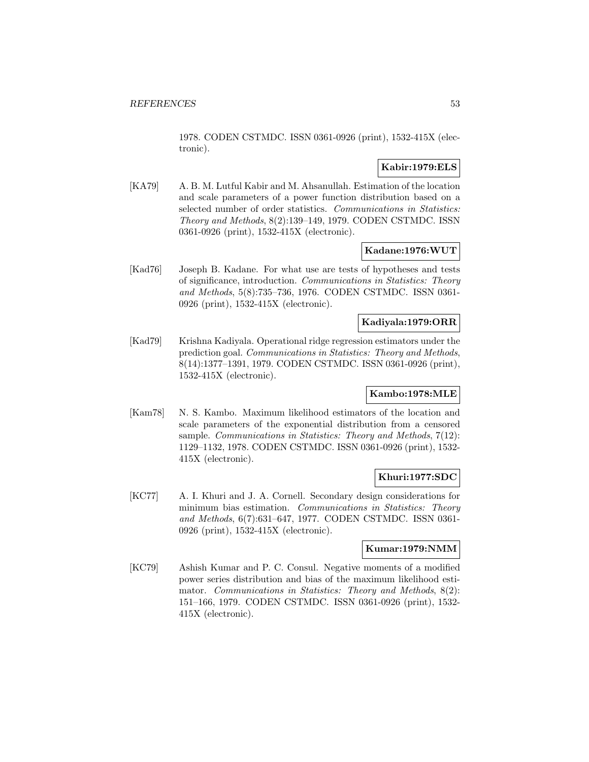1978. CODEN CSTMDC. ISSN 0361-0926 (print), 1532-415X (electronic).

**Kabir:1979:ELS**

[KA79] A. B. M. Lutful Kabir and M. Ahsanullah. Estimation of the location and scale parameters of a power function distribution based on a selected number of order statistics. *Communications in Statistics: Theory and Methods*, 8(2):139–149, 1979. CODEN CSTMDC. ISSN 0361-0926 (print), 1532-415X (electronic).

**Kadane:1976:WUT**

[Kad76] Joseph B. Kadane. For what use are tests of hypotheses and tests of significance, introduction. *Communications in Statistics: Theory and Methods*, 5(8):735–736, 1976. CODEN CSTMDC. ISSN 0361-0926 (print), 1532-415X (electronic).

**Kadiyala:1979:ORR**

[Kad79] Krishna Kadiyala. Operational ridge regression estimators under the prediction goal. *Communications in Statistics: Theory and Methods*, 8(14):1377–1391, 1979. CODEN CSTMDC. ISSN 0361-0926 (print), 1532-415X (electronic).

**Kambo:1978:MLE**

[Kam78] N. S. Kambo. Maximum likelihood estimators of the location and scale parameters of the exponential distribution from a censored sample. *Communications in Statistics: Theory and Methods*, 7(12): 1129–1132, 1978. CODEN CSTMDC. ISSN 0361-0926 (print), 1532-415X (electronic).

**Khuri:1977:SDC**

[KC77] A. I. Khuri and J. A. Cornell. Secondary design considerations for minimum bias estimation. *Communications in Statistics: Theory and Methods*, 6(7):631–647, 1977. CODEN CSTMDC. ISSN 0361-0926 (print), 1532-415X (electronic).

**Kumar:1979:NMM**

[KC79] Ashish Kumar and P. C. Consul. Negative moments of a modified power series distribution and bias of the maximum likelihood estimator. *Communications in Statistics: Theory and Methods*, 8(2): 151–166, 1979. CODEN CSTMDC. ISSN 0361-0926 (print), 1532-415X (electronic).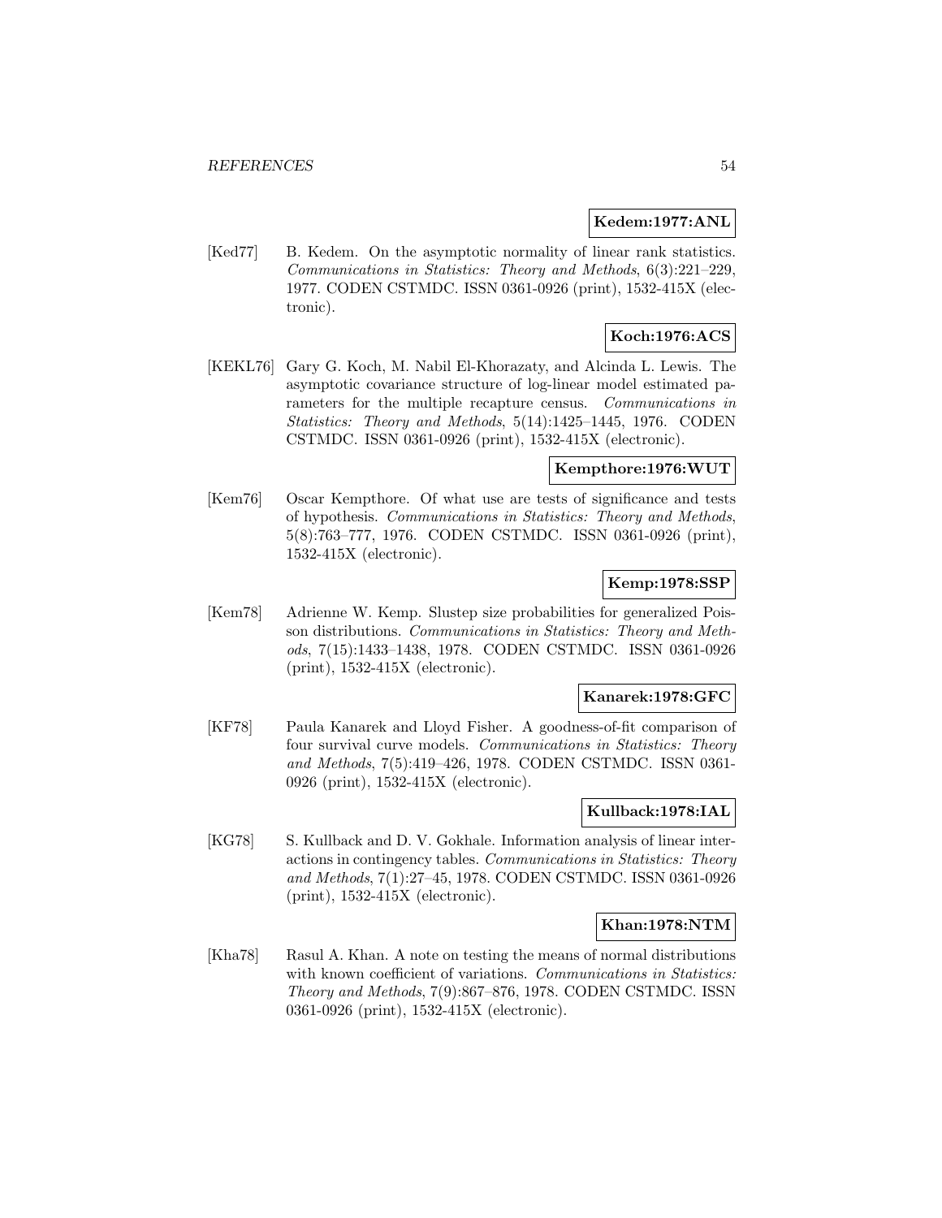**Kedem:1977:ANL**

[Ked77] B. Kedem. On the asymptotic normality of linear rank statistics. *Communications in Statistics: Theory and Methods*, 6(3):221–229, 1977. CODEN CSTMDC. ISSN 0361-0926 (print), 1532-415X (electronic).

**Koch:1976:ACS**

[KEKL76] Gary G. Koch, M. Nabil El-Khorazaty, and Alcinda L. Lewis. The asymptotic covariance structure of log-linear model estimated parameters for the multiple recapture census. *Communications in Statistics: Theory and Methods*, 5(14):1425–1445, 1976. CODEN CSTMDC. ISSN 0361-0926 (print), 1532-415X (electronic).

**Kempthore:1976:WUT**

[Kem76] Oscar Kempthore. Of what use are tests of significance and tests of hypothesis. *Communications in Statistics: Theory and Methods*, 5(8):763–777, 1976. CODEN CSTMDC. ISSN 0361-0926 (print), 1532-415X (electronic).

**Kemp:1978:SSP**

[Kem78] Adrienne W. Kemp. Slustep size probabilities for generalized Poisson distributions. *Communications in Statistics: Theory and Methods*, 7(15):1433–1438, 1978. CODEN CSTMDC. ISSN 0361-0926 (print), 1532-415X (electronic).

**Kanarek:1978:GFC**

[KF78] Paula Kanarek and Lloyd Fisher. A goodness-of-fit comparison of four survival curve models. *Communications in Statistics: Theory and Methods*, 7(5):419–426, 1978. CODEN CSTMDC. ISSN 0361-0926 (print), 1532-415X (electronic).

**Kullback:1978:IAL**

[KG78] S. Kullback and D. V. Gokhale. Information analysis of linear interactions in contingency tables. *Communications in Statistics: Theory and Methods*, 7(1):27–45, 1978. CODEN CSTMDC. ISSN 0361-0926 (print), 1532-415X (electronic).

**Khan:1978:NTM**

[Kha78] Rasul A. Khan. A note on testing the means of normal distributions with known coefficient of variations. *Communications in Statistics: Theory and Methods*, 7(9):867–876, 1978. CODEN CSTMDC. ISSN 0361-0926 (print), 1532-415X (electronic).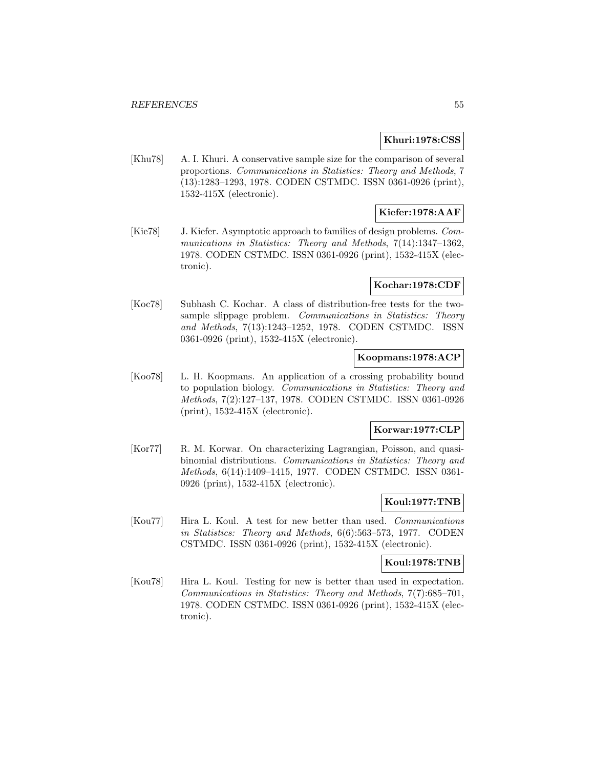**Khuri:1978:CSS**

[Khu78] A. I. Khuri. A conservative sample size for the comparison of several proportions. *Communications in Statistics: Theory and Methods*, 7 (13):1283–1293, 1978. CODEN CSTMDC. ISSN 0361-0926 (print), 1532-415X (electronic).

**Kiefer:1978:AAF**

[Kie78] J. Kiefer. Asymptotic approach to families of design problems. *Communications in Statistics: Theory and Methods*, 7(14):1347–1362, 1978. CODEN CSTMDC. ISSN 0361-0926 (print), 1532-415X (electronic).

**Kochar:1978:CDF**

[Koc78] Subhash C. Kochar. A class of distribution-free tests for the two-sample slippage problem. *Communications in Statistics: Theory and Methods*, 7(13):1243–1252, 1978. CODEN CSTMDC. ISSN 0361-0926 (print), 1532-415X (electronic).

**Koopmans:1978:ACP**

[Koo78] L. H. Koopmans. An application of a crossing probability bound to population biology. *Communications in Statistics: Theory and Methods*, 7(2):127–137, 1978. CODEN CSTMDC. ISSN 0361-0926 (print), 1532-415X (electronic).

**Korwar:1977:CLP**

[Kor77] R. M. Korwar. On characterizing Lagrangian, Poisson, and quasi-binomial distributions. *Communications in Statistics: Theory and Methods*, 6(14):1409–1415, 1977. CODEN CSTMDC. ISSN 0361-0926 (print), 1532-415X (electronic).

**Koul:1977:TNB**

[Kou77] Hira L. Koul. A test for new better than used. *Communications in Statistics: Theory and Methods*, 6(6):563–573, 1977. CODEN CSTMDC. ISSN 0361-0926 (print), 1532-415X (electronic).

**Koul:1978:TNB**

[Kou78] Hira L. Koul. Testing for new is better than used in expectation. *Communications in Statistics: Theory and Methods*, 7(7):685–701, 1978. CODEN CSTMDC. ISSN 0361-0926 (print), 1532-415X (electronic).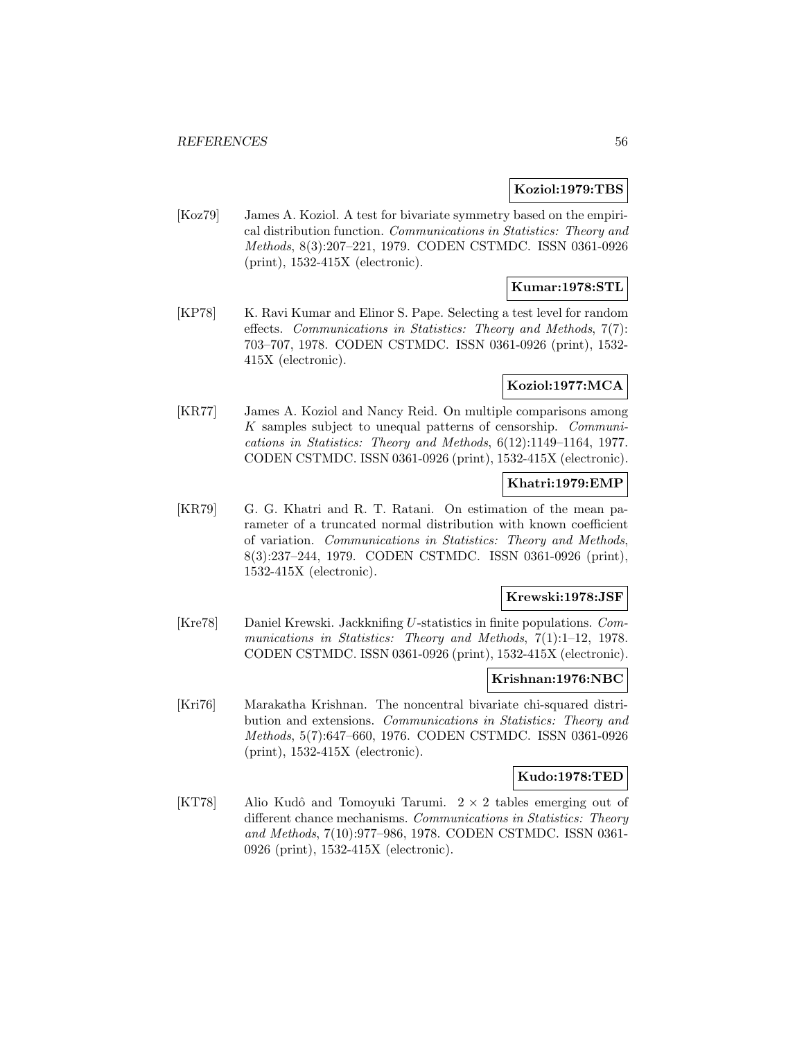**Koziol:1979:TBS**

[Koz79] James A. Koziol. A test for bivariate symmetry based on the empirical distribution function. *Communications in Statistics: Theory and Methods*, 8(3):207–221, 1979. CODEN CSTMDC. ISSN 0361-0926 (print), 1532-415X (electronic).

**Kumar:1978:STL**

[KP78] K. Ravi Kumar and Elinor S. Pape. Selecting a test level for random effects. *Communications in Statistics: Theory and Methods*, 7(7): 703–707, 1978. CODEN CSTMDC. ISSN 0361-0926 (print), 1532-415X (electronic).

**Koziol:1977:MCA**

[KR77] James A. Koziol and Nancy Reid. On multiple comparisons among $K$ samples subject to unequal patterns of censorship. *Communications in Statistics: Theory and Methods*, 6(12):1149–1164, 1977. CODEN CSTMDC. ISSN 0361-0926 (print), 1532-415X (electronic).

**Khatri:1979:EMP**

[KR79] G. G. Khatri and R. T. Ratani. On estimation of the mean parameter of a truncated normal distribution with known coefficient of variation. *Communications in Statistics: Theory and Methods*, 8(3):237–244, 1979. CODEN CSTMDC. ISSN 0361-0926 (print), 1532-415X (electronic).

**Krewski:1978:JSF**

[Kre78] Daniel Krewski. Jackknifing $U$-statistics in finite populations. *Communications in Statistics: Theory and Methods*, 7(1):1–12, 1978. CODEN CSTMDC. ISSN 0361-0926 (print), 1532-415X (electronic).

**Krishnan:1976:NBC**

[Kri76] Marakatha Krishnan. The noncentral bivariate chi-squared distribution and extensions. *Communications in Statistics: Theory and Methods*, 5(7):647–660, 1976. CODEN CSTMDC. ISSN 0361-0926 (print), 1532-415X (electronic).

**Kudo:1978:TED**

[KT78] Alio Kudô and Tomoyuki Tarumi. $2 \times 2$ tables emerging out of different chance mechanisms. *Communications in Statistics: Theory and Methods*, 7(10):977–986, 1978. CODEN CSTMDC. ISSN 0361-0926 (print), 1532-415X (electronic).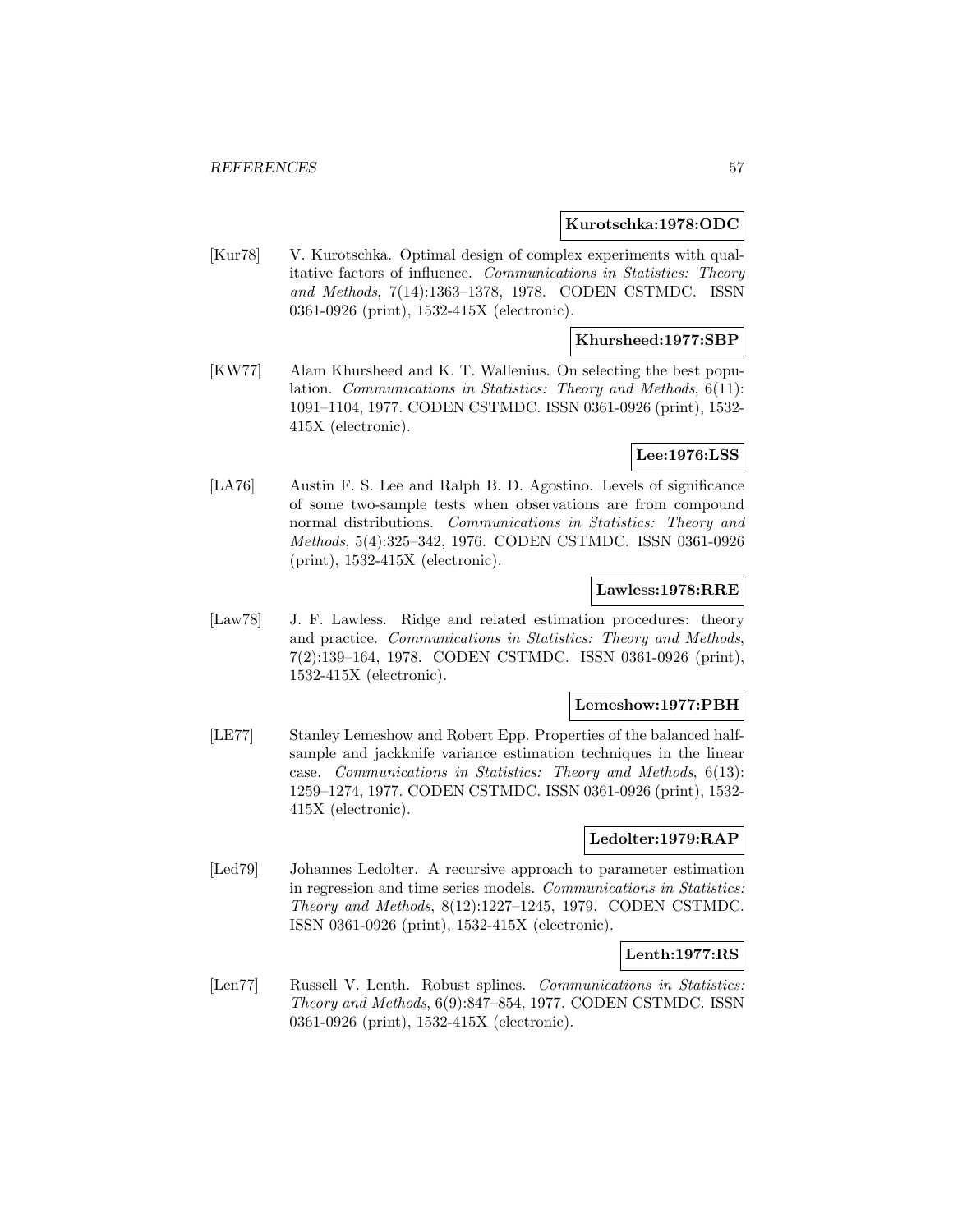**Kurotschka:1978:ODC**

[Kur78] V. Kurotschka. Optimal design of complex experiments with qualitative factors of influence. *Communications in Statistics: Theory and Methods*, 7(14):1363–1378, 1978. CODEN CSTMDC. ISSN 0361-0926 (print), 1532-415X (electronic).

**Khursheed:1977:SBP**

[KW77] Alam Khursheed and K. T. Wallenius. On selecting the best population. *Communications in Statistics: Theory and Methods*, 6(11): 1091–1104, 1977. CODEN CSTMDC. ISSN 0361-0926 (print), 1532-415X (electronic).

**Lee:1976:LSS**

[LA76] Austin F. S. Lee and Ralph B. D. Agostino. Levels of significance of some two-sample tests when observations are from compound normal distributions. *Communications in Statistics: Theory and Methods*, 5(4):325–342, 1976. CODEN CSTMDC. ISSN 0361-0926 (print), 1532-415X (electronic).

**Lawless:1978:RRE**

[Law78] J. F. Lawless. Ridge and related estimation procedures: theory and practice. *Communications in Statistics: Theory and Methods*, 7(2):139–164, 1978. CODEN CSTMDC. ISSN 0361-0926 (print), 1532-415X (electronic).

**Lemeshow:1977:PBH**

[LE77] Stanley Lemeshow and Robert Epp. Properties of the balanced half-sample and jackknife variance estimation techniques in the linear case. *Communications in Statistics: Theory and Methods*, 6(13): 1259–1274, 1977. CODEN CSTMDC. ISSN 0361-0926 (print), 1532-415X (electronic).

**Ledolter:1979:RAP**

[Led79] Johannes Ledolter. A recursive approach to parameter estimation in regression and time series models. *Communications in Statistics: Theory and Methods*, 8(12):1227–1245, 1979. CODEN CSTMDC. ISSN 0361-0926 (print), 1532-415X (electronic).

**Lenth:1977:RS**

[Len77] Russell V. Lenth. Robust splines. *Communications in Statistics: Theory and Methods*, 6(9):847–854, 1977. CODEN CSTMDC. ISSN 0361-0926 (print), 1532-415X (electronic).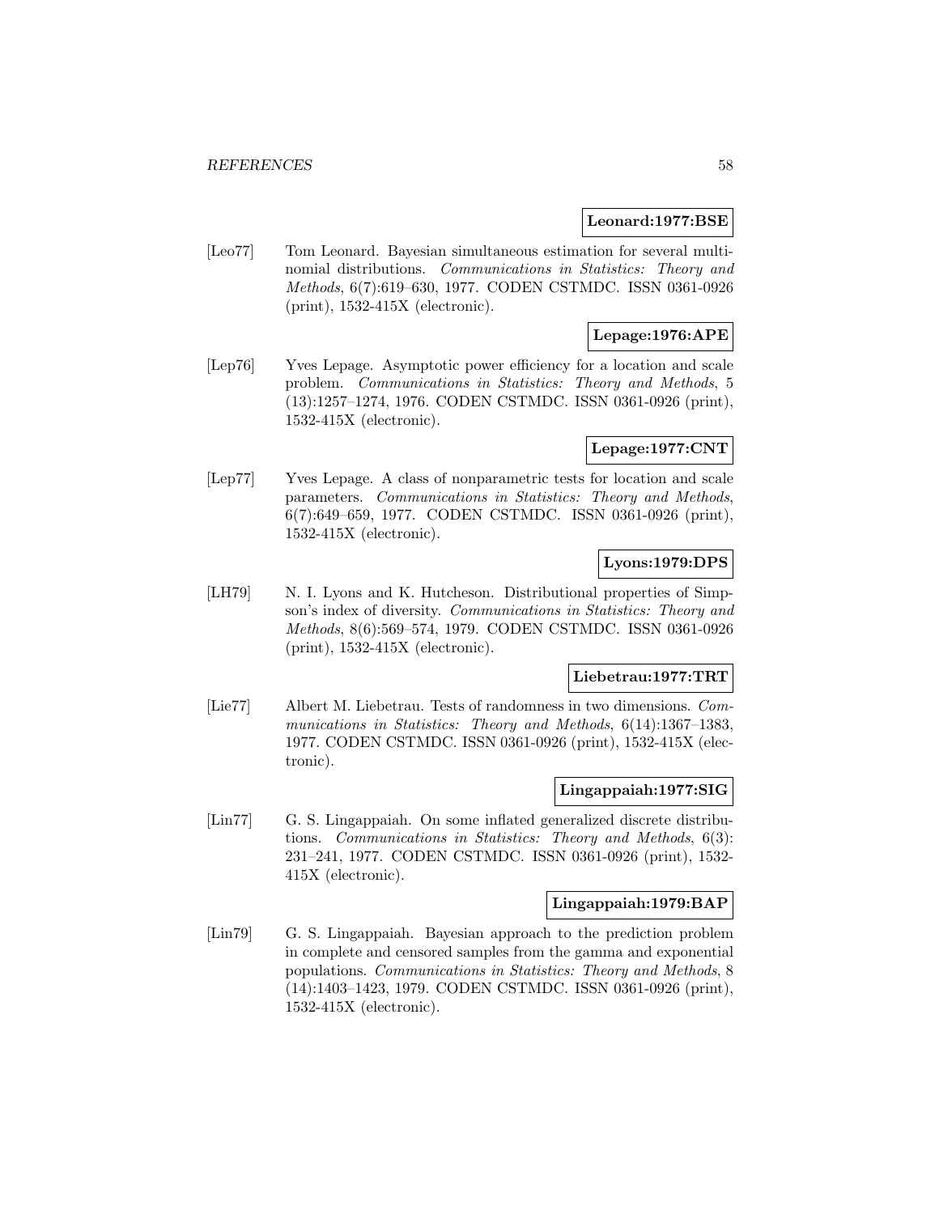**Leonard:1977:BSE**

[Leo77] Tom Leonard. Bayesian simultaneous estimation for several multinomial distributions. *Communications in Statistics: Theory and Methods*, 6(7):619–630, 1977. CODEN CSTMDC. ISSN 0361-0926 (print), 1532-415X (electronic).

**Lepage:1976:APE**

[Lep76] Yves Lepage. Asymptotic power efficiency for a location and scale problem. *Communications in Statistics: Theory and Methods*, 5 (13):1257–1274, 1976. CODEN CSTMDC. ISSN 0361-0926 (print), 1532-415X (electronic).

**Lepage:1977:CNT**

[Lep77] Yves Lepage. A class of nonparametric tests for location and scale parameters. *Communications in Statistics: Theory and Methods*, 6(7):649–659, 1977. CODEN CSTMDC. ISSN 0361-0926 (print), 1532-415X (electronic).

**Lyons:1979:DPS**

[LH79] N. I. Lyons and K. Hutcheson. Distributional properties of Simpson's index of diversity. *Communications in Statistics: Theory and Methods*, 8(6):569–574, 1979. CODEN CSTMDC. ISSN 0361-0926 (print), 1532-415X (electronic).

**Liebetrau:1977:TRT**

[Lie77] Albert M. Liebetrau. Tests of randomness in two dimensions. *Communications in Statistics: Theory and Methods*, 6(14):1367–1383, 1977. CODEN CSTMDC. ISSN 0361-0926 (print), 1532-415X (electronic).

**Lingappaiah:1977:SIG**

[Lin77] G. S. Lingappaiah. On some inflated generalized discrete distributions. *Communications in Statistics: Theory and Methods*, 6(3): 231–241, 1977. CODEN CSTMDC. ISSN 0361-0926 (print), 1532-415X (electronic).

**Lingappaiah:1979:BAP**

[Lin79] G. S. Lingappaiah. Bayesian approach to the prediction problem in complete and censored samples from the gamma and exponential populations. *Communications in Statistics: Theory and Methods*, 8 (14):1403–1423, 1979. CODEN CSTMDC. ISSN 0361-0926 (print), 1532-415X (electronic).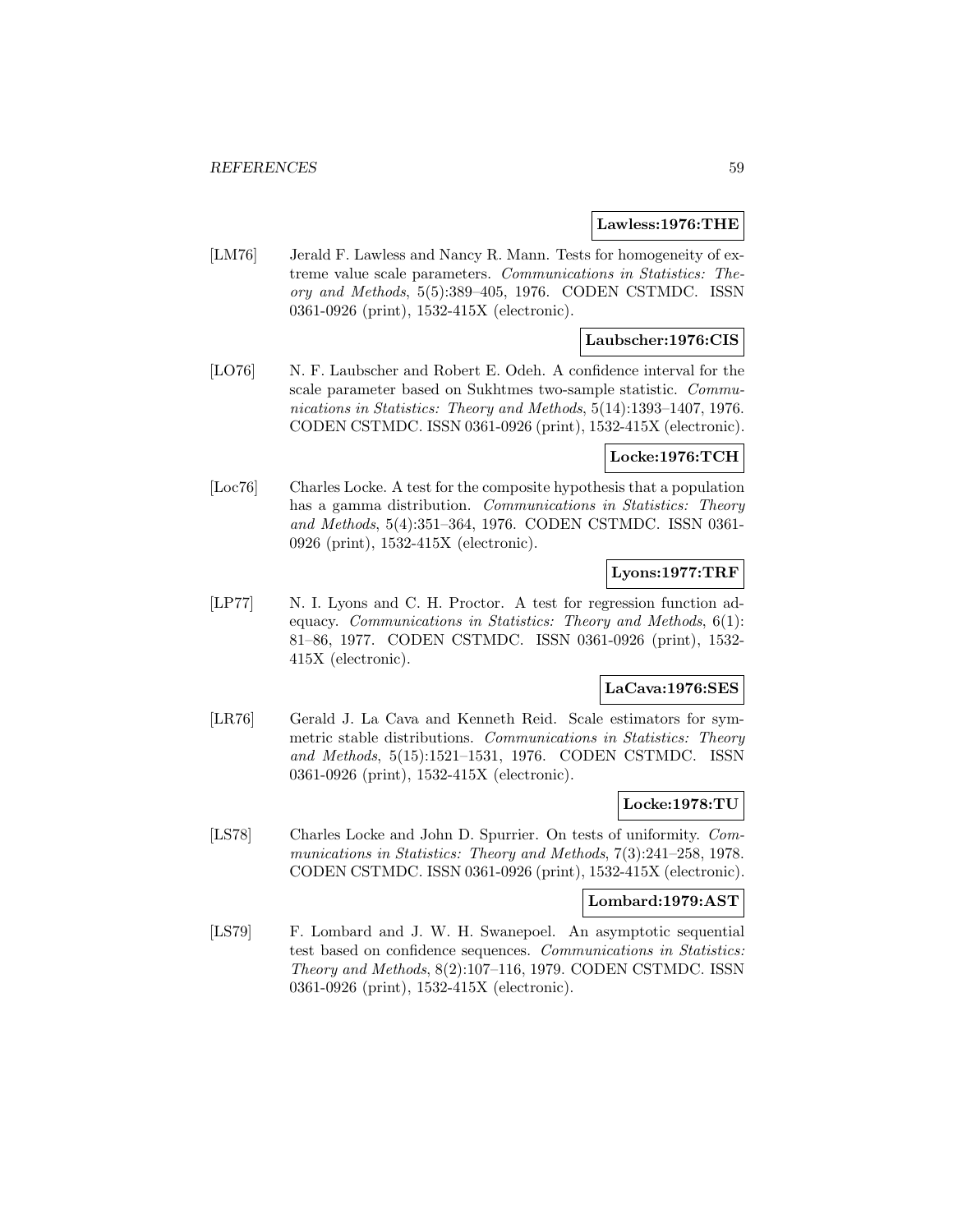**Lawless:1976:THE**

[LM76] Jerald F. Lawless and Nancy R. Mann. Tests for homogeneity of extreme value scale parameters. *Communications in Statistics: Theory and Methods*, 5(5):389–405, 1976. CODEN CSTMDC. ISSN 0361-0926 (print), 1532-415X (electronic).

**Laubscher:1976:CIS**

[LO76] N. F. Laubscher and Robert E. Odeh. A confidence interval for the scale parameter based on Sukhtmes two-sample statistic. *Communications in Statistics: Theory and Methods*, 5(14):1393–1407, 1976. CODEN CSTMDC. ISSN 0361-0926 (print), 1532-415X (electronic).

**Locke:1976:TCH**

[Loc76] Charles Locke. A test for the composite hypothesis that a population has a gamma distribution. *Communications in Statistics: Theory and Methods*, 5(4):351–364, 1976. CODEN CSTMDC. ISSN 0361-0926 (print), 1532-415X (electronic).

**Lyons:1977:TRF**

[LP77] N. I. Lyons and C. H. Proctor. A test for regression function adequacy. *Communications in Statistics: Theory and Methods*, 6(1): 81–86, 1977. CODEN CSTMDC. ISSN 0361-0926 (print), 1532-415X (electronic).

**LaCava:1976:SES**

[LR76] Gerald J. La Cava and Kenneth Reid. Scale estimators for symmetric stable distributions. *Communications in Statistics: Theory and Methods*, 5(15):1521–1531, 1976. CODEN CSTMDC. ISSN 0361-0926 (print), 1532-415X (electronic).

**Locke:1978:TU**

[LS78] Charles Locke and John D. Spurrier. On tests of uniformity. *Communications in Statistics: Theory and Methods*, 7(3):241–258, 1978. CODEN CSTMDC. ISSN 0361-0926 (print), 1532-415X (electronic).

**Lombard:1979:AST**

[LS79] F. Lombard and J. W. H. Swanepoel. An asymptotic sequential test based on confidence sequences. *Communications in Statistics: Theory and Methods*, 8(2):107–116, 1979. CODEN CSTMDC. ISSN 0361-0926 (print), 1532-415X (electronic).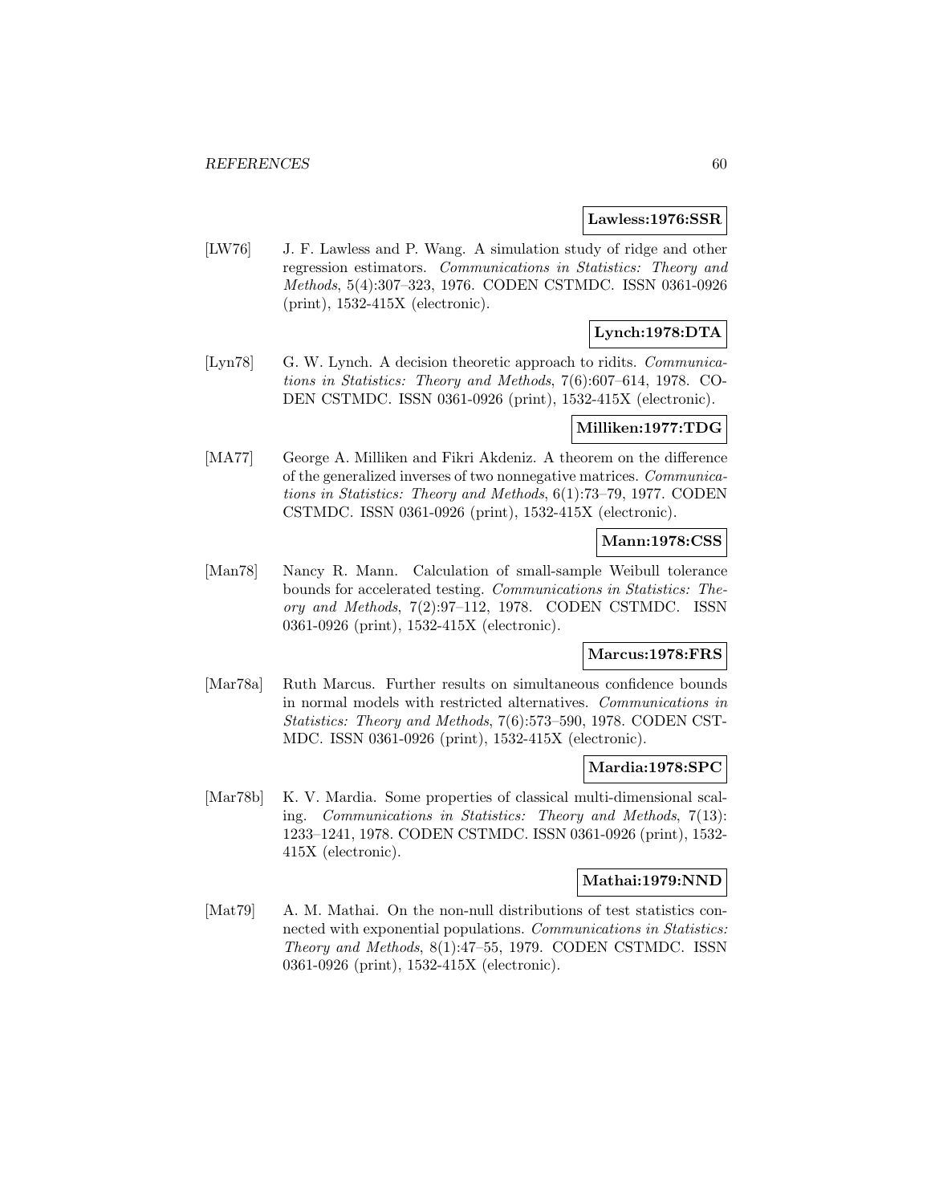**Lawless:1976:SSR**

[LW76] J. F. Lawless and P. Wang. A simulation study of ridge and other regression estimators. *Communications in Statistics: Theory and Methods*, 5(4):307–323, 1976. CODEN CSTMDC. ISSN 0361-0926 (print), 1532-415X (electronic).

**Lynch:1978:DTA**

[Lyn78] G. W. Lynch. A decision theoretic approach to ridits. *Communications in Statistics: Theory and Methods*, 7(6):607–614, 1978. CODEN CSTMDC. ISSN 0361-0926 (print), 1532-415X (electronic).

**Milliken:1977:TDG**

[MA77] George A. Milliken and Fikri Akdeniz. A theorem on the difference of the generalized inverses of two nonnegative matrices. *Communications in Statistics: Theory and Methods*, 6(1):73–79, 1977. CODEN CSTMDC. ISSN 0361-0926 (print), 1532-415X (electronic).

**Mann:1978:CSS**

[Man78] Nancy R. Mann. Calculation of small-sample Weibull tolerance bounds for accelerated testing. *Communications in Statistics: Theory and Methods*, 7(2):97–112, 1978. CODEN CSTMDC. ISSN 0361-0926 (print), 1532-415X (electronic).

**Marcus:1978:FRS**

[Mar78a] Ruth Marcus. Further results on simultaneous confidence bounds in normal models with restricted alternatives. *Communications in Statistics: Theory and Methods*, 7(6):573–590, 1978. CODEN CSTMDC. ISSN 0361-0926 (print), 1532-415X (electronic).

**Mardia:1978:SPC**

[Mar78b] K. V. Mardia. Some properties of classical multi-dimensional scaling. *Communications in Statistics: Theory and Methods*, 7(13): 1233–1241, 1978. CODEN CSTMDC. ISSN 0361-0926 (print), 1532-415X (electronic).

**Mathai:1979:NND**

[Mat79] A. M. Mathai. On the non-null distributions of test statistics connected with exponential populations. *Communications in Statistics: Theory and Methods*, 8(1):47–55, 1979. CODEN CSTMDC. ISSN 0361-0926 (print), 1532-415X (electronic).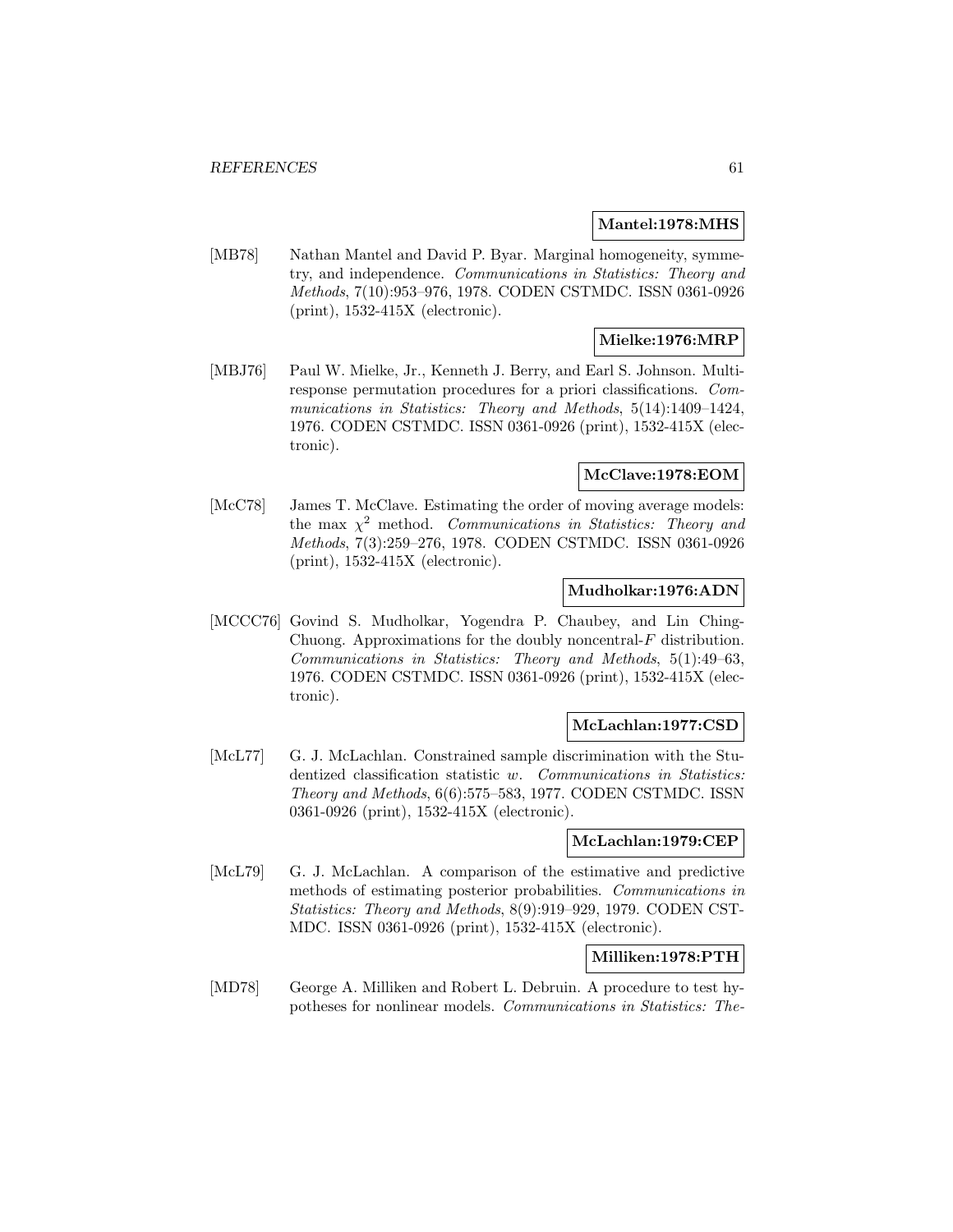**Mantel:1978:MHS**

[MB78] Nathan Mantel and David P. Byar. Marginal homogeneity, symmetry, and independence. *Communications in Statistics: Theory and Methods*, 7(10):953–976, 1978. CODEN CSTMDC. ISSN 0361-0926 (print), 1532-415X (electronic).

**Mielke:1976:MRP**

[MBJ76] Paul W. Mielke, Jr., Kenneth J. Berry, and Earl S. Johnson. Multiresponse permutation procedures for a priori classifications. *Communications in Statistics: Theory and Methods*, 5(14):1409–1424, 1976. CODEN CSTMDC. ISSN 0361-0926 (print), 1532-415X (electronic).

**McClave:1978:EOM**

[McC78] James T. McClave. Estimating the order of moving average models: the max $\chi^2$ method. *Communications in Statistics: Theory and Methods*, 7(3):259–276, 1978. CODEN CSTMDC. ISSN 0361-0926 (print), 1532-415X (electronic).

**Mudholkar:1976:ADN**

[MCCC76] Govind S. Mudholkar, Yogendra P. Chaubey, and Lin Ching-Chuong. Approximations for the doubly noncentral-$F$ distribution. *Communications in Statistics: Theory and Methods*, 5(1):49–63, 1976. CODEN CSTMDC. ISSN 0361-0926 (print), 1532-415X (electronic).

**McLachlan:1977:CSD**

[McL77] G. J. McLachlan. Constrained sample discrimination with the Studentized classification statistic $w$. *Communications in Statistics: Theory and Methods*, 6(6):575–583, 1977. CODEN CSTMDC. ISSN 0361-0926 (print), 1532-415X (electronic).

**McLachlan:1979:CEP**

[McL79] G. J. McLachlan. A comparison of the estimative and predictive methods of estimating posterior probabilities. *Communications in Statistics: Theory and Methods*, 8(9):919–929, 1979. CODEN CSTMDC. ISSN 0361-0926 (print), 1532-415X (electronic).

**Milliken:1978:PTH**

[MD78] George A. Milliken and Robert L. Debruin. A procedure to test hypotheses for nonlinear models. *Communications in Statistics: The-*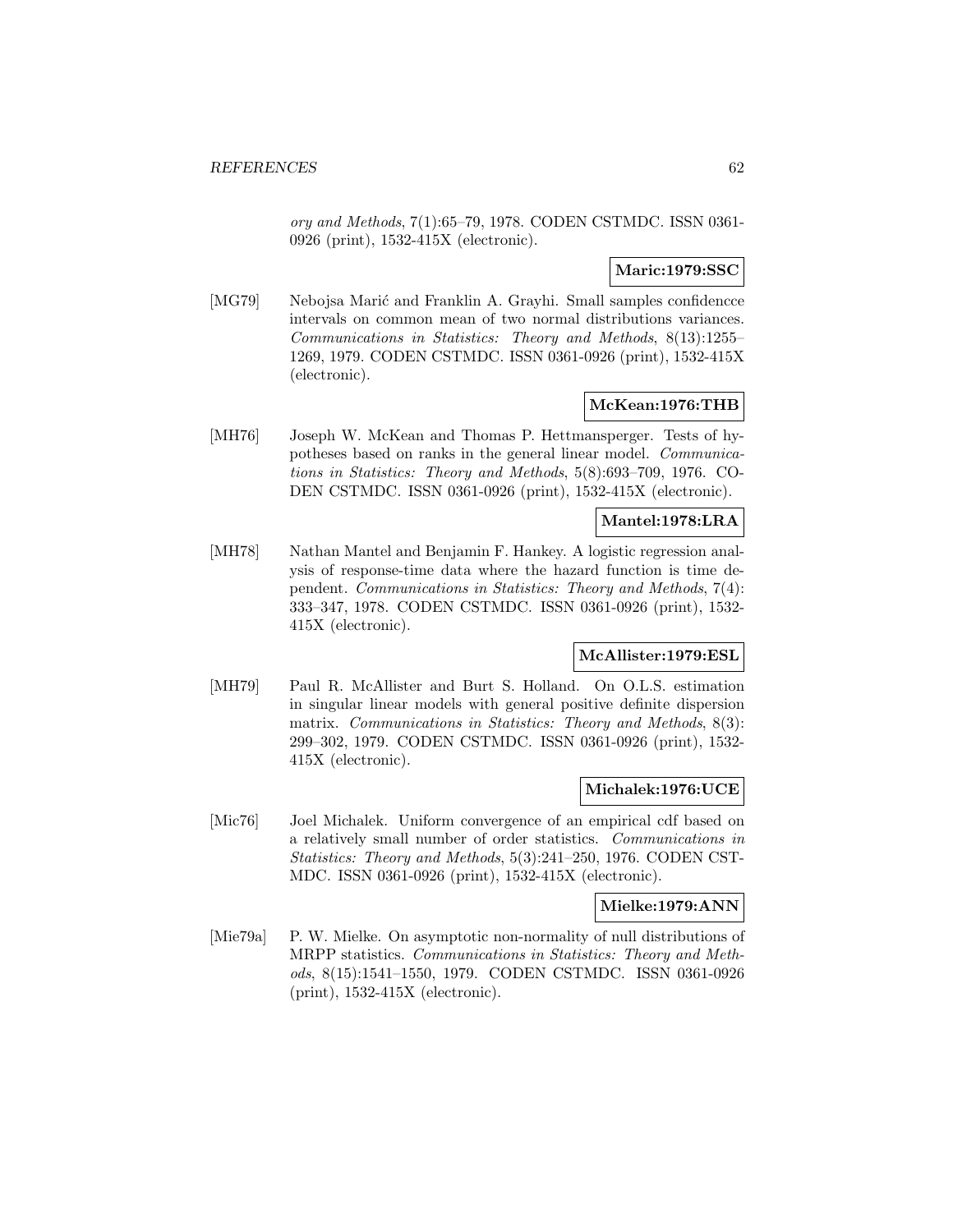*ory and Methods*, 7(1):65–79, 1978. CODEN CSTMDC. ISSN 0361-0926 (print), 1532-415X (electronic).

**Maric:1979:SSC**

[MG79] Nebojsa Marić and Franklin A. Grayhi. Small samples confidencce intervals on common mean of two normal distributions variances. *Communications in Statistics: Theory and Methods*, 8(13):1255–1269, 1979. CODEN CSTMDC. ISSN 0361-0926 (print), 1532-415X (electronic).

**McKean:1976:THB**

[MH76] Joseph W. McKean and Thomas P. Hettmansperger. Tests of hypotheses based on ranks in the general linear model. *Communications in Statistics: Theory and Methods*, 5(8):693–709, 1976. CODEN CSTMDC. ISSN 0361-0926 (print), 1532-415X (electronic).

**Mantel:1978:LRA**

[MH78] Nathan Mantel and Benjamin F. Hankey. A logistic regression analysis of response-time data where the hazard function is time dependent. *Communications in Statistics: Theory and Methods*, 7(4):333–347, 1978. CODEN CSTMDC. ISSN 0361-0926 (print), 1532-415X (electronic).

**McAllister:1979:ESL**

[MH79] Paul R. McAllister and Burt S. Holland. On O.L.S. estimation in singular linear models with general positive definite dispersion matrix. *Communications in Statistics: Theory and Methods*, 8(3):299–302, 1979. CODEN CSTMDC. ISSN 0361-0926 (print), 1532-415X (electronic).

**Michalek:1976:UCE**

[Mic76] Joel Michalek. Uniform convergence of an empirical cdf based on a relatively small number of order statistics. *Communications in Statistics: Theory and Methods*, 5(3):241–250, 1976. CODEN CSTMDC. ISSN 0361-0926 (print), 1532-415X (electronic).

**Mielke:1979:ANN**

[Mie79a] P. W. Mielke. On asymptotic non-normality of null distributions of MRPP statistics. *Communications in Statistics: Theory and Methods*, 8(15):1541–1550, 1979. CODEN CSTMDC. ISSN 0361-0926 (print), 1532-415X (electronic).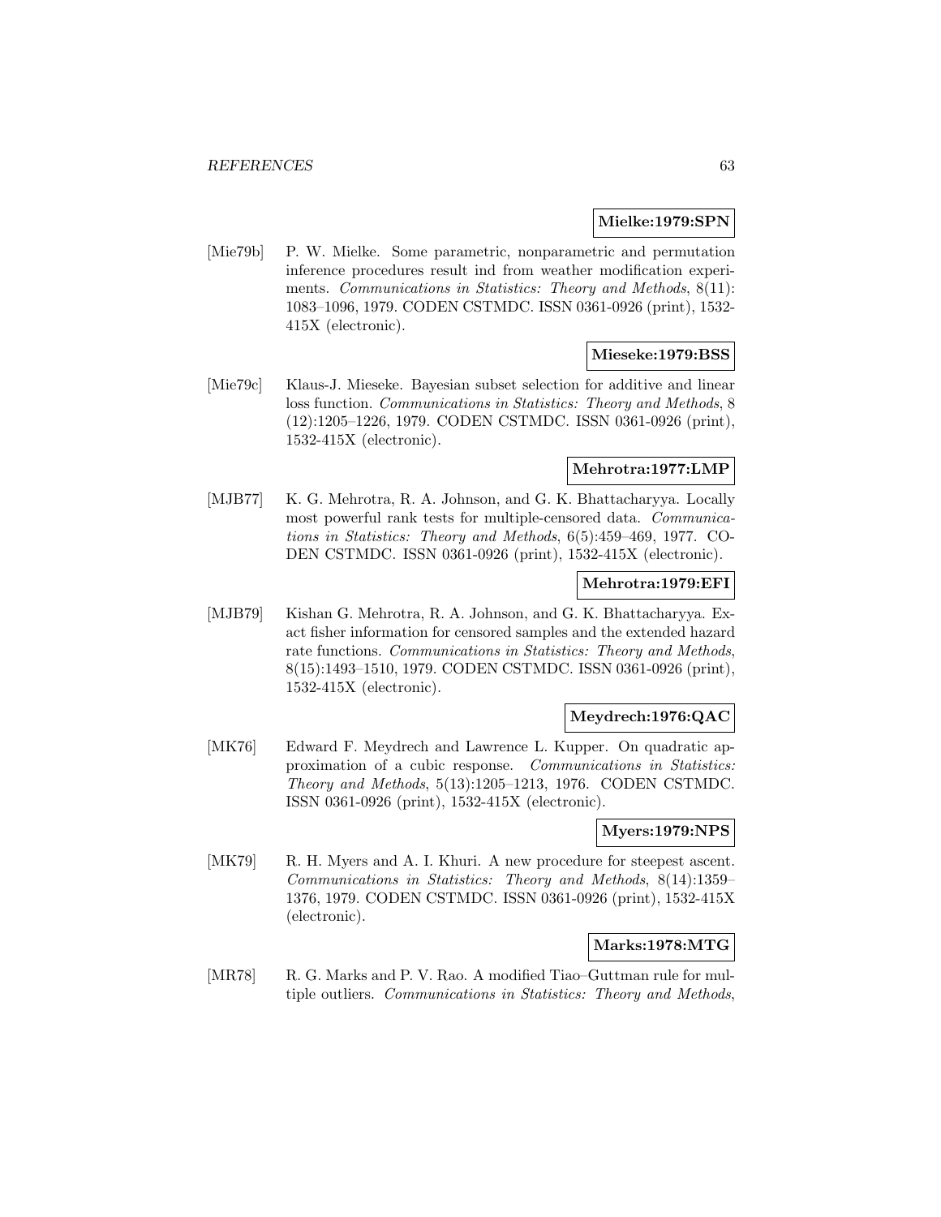**Mielke:1979:SPN**

[Mie79b] P. W. Mielke. Some parametric, nonparametric and permutation inference procedures result ind from weather modification experiments. *Communications in Statistics: Theory and Methods*, 8(11): 1083–1096, 1979. CODEN CSTMDC. ISSN 0361-0926 (print), 1532-415X (electronic).

**Mieseke:1979:BSS**

[Mie79c] Klaus-J. Mieseke. Bayesian subset selection for additive and linear loss function. *Communications in Statistics: Theory and Methods*, 8 (12):1205–1226, 1979. CODEN CSTMDC. ISSN 0361-0926 (print), 1532-415X (electronic).

**Mehrotra:1977:LMP**

[MJB77] K. G. Mehrotra, R. A. Johnson, and G. K. Bhattacharyya. Locally most powerful rank tests for multiple-censored data. *Communications in Statistics: Theory and Methods*, 6(5):459–469, 1977. CODEN CSTMDC. ISSN 0361-0926 (print), 1532-415X (electronic).

**Mehrotra:1979:EFI**

[MJB79] Kishan G. Mehrotra, R. A. Johnson, and G. K. Bhattacharyya. Exact fisher information for censored samples and the extended hazard rate functions. *Communications in Statistics: Theory and Methods*, 8(15):1493–1510, 1979. CODEN CSTMDC. ISSN 0361-0926 (print), 1532-415X (electronic).

**Meydrech:1976:QAC**

[MK76] Edward F. Meydrech and Lawrence L. Kupper. On quadratic approximation of a cubic response. *Communications in Statistics: Theory and Methods*, 5(13):1205–1213, 1976. CODEN CSTMDC. ISSN 0361-0926 (print), 1532-415X (electronic).

**Myers:1979:NPS**

[MK79] R. H. Myers and A. I. Khuri. A new procedure for steepest ascent. *Communications in Statistics: Theory and Methods*, 8(14):1359–1376, 1979. CODEN CSTMDC. ISSN 0361-0926 (print), 1532-415X (electronic).

**Marks:1978:MTG**

[MR78] R. G. Marks and P. V. Rao. A modified Tiao–Guttman rule for multiple outliers. *Communications in Statistics: Theory and Methods*,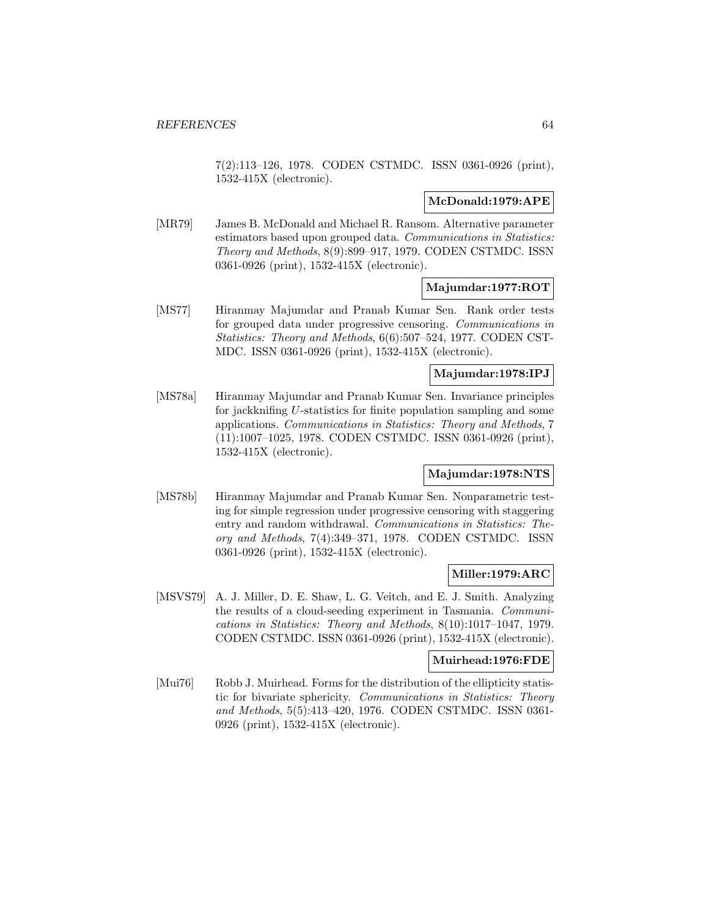7(2):113–126, 1978. CODEN CSTMDC. ISSN 0361-0926 (print), 1532-415X (electronic).

**McDonald:1979:APE**

[MR79] James B. McDonald and Michael R. Ransom. Alternative parameter estimators based upon grouped data. *Communications in Statistics: Theory and Methods*, 8(9):899–917, 1979. CODEN CSTMDC. ISSN 0361-0926 (print), 1532-415X (electronic).

**Majumdar:1977:ROT**

[MS77] Hiranmay Majumdar and Pranab Kumar Sen. Rank order tests for grouped data under progressive censoring. *Communications in Statistics: Theory and Methods*, 6(6):507–524, 1977. CODEN CSTMDC. ISSN 0361-0926 (print), 1532-415X (electronic).

**Majumdar:1978:IPJ**

[MS78a] Hiranmay Majumdar and Pranab Kumar Sen. Invariance principles for jackknifing $U$-statistics for finite population sampling and some applications. *Communications in Statistics: Theory and Methods*, 7 (11):1007–1025, 1978. CODEN CSTMDC. ISSN 0361-0926 (print), 1532-415X (electronic).

**Majumdar:1978:NTS**

[MS78b] Hiranmay Majumdar and Pranab Kumar Sen. Nonparametric testing for simple regression under progressive censoring with staggering entry and random withdrawal. *Communications in Statistics: Theory and Methods*, 7(4):349–371, 1978. CODEN CSTMDC. ISSN 0361-0926 (print), 1532-415X (electronic).

**Miller:1979:ARC**

[MSVS79] A. J. Miller, D. E. Shaw, L. G. Veitch, and E. J. Smith. Analyzing the results of a cloud-seeding experiment in Tasmania. *Communications in Statistics: Theory and Methods*, 8(10):1017–1047, 1979. CODEN CSTMDC. ISSN 0361-0926 (print), 1532-415X (electronic).

**Muirhead:1976:FDE**

[Mui76] Robb J. Muirhead. Forms for the distribution of the ellipticity statistic for bivariate sphericity. *Communications in Statistics: Theory and Methods*, 5(5):413–420, 1976. CODEN CSTMDC. ISSN 0361-0926 (print), 1532-415X (electronic).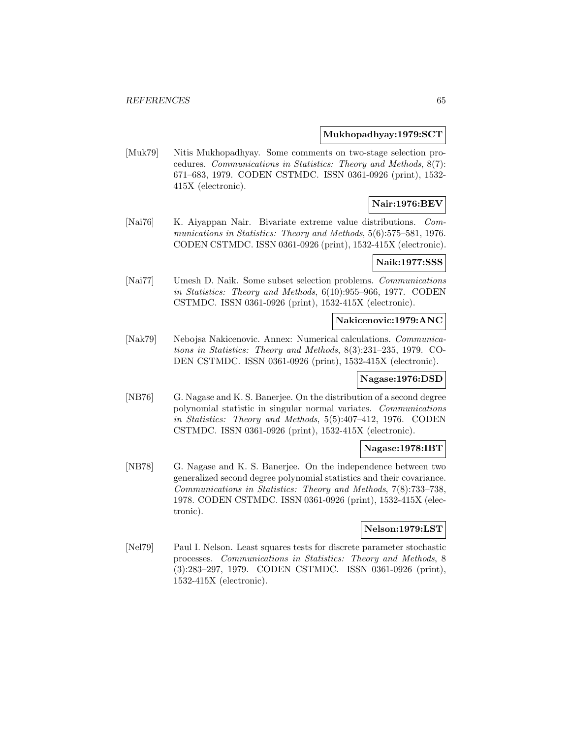**Mukhopadhyay:1979:SCT**

[Muk79] Nitis Mukhopadhyay. Some comments on two-stage selection procedures. *Communications in Statistics: Theory and Methods*, 8(7): 671–683, 1979. CODEN CSTMDC. ISSN 0361-0926 (print), 1532-415X (electronic).

**Nair:1976:BEV**

[Nai76] K. Aiyappan Nair. Bivariate extreme value distributions. *Communications in Statistics: Theory and Methods*, 5(6):575–581, 1976. CODEN CSTMDC. ISSN 0361-0926 (print), 1532-415X (electronic).

**Naik:1977:SSS**

[Nai77] Umesh D. Naik. Some subset selection problems. *Communications in Statistics: Theory and Methods*, 6(10):955–966, 1977. CODEN CSTMDC. ISSN 0361-0926 (print), 1532-415X (electronic).

**Nakicenovic:1979:ANC**

[Nak79] Nebojsa Nakicenovic. Annex: Numerical calculations. *Communications in Statistics: Theory and Methods*, 8(3):231–235, 1979. CODEN CSTMDC. ISSN 0361-0926 (print), 1532-415X (electronic).

**Nagase:1976:DSD**

[NB76] G. Nagase and K. S. Banerjee. On the distribution of a second degree polynomial statistic in singular normal variates. *Communications in Statistics: Theory and Methods*, 5(5):407–412, 1976. CODEN CSTMDC. ISSN 0361-0926 (print), 1532-415X (electronic).

**Nagase:1978:IBT**

[NB78] G. Nagase and K. S. Banerjee. On the independence between two generalized second degree polynomial statistics and their covariance. *Communications in Statistics: Theory and Methods*, 7(8):733–738, 1978. CODEN CSTMDC. ISSN 0361-0926 (print), 1532-415X (electronic).

**Nelson:1979:LST**

[Nel79] Paul I. Nelson. Least squares tests for discrete parameter stochastic processes. *Communications in Statistics: Theory and Methods*, 8 (3):283–297, 1979. CODEN CSTMDC. ISSN 0361-0926 (print), 1532-415X (electronic).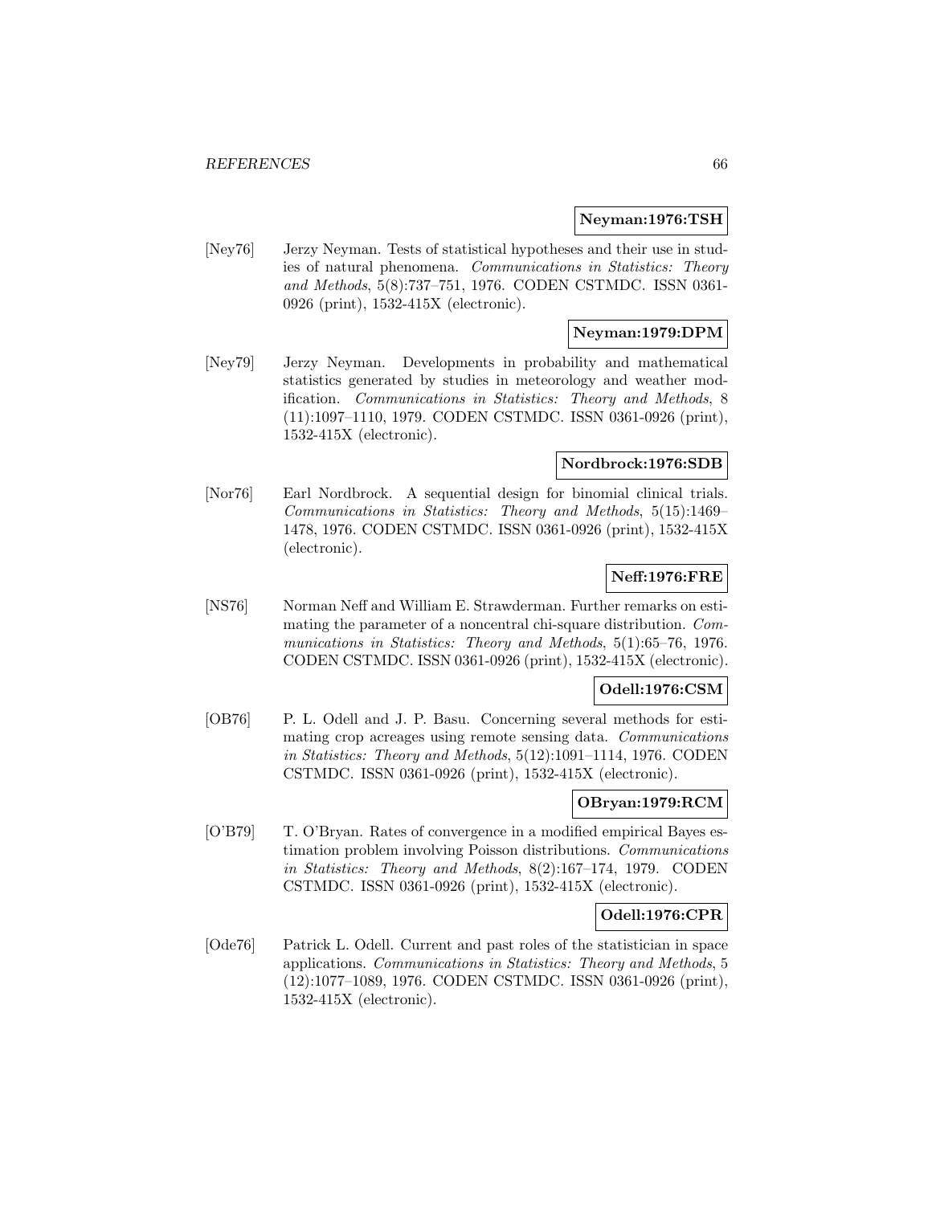**Neyman:1976:TSH**

[Ney76] Jerzy Neyman. Tests of statistical hypotheses and their use in studies of natural phenomena. *Communications in Statistics: Theory and Methods*, 5(8):737–751, 1976. CODEN CSTMDC. ISSN 0361-0926 (print), 1532-415X (electronic).

**Neyman:1979:DPM**

[Ney79] Jerzy Neyman. Developments in probability and mathematical statistics generated by studies in meteorology and weather modification. *Communications in Statistics: Theory and Methods*, 8 (11):1097–1110, 1979. CODEN CSTMDC. ISSN 0361-0926 (print), 1532-415X (electronic).

**Nordbrock:1976:SDB**

[Nor76] Earl Nordbrock. A sequential design for binomial clinical trials. *Communications in Statistics: Theory and Methods*, 5(15):1469–1478, 1976. CODEN CSTMDC. ISSN 0361-0926 (print), 1532-415X (electronic).

**Neff:1976:FRE**

[NS76] Norman Neff and William E. Strawderman. Further remarks on estimating the parameter of a noncentral chi-square distribution. *Communications in Statistics: Theory and Methods*, 5(1):65–76, 1976. CODEN CSTMDC. ISSN 0361-0926 (print), 1532-415X (electronic).

**Odell:1976:CSM**

[OB76] P. L. Odell and J. P. Basu. Concerning several methods for estimating crop acreages using remote sensing data. *Communications in Statistics: Theory and Methods*, 5(12):1091–1114, 1976. CODEN CSTMDC. ISSN 0361-0926 (print), 1532-415X (electronic).

**OBryan:1979:RCM**

[O'B79] T. O'Bryan. Rates of convergence in a modified empirical Bayes estimation problem involving Poisson distributions. *Communications in Statistics: Theory and Methods*, 8(2):167–174, 1979. CODEN CSTMDC. ISSN 0361-0926 (print), 1532-415X (electronic).

**Odell:1976:CPR**

[Ode76] Patrick L. Odell. Current and past roles of the statistician in space applications. *Communications in Statistics: Theory and Methods*, 5 (12):1077–1089, 1976. CODEN CSTMDC. ISSN 0361-0926 (print), 1532-415X (electronic).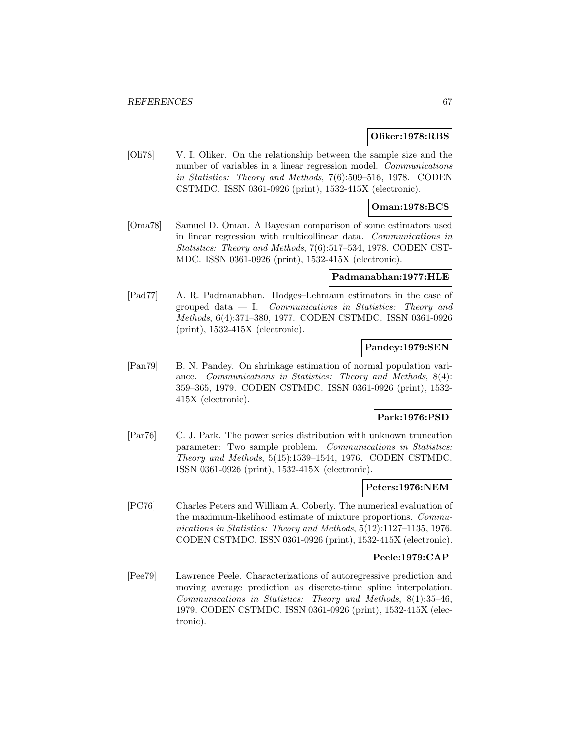**Oliker:1978:RBS**

[Oli78] V. I. Oliker. On the relationship between the sample size and the number of variables in a linear regression model. *Communications in Statistics: Theory and Methods*, 7(6):509–516, 1978. CODEN CSTMDC. ISSN 0361-0926 (print), 1532-415X (electronic).

**Oman:1978:BCS**

[Oma78] Samuel D. Oman. A Bayesian comparison of some estimators used in linear regression with multicollinear data. *Communications in Statistics: Theory and Methods*, 7(6):517–534, 1978. CODEN CSTMDC. ISSN 0361-0926 (print), 1532-415X (electronic).

**Padmanabhan:1977:HLE**

[Pad77] A. R. Padmanabhan. Hodges–Lehmann estimators in the case of grouped data — I. *Communications in Statistics: Theory and Methods*, 6(4):371–380, 1977. CODEN CSTMDC. ISSN 0361-0926 (print), 1532-415X (electronic).

**Pandey:1979:SEN**

[Pan79] B. N. Pandey. On shrinkage estimation of normal population variance. *Communications in Statistics: Theory and Methods*, 8(4): 359–365, 1979. CODEN CSTMDC. ISSN 0361-0926 (print), 1532-415X (electronic).

**Park:1976:PSD**

[Par76] C. J. Park. The power series distribution with unknown truncation parameter: Two sample problem. *Communications in Statistics: Theory and Methods*, 5(15):1539–1544, 1976. CODEN CSTMDC. ISSN 0361-0926 (print), 1532-415X (electronic).

**Peters:1976:NEM**

[PC76] Charles Peters and William A. Coberly. The numerical evaluation of the maximum-likelihood estimate of mixture proportions. *Communications in Statistics: Theory and Methods*, 5(12):1127–1135, 1976. CODEN CSTMDC. ISSN 0361-0926 (print), 1532-415X (electronic).

**Peele:1979:CAP**

[Pee79] Lawrence Peele. Characterizations of autoregressive prediction and moving average prediction as discrete-time spline interpolation. *Communications in Statistics: Theory and Methods*, 8(1):35–46, 1979. CODEN CSTMDC. ISSN 0361-0926 (print), 1532-415X (electronic).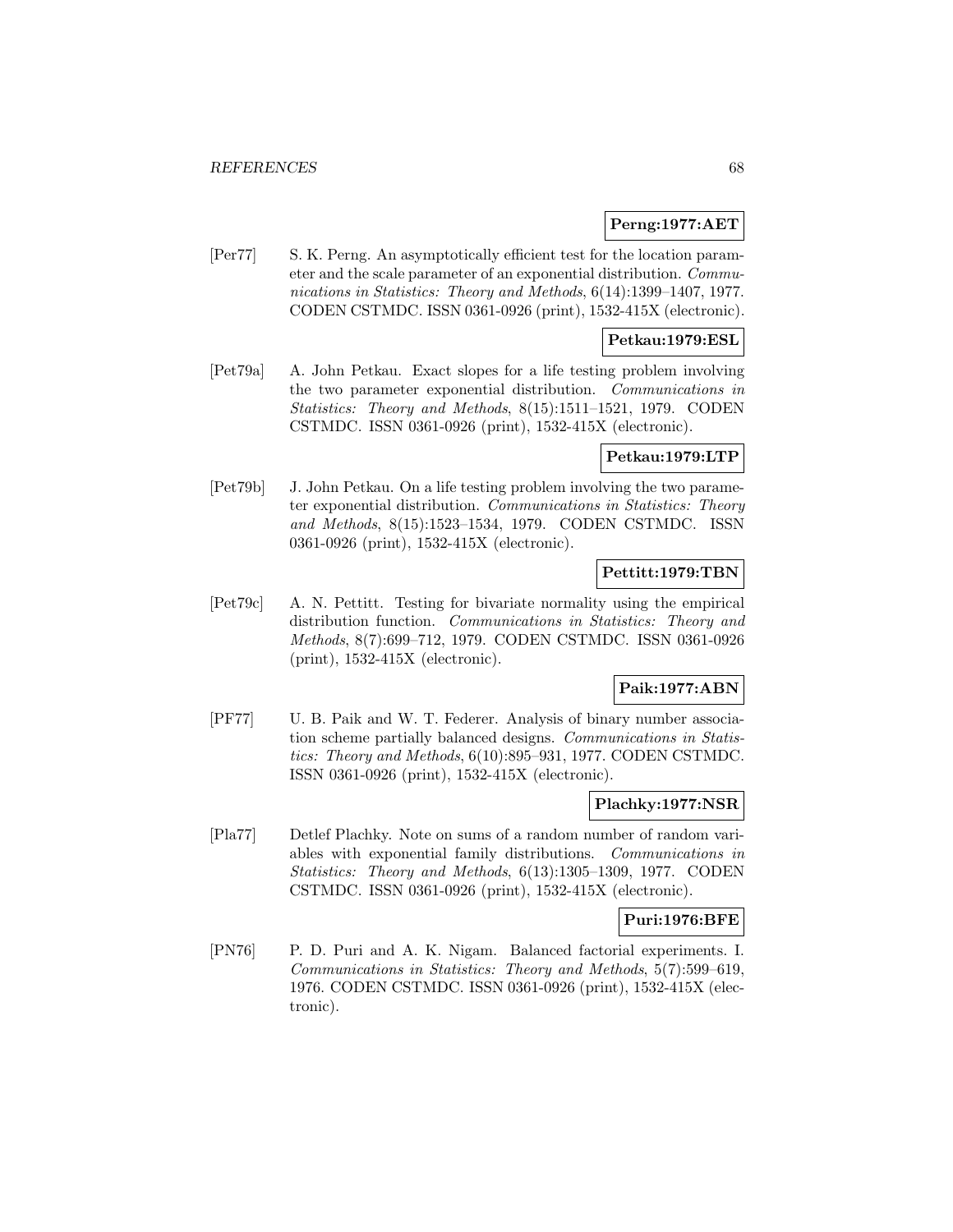**Perng:1977:AET**

[Per77] S. K. Perng. An asymptotically efficient test for the location parameter and the scale parameter of an exponential distribution. *Communications in Statistics: Theory and Methods*, 6(14):1399–1407, 1977. CODEN CSTMDC. ISSN 0361-0926 (print), 1532-415X (electronic).

**Petkau:1979:ESL**

[Pet79a] A. John Petkau. Exact slopes for a life testing problem involving the two parameter exponential distribution. *Communications in Statistics: Theory and Methods*, 8(15):1511–1521, 1979. CODEN CSTMDC. ISSN 0361-0926 (print), 1532-415X (electronic).

**Petkau:1979:LTP**

[Pet79b] J. John Petkau. On a life testing problem involving the two parameter exponential distribution. *Communications in Statistics: Theory and Methods*, 8(15):1523–1534, 1979. CODEN CSTMDC. ISSN 0361-0926 (print), 1532-415X (electronic).

**Pettitt:1979:TBN**

[Pet79c] A. N. Pettitt. Testing for bivariate normality using the empirical distribution function. *Communications in Statistics: Theory and Methods*, 8(7):699–712, 1979. CODEN CSTMDC. ISSN 0361-0926 (print), 1532-415X (electronic).

**Paik:1977:ABN**

[PF77] U. B. Paik and W. T. Federer. Analysis of binary number association scheme partially balanced designs. *Communications in Statistics: Theory and Methods*, 6(10):895–931, 1977. CODEN CSTMDC. ISSN 0361-0926 (print), 1532-415X (electronic).

**Plachky:1977:NSR**

[Pla77] Detlef Plachky. Note on sums of a random number of random variables with exponential family distributions. *Communications in Statistics: Theory and Methods*, 6(13):1305–1309, 1977. CODEN CSTMDC. ISSN 0361-0926 (print), 1532-415X (electronic).

**Puri:1976:BFE**

[PN76] P. D. Puri and A. K. Nigam. Balanced factorial experiments. I. *Communications in Statistics: Theory and Methods*, 5(7):599–619, 1976. CODEN CSTMDC. ISSN 0361-0926 (print), 1532-415X (electronic).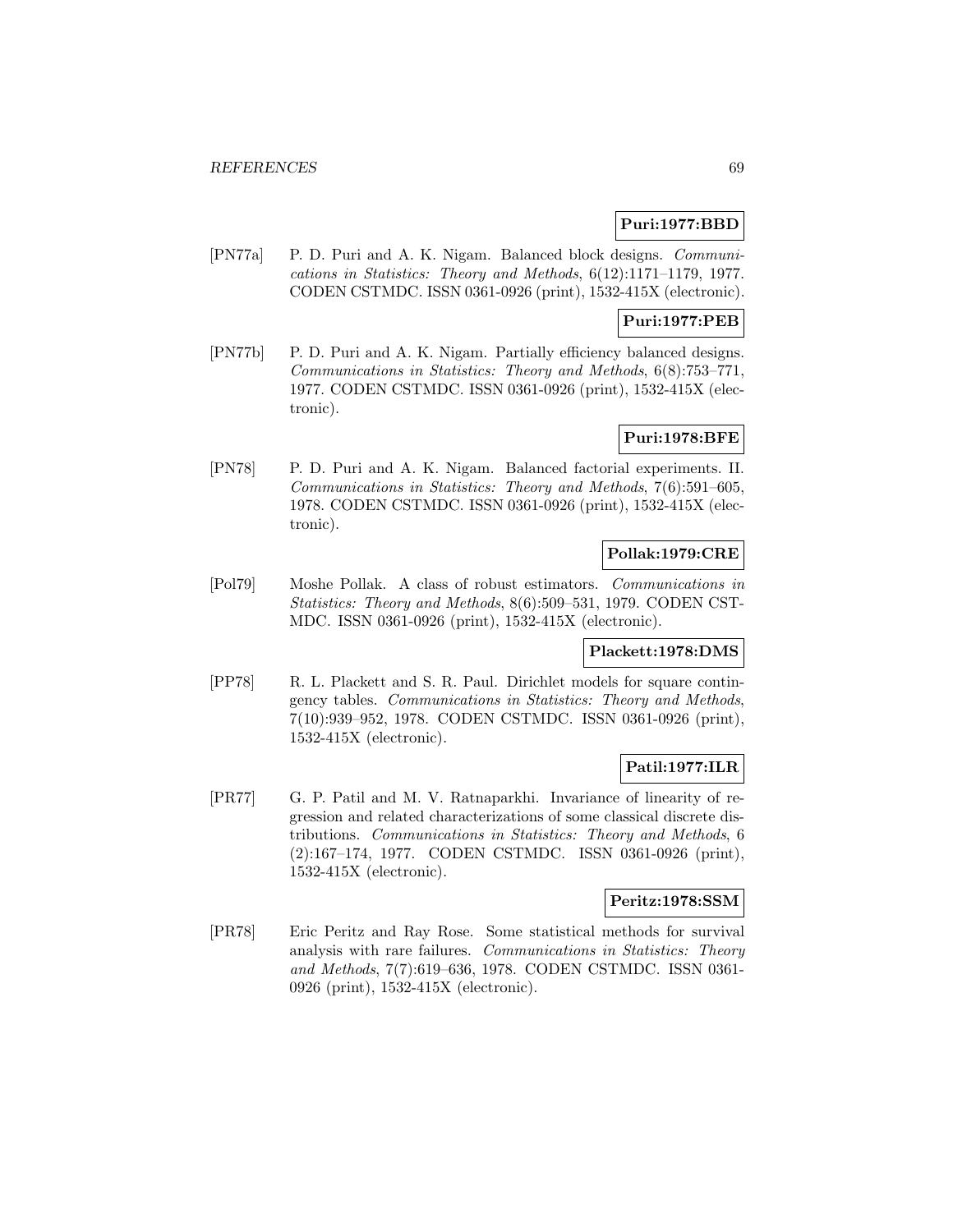**Puri:1977:BBD**

[PN77a] P. D. Puri and A. K. Nigam. Balanced block designs. *Communications in Statistics: Theory and Methods*, 6(12):1171–1179, 1977. CODEN CSTMDC. ISSN 0361-0926 (print), 1532-415X (electronic).

**Puri:1977:PEB**

[PN77b] P. D. Puri and A. K. Nigam. Partially efficiency balanced designs. *Communications in Statistics: Theory and Methods*, 6(8):753–771, 1977. CODEN CSTMDC. ISSN 0361-0926 (print), 1532-415X (electronic).

**Puri:1978:BFE**

[PN78] P. D. Puri and A. K. Nigam. Balanced factorial experiments. II. *Communications in Statistics: Theory and Methods*, 7(6):591–605, 1978. CODEN CSTMDC. ISSN 0361-0926 (print), 1532-415X (electronic).

**Pollak:1979:CRE**

[Pol79] Moshe Pollak. A class of robust estimators. *Communications in Statistics: Theory and Methods*, 8(6):509–531, 1979. CODEN CSTMDC. ISSN 0361-0926 (print), 1532-415X (electronic).

**Plackett:1978:DMS**

[PP78] R. L. Plackett and S. R. Paul. Dirichlet models for square contingency tables. *Communications in Statistics: Theory and Methods*, 7(10):939–952, 1978. CODEN CSTMDC. ISSN 0361-0926 (print), 1532-415X (electronic).

**Patil:1977:ILR**

[PR77] G. P. Patil and M. V. Ratnaparkhi. Invariance of linearity of regression and related characterizations of some classical discrete distributions. *Communications in Statistics: Theory and Methods*, 6 (2):167–174, 1977. CODEN CSTMDC. ISSN 0361-0926 (print), 1532-415X (electronic).

**Peritz:1978:SSM**

[PR78] Eric Peritz and Ray Rose. Some statistical methods for survival analysis with rare failures. *Communications in Statistics: Theory and Methods*, 7(7):619–636, 1978. CODEN CSTMDC. ISSN 0361-0926 (print), 1532-415X (electronic).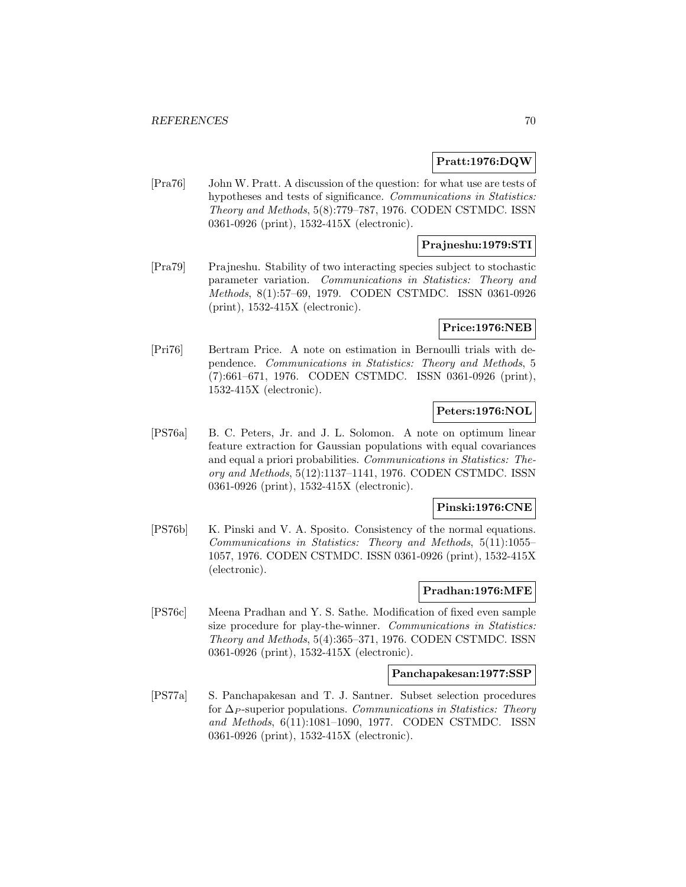**Pratt:1976:DQW**

[Pra76] John W. Pratt. A discussion of the question: for what use are tests of hypotheses and tests of significance. *Communications in Statistics: Theory and Methods*, 5(8):779–787, 1976. CODEN CSTMDC. ISSN 0361-0926 (print), 1532-415X (electronic).

**Prajneshu:1979:STI**

[Pra79] Prajneshu. Stability of two interacting species subject to stochastic parameter variation. *Communications in Statistics: Theory and Methods*, 8(1):57–69, 1979. CODEN CSTMDC. ISSN 0361-0926 (print), 1532-415X (electronic).

**Price:1976:NEB**

[Pri76] Bertram Price. A note on estimation in Bernoulli trials with dependence. *Communications in Statistics: Theory and Methods*, 5 (7):661–671, 1976. CODEN CSTMDC. ISSN 0361-0926 (print), 1532-415X (electronic).

**Peters:1976:NOL**

[PS76a] B. C. Peters, Jr. and J. L. Solomon. A note on optimum linear feature extraction for Gaussian populations with equal covariances and equal a priori probabilities. *Communications in Statistics: Theory and Methods*, 5(12):1137–1141, 1976. CODEN CSTMDC. ISSN 0361-0926 (print), 1532-415X (electronic).

**Pinski:1976:CNE**

[PS76b] K. Pinski and V. A. Sposito. Consistency of the normal equations. *Communications in Statistics: Theory and Methods*, 5(11):1055–1057, 1976. CODEN CSTMDC. ISSN 0361-0926 (print), 1532-415X (electronic).

**Pradhan:1976:MFE**

[PS76c] Meena Pradhan and Y. S. Sathe. Modification of fixed even sample size procedure for play-the-winner. *Communications in Statistics: Theory and Methods*, 5(4):365–371, 1976. CODEN CSTMDC. ISSN 0361-0926 (print), 1532-415X (electronic).

**Panchapakesan:1977:SSP**

[PS77a] S. Panchapakesan and T. J. Santner. Subset selection procedures for $\Delta_P$-superior populations. *Communications in Statistics: Theory and Methods*, 6(11):1081–1090, 1977. CODEN CSTMDC. ISSN 0361-0926 (print), 1532-415X (electronic).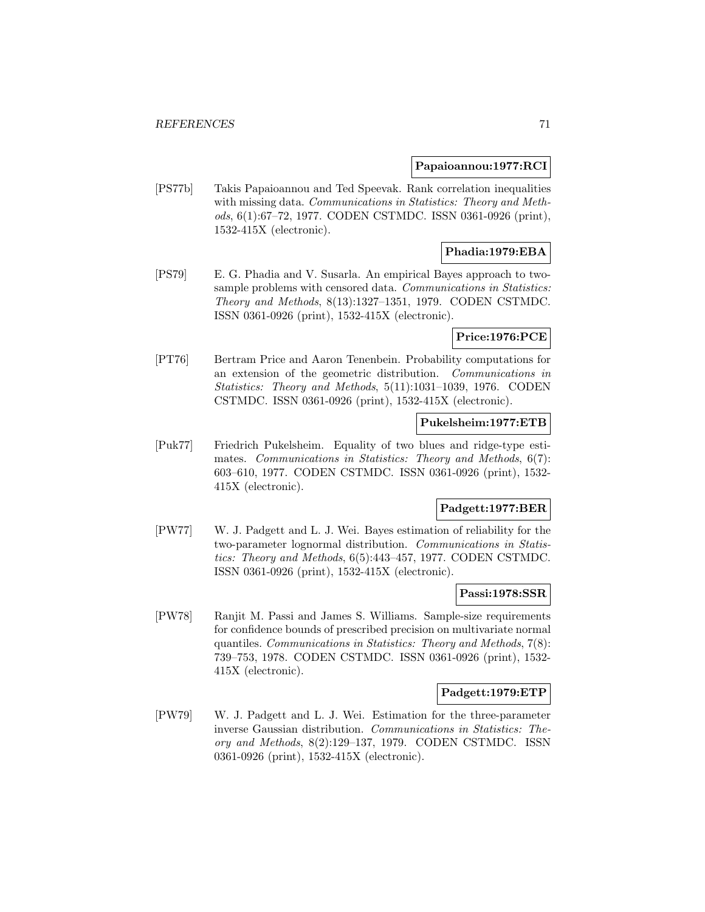**Papaioannou:1977:RCI**

[PS77b] Takis Papaioannou and Ted Speevak. Rank correlation inequalities with missing data. *Communications in Statistics: Theory and Methods*, 6(1):67–72, 1977. CODEN CSTMDC. ISSN 0361-0926 (print), 1532-415X (electronic).

**Phadia:1979:EBA**

[PS79] E. G. Phadia and V. Susarla. An empirical Bayes approach to two-sample problems with censored data. *Communications in Statistics: Theory and Methods*, 8(13):1327–1351, 1979. CODEN CSTMDC. ISSN 0361-0926 (print), 1532-415X (electronic).

**Price:1976:PCE**

[PT76] Bertram Price and Aaron Tenenbein. Probability computations for an extension of the geometric distribution. *Communications in Statistics: Theory and Methods*, 5(11):1031–1039, 1976. CODEN CSTMDC. ISSN 0361-0926 (print), 1532-415X (electronic).

**Pukelsheim:1977:ETB**

[Puk77] Friedrich Pukelsheim. Equality of two blues and ridge-type estimates. *Communications in Statistics: Theory and Methods*, 6(7): 603–610, 1977. CODEN CSTMDC. ISSN 0361-0926 (print), 1532-415X (electronic).

**Padgett:1977:BER**

[PW77] W. J. Padgett and L. J. Wei. Bayes estimation of reliability for the two-parameter lognormal distribution. *Communications in Statistics: Theory and Methods*, 6(5):443–457, 1977. CODEN CSTMDC. ISSN 0361-0926 (print), 1532-415X (electronic).

**Passi:1978:SSR**

[PW78] Ranjit M. Passi and James S. Williams. Sample-size requirements for confidence bounds of prescribed precision on multivariate normal quantiles. *Communications in Statistics: Theory and Methods*, 7(8): 739–753, 1978. CODEN CSTMDC. ISSN 0361-0926 (print), 1532-415X (electronic).

**Padgett:1979:ETP**

[PW79] W. J. Padgett and L. J. Wei. Estimation for the three-parameter inverse Gaussian distribution. *Communications in Statistics: Theory and Methods*, 8(2):129–137, 1979. CODEN CSTMDC. ISSN 0361-0926 (print), 1532-415X (electronic).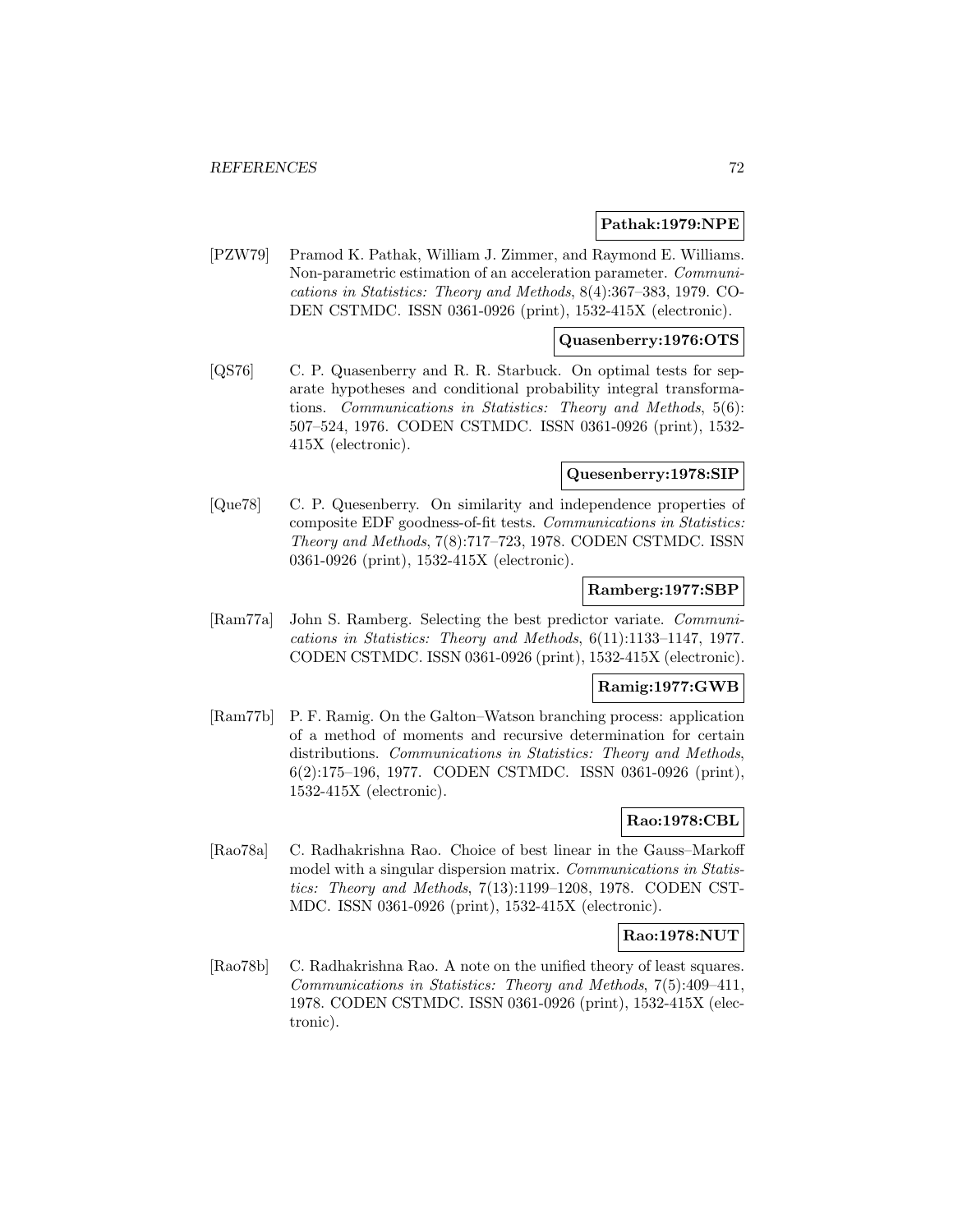**Pathak:1979:NPE**

[PZW79] Pramod K. Pathak, William J. Zimmer, and Raymond E. Williams. Non-parametric estimation of an acceleration parameter. *Communications in Statistics: Theory and Methods*, 8(4):367–383, 1979. CODEN CSTMDC. ISSN 0361-0926 (print), 1532-415X (electronic).

**Quasenberry:1976:OTS**

[QS76] C. P. Quasenberry and R. R. Starbuck. On optimal tests for separate hypotheses and conditional probability integral transformations. *Communications in Statistics: Theory and Methods*, 5(6): 507–524, 1976. CODEN CSTMDC. ISSN 0361-0926 (print), 1532-415X (electronic).

**Quesenberry:1978:SIP**

[Que78] C. P. Quesenberry. On similarity and independence properties of composite EDF goodness-of-fit tests. *Communications in Statistics: Theory and Methods*, 7(8):717–723, 1978. CODEN CSTMDC. ISSN 0361-0926 (print), 1532-415X (electronic).

**Ramberg:1977:SBP**

[Ram77a] John S. Ramberg. Selecting the best predictor variate. *Communications in Statistics: Theory and Methods*, 6(11):1133–1147, 1977. CODEN CSTMDC. ISSN 0361-0926 (print), 1532-415X (electronic).

**Ramig:1977:GWB**

[Ram77b] P. F. Ramig. On the Galton–Watson branching process: application of a method of moments and recursive determination for certain distributions. *Communications in Statistics: Theory and Methods*, 6(2):175–196, 1977. CODEN CSTMDC. ISSN 0361-0926 (print), 1532-415X (electronic).

**Rao:1978:CBL**

[Rao78a] C. Radhakrishna Rao. Choice of best linear in the Gauss–Markoff model with a singular dispersion matrix. *Communications in Statistics: Theory and Methods*, 7(13):1199–1208, 1978. CODEN CSTMDC. ISSN 0361-0926 (print), 1532-415X (electronic).

**Rao:1978:NUT**

[Rao78b] C. Radhakrishna Rao. A note on the unified theory of least squares. *Communications in Statistics: Theory and Methods*, 7(5):409–411, 1978. CODEN CSTMDC. ISSN 0361-0926 (print), 1532-415X (electronic).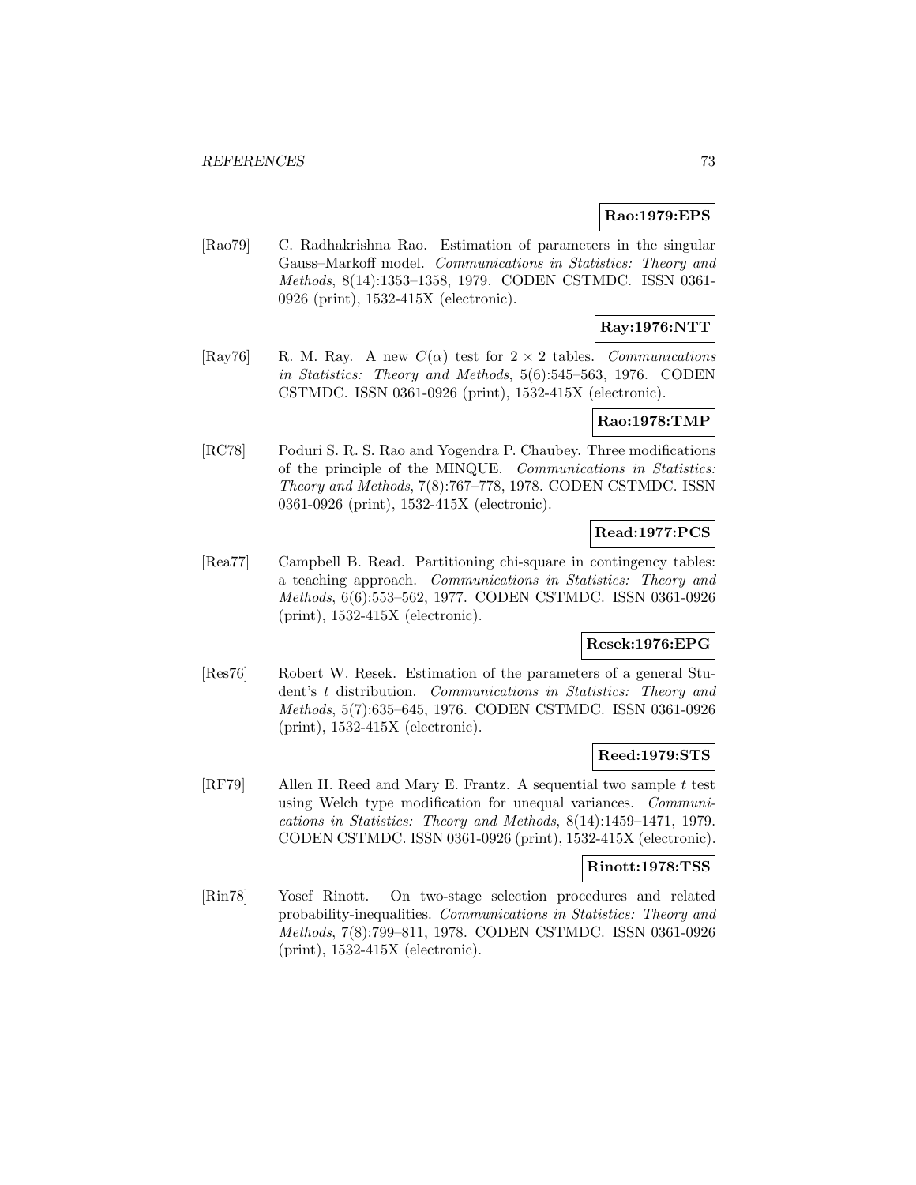**Rao:1979:EPS**

[Rao79] C. Radhakrishna Rao. Estimation of parameters in the singular Gauss–Markoff model. *Communications in Statistics: Theory and Methods*, 8(14):1353–1358, 1979. CODEN CSTMDC. ISSN 0361-0926 (print), 1532-415X (electronic).

**Ray:1976:NTT**

[Ray76] R. M. Ray. A new $C(\alpha)$ test for $2 \times 2$ tables. *Communications in Statistics: Theory and Methods*, 5(6):545–563, 1976. CODEN CSTMDC. ISSN 0361-0926 (print), 1532-415X (electronic).

**Rao:1978:TMP**

[RC78] Poduri S. R. S. Rao and Yogendra P. Chaubey. Three modifications of the principle of the MINQUE. *Communications in Statistics: Theory and Methods*, 7(8):767–778, 1978. CODEN CSTMDC. ISSN 0361-0926 (print), 1532-415X (electronic).

**Read:1977:PCS**

[Rea77] Campbell B. Read. Partitioning chi-square in contingency tables: a teaching approach. *Communications in Statistics: Theory and Methods*, 6(6):553–562, 1977. CODEN CSTMDC. ISSN 0361-0926 (print), 1532-415X (electronic).

**Resek:1976:EPG**

[Res76] Robert W. Resek. Estimation of the parameters of a general Student's $t$ distribution. *Communications in Statistics: Theory and Methods*, 5(7):635–645, 1976. CODEN CSTMDC. ISSN 0361-0926 (print), 1532-415X (electronic).

**Reed:1979:STS**

[RF79] Allen H. Reed and Mary E. Frantz. A sequential two sample $t$ test using Welch type modification for unequal variances. *Communications in Statistics: Theory and Methods*, 8(14):1459–1471, 1979. CODEN CSTMDC. ISSN 0361-0926 (print), 1532-415X (electronic).

**Rinott:1978:TSS**

[Rin78] Yosef Rinott. On two-stage selection procedures and related probability-inequalities. *Communications in Statistics: Theory and Methods*, 7(8):799–811, 1978. CODEN CSTMDC. ISSN 0361-0926 (print), 1532-415X (electronic).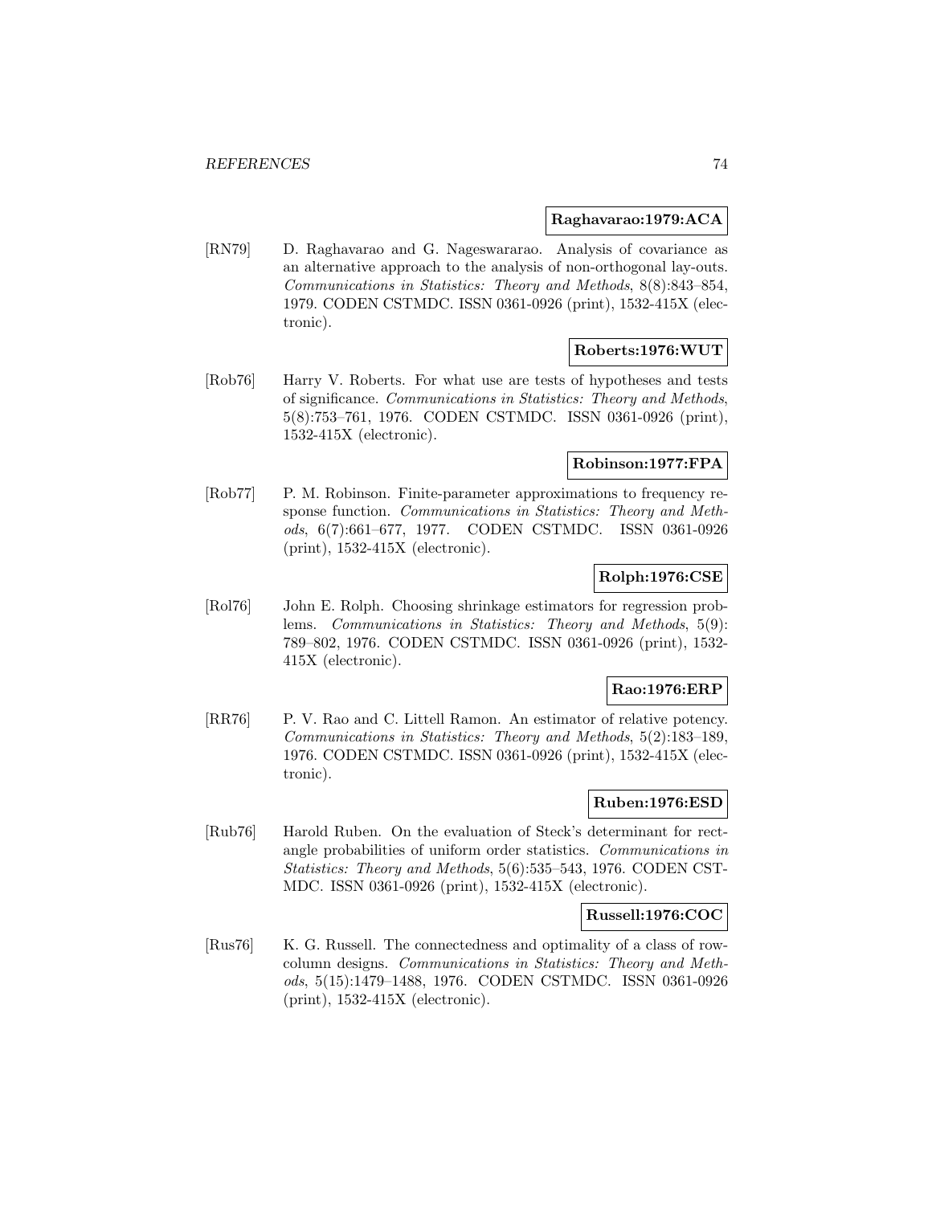**Raghavarao:1979:ACA**

[RN79] D. Raghavarao and G. Nageswararao. Analysis of covariance as an alternative approach to the analysis of non-orthogonal lay-outs. *Communications in Statistics: Theory and Methods*, 8(8):843–854, 1979. CODEN CSTMDC. ISSN 0361-0926 (print), 1532-415X (electronic).

**Roberts:1976:WUT**

[Rob76] Harry V. Roberts. For what use are tests of hypotheses and tests of significance. *Communications in Statistics: Theory and Methods*, 5(8):753–761, 1976. CODEN CSTMDC. ISSN 0361-0926 (print), 1532-415X (electronic).

**Robinson:1977:FPA**

[Rob77] P. M. Robinson. Finite-parameter approximations to frequency response function. *Communications in Statistics: Theory and Methods*, 6(7):661–677, 1977. CODEN CSTMDC. ISSN 0361-0926 (print), 1532-415X (electronic).

**Rolph:1976:CSE**

[Rol76] John E. Rolph. Choosing shrinkage estimators for regression problems. *Communications in Statistics: Theory and Methods*, 5(9): 789–802, 1976. CODEN CSTMDC. ISSN 0361-0926 (print), 1532-415X (electronic).

**Rao:1976:ERP**

[RR76] P. V. Rao and C. Littell Ramon. An estimator of relative potency. *Communications in Statistics: Theory and Methods*, 5(2):183–189, 1976. CODEN CSTMDC. ISSN 0361-0926 (print), 1532-415X (electronic).

**Ruben:1976:ESD**

[Rub76] Harold Ruben. On the evaluation of Steck's determinant for rectangle probabilities of uniform order statistics. *Communications in Statistics: Theory and Methods*, 5(6):535–543, 1976. CODEN CSTMDC. ISSN 0361-0926 (print), 1532-415X (electronic).

**Russell:1976:COC**

[Rus76] K. G. Russell. The connectedness and optimality of a class of row-column designs. *Communications in Statistics: Theory and Methods*, 5(15):1479–1488, 1976. CODEN CSTMDC. ISSN 0361-0926 (print), 1532-415X (electronic).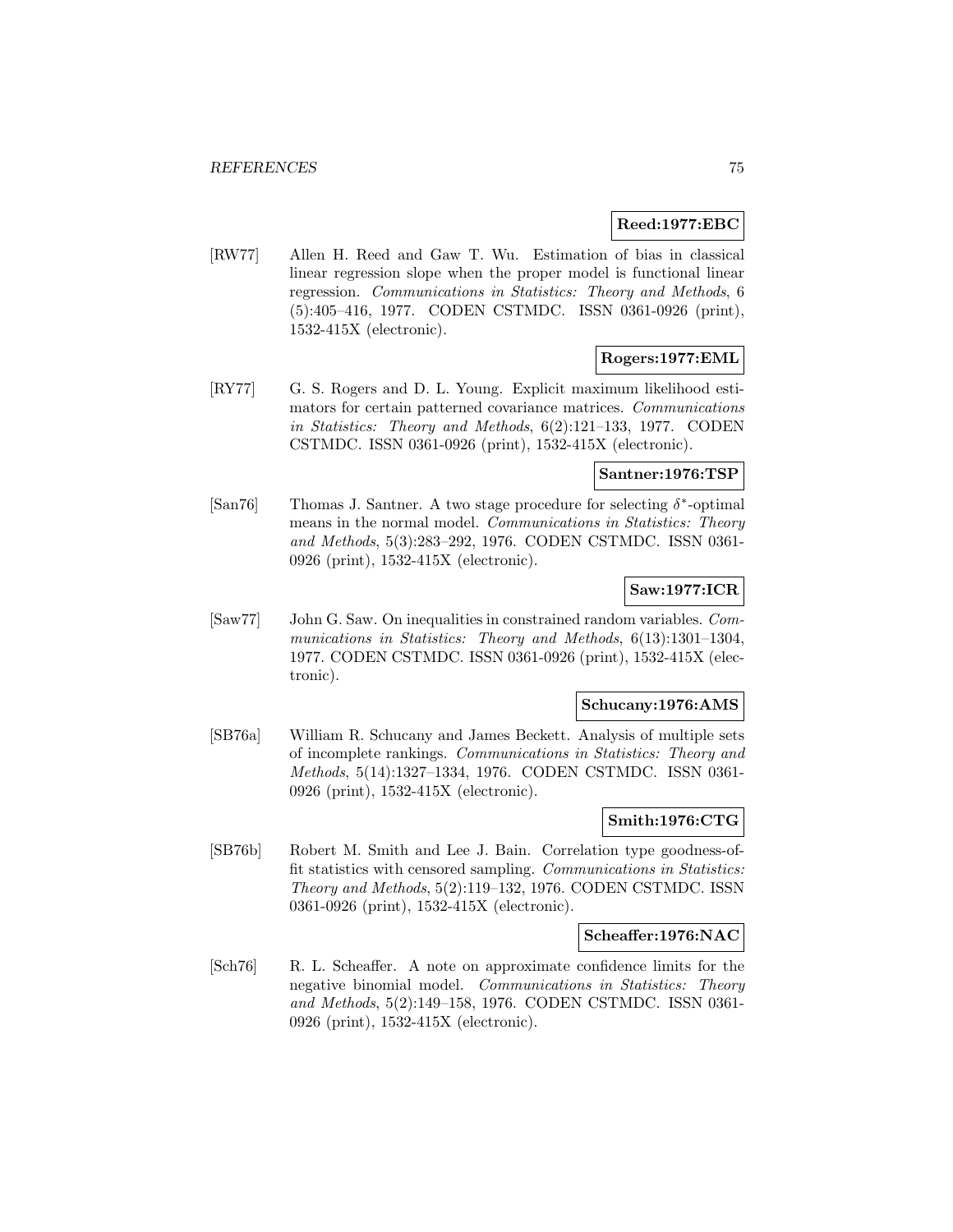**Reed:1977:EBC**

[RW77] Allen H. Reed and Gaw T. Wu. Estimation of bias in classical linear regression slope when the proper model is functional linear regression. *Communications in Statistics: Theory and Methods*, 6 (5):405–416, 1977. CODEN CSTMDC. ISSN 0361-0926 (print), 1532-415X (electronic).

**Rogers:1977:EML**

[RY77] G. S. Rogers and D. L. Young. Explicit maximum likelihood estimators for certain patterned covariance matrices. *Communications in Statistics: Theory and Methods*, 6(2):121–133, 1977. CODEN CSTMDC. ISSN 0361-0926 (print), 1532-415X (electronic).

**Santner:1976:TSP**

[San76] Thomas J. Santner. A two stage procedure for selecting $\delta^*$-optimal means in the normal model. *Communications in Statistics: Theory and Methods*, 5(3):283–292, 1976. CODEN CSTMDC. ISSN 0361-0926 (print), 1532-415X (electronic).

**Saw:1977:ICR**

[Saw77] John G. Saw. On inequalities in constrained random variables. *Communications in Statistics: Theory and Methods*, 6(13):1301–1304, 1977. CODEN CSTMDC. ISSN 0361-0926 (print), 1532-415X (electronic).

**Schucany:1976:AMS**

[SB76a] William R. Schucany and James Beckett. Analysis of multiple sets of incomplete rankings. *Communications in Statistics: Theory and Methods*, 5(14):1327–1334, 1976. CODEN CSTMDC. ISSN 0361-0926 (print), 1532-415X (electronic).

**Smith:1976:CTG**

[SB76b] Robert M. Smith and Lee J. Bain. Correlation type goodness-of-fit statistics with censored sampling. *Communications in Statistics: Theory and Methods*, 5(2):119–132, 1976. CODEN CSTMDC. ISSN 0361-0926 (print), 1532-415X (electronic).

**Scheaffer:1976:NAC**

[Sch76] R. L. Scheaffer. A note on approximate confidence limits for the negative binomial model. *Communications in Statistics: Theory and Methods*, 5(2):149–158, 1976. CODEN CSTMDC. ISSN 0361-0926 (print), 1532-415X (electronic).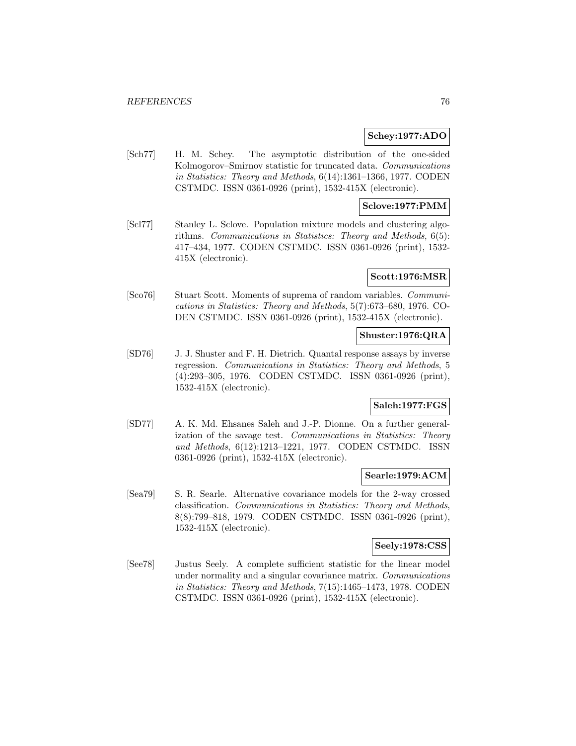**Schey:1977:ADO**

[Sch77] H. M. Schey. The asymptotic distribution of the one-sided Kolmogorov–Smirnov statistic for truncated data. *Communications in Statistics: Theory and Methods*, 6(14):1361–1366, 1977. CODEN CSTMDC. ISSN 0361-0926 (print), 1532-415X (electronic).

**Sclove:1977:PMM**

[Scl77] Stanley L. Sclove. Population mixture models and clustering algorithms. *Communications in Statistics: Theory and Methods*, 6(5): 417–434, 1977. CODEN CSTMDC. ISSN 0361-0926 (print), 1532-415X (electronic).

**Scott:1976:MSR**

[Sco76] Stuart Scott. Moments of suprema of random variables. *Communications in Statistics: Theory and Methods*, 5(7):673–680, 1976. CODEN CSTMDC. ISSN 0361-0926 (print), 1532-415X (electronic).

**Shuster:1976:QRA**

[SD76] J. J. Shuster and F. H. Dietrich. Quantal response assays by inverse regression. *Communications in Statistics: Theory and Methods*, 5 (4):293–305, 1976. CODEN CSTMDC. ISSN 0361-0926 (print), 1532-415X (electronic).

**Saleh:1977:FGS**

[SD77] A. K. Md. Ehsanes Saleh and J.-P. Dionne. On a further generalization of the savage test. *Communications in Statistics: Theory and Methods*, 6(12):1213–1221, 1977. CODEN CSTMDC. ISSN 0361-0926 (print), 1532-415X (electronic).

**Searle:1979:ACM**

[Sea79] S. R. Searle. Alternative covariance models for the 2-way crossed classification. *Communications in Statistics: Theory and Methods*, 8(8):799–818, 1979. CODEN CSTMDC. ISSN 0361-0926 (print), 1532-415X (electronic).

**Seely:1978:CSS**

[See78] Justus Seely. A complete sufficient statistic for the linear model under normality and a singular covariance matrix. *Communications in Statistics: Theory and Methods*, 7(15):1465–1473, 1978. CODEN CSTMDC. ISSN 0361-0926 (print), 1532-415X (electronic).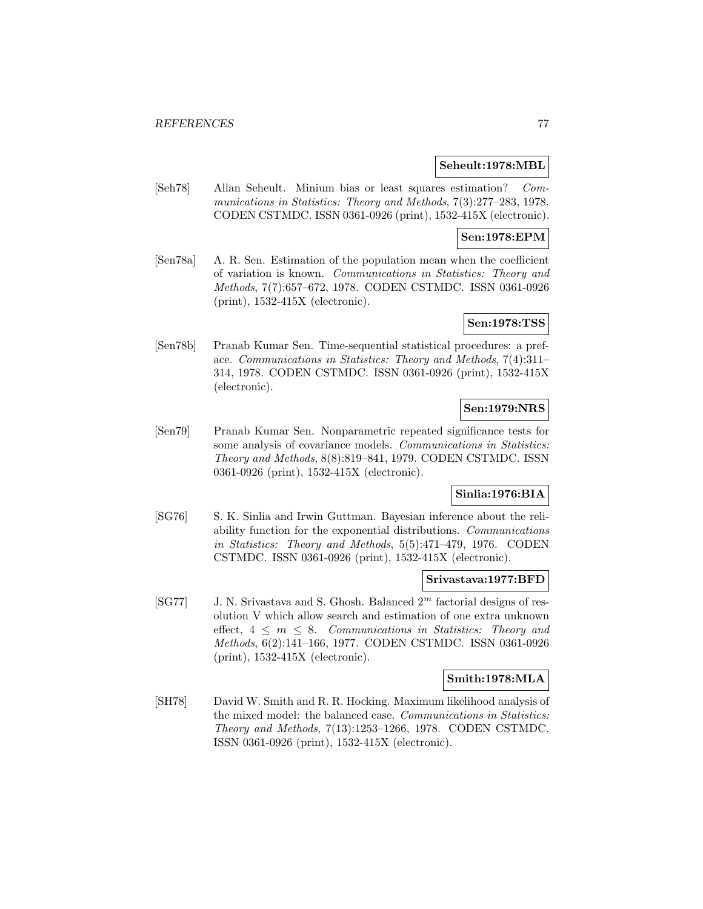**Seheult:1978:MBL**

[Seh78] Allan Seheult. Minium bias or least squares estimation? *Communications in Statistics: Theory and Methods*, 7(3):277–283, 1978. CODEN CSTMDC. ISSN 0361-0926 (print), 1532-415X (electronic).

**Sen:1978:EPM**

[Sen78a] A. R. Sen. Estimation of the population mean when the coefficient of variation is known. *Communications in Statistics: Theory and Methods*, 7(7):657–672, 1978. CODEN CSTMDC. ISSN 0361-0926 (print), 1532-415X (electronic).

**Sen:1978:TSS**

[Sen78b] Pranab Kumar Sen. Time-sequential statistical procedures: a preface. *Communications in Statistics: Theory and Methods*, 7(4):311–314, 1978. CODEN CSTMDC. ISSN 0361-0926 (print), 1532-415X (electronic).

**Sen:1979:NRS**

[Sen79] Pranab Kumar Sen. Nonparametric repeated significance tests for some analysis of covariance models. *Communications in Statistics: Theory and Methods*, 8(8):819–841, 1979. CODEN CSTMDC. ISSN 0361-0926 (print), 1532-415X (electronic).

**Sinlia:1976:BIA**

[SG76] S. K. Sinlia and Irwin Guttman. Bayesian inference about the reliability function for the exponential distributions. *Communications in Statistics: Theory and Methods*, 5(5):471–479, 1976. CODEN CSTMDC. ISSN 0361-0926 (print), 1532-415X (electronic).

**Srivastava:1977:BFD**

[SG77] J. N. Srivastava and S. Ghosh. Balanced $2^m$ factorial designs of resolution V which allow search and estimation of one extra unknown effect, $4 \leq m \leq 8$. *Communications in Statistics: Theory and Methods*, 6(2):141–166, 1977. CODEN CSTMDC. ISSN 0361-0926 (print), 1532-415X (electronic).

**Smith:1978:MLA**

[SH78] David W. Smith and R. R. Hocking. Maximum likelihood analysis of the mixed model: the balanced case. *Communications in Statistics: Theory and Methods*, 7(13):1253–1266, 1978. CODEN CSTMDC. ISSN 0361-0926 (print), 1532-415X (electronic).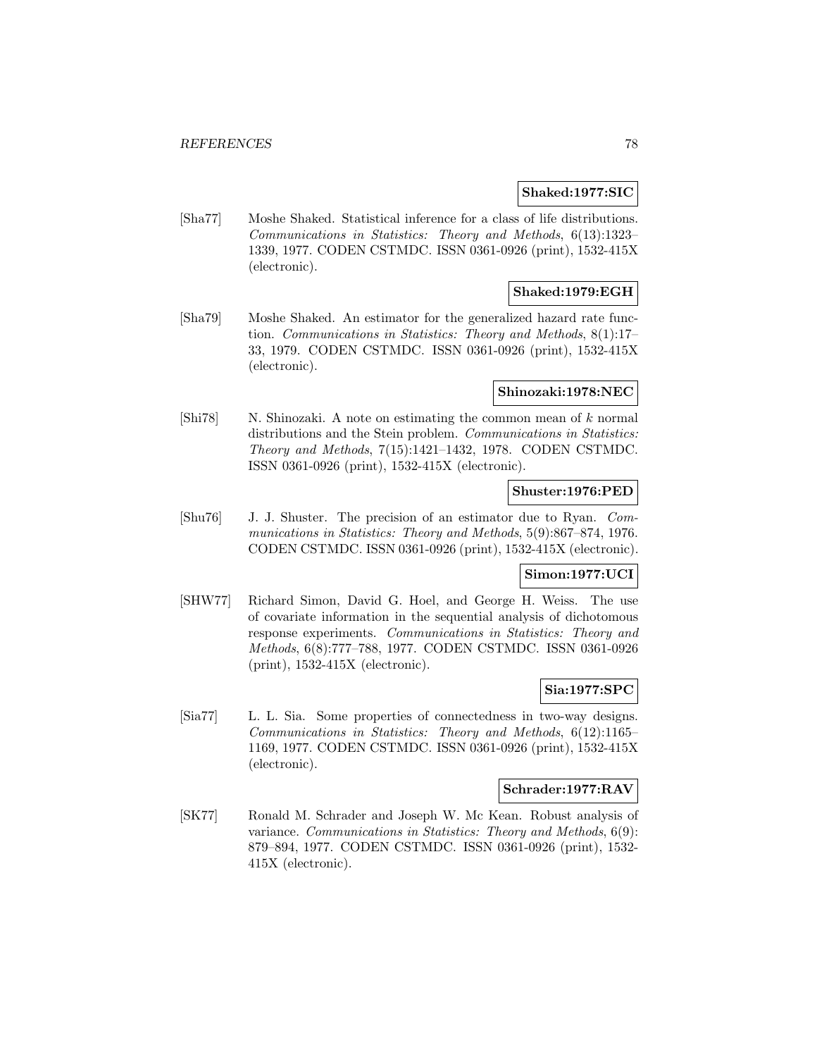**Shaked:1977:SIC**

[Sha77] Moshe Shaked. Statistical inference for a class of life distributions. *Communications in Statistics: Theory and Methods*, 6(13):1323–1339, 1977. CODEN CSTMDC. ISSN 0361-0926 (print), 1532-415X (electronic).

**Shaked:1979:EGH**

[Sha79] Moshe Shaked. An estimator for the generalized hazard rate function. *Communications in Statistics: Theory and Methods*, 8(1):17–33, 1979. CODEN CSTMDC. ISSN 0361-0926 (print), 1532-415X (electronic).

**Shinozaki:1978:NEC**

[Shi78] N. Shinozaki. A note on estimating the common mean of $k$ normal distributions and the Stein problem. *Communications in Statistics: Theory and Methods*, 7(15):1421–1432, 1978. CODEN CSTMDC. ISSN 0361-0926 (print), 1532-415X (electronic).

**Shuster:1976:PED**

[Shu76] J. J. Shuster. The precision of an estimator due to Ryan. *Communications in Statistics: Theory and Methods*, 5(9):867–874, 1976. CODEN CSTMDC. ISSN 0361-0926 (print), 1532-415X (electronic).

**Simon:1977:UCI**

[SHW77] Richard Simon, David G. Hoel, and George H. Weiss. The use of covariate information in the sequential analysis of dichotomous response experiments. *Communications in Statistics: Theory and Methods*, 6(8):777–788, 1977. CODEN CSTMDC. ISSN 0361-0926 (print), 1532-415X (electronic).

**Sia:1977:SPC**

[Sia77] L. L. Sia. Some properties of connectedness in two-way designs. *Communications in Statistics: Theory and Methods*, 6(12):1165–1169, 1977. CODEN CSTMDC. ISSN 0361-0926 (print), 1532-415X (electronic).

**Schrader:1977:RAV**

[SK77] Ronald M. Schrader and Joseph W. Mc Kean. Robust analysis of variance. *Communications in Statistics: Theory and Methods*, 6(9): 879–894, 1977. CODEN CSTMDC. ISSN 0361-0926 (print), 1532-415X (electronic).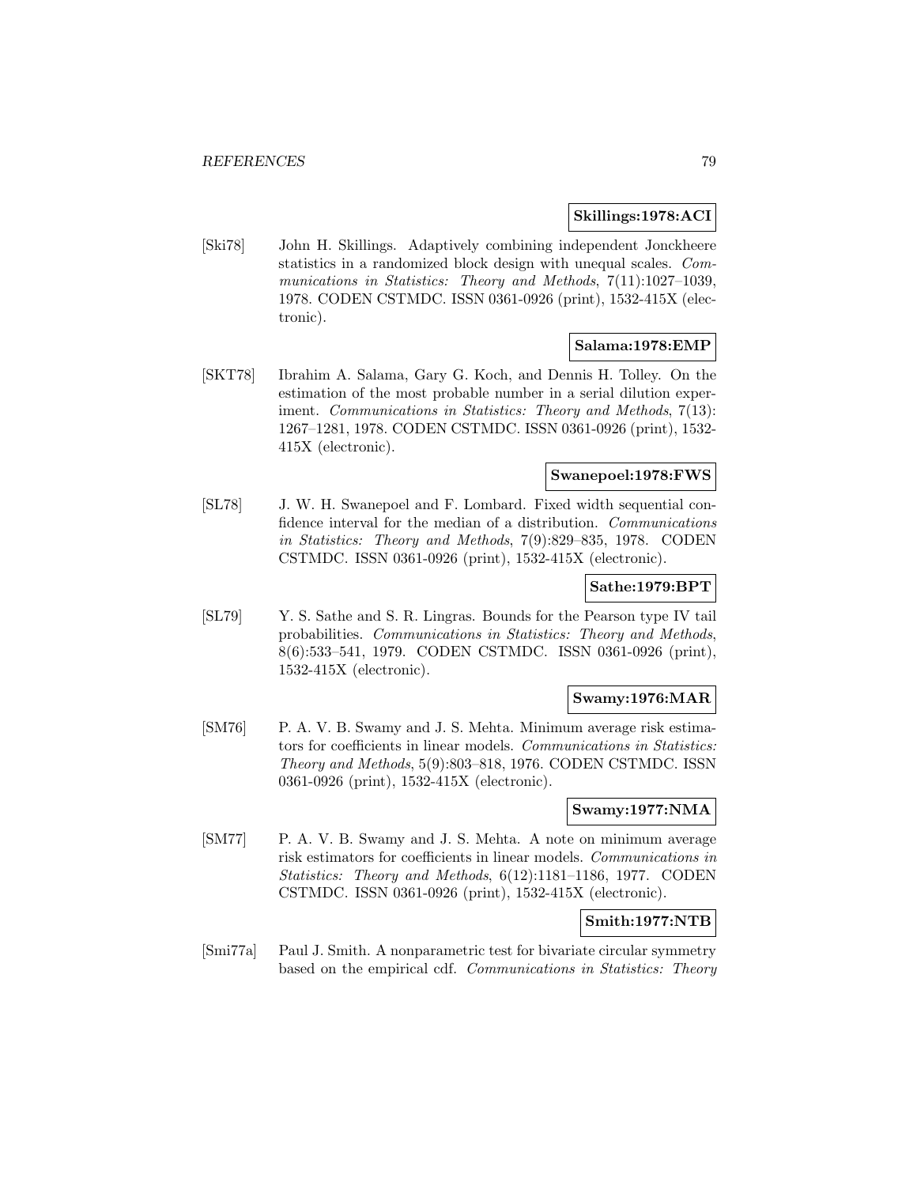**Skillings:1978:ACI**

[Ski78] John H. Skillings. Adaptively combining independent Jonckheere statistics in a randomized block design with unequal scales. *Communications in Statistics: Theory and Methods*, 7(11):1027–1039, 1978. CODEN CSTMDC. ISSN 0361-0926 (print), 1532-415X (electronic).

**Salama:1978:EMP**

[SKT78] Ibrahim A. Salama, Gary G. Koch, and Dennis H. Tolley. On the estimation of the most probable number in a serial dilution experiment. *Communications in Statistics: Theory and Methods*, 7(13): 1267–1281, 1978. CODEN CSTMDC. ISSN 0361-0926 (print), 1532-415X (electronic).

**Swanepoel:1978:FWS**

[SL78] J. W. H. Swanepoel and F. Lombard. Fixed width sequential confidence interval for the median of a distribution. *Communications in Statistics: Theory and Methods*, 7(9):829–835, 1978. CODEN CSTMDC. ISSN 0361-0926 (print), 1532-415X (electronic).

**Sathe:1979:BPT**

[SL79] Y. S. Sathe and S. R. Lingras. Bounds for the Pearson type IV tail probabilities. *Communications in Statistics: Theory and Methods*, 8(6):533–541, 1979. CODEN CSTMDC. ISSN 0361-0926 (print), 1532-415X (electronic).

**Swamy:1976:MAR**

[SM76] P. A. V. B. Swamy and J. S. Mehta. Minimum average risk estimators for coefficients in linear models. *Communications in Statistics: Theory and Methods*, 5(9):803–818, 1976. CODEN CSTMDC. ISSN 0361-0926 (print), 1532-415X (electronic).

**Swamy:1977:NMA**

[SM77] P. A. V. B. Swamy and J. S. Mehta. A note on minimum average risk estimators for coefficients in linear models. *Communications in Statistics: Theory and Methods*, 6(12):1181–1186, 1977. CODEN CSTMDC. ISSN 0361-0926 (print), 1532-415X (electronic).

**Smith:1977:NTB**

[Smi77a] Paul J. Smith. A nonparametric test for bivariate circular symmetry based on the empirical cdf. *Communications in Statistics: Theory*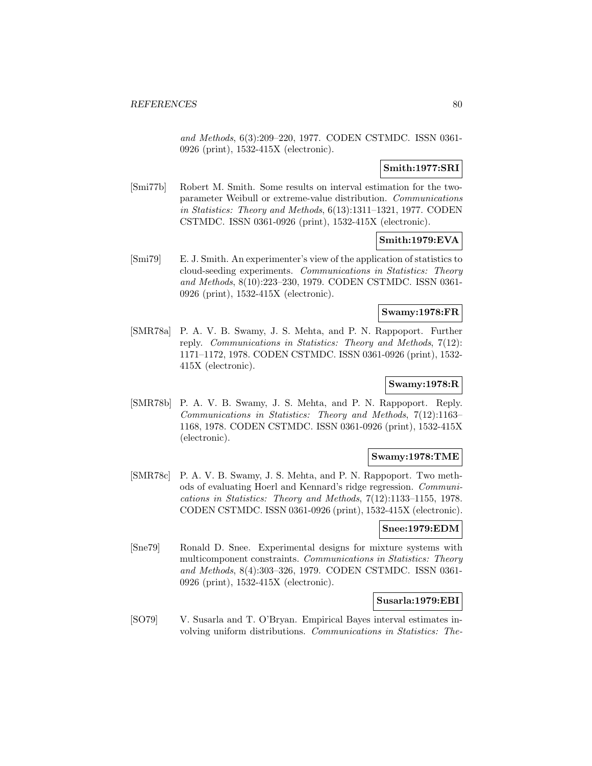and Methods, 6(3):209–220, 1977. CODEN CSTMDC. ISSN 0361-0926 (print), 1532-415X (electronic).

**Smith:1977:SRI**

[Smi77b] Robert M. Smith. Some results on interval estimation for the two-parameter Weibull or extreme-value distribution. *Communications in Statistics: Theory and Methods*, 6(13):1311–1321, 1977. CODEN CSTMDC. ISSN 0361-0926 (print), 1532-415X (electronic).

**Smith:1979:EVA**

[Smi79] E. J. Smith. An experimenter's view of the application of statistics to cloud-seeding experiments. *Communications in Statistics: Theory and Methods*, 8(10):223–230, 1979. CODEN CSTMDC. ISSN 0361-0926 (print), 1532-415X (electronic).

**Swamy:1978:FR**

[SMR78a] P. A. V. B. Swamy, J. S. Mehta, and P. N. Rappoport. Further reply. *Communications in Statistics: Theory and Methods*, 7(12): 1171–1172, 1978. CODEN CSTMDC. ISSN 0361-0926 (print), 1532-415X (electronic).

**Swamy:1978:R**

[SMR78b] P. A. V. B. Swamy, J. S. Mehta, and P. N. Rappoport. Reply. *Communications in Statistics: Theory and Methods*, 7(12):1163–1168, 1978. CODEN CSTMDC. ISSN 0361-0926 (print), 1532-415X (electronic).

**Swamy:1978:TME**

[SMR78c] P. A. V. B. Swamy, J. S. Mehta, and P. N. Rappoport. Two methods of evaluating Hoerl and Kennard's ridge regression. *Communications in Statistics: Theory and Methods*, 7(12):1133–1155, 1978. CODEN CSTMDC. ISSN 0361-0926 (print), 1532-415X (electronic).

**Snee:1979:EDM**

[Sne79] Ronald D. Snee. Experimental designs for mixture systems with multicomponent constraints. *Communications in Statistics: Theory and Methods*, 8(4):303–326, 1979. CODEN CSTMDC. ISSN 0361-0926 (print), 1532-415X (electronic).

**Susarla:1979:EBI**

[SO79] V. Susarla and T. O'Bryan. Empirical Bayes interval estimates involving uniform distributions. *Communications in Statistics: The-*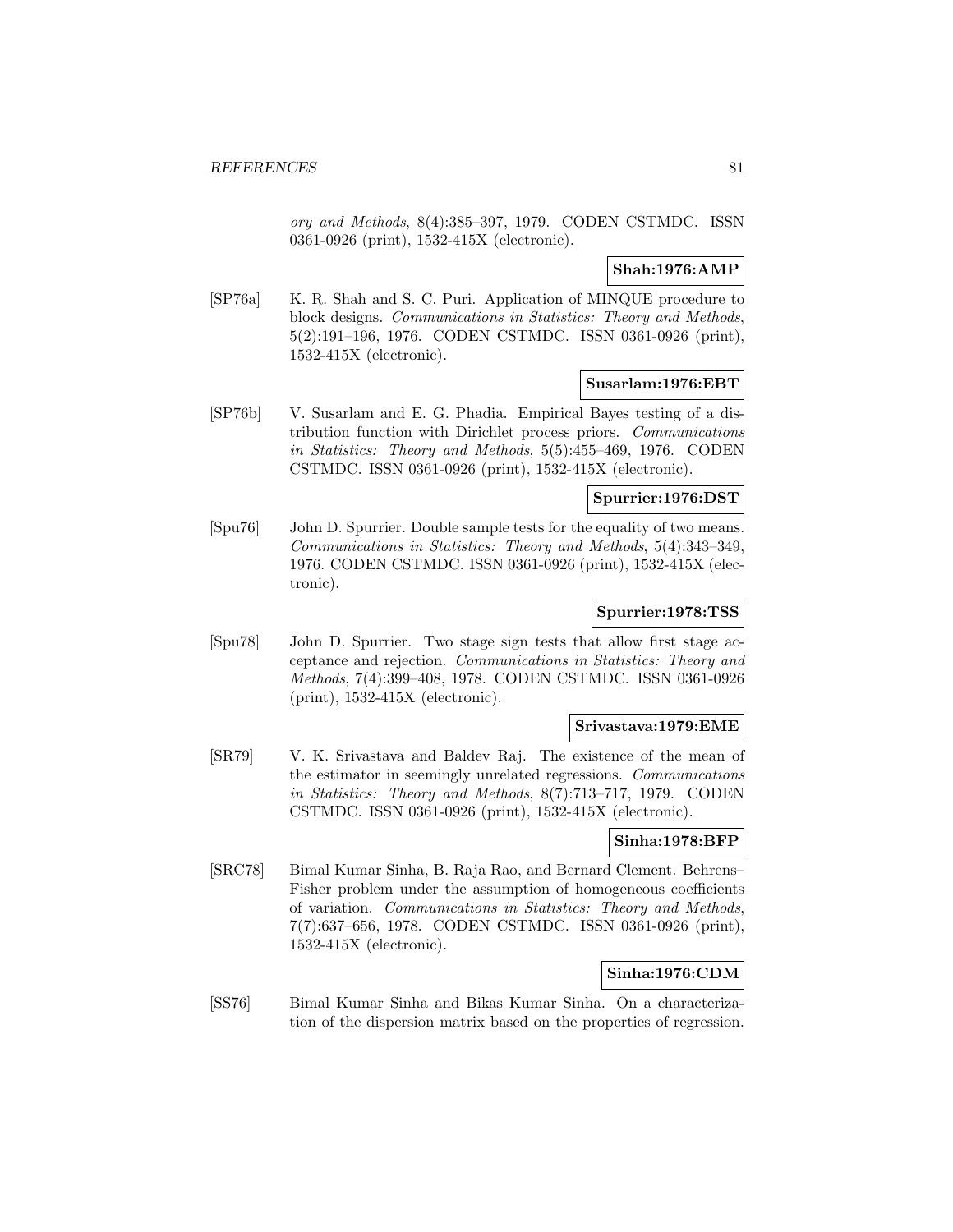*ory and Methods*, 8(4):385–397, 1979. CODEN CSTMDC. ISSN 0361-0926 (print), 1532-415X (electronic).

**Shah:1976:AMP**

[SP76a] K. R. Shah and S. C. Puri. Application of MINQUE procedure to block designs. *Communications in Statistics: Theory and Methods*, 5(2):191–196, 1976. CODEN CSTMDC. ISSN 0361-0926 (print), 1532-415X (electronic).

**Susarlam:1976:EBT**

[SP76b] V. Susarlam and E. G. Phadia. Empirical Bayes testing of a distribution function with Dirichlet process priors. *Communications in Statistics: Theory and Methods*, 5(5):455–469, 1976. CODEN CSTMDC. ISSN 0361-0926 (print), 1532-415X (electronic).

**Spurrier:1976:DST**

[Spu76] John D. Spurrier. Double sample tests for the equality of two means. *Communications in Statistics: Theory and Methods*, 5(4):343–349, 1976. CODEN CSTMDC. ISSN 0361-0926 (print), 1532-415X (electronic).

**Spurrier:1978:TSS**

[Spu78] John D. Spurrier. Two stage sign tests that allow first stage acceptance and rejection. *Communications in Statistics: Theory and Methods*, 7(4):399–408, 1978. CODEN CSTMDC. ISSN 0361-0926 (print), 1532-415X (electronic).

**Srivastava:1979:EME**

[SR79] V. K. Srivastava and Baldev Raj. The existence of the mean of the estimator in seemingly unrelated regressions. *Communications in Statistics: Theory and Methods*, 8(7):713–717, 1979. CODEN CSTMDC. ISSN 0361-0926 (print), 1532-415X (electronic).

**Sinha:1978:BFP**

[SRC78] Bimal Kumar Sinha, B. Raja Rao, and Bernard Clement. Behrens–Fisher problem under the assumption of homogeneous coefficients of variation. *Communications in Statistics: Theory and Methods*, 7(7):637–656, 1978. CODEN CSTMDC. ISSN 0361-0926 (print), 1532-415X (electronic).

**Sinha:1976:CDM**

[SS76] Bimal Kumar Sinha and Bikas Kumar Sinha. On a characterization of the dispersion matrix based on the properties of regression.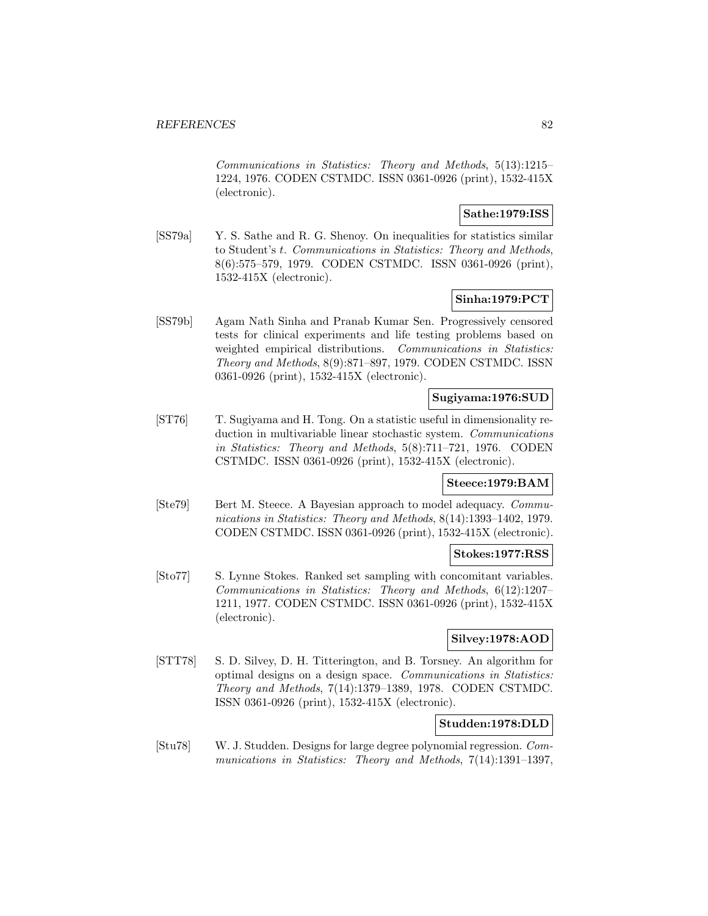*Communications in Statistics: Theory and Methods*, 5(13):1215–1224, 1976. CODEN CSTMDC. ISSN 0361-0926 (print), 1532-415X (electronic).

**Sathe:1979:ISS**

[SS79a] Y. S. Sathe and R. G. Shenoy. On inequalities for statistics similar to Student's *t*. *Communications in Statistics: Theory and Methods*, 8(6):575–579, 1979. CODEN CSTMDC. ISSN 0361-0926 (print), 1532-415X (electronic).

**Sinha:1979:PCT**

[SS79b] Agam Nath Sinha and Pranab Kumar Sen. Progressively censored tests for clinical experiments and life testing problems based on weighted empirical distributions. *Communications in Statistics: Theory and Methods*, 8(9):871–897, 1979. CODEN CSTMDC. ISSN 0361-0926 (print), 1532-415X (electronic).

**Sugiyama:1976:SUD**

[ST76] T. Sugiyama and H. Tong. On a statistic useful in dimensionality reduction in multivariable linear stochastic system. *Communications in Statistics: Theory and Methods*, 5(8):711–721, 1976. CODEN CSTMDC. ISSN 0361-0926 (print), 1532-415X (electronic).

**Steece:1979:BAM**

[Ste79] Bert M. Steece. A Bayesian approach to model adequacy. *Communications in Statistics: Theory and Methods*, 8(14):1393–1402, 1979. CODEN CSTMDC. ISSN 0361-0926 (print), 1532-415X (electronic).

**Stokes:1977:RSS**

[Sto77] S. Lynne Stokes. Ranked set sampling with concomitant variables. *Communications in Statistics: Theory and Methods*, 6(12):1207–1211, 1977. CODEN CSTMDC. ISSN 0361-0926 (print), 1532-415X (electronic).

**Silvey:1978:AOD**

[STT78] S. D. Silvey, D. H. Titterington, and B. Torsney. An algorithm for optimal designs on a design space. *Communications in Statistics: Theory and Methods*, 7(14):1379–1389, 1978. CODEN CSTMDC. ISSN 0361-0926 (print), 1532-415X (electronic).

**Studden:1978:DLD**

[Stu78] W. J. Studden. Designs for large degree polynomial regression. *Communications in Statistics: Theory and Methods*, 7(14):1391–1397,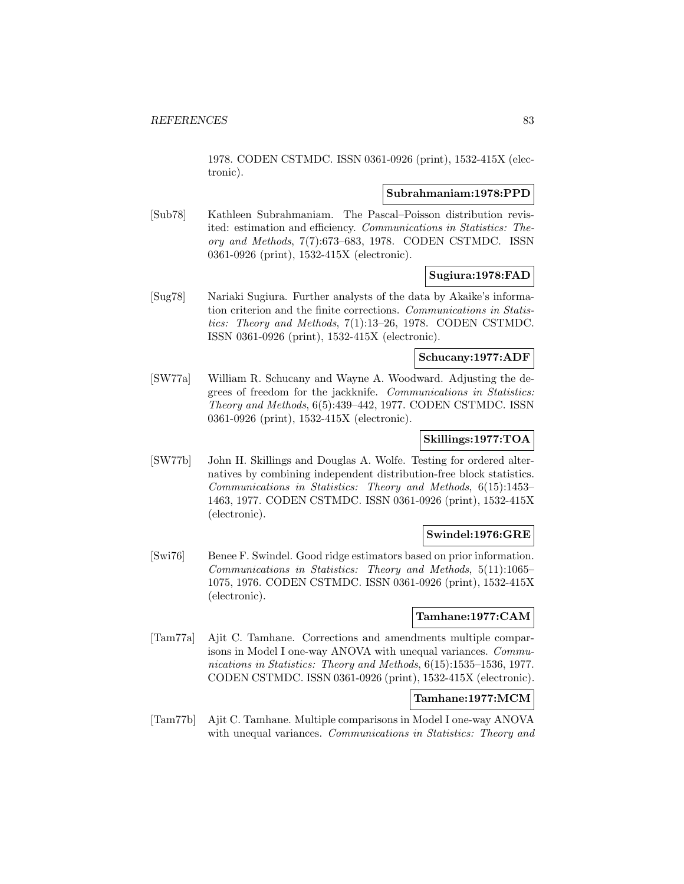1978. CODEN CSTMDC. ISSN 0361-0926 (print), 1532-415X (electronic).

**Subrahmaniam:1978:PPD**

[Sub78] Kathleen Subrahmaniam. The Pascal–Poisson distribution revisited: estimation and efficiency. *Communications in Statistics: Theory and Methods*, 7(7):673–683, 1978. CODEN CSTMDC. ISSN 0361-0926 (print), 1532-415X (electronic).

**Sugiura:1978:FAD**

[Sug78] Nariaki Sugiura. Further analysts of the data by Akaike's information criterion and the finite corrections. *Communications in Statistics: Theory and Methods*, 7(1):13–26, 1978. CODEN CSTMDC. ISSN 0361-0926 (print), 1532-415X (electronic).

**Schucany:1977:ADF**

[SW77a] William R. Schucany and Wayne A. Woodward. Adjusting the degrees of freedom for the jackknife. *Communications in Statistics: Theory and Methods*, 6(5):439–442, 1977. CODEN CSTMDC. ISSN 0361-0926 (print), 1532-415X (electronic).

**Skillings:1977:TOA**

[SW77b] John H. Skillings and Douglas A. Wolfe. Testing for ordered alternatives by combining independent distribution-free block statistics. *Communications in Statistics: Theory and Methods*, 6(15):1453–1463, 1977. CODEN CSTMDC. ISSN 0361-0926 (print), 1532-415X (electronic).

**Swindel:1976:GRE**

[Swi76] Benee F. Swindel. Good ridge estimators based on prior information. *Communications in Statistics: Theory and Methods*, 5(11):1065–1075, 1976. CODEN CSTMDC. ISSN 0361-0926 (print), 1532-415X (electronic).

**Tamhane:1977:CAM**

[Tam77a] Ajit C. Tamhane. Corrections and amendments multiple comparisons in Model I one-way ANOVA with unequal variances. *Communications in Statistics: Theory and Methods*, 6(15):1535–1536, 1977. CODEN CSTMDC. ISSN 0361-0926 (print), 1532-415X (electronic).

**Tamhane:1977:MCM**

[Tam77b] Ajit C. Tamhane. Multiple comparisons in Model I one-way ANOVA with unequal variances. *Communications in Statistics: Theory and*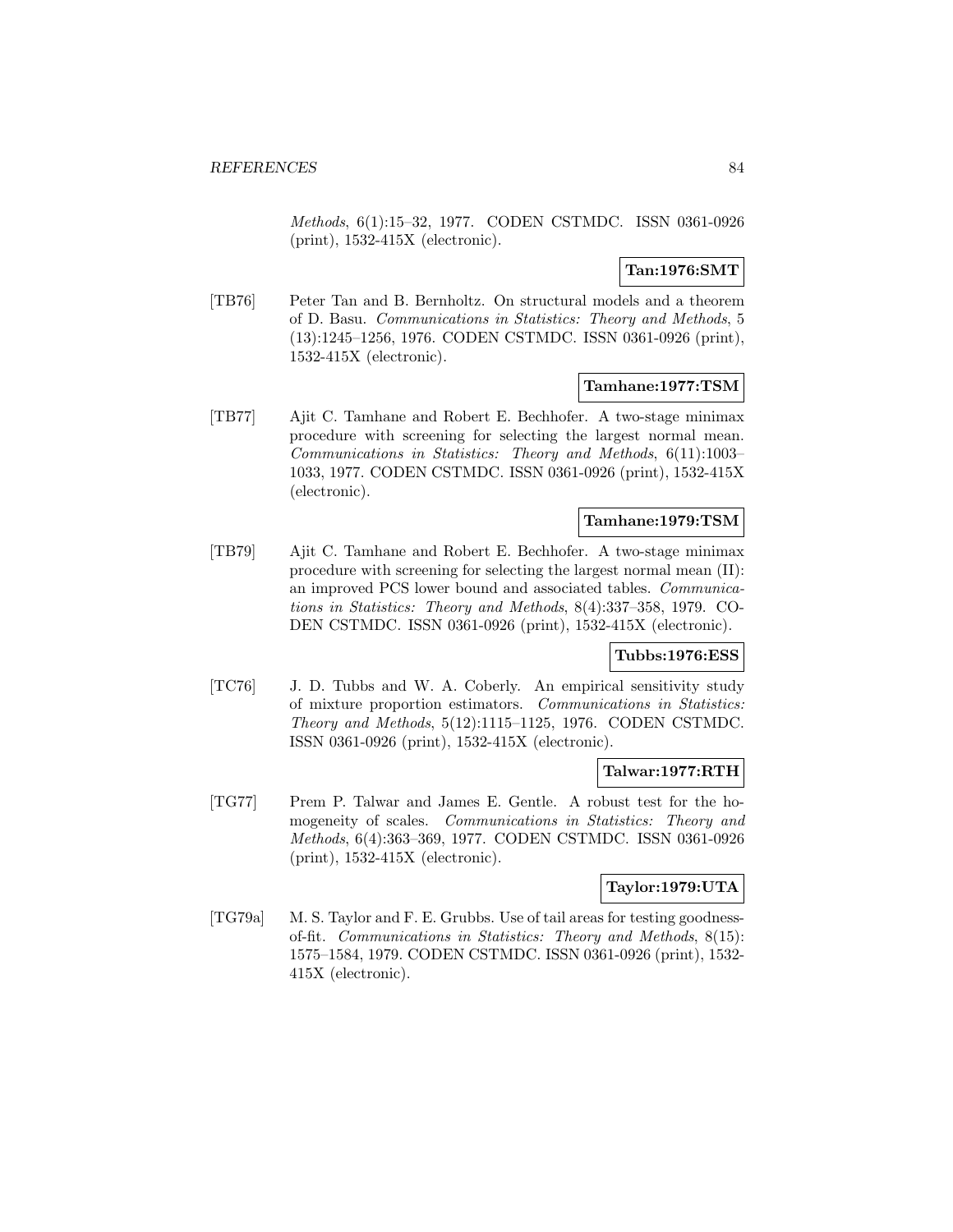*Methods*, 6(1):15–32, 1977. CODEN CSTMDC. ISSN 0361-0926 (print), 1532-415X (electronic).

**Tan:1976:SMT**

[TB76] Peter Tan and B. Bernholtz. On structural models and a theorem of D. Basu. *Communications in Statistics: Theory and Methods*, 5 (13):1245–1256, 1976. CODEN CSTMDC. ISSN 0361-0926 (print), 1532-415X (electronic).

**Tamhane:1977:TSM**

[TB77] Ajit C. Tamhane and Robert E. Bechhofer. A two-stage minimax procedure with screening for selecting the largest normal mean. *Communications in Statistics: Theory and Methods*, 6(11):1003–1033, 1977. CODEN CSTMDC. ISSN 0361-0926 (print), 1532-415X (electronic).

**Tamhane:1979:TSM**

[TB79] Ajit C. Tamhane and Robert E. Bechhofer. A two-stage minimax procedure with screening for selecting the largest normal mean (II): an improved PCS lower bound and associated tables. *Communications in Statistics: Theory and Methods*, 8(4):337–358, 1979. CODEN CSTMDC. ISSN 0361-0926 (print), 1532-415X (electronic).

**Tubbs:1976:ESS**

[TC76] J. D. Tubbs and W. A. Coberly. An empirical sensitivity study of mixture proportion estimators. *Communications in Statistics: Theory and Methods*, 5(12):1115–1125, 1976. CODEN CSTMDC. ISSN 0361-0926 (print), 1532-415X (electronic).

**Talwar:1977:RTH**

[TG77] Prem P. Talwar and James E. Gentle. A robust test for the homogeneity of scales. *Communications in Statistics: Theory and Methods*, 6(4):363–369, 1977. CODEN CSTMDC. ISSN 0361-0926 (print), 1532-415X (electronic).

**Taylor:1979:UTA**

[TG79a] M. S. Taylor and F. E. Grubbs. Use of tail areas for testing goodness-of-fit. *Communications in Statistics: Theory and Methods*, 8(15): 1575–1584, 1979. CODEN CSTMDC. ISSN 0361-0926 (print), 1532-415X (electronic).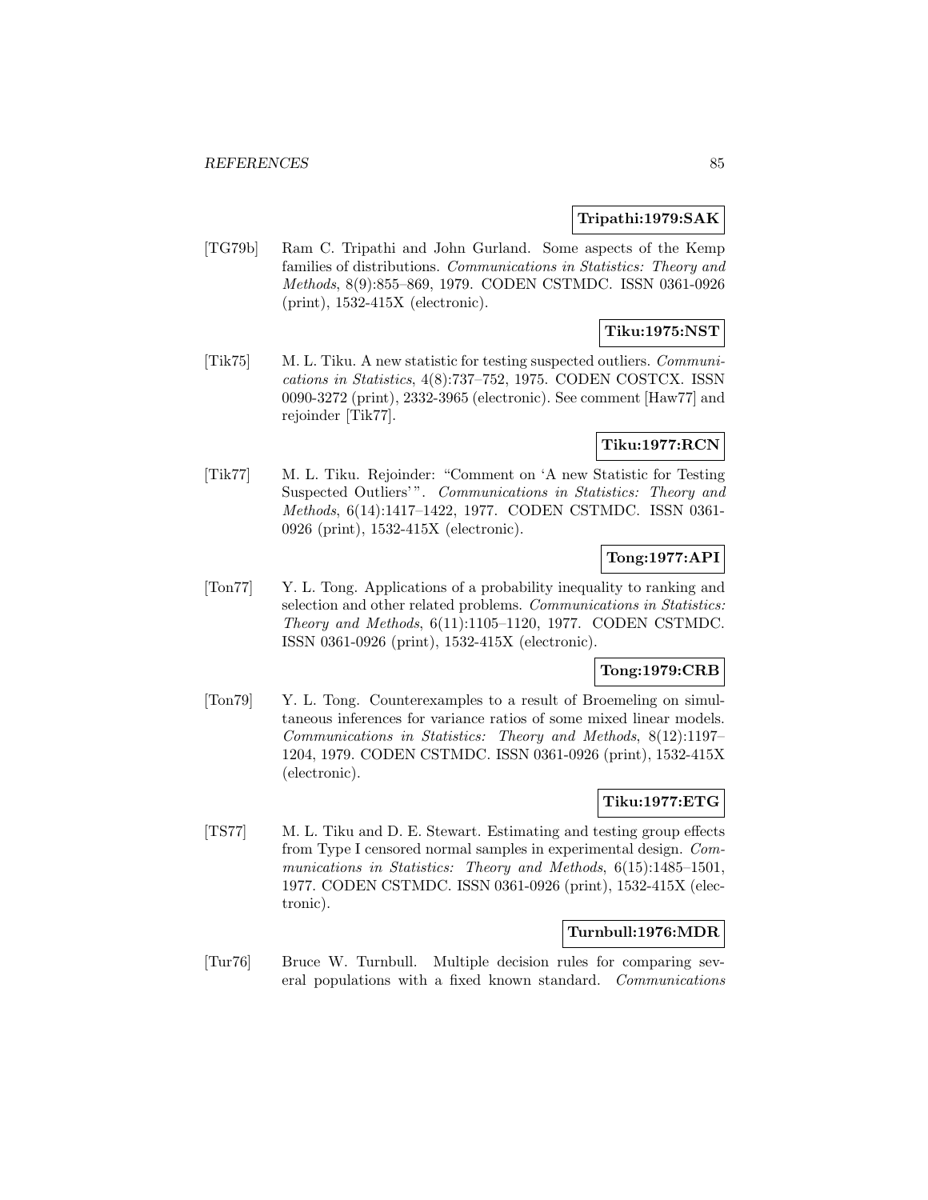**Tripathi:1979:SAK**

[TG79b] Ram C. Tripathi and John Gurland. Some aspects of the Kemp families of distributions. *Communications in Statistics: Theory and Methods*, 8(9):855–869, 1979. CODEN CSTMDC. ISSN 0361-0926 (print), 1532-415X (electronic).

**Tiku:1975:NST**

[Tik75] M. L. Tiku. A new statistic for testing suspected outliers. *Communications in Statistics*, 4(8):737–752, 1975. CODEN COSTCX. ISSN 0090-3272 (print), 2332-3965 (electronic). See comment [Haw77] and rejoinder [Tik77].

**Tiku:1977:RCN**

[Tik77] M. L. Tiku. Rejoinder: "Comment on 'A new Statistic for Testing Suspected Outliers'". *Communications in Statistics: Theory and Methods*, 6(14):1417–1422, 1977. CODEN CSTMDC. ISSN 0361-0926 (print), 1532-415X (electronic).

**Tong:1977:API**

[Ton77] Y. L. Tong. Applications of a probability inequality to ranking and selection and other related problems. *Communications in Statistics: Theory and Methods*, 6(11):1105–1120, 1977. CODEN CSTMDC. ISSN 0361-0926 (print), 1532-415X (electronic).

**Tong:1979:CRB**

[Ton79] Y. L. Tong. Counterexamples to a result of Broemeling on simultaneous inferences for variance ratios of some mixed linear models. *Communications in Statistics: Theory and Methods*, 8(12):1197–1204, 1979. CODEN CSTMDC. ISSN 0361-0926 (print), 1532-415X (electronic).

**Tiku:1977:ETG**

[TS77] M. L. Tiku and D. E. Stewart. Estimating and testing group effects from Type I censored normal samples in experimental design. *Communications in Statistics: Theory and Methods*, 6(15):1485–1501, 1977. CODEN CSTMDC. ISSN 0361-0926 (print), 1532-415X (electronic).

**Turnbull:1976:MDR**

[Tur76] Bruce W. Turnbull. Multiple decision rules for comparing several populations with a fixed known standard. *Communications*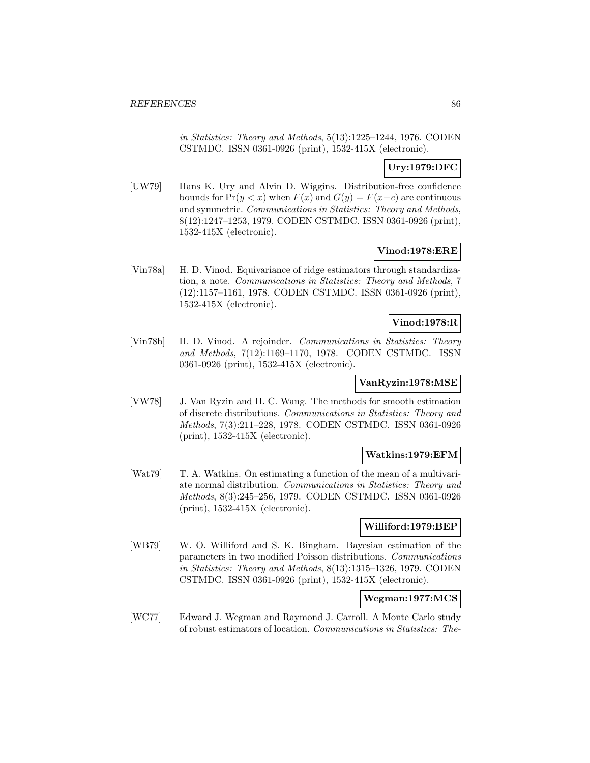*in Statistics: Theory and Methods*, 5(13):1225–1244, 1976. CODEN CSTMDC. ISSN 0361-0926 (print), 1532-415X (electronic).

**Ury:1979:DFC**

[UW79] Hans K. Ury and Alvin D. Wiggins. Distribution-free confidence bounds for $\Pr(y < x)$ when $F(x)$ and $G(y) = F(x-c)$ are continuous and symmetric. *Communications in Statistics: Theory and Methods*, 8(12):1247–1253, 1979. CODEN CSTMDC. ISSN 0361-0926 (print), 1532-415X (electronic).

**Vinod:1978:ERE**

[Vin78a] H. D. Vinod. Equivariance of ridge estimators through standardization, a note. *Communications in Statistics: Theory and Methods*, 7 (12):1157–1161, 1978. CODEN CSTMDC. ISSN 0361-0926 (print), 1532-415X (electronic).

**Vinod:1978:R**

[Vin78b] H. D. Vinod. A rejoinder. *Communications in Statistics: Theory and Methods*, 7(12):1169–1170, 1978. CODEN CSTMDC. ISSN 0361-0926 (print), 1532-415X (electronic).

**VanRyzin:1978:MSE**

[VW78] J. Van Ryzin and H. C. Wang. The methods for smooth estimation of discrete distributions. *Communications in Statistics: Theory and Methods*, 7(3):211–228, 1978. CODEN CSTMDC. ISSN 0361-0926 (print), 1532-415X (electronic).

**Watkins:1979:EFM**

[Wat79] T. A. Watkins. On estimating a function of the mean of a multivariate normal distribution. *Communications in Statistics: Theory and Methods*, 8(3):245–256, 1979. CODEN CSTMDC. ISSN 0361-0926 (print), 1532-415X (electronic).

**Williford:1979:BEP**

[WB79] W. O. Williford and S. K. Bingham. Bayesian estimation of the parameters in two modified Poisson distributions. *Communications in Statistics: Theory and Methods*, 8(13):1315–1326, 1979. CODEN CSTMDC. ISSN 0361-0926 (print), 1532-415X (electronic).

**Wegman:1977:MCS**

[WC77] Edward J. Wegman and Raymond J. Carroll. A Monte Carlo study of robust estimators of location. *Communications in Statistics: The-*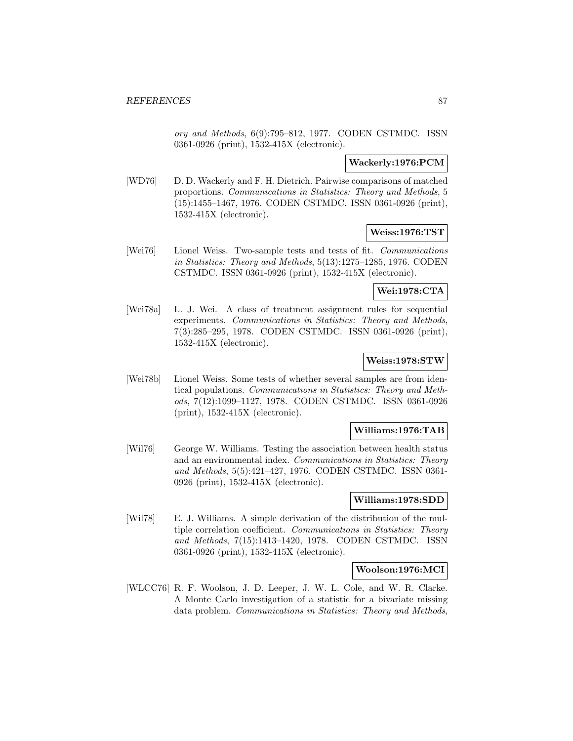*ory and Methods*, 6(9):795–812, 1977. CODEN CSTMDC. ISSN 0361-0926 (print), 1532-415X (electronic).

**Wackerly:1976:PCM**

[WD76] D. D. Wackerly and F. H. Dietrich. Pairwise comparisons of matched proportions. *Communications in Statistics: Theory and Methods*, 5 (15):1455–1467, 1976. CODEN CSTMDC. ISSN 0361-0926 (print), 1532-415X (electronic).

**Weiss:1976:TST**

[Wei76] Lionel Weiss. Two-sample tests and tests of fit. *Communications in Statistics: Theory and Methods*, 5(13):1275–1285, 1976. CODEN CSTMDC. ISSN 0361-0926 (print), 1532-415X (electronic).

**Wei:1978:CTA**

[Wei78a] L. J. Wei. A class of treatment assignment rules for sequential experiments. *Communications in Statistics: Theory and Methods*, 7(3):285–295, 1978. CODEN CSTMDC. ISSN 0361-0926 (print), 1532-415X (electronic).

**Weiss:1978:STW**

[Wei78b] Lionel Weiss. Some tests of whether several samples are from identical populations. *Communications in Statistics: Theory and Methods*, 7(12):1099–1127, 1978. CODEN CSTMDC. ISSN 0361-0926 (print), 1532-415X (electronic).

**Williams:1976:TAB**

[Wil76] George W. Williams. Testing the association between health status and an environmental index. *Communications in Statistics: Theory and Methods*, 5(5):421–427, 1976. CODEN CSTMDC. ISSN 0361-0926 (print), 1532-415X (electronic).

**Williams:1978:SDD**

[Wil78] E. J. Williams. A simple derivation of the distribution of the multiple correlation coefficient. *Communications in Statistics: Theory and Methods*, 7(15):1413–1420, 1978. CODEN CSTMDC. ISSN 0361-0926 (print), 1532-415X (electronic).

**Woolson:1976:MCI**

[WLCC76] R. F. Woolson, J. D. Leeper, J. W. L. Cole, and W. R. Clarke. A Monte Carlo investigation of a statistic for a bivariate missing data problem. *Communications in Statistics: Theory and Methods*,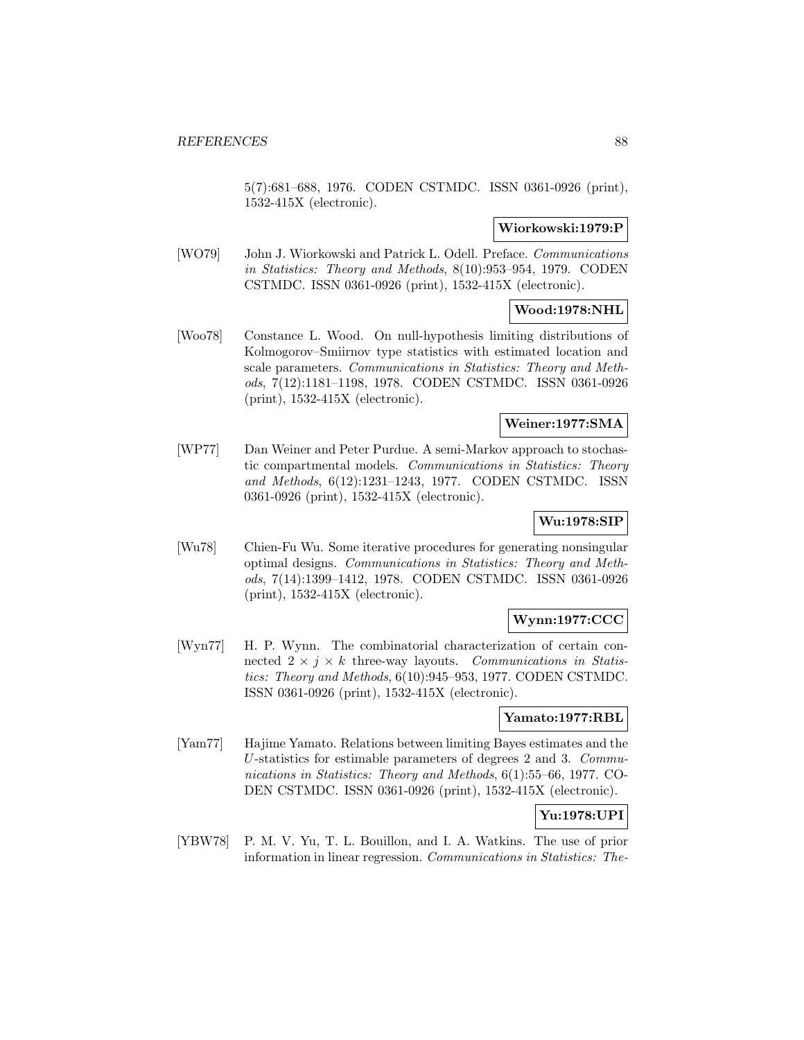5(7):681–688, 1976. CODEN CSTMDC. ISSN 0361-0926 (print), 1532-415X (electronic).

**Wiorkowski:1979:P**

[WO79] John J. Wiorkowski and Patrick L. Odell. Preface. *Communications in Statistics: Theory and Methods*, 8(10):953–954, 1979. CODEN CSTMDC. ISSN 0361-0926 (print), 1532-415X (electronic).

**Wood:1978:NHL**

[Woo78] Constance L. Wood. On null-hypothesis limiting distributions of Kolmogorov–Smiirnov type statistics with estimated location and scale parameters. *Communications in Statistics: Theory and Methods*, 7(12):1181–1198, 1978. CODEN CSTMDC. ISSN 0361-0926 (print), 1532-415X (electronic).

**Weiner:1977:SMA**

[WP77] Dan Weiner and Peter Purdue. A semi-Markov approach to stochastic compartmental models. *Communications in Statistics: Theory and Methods*, 6(12):1231–1243, 1977. CODEN CSTMDC. ISSN 0361-0926 (print), 1532-415X (electronic).

**Wu:1978:SIP**

[Wu78] Chien-Fu Wu. Some iterative procedures for generating nonsingular optimal designs. *Communications in Statistics: Theory and Methods*, 7(14):1399–1412, 1978. CODEN CSTMDC. ISSN 0361-0926 (print), 1532-415X (electronic).

**Wynn:1977:CCC**

[Wyn77] H. P. Wynn. The combinatorial characterization of certain connected $2 \times j \times k$ three-way layouts. *Communications in Statistics: Theory and Methods*, 6(10):945–953, 1977. CODEN CSTMDC. ISSN 0361-0926 (print), 1532-415X (electronic).

**Yamato:1977:RBL**

[Yam77] Hajime Yamato. Relations between limiting Bayes estimates and the $U$-statistics for estimable parameters of degrees 2 and 3. *Communications in Statistics: Theory and Methods*, 6(1):55–66, 1977. CODEN CSTMDC. ISSN 0361-0926 (print), 1532-415X (electronic).

**Yu:1978:UPI**

[YBW78] P. M. V. Yu, T. L. Bouillon, and I. A. Watkins. The use of prior information in linear regression. *Communications in Statistics: The-*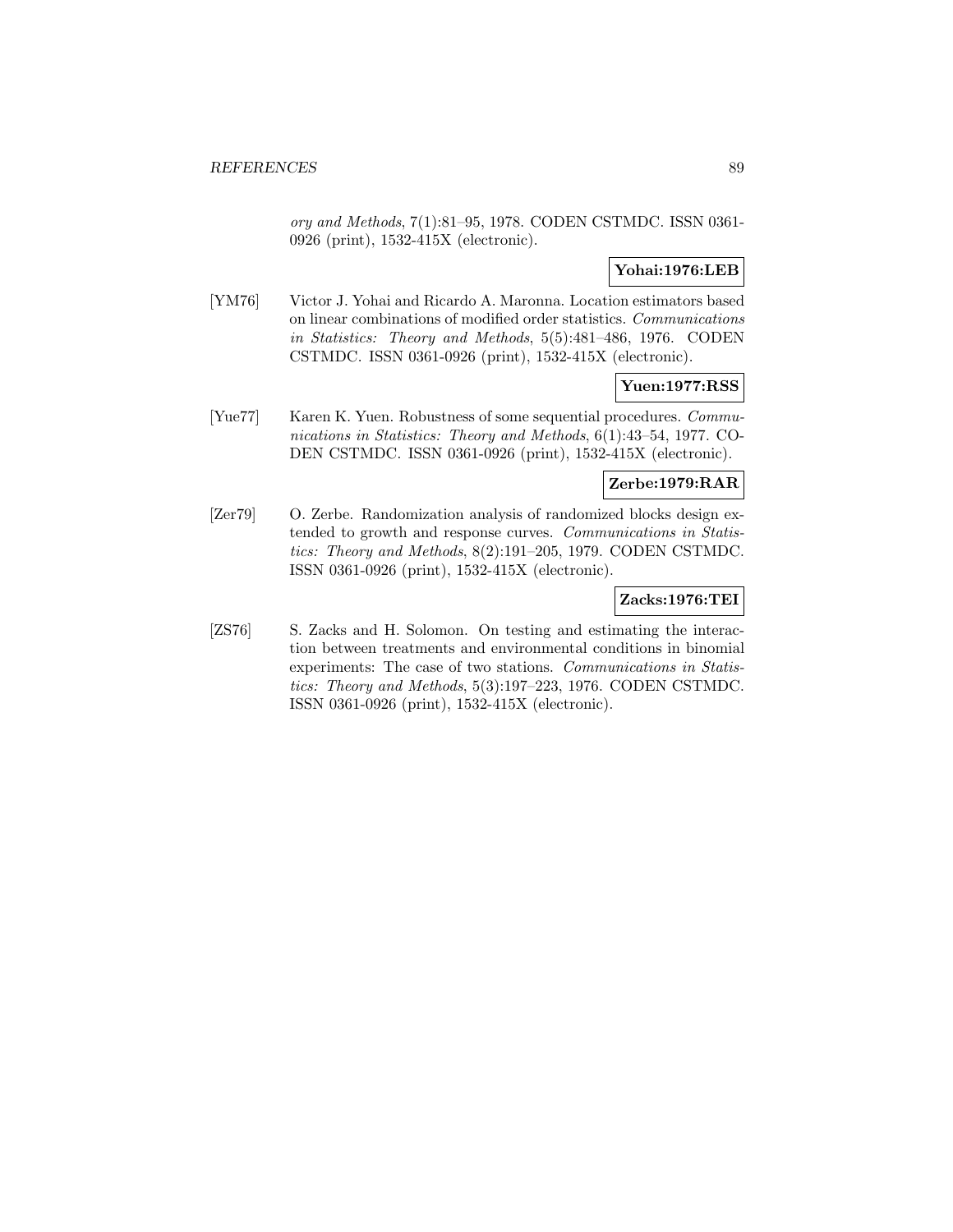*ory and Methods*, 7(1):81–95, 1978. CODEN CSTMDC. ISSN 0361-0926 (print), 1532-415X (electronic).

**Yohai:1976:LEB**

[YM76] Victor J. Yohai and Ricardo A. Maronna. Location estimators based on linear combinations of modified order statistics. *Communications in Statistics: Theory and Methods*, 5(5):481–486, 1976. CODEN CSTMDC. ISSN 0361-0926 (print), 1532-415X (electronic).

**Yuen:1977:RSS**

[Yue77] Karen K. Yuen. Robustness of some sequential procedures. *Communications in Statistics: Theory and Methods*, 6(1):43–54, 1977. CODEN CSTMDC. ISSN 0361-0926 (print), 1532-415X (electronic).

**Zerbe:1979:RAR**

[Zer79] O. Zerbe. Randomization analysis of randomized blocks design extended to growth and response curves. *Communications in Statistics: Theory and Methods*, 8(2):191–205, 1979. CODEN CSTMDC. ISSN 0361-0926 (print), 1532-415X (electronic).

**Zacks:1976:TEI**

[ZS76] S. Zacks and H. Solomon. On testing and estimating the interaction between treatments and environmental conditions in binomial experiments: The case of two stations. *Communications in Statistics: Theory and Methods*, 5(3):197–223, 1976. CODEN CSTMDC. ISSN 0361-0926 (print), 1532-415X (electronic).